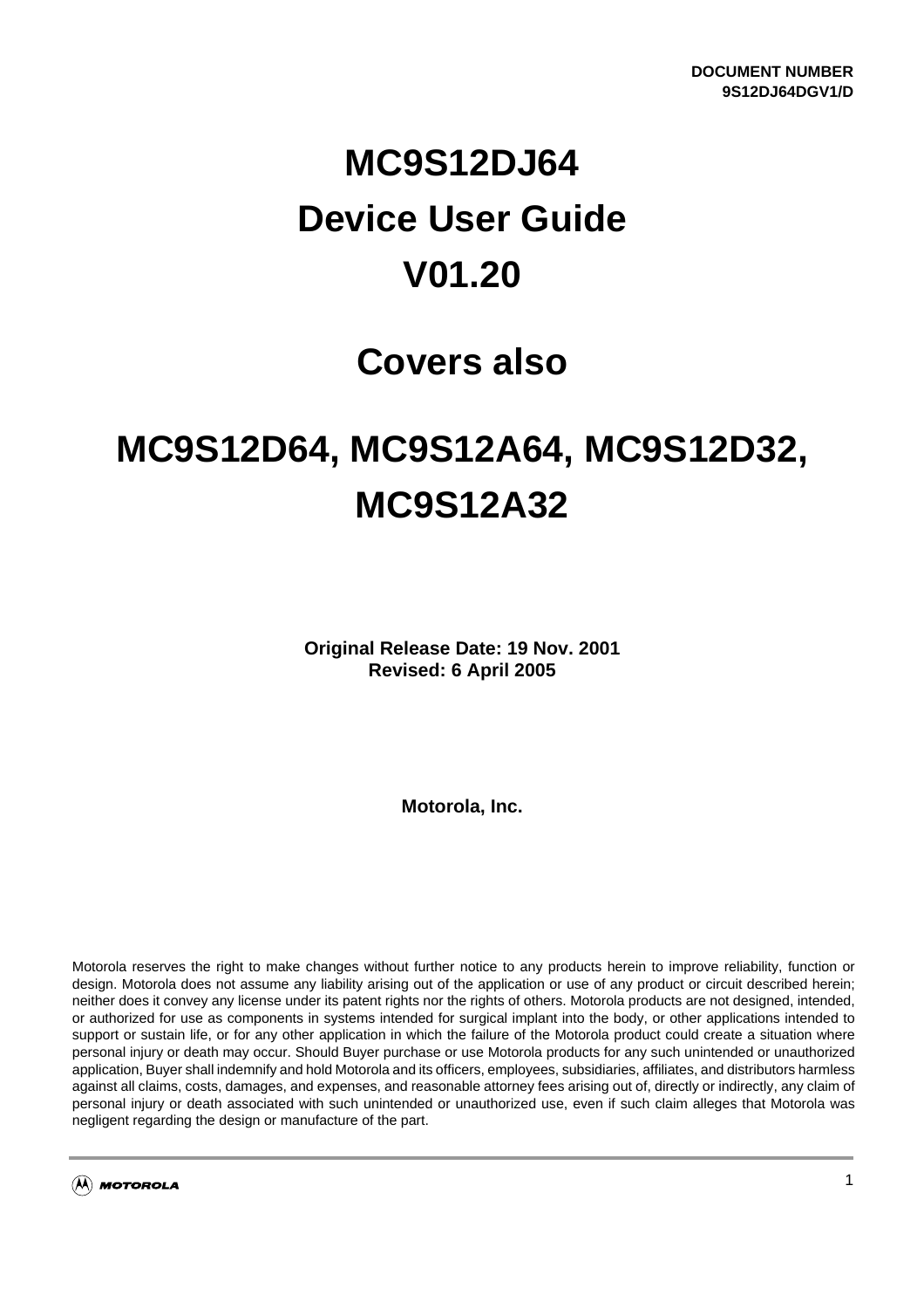DOCUMENT NUMBER
9S12DJ64DGV1/D

# MC9S12DJ64
# Device User Guide
# V01.20

# Covers also

# MC9S12D64, MC9S12A64, MC9S12D32, MC9S12A32

**Original Release Date: 19 Nov. 2001**
**Revised: 6 April 2005**

**Motorola, Inc.**

Motorola reserves the right to make changes without further notice to any products herein to improve reliability, function or design. Motorola does not assume any liability arising out of the application or use of any product or circuit described herein; neither does it convey any license under its patent rights nor the rights of others. Motorola products are not designed, intended, or authorized for use as components in systems intended for surgical implant into the body, or other applications intended to support or sustain life, or for any other application in which the failure of the Motorola product could create a situation where personal injury or death may occur. Should Buyer purchase or use Motorola products for any such unintended or unauthorized application, Buyer shall indemnify and hold Motorola and its officers, employees, subsidiaries, affiliates, and distributors harmless against all claims, costs, damages, and expenses, and reasonable attorney fees arising out of, directly or indirectly, any claim of personal injury or death associated with such unintended or unauthorized use, even if such claim alleges that Motorola was negligent regarding the design or manufacture of the part.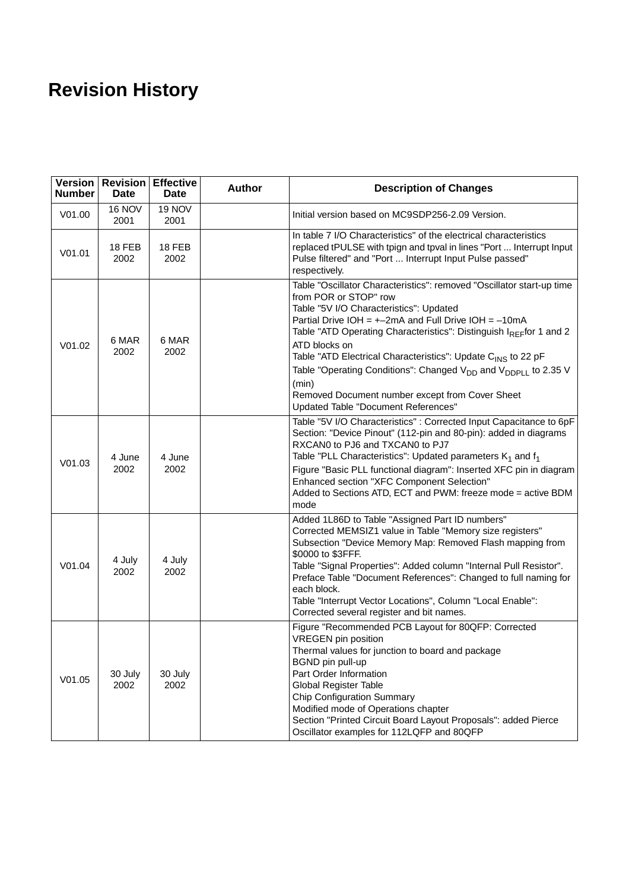# Revision History

| Version Number | Revision Date | Effective Date | Author | Description of Changes |
|---|---|---|---|---|
| V01.00 | 16 NOV 2001 | 19 NOV 2001 | | Initial version based on MC9SDP256-2.09 Version. |
| V01.01 | 18 FEB 2002 | 18 FEB 2002 | | In table 7 I/O Characteristics" of the electrical characteristics replaced tPULSE with tpign and tpval in lines "Port ... Interrupt Input Pulse filtered" and "Port ... Interrupt Input Pulse passed" respectively. |
| V01.02 | 6 MAR 2002 | 6 MAR 2002 | | Table "Oscillator Characteristics": removed "Oscillator start-up time from POR or STOP" row<br>Table "5V I/O Characteristics": Updated<br>Partial Drive IOH = +–2mA and Full Drive IOH = –10mA<br>Table "ATD Operating Characteristics": Distinguish $I_{REF}$for 1 and 2 ATD blocks on<br>Table "ATD Electrical Characteristics": Update $C_{INS}$ to 22 pF<br>Table "Operating Conditions": Changed $V_{DD}$ and $V_{DDPLL}$ to 2.35 V (min)<br>Removed Document number except from Cover Sheet<br>Updated Table "Document References" |
| V01.03 | 4 June 2002 | 4 June 2002 | | Table "5V I/O Characteristics" : Corrected Input Capacitance to 6pF<br>Section: "Device Pinout" (112-pin and 80-pin): added in diagrams RXCAN0 to PJ6 and TXCAN0 to PJ7<br>Table "PLL Characteristics": Updated parameters $K_1$ and $f_1$<br>Figure "Basic PLL functional diagram": Inserted XFC pin in diagram<br>Enhanced section "XFC Component Selection"<br>Added to Sections ATD, ECT and PWM: freeze mode = active BDM mode |
| V01.04 | 4 July 2002 | 4 July 2002 | | Added 1L86D to Table "Assigned Part ID numbers"<br>Corrected MEMSIZ1 value in Table "Memory size registers"<br>Subsection "Device Memory Map: Removed Flash mapping from $0000 to $3FFF.<br>Table "Signal Properties": Added column "Internal Pull Resistor".<br>Preface Table "Document References": Changed to full naming for each block.<br>Table "Interrupt Vector Locations", Column "Local Enable": Corrected several register and bit names. |
| V01.05 | 30 July 2002 | 30 July 2002 | | Figure "Recommended PCB Layout for 80QFP: Corrected VREGEN pin position<br>Thermal values for junction to board and package<br>BGND pin pull-up<br>Part Order Information<br>Global Register Table<br>Chip Configuration Summary<br>Modified mode of Operations chapter<br>Section "Printed Circuit Board Layout Proposals": added Pierce Oscillator examples for 112LQFP and 80QFP |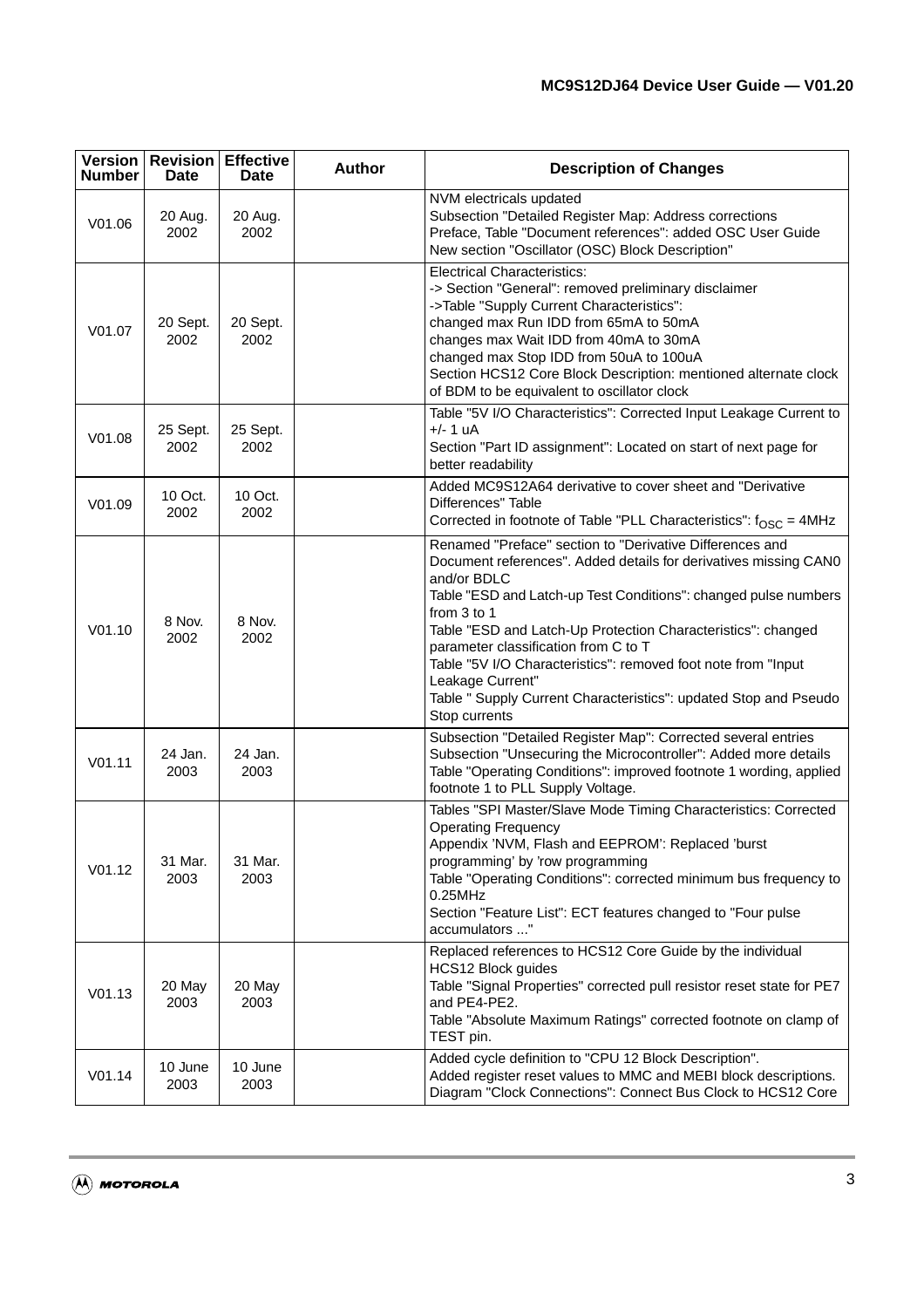| Version Number | Revision Date | Effective Date | Author | Description of Changes |
|---|---|---|---|---|
| V01.06 | 20 Aug. 2002 | 20 Aug. 2002 | | NVM electricals updated<br>Subsection "Detailed Register Map: Address corrections<br>Preface, Table "Document references": added OSC User Guide<br>New section "Oscillator (OSC) Block Description" |
| V01.07 | 20 Sept. 2002 | 20 Sept. 2002 | | Electrical Characteristics:<br>-> Section "General": removed preliminary disclaimer<br>->Table "Supply Current Characteristics":<br>changed max Run IDD from 65mA to 50mA<br>changes max Wait IDD from 40mA to 30mA<br>changed max Stop IDD from 50uA to 100uA<br>Section HCS12 Core Block Description: mentioned alternate clock of BDM to be equivalent to oscillator clock |
| V01.08 | 25 Sept. 2002 | 25 Sept. 2002 | | Table "5V I/O Characteristics": Corrected Input Leakage Current to +/- 1 uA<br>Section "Part ID assignment": Located on start of next page for better readability |
| V01.09 | 10 Oct. 2002 | 10 Oct. 2002 | | Added MC9S12A64 derivative to cover sheet and "Derivative Differences" Table<br>Corrected in footnote of Table "PLL Characteristics": $f_{OSC}$ = 4MHz |
| V01.10 | 8 Nov. 2002 | 8 Nov. 2002 | | Renamed "Preface" section to "Derivative Differences and Document references". Added details for derivatives missing CAN0 and/or BDLC<br>Table "ESD and Latch-up Test Conditions": changed pulse numbers from 3 to 1<br>Table "ESD and Latch-Up Protection Characteristics": changed parameter classification from C to T<br>Table "5V I/O Characteristics": removed foot note from "Input Leakage Current"<br>Table " Supply Current Characteristics": updated Stop and Pseudo Stop currents |
| V01.11 | 24 Jan. 2003 | 24 Jan. 2003 | | Subsection "Detailed Register Map": Corrected several entries<br>Subsection "Unsecuring the Microcontroller": Added more details<br>Table "Operating Conditions": improved footnote 1 wording, applied footnote 1 to PLL Supply Voltage. |
| V01.12 | 31 Mar. 2003 | 31 Mar. 2003 | | Tables "SPI Master/Slave Mode Timing Characteristics: Corrected Operating Frequency<br>Appendix 'NVM, Flash and EEPROM': Replaced 'burst programming' by 'row programming<br>Table "Operating Conditions": corrected minimum bus frequency to 0.25MHz<br>Section "Feature List": ECT features changed to "Four pulse accumulators ..." |
| V01.13 | 20 May 2003 | 20 May 2003 | | Replaced references to HCS12 Core Guide by the individual HCS12 Block guides<br>Table "Signal Properties" corrected pull resistor reset state for PE7 and PE4-PE2.<br>Table "Absolute Maximum Ratings" corrected footnote on clamp of TEST pin. |
| V01.14 | 10 June 2003 | 10 June 2003 | | Added cycle definition to "CPU 12 Block Description".<br>Added register reset values to MMC and MEBI block descriptions.<br>Diagram "Clock Connections": Connect Bus Clock to HCS12 Core |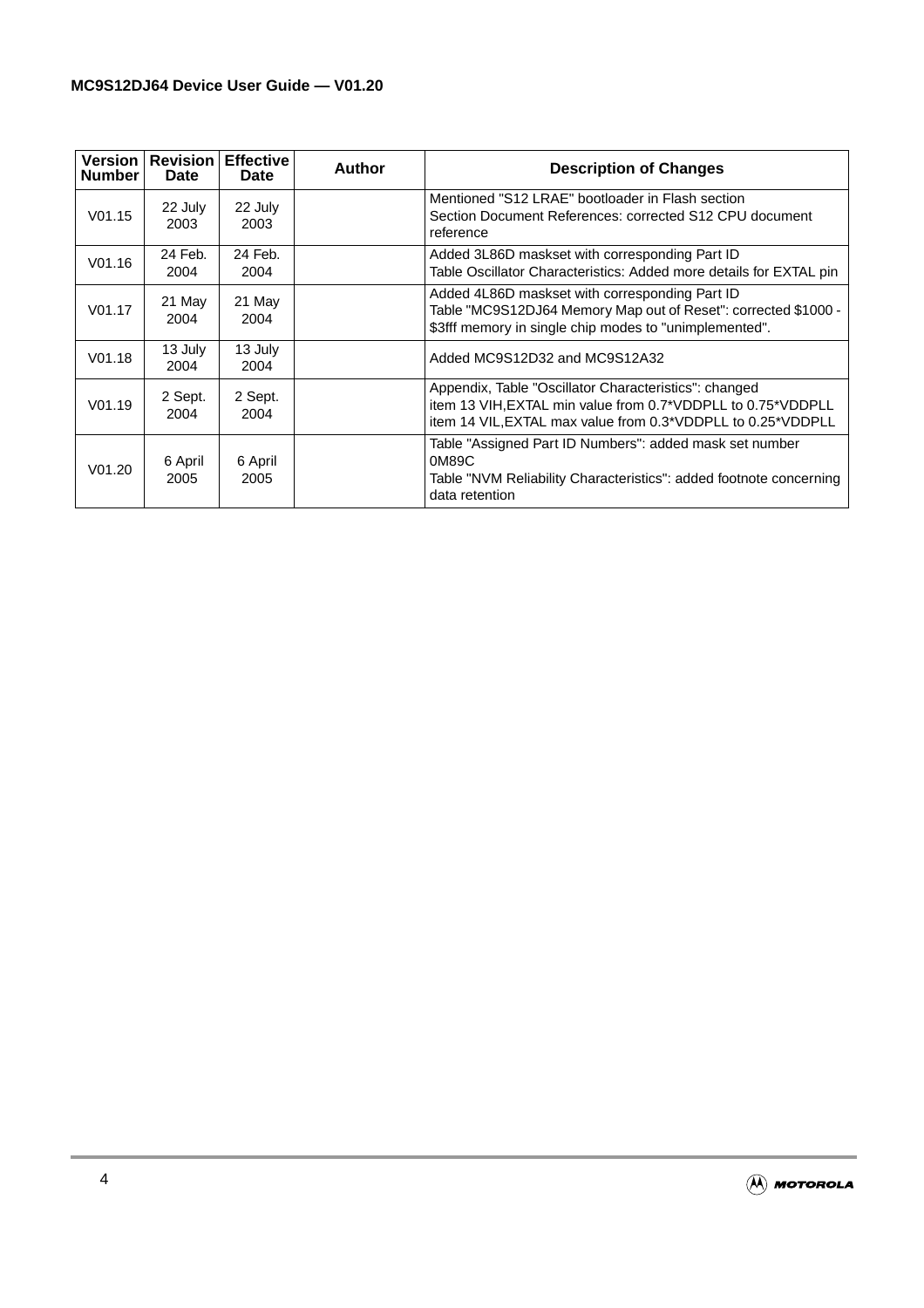| Version Number | Revision Date | Effective Date | Author | Description of Changes |
|---|---|---|---|---|
| V01.15 | 22 July 2003 | 22 July 2003 | | Mentioned "S12 LRAE" bootloader in Flash section<br>Section Document References: corrected S12 CPU document reference |
| V01.16 | 24 Feb. 2004 | 24 Feb. 2004 | | Added 3L86D maskset with corresponding Part ID<br>Table Oscillator Characteristics: Added more details for EXTAL pin |
| V01.17 | 21 May 2004 | 21 May 2004 | | Added 4L86D maskset with corresponding Part ID<br>Table "MC9S12DJ64 Memory Map out of Reset": corrected $1000 - $3fff memory in single chip modes to "unimplemented". |
| V01.18 | 13 July 2004 | 13 July 2004 | | Added MC9S12D32 and MC9S12A32 |
| V01.19 | 2 Sept. 2004 | 2 Sept. 2004 | | Appendix, Table "Oscillator Characteristics": changed<br>item 13 VIH,EXTAL min value from 0.7*VDDPLL to 0.75*VDDPLL<br>item 14 VIL,EXTAL max value from 0.3*VDDPLL to 0.25*VDDPLL |
| V01.20 | 6 April 2005 | 6 April 2005 | | Table "Assigned Part ID Numbers": added mask set number 0M89C<br>Table "NVM Reliability Characteristics": added footnote concerning data retention |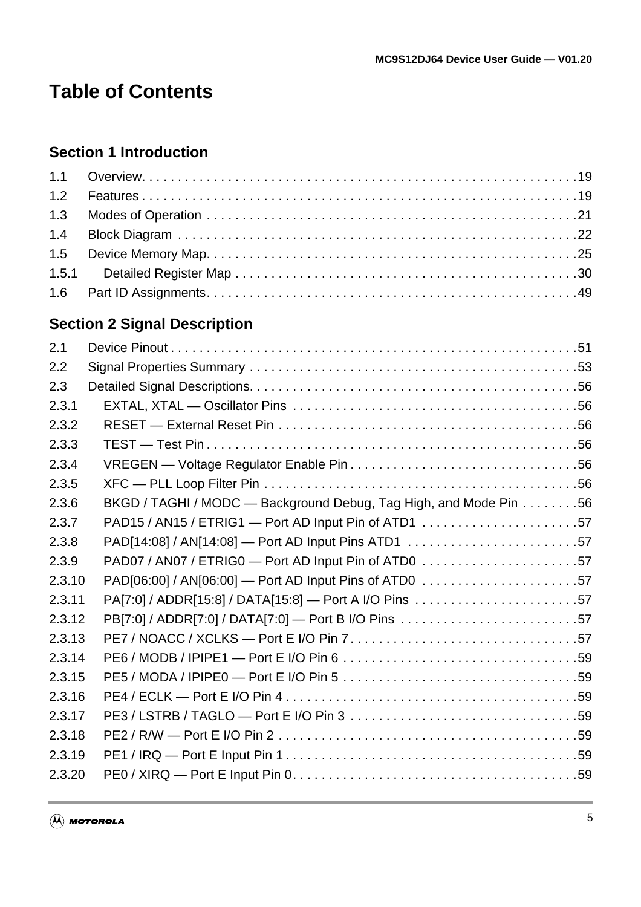# Table of Contents

## Section 1 Introduction

1.1 Overview. . . . . . . . . . . . . . . . . . . . . . . . . . . . . . . . . . . . . . . . . . . . . . . . . . . . . . . . . . . . . .19
1.2 Features . . . . . . . . . . . . . . . . . . . . . . . . . . . . . . . . . . . . . . . . . . . . . . . . . . . . . . . . . . . . . .19
1.3 Modes of Operation . . . . . . . . . . . . . . . . . . . . . . . . . . . . . . . . . . . . . . . . . . . . . . . . . . . . .21
1.4 Block Diagram . . . . . . . . . . . . . . . . . . . . . . . . . . . . . . . . . . . . . . . . . . . . . . . . . . . . . . . . .22
1.5 Device Memory Map. . . . . . . . . . . . . . . . . . . . . . . . . . . . . . . . . . . . . . . . . . . . . . . . . . . . .25
1.5.1 Detailed Register Map . . . . . . . . . . . . . . . . . . . . . . . . . . . . . . . . . . . . . . . . . . . . . . . .30
1.6 Part ID Assignments. . . . . . . . . . . . . . . . . . . . . . . . . . . . . . . . . . . . . . . . . . . . . . . . . . . . .49

## Section 2 Signal Description

2.1 Device Pinout . . . . . . . . . . . . . . . . . . . . . . . . . . . . . . . . . . . . . . . . . . . . . . . . . . . . . . . . . .51
2.2 Signal Properties Summary . . . . . . . . . . . . . . . . . . . . . . . . . . . . . . . . . . . . . . . . . . . . . . .53
2.3 Detailed Signal Descriptions. . . . . . . . . . . . . . . . . . . . . . . . . . . . . . . . . . . . . . . . . . . . . . .56
2.3.1 EXTAL, XTAL — Oscillator Pins . . . . . . . . . . . . . . . . . . . . . . . . . . . . . . . . . . . . . . . .56
2.3.2 RESET — External Reset Pin . . . . . . . . . . . . . . . . . . . . . . . . . . . . . . . . . . . . . . . . . .56
2.3.3 TEST — Test Pin . . . . . . . . . . . . . . . . . . . . . . . . . . . . . . . . . . . . . . . . . . . . . . . . . . . .56
2.3.4 VREGEN — Voltage Regulator Enable Pin . . . . . . . . . . . . . . . . . . . . . . . . . . . . . . . .56
2.3.5 XFC — PLL Loop Filter Pin . . . . . . . . . . . . . . . . . . . . . . . . . . . . . . . . . . . . . . . . . . . .56
2.3.6 BKGD / TAGHI / MODC — Background Debug, Tag High, and Mode Pin . . . . . . . .56
2.3.7 PAD15 / AN15 / ETRIG1 — Port AD Input Pin of ATD1 . . . . . . . . . . . . . . . . . . . . . .57
2.3.8 PAD[14:08] / AN[14:08] — Port AD Input Pins ATD1 . . . . . . . . . . . . . . . . . . . . . . . .57
2.3.9 PAD07 / AN07 / ETRIG0 — Port AD Input Pin of ATD0 . . . . . . . . . . . . . . . . . . . . . .57
2.3.10 PAD[06:00] / AN[06:00] — Port AD Input Pins of ATD0 . . . . . . . . . . . . . . . . . . . . . .57
2.3.11 PA[7:0] / ADDR[15:8] / DATA[15:8] — Port A I/O Pins . . . . . . . . . . . . . . . . . . . . . . .57
2.3.12 PB[7:0] / ADDR[7:0] / DATA[7:0] — Port B I/O Pins . . . . . . . . . . . . . . . . . . . . . . . . .57
2.3.13 PE7 / NOACC / XCLKS — Port E I/O Pin 7 . . . . . . . . . . . . . . . . . . . . . . . . . . . . . . .57
2.3.14 PE6 / MODB / IPIPE1 — Port E I/O Pin 6 . . . . . . . . . . . . . . . . . . . . . . . . . . . . . . . . .59
2.3.15 PE5 / MODA / IPIPE0 — Port E I/O Pin 5 . . . . . . . . . . . . . . . . . . . . . . . . . . . . . . . . .59
2.3.16 PE4 / ECLK — Port E I/O Pin 4 . . . . . . . . . . . . . . . . . . . . . . . . . . . . . . . . . . . . . . . . .59
2.3.17 PE3 / LSTRB / TAGLO — Port E I/O Pin 3 . . . . . . . . . . . . . . . . . . . . . . . . . . . . . . . .59
2.3.18 PE2 / R/W — Port E I/O Pin 2 . . . . . . . . . . . . . . . . . . . . . . . . . . . . . . . . . . . . . . . . . .59
2.3.19 PE1 / IRQ — Port E Input Pin 1 . . . . . . . . . . . . . . . . . . . . . . . . . . . . . . . . . . . . . . . . .59
2.3.20 PE0 / XIRQ — Port E Input Pin 0. . . . . . . . . . . . . . . . . . . . . . . . . . . . . . . . . . . . . . . .59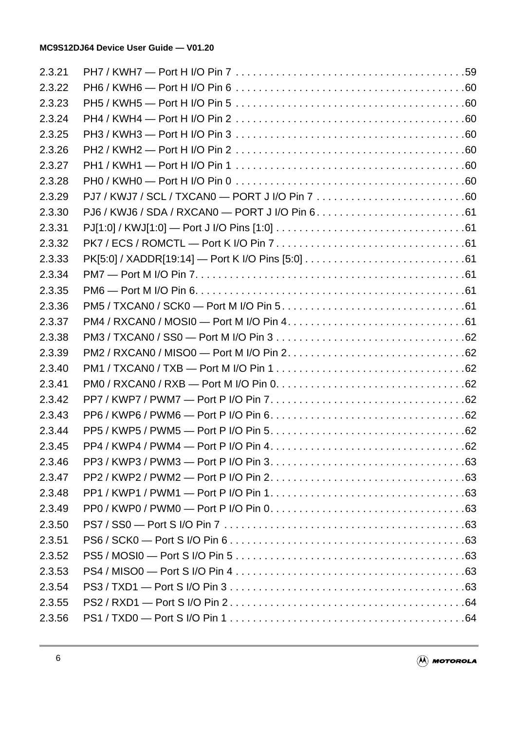2.3.21 PH7 / KWH7 — Port H I/O Pin 7 . . . . . . . . . . . . . . . . . . . . . . . . . . . . . . . . . . . . . . . .59
2.3.22 PH6 / KWH6 — Port H I/O Pin 6 . . . . . . . . . . . . . . . . . . . . . . . . . . . . . . . . . . . . . . . .60
2.3.23 PH5 / KWH5 — Port H I/O Pin 5 . . . . . . . . . . . . . . . . . . . . . . . . . . . . . . . . . . . . . . . .60
2.3.24 PH4 / KWH4 — Port H I/O Pin 2 . . . . . . . . . . . . . . . . . . . . . . . . . . . . . . . . . . . . . . . .60
2.3.25 PH3 / KWH3 — Port H I/O Pin 3 . . . . . . . . . . . . . . . . . . . . . . . . . . . . . . . . . . . . . . . .60
2.3.26 PH2 / KWH2 — Port H I/O Pin 2 . . . . . . . . . . . . . . . . . . . . . . . . . . . . . . . . . . . . . . . .60
2.3.27 PH1 / KWH1 — Port H I/O Pin 1 . . . . . . . . . . . . . . . . . . . . . . . . . . . . . . . . . . . . . . . .60
2.3.28 PH0 / KWH0 — Port H I/O Pin 0 . . . . . . . . . . . . . . . . . . . . . . . . . . . . . . . . . . . . . . . .60
2.3.29 PJ7 / KWJ7 / SCL / TXCAN0 — PORT J I/O Pin 7 . . . . . . . . . . . . . . . . . . . . . . . . . .60
2.3.30 PJ6 / KWJ6 / SDA / RXCAN0 — PORT J I/O Pin 6 . . . . . . . . . . . . . . . . . . . . . . . . . .61
2.3.31 PJ[1:0] / KWJ[1:0] — Port J I/O Pins [1:0] . . . . . . . . . . . . . . . . . . . . . . . . . . . . . . . . .61
2.3.32 PK7 / ECS / ROMCTL — Port K I/O Pin 7 . . . . . . . . . . . . . . . . . . . . . . . . . . . . . . . . .61
2.3.33 PK[5:0] / XADDR[19:14] — Port K I/O Pins [5:0] . . . . . . . . . . . . . . . . . . . . . . . . . . . .61
2.3.34 PM7 — Port M I/O Pin 7. . . . . . . . . . . . . . . . . . . . . . . . . . . . . . . . . . . . . . . . . . . . . . .61
2.3.35 PM6 — Port M I/O Pin 6. . . . . . . . . . . . . . . . . . . . . . . . . . . . . . . . . . . . . . . . . . . . . . .61
2.3.36 PM5 / TXCAN0 / SCK0 — Port M I/O Pin 5 . . . . . . . . . . . . . . . . . . . . . . . . . . . . . . . .61
2.3.37 PM4 / RXCAN0 / MOSI0 — Port M I/O Pin 4 . . . . . . . . . . . . . . . . . . . . . . . . . . . . . . .61
2.3.38 PM3 / TXCAN0 / SS0 — Port M I/O Pin 3 . . . . . . . . . . . . . . . . . . . . . . . . . . . . . . . . .62
2.3.39 PM2 / RXCAN0 / MISO0 — Port M I/O Pin 2 . . . . . . . . . . . . . . . . . . . . . . . . . . . . . . .62
2.3.40 PM1 / TXCAN0 / TXB — Port M I/O Pin 1 . . . . . . . . . . . . . . . . . . . . . . . . . . . . . . . . .62
2.3.41 PM0 / RXCAN0 / RXB — Port M I/O Pin 0. . . . . . . . . . . . . . . . . . . . . . . . . . . . . . . . .62
2.3.42 PP7 / KWP7 / PWM7 — Port P I/O Pin 7. . . . . . . . . . . . . . . . . . . . . . . . . . . . . . . . . .62
2.3.43 PP6 / KWP6 / PWM6 — Port P I/O Pin 6. . . . . . . . . . . . . . . . . . . . . . . . . . . . . . . . . .62
2.3.44 PP5 / KWP5 / PWM5 — Port P I/O Pin 5. . . . . . . . . . . . . . . . . . . . . . . . . . . . . . . . . .62
2.3.45 PP4 / KWP4 / PWM4 — Port P I/O Pin 4. . . . . . . . . . . . . . . . . . . . . . . . . . . . . . . . . .62
2.3.46 PP3 / KWP3 / PWM3 — Port P I/O Pin 3. . . . . . . . . . . . . . . . . . . . . . . . . . . . . . . . . .63
2.3.47 PP2 / KWP2 / PWM2 — Port P I/O Pin 2. . . . . . . . . . . . . . . . . . . . . . . . . . . . . . . . . .63
2.3.48 PP1 / KWP1 / PWM1 — Port P I/O Pin 1. . . . . . . . . . . . . . . . . . . . . . . . . . . . . . . . . .63
2.3.49 PP0 / KWP0 / PWM0 — Port P I/O Pin 0. . . . . . . . . . . . . . . . . . . . . . . . . . . . . . . . . .63
2.3.50 PS7 / SS0 — Port S I/O Pin 7 . . . . . . . . . . . . . . . . . . . . . . . . . . . . . . . . . . . . . . . . . .63
2.3.51 PS6 / SCK0 — Port S I/O Pin 6 . . . . . . . . . . . . . . . . . . . . . . . . . . . . . . . . . . . . . . . . .63
2.3.52 PS5 / MOSI0 — Port S I/O Pin 5 . . . . . . . . . . . . . . . . . . . . . . . . . . . . . . . . . . . . . . . .63
2.3.53 PS4 / MISO0 — Port S I/O Pin 4 . . . . . . . . . . . . . . . . . . . . . . . . . . . . . . . . . . . . . . . .63
2.3.54 PS3 / TXD1 — Port S I/O Pin 3 . . . . . . . . . . . . . . . . . . . . . . . . . . . . . . . . . . . . . . . . .63
2.3.55 PS2 / RXD1 — Port S I/O Pin 2 . . . . . . . . . . . . . . . . . . . . . . . . . . . . . . . . . . . . . . . . .64
2.3.56 PS1 / TXD0 — Port S I/O Pin 1 . . . . . . . . . . . . . . . . . . . . . . . . . . . . . . . . . . . . . . . . .64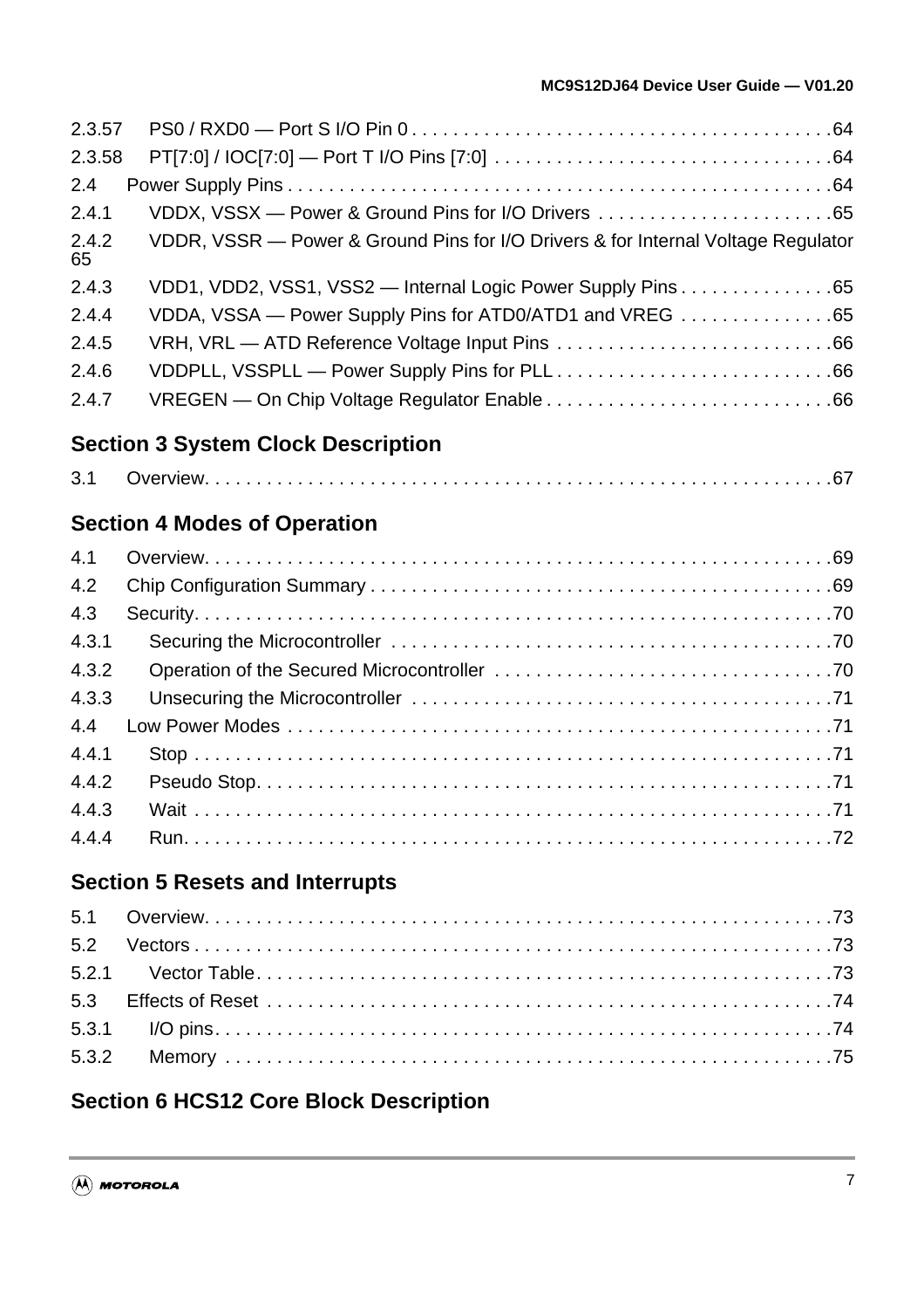2.3.57 PS0 / RXD0 — Port S I/O Pin 0 . . . . . . . . . . . . . . . . . . . . . . . . . . . . . . . . . . . . . . . . . .64
2.3.58 PT[7:0] / IOC[7:0] — Port T I/O Pins [7:0] . . . . . . . . . . . . . . . . . . . . . . . . . . . . . . . . .64
2.4 Power Supply Pins . . . . . . . . . . . . . . . . . . . . . . . . . . . . . . . . . . . . . . . . . . . . . . . . . . . . .64
2.4.1 VDDX, VSSX — Power & Ground Pins for I/O Drivers . . . . . . . . . . . . . . . . . . . . . . .65
2.4.2 VDDR, VSSR — Power & Ground Pins for I/O Drivers & for Internal Voltage Regulator 65
2.4.3 VDD1, VDD2, VSS1, VSS2 — Internal Logic Power Supply Pins . . . . . . . . . . . . . . .65
2.4.4 VDDA, VSSA — Power Supply Pins for ATD0/ATD1 and VREG . . . . . . . . . . . . . . .65
2.4.5 VRH, VRL — ATD Reference Voltage Input Pins . . . . . . . . . . . . . . . . . . . . . . . . . . .66
2.4.6 VDDPLL, VSSPLL — Power Supply Pins for PLL . . . . . . . . . . . . . . . . . . . . . . . . . . .66
2.4.7 VREGEN — On Chip Voltage Regulator Enable . . . . . . . . . . . . . . . . . . . . . . . . . . . .66

## Section 3 System Clock Description

3.1 Overview. . . . . . . . . . . . . . . . . . . . . . . . . . . . . . . . . . . . . . . . . . . . . . . . . . . . . . . . . . . . .67

## Section 4 Modes of Operation

4.1 Overview. . . . . . . . . . . . . . . . . . . . . . . . . . . . . . . . . . . . . . . . . . . . . . . . . . . . . . . . . . . . .69
4.2 Chip Configuration Summary . . . . . . . . . . . . . . . . . . . . . . . . . . . . . . . . . . . . . . . . . . . . .69
4.3 Security. . . . . . . . . . . . . . . . . . . . . . . . . . . . . . . . . . . . . . . . . . . . . . . . . . . . . . . . . . . . . .70
4.3.1 Securing the Microcontroller . . . . . . . . . . . . . . . . . . . . . . . . . . . . . . . . . . . . . . . . . . .70
4.3.2 Operation of the Secured Microcontroller . . . . . . . . . . . . . . . . . . . . . . . . . . . . . . . . .70
4.3.3 Unsecuring the Microcontroller . . . . . . . . . . . . . . . . . . . . . . . . . . . . . . . . . . . . . . . . .71
4.4 Low Power Modes . . . . . . . . . . . . . . . . . . . . . . . . . . . . . . . . . . . . . . . . . . . . . . . . . . . . .71
4.4.1 Stop . . . . . . . . . . . . . . . . . . . . . . . . . . . . . . . . . . . . . . . . . . . . . . . . . . . . . . . . . . . . .71
4.4.2 Pseudo Stop. . . . . . . . . . . . . . . . . . . . . . . . . . . . . . . . . . . . . . . . . . . . . . . . . . . . . . .71
4.4.3 Wait . . . . . . . . . . . . . . . . . . . . . . . . . . . . . . . . . . . . . . . . . . . . . . . . . . . . . . . . . . . . .71
4.4.4 Run. . . . . . . . . . . . . . . . . . . . . . . . . . . . . . . . . . . . . . . . . . . . . . . . . . . . . . . . . . . . . .72

## Section 5 Resets and Interrupts

5.1 Overview. . . . . . . . . . . . . . . . . . . . . . . . . . . . . . . . . . . . . . . . . . . . . . . . . . . . . . . . . . . . .73
5.2 Vectors . . . . . . . . . . . . . . . . . . . . . . . . . . . . . . . . . . . . . . . . . . . . . . . . . . . . . . . . . . . . . .73
5.2.1 Vector Table. . . . . . . . . . . . . . . . . . . . . . . . . . . . . . . . . . . . . . . . . . . . . . . . . . . . . . .73
5.3 Effects of Reset . . . . . . . . . . . . . . . . . . . . . . . . . . . . . . . . . . . . . . . . . . . . . . . . . . . . . . .74
5.3.1 I/O pins. . . . . . . . . . . . . . . . . . . . . . . . . . . . . . . . . . . . . . . . . . . . . . . . . . . . . . . . . . .74
5.3.2 Memory . . . . . . . . . . . . . . . . . . . . . . . . . . . . . . . . . . . . . . . . . . . . . . . . . . . . . . . . . .75

## Section 6 HCS12 Core Block Description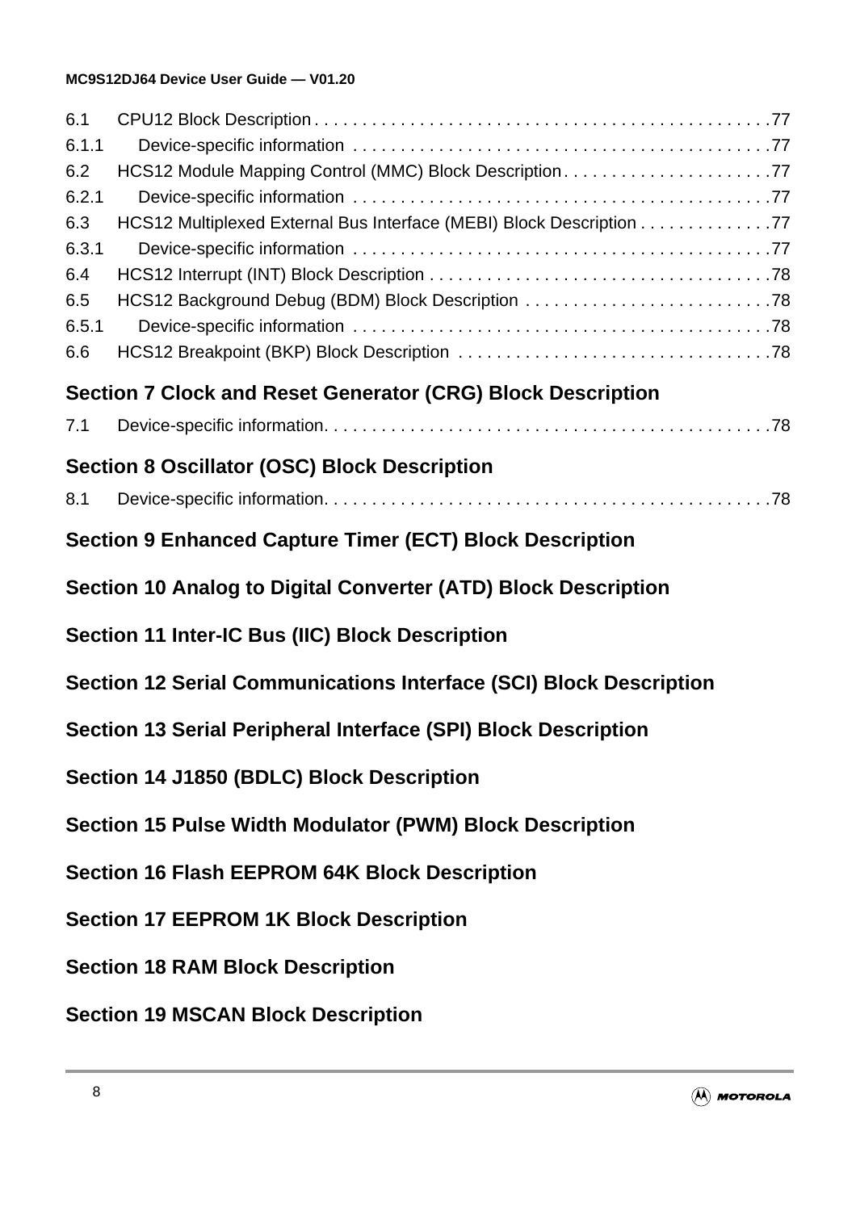6.1 CPU12 Block Description . . . . . . . . . . . . . . . . . . . . . . . . . . . . . . . . . . . . . . . . . . . . . . . .77
6.1.1 Device-specific information . . . . . . . . . . . . . . . . . . . . . . . . . . . . . . . . . . . . . . . . . . . .77
6.2 HCS12 Module Mapping Control (MMC) Block Description. . . . . . . . . . . . . . . . . . . . . .77
6.2.1 Device-specific information . . . . . . . . . . . . . . . . . . . . . . . . . . . . . . . . . . . . . . . . . . . .77
6.3 HCS12 Multiplexed External Bus Interface (MEBI) Block Description . . . . . . . . . . . . . .77
6.3.1 Device-specific information . . . . . . . . . . . . . . . . . . . . . . . . . . . . . . . . . . . . . . . . . . . .77
6.4 HCS12 Interrupt (INT) Block Description . . . . . . . . . . . . . . . . . . . . . . . . . . . . . . . . . . . .78
6.5 HCS12 Background Debug (BDM) Block Description . . . . . . . . . . . . . . . . . . . . . . . . . .78
6.5.1 Device-specific information . . . . . . . . . . . . . . . . . . . . . . . . . . . . . . . . . . . . . . . . . . . .78
6.6 HCS12 Breakpoint (BKP) Block Description . . . . . . . . . . . . . . . . . . . . . . . . . . . . . . . . .78

## Section 7 Clock and Reset Generator (CRG) Block Description

7.1 Device-specific information. . . . . . . . . . . . . . . . . . . . . . . . . . . . . . . . . . . . . . . . . . . . . . . .78

## Section 8 Oscillator (OSC) Block Description

8.1 Device-specific information. . . . . . . . . . . . . . . . . . . . . . . . . . . . . . . . . . . . . . . . . . . . . . . .78

## Section 9 Enhanced Capture Timer (ECT) Block Description

## Section 10 Analog to Digital Converter (ATD) Block Description

## Section 11 Inter-IC Bus (IIC) Block Description

## Section 12 Serial Communications Interface (SCI) Block Description

## Section 13 Serial Peripheral Interface (SPI) Block Description

## Section 14 J1850 (BDLC) Block Description

## Section 15 Pulse Width Modulator (PWM) Block Description

## Section 16 Flash EEPROM 64K Block Description

## Section 17 EEPROM 1K Block Description

## Section 18 RAM Block Description

## Section 19 MSCAN Block Description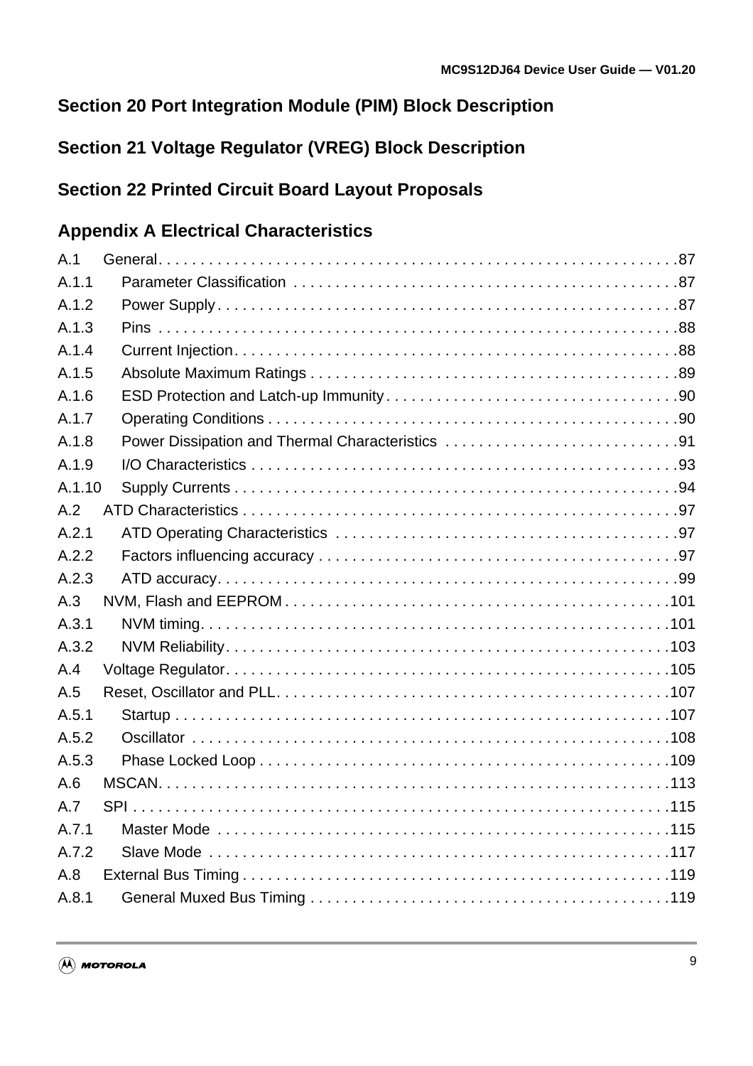## Section 20 Port Integration Module (PIM) Block Description

## Section 21 Voltage Regulator (VREG) Block Description

## Section 22 Printed Circuit Board Layout Proposals

## Appendix A Electrical Characteristics

A.1 General. . . . . . . . . . . . . . . . . . . . . . . . . . . . . . . . . . . . . . . . . . . . . . . . . . . . . . . . . . . . . .87
A.1.1 Parameter Classification . . . . . . . . . . . . . . . . . . . . . . . . . . . . . . . . . . . . . . . . . . . . . .87
A.1.2 Power Supply . . . . . . . . . . . . . . . . . . . . . . . . . . . . . . . . . . . . . . . . . . . . . . . . . . . . . .87
A.1.3 Pins . . . . . . . . . . . . . . . . . . . . . . . . . . . . . . . . . . . . . . . . . . . . . . . . . . . . . . . . . . . . .88
A.1.4 Current Injection. . . . . . . . . . . . . . . . . . . . . . . . . . . . . . . . . . . . . . . . . . . . . . . . . . . .88
A.1.5 Absolute Maximum Ratings . . . . . . . . . . . . . . . . . . . . . . . . . . . . . . . . . . . . . . . . . . . .89
A.1.6 ESD Protection and Latch-up Immunity . . . . . . . . . . . . . . . . . . . . . . . . . . . . . . . . . . .90
A.1.7 Operating Conditions . . . . . . . . . . . . . . . . . . . . . . . . . . . . . . . . . . . . . . . . . . . . . . . .90
A.1.8 Power Dissipation and Thermal Characteristics . . . . . . . . . . . . . . . . . . . . . . . . . . . .91
A.1.9 I/O Characteristics . . . . . . . . . . . . . . . . . . . . . . . . . . . . . . . . . . . . . . . . . . . . . . . . . .93
A.1.10 Supply Currents . . . . . . . . . . . . . . . . . . . . . . . . . . . . . . . . . . . . . . . . . . . . . . . . . . . .94
A.2 ATD Characteristics . . . . . . . . . . . . . . . . . . . . . . . . . . . . . . . . . . . . . . . . . . . . . . . . . . . .97
A.2.1 ATD Operating Characteristics . . . . . . . . . . . . . . . . . . . . . . . . . . . . . . . . . . . . . . . . .97
A.2.2 Factors influencing accuracy . . . . . . . . . . . . . . . . . . . . . . . . . . . . . . . . . . . . . . . . . . .97
A.2.3 ATD accuracy. . . . . . . . . . . . . . . . . . . . . . . . . . . . . . . . . . . . . . . . . . . . . . . . . . . . . .99
A.3 NVM, Flash and EEPROM . . . . . . . . . . . . . . . . . . . . . . . . . . . . . . . . . . . . . . . . . . . . . .101
A.3.1 NVM timing. . . . . . . . . . . . . . . . . . . . . . . . . . . . . . . . . . . . . . . . . . . . . . . . . . . . . . .101
A.3.2 NVM Reliability. . . . . . . . . . . . . . . . . . . . . . . . . . . . . . . . . . . . . . . . . . . . . . . . . . . .103
A.4 Voltage Regulator. . . . . . . . . . . . . . . . . . . . . . . . . . . . . . . . . . . . . . . . . . . . . . . . . . . . .105
A.5 Reset, Oscillator and PLL. . . . . . . . . . . . . . . . . . . . . . . . . . . . . . . . . . . . . . . . . . . . . . .107
A.5.1 Startup . . . . . . . . . . . . . . . . . . . . . . . . . . . . . . . . . . . . . . . . . . . . . . . . . . . . . . . . . .107
A.5.2 Oscillator . . . . . . . . . . . . . . . . . . . . . . . . . . . . . . . . . . . . . . . . . . . . . . . . . . . . . . . .108
A.5.3 Phase Locked Loop . . . . . . . . . . . . . . . . . . . . . . . . . . . . . . . . . . . . . . . . . . . . . . . .109
A.6 MSCAN. . . . . . . . . . . . . . . . . . . . . . . . . . . . . . . . . . . . . . . . . . . . . . . . . . . . . . . . . . . .113
A.7 SPI . . . . . . . . . . . . . . . . . . . . . . . . . . . . . . . . . . . . . . . . . . . . . . . . . . . . . . . . . . . . . . .115
A.7.1 Master Mode . . . . . . . . . . . . . . . . . . . . . . . . . . . . . . . . . . . . . . . . . . . . . . . . . . . . .115
A.7.2 Slave Mode . . . . . . . . . . . . . . . . . . . . . . . . . . . . . . . . . . . . . . . . . . . . . . . . . . . . . .117
A.8 External Bus Timing . . . . . . . . . . . . . . . . . . . . . . . . . . . . . . . . . . . . . . . . . . . . . . . . . . .119
A.8.1 General Muxed Bus Timing . . . . . . . . . . . . . . . . . . . . . . . . . . . . . . . . . . . . . . . . . . .119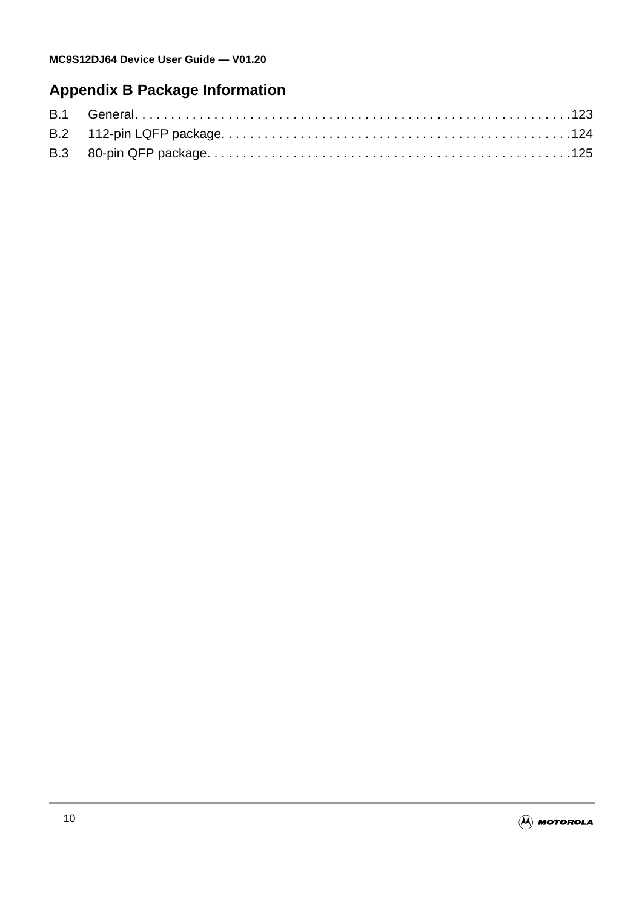## Appendix B Package Information

B.1 General. . . . . . . . . . . . . . . . . . . . . . . . . . . . . . . . . . . . . . . . . . . . . . . . . . . . . . . . . . . .123

B.2 112-pin LQFP package. . . . . . . . . . . . . . . . . . . . . . . . . . . . . . . . . . . . . . . . . . . . . . . . .124

B.3 80-pin QFP package. . . . . . . . . . . . . . . . . . . . . . . . . . . . . . . . . . . . . . . . . . . . . . . . . . .125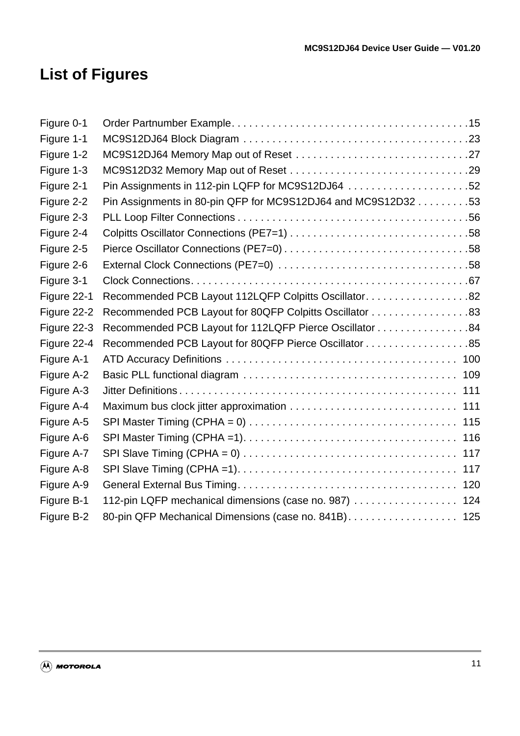# List of Figures

| | | |
|---|---|---|
| Figure 0-1 | Order Partnumber Example | 15 |
| Figure 1-1 | MC9S12DJ64 Block Diagram | 23 |
| Figure 1-2 | MC9S12DJ64 Memory Map out of Reset | 27 |
| Figure 1-3 | MC9S12D32 Memory Map out of Reset | 29 |
| Figure 2-1 | Pin Assignments in 112-pin LQFP for MC9S12DJ64 | 52 |
| Figure 2-2 | Pin Assignments in 80-pin QFP for MC9S12DJ64 and MC9S12D32 | 53 |
| Figure 2-3 | PLL Loop Filter Connections | 56 |
| Figure 2-4 | Colpitts Oscillator Connections (PE7=1) | 58 |
| Figure 2-5 | Pierce Oscillator Connections (PE7=0) | 58 |
| Figure 2-6 | External Clock Connections (PE7=0) | 58 |
| Figure 3-1 | Clock Connections | 67 |
| Figure 22-1 | Recommended PCB Layout 112LQFP Colpitts Oscillator | 82 |
| Figure 22-2 | Recommended PCB Layout for 80QFP Colpitts Oscillator | 83 |
| Figure 22-3 | Recommended PCB Layout for 112LQFP Pierce Oscillator | 84 |
| Figure 22-4 | Recommended PCB Layout for 80QFP Pierce Oscillator | 85 |
| Figure A-1 | ATD Accuracy Definitions | 100 |
| Figure A-2 | Basic PLL functional diagram | 109 |
| Figure A-3 | Jitter Definitions | 111 |
| Figure A-4 | Maximum bus clock jitter approximation | 111 |
| Figure A-5 | SPI Master Timing (CPHA = 0) | 115 |
| Figure A-6 | SPI Master Timing (CPHA =1) | 116 |
| Figure A-7 | SPI Slave Timing (CPHA = 0) | 117 |
| Figure A-8 | SPI Slave Timing (CPHA =1) | 117 |
| Figure A-9 | General External Bus Timing | 120 |
| Figure B-1 | 112-pin LQFP mechanical dimensions (case no. 987) | 124 |
| Figure B-2 | 80-pin QFP Mechanical Dimensions (case no. 841B) | 125 |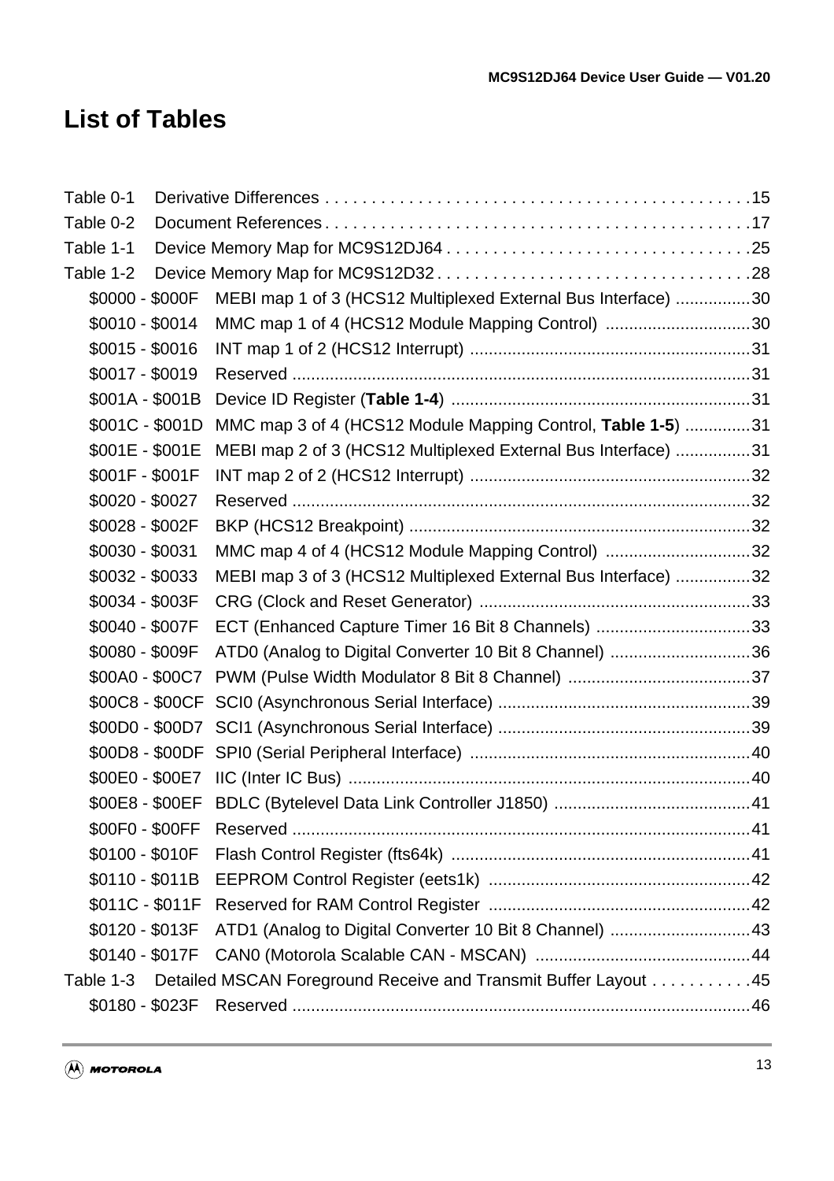# List of Tables

Table 0-1 Derivative Differences . . . . . . . . . . . . . . . . . . . . . . . . . . . . . . . . . . . . . . . . . . . . . .15

Table 0-2 Document References . . . . . . . . . . . . . . . . . . . . . . . . . . . . . . . . . . . . . . . . . . . . . .17

Table 1-1 Device Memory Map for MC9S12DJ64 . . . . . . . . . . . . . . . . . . . . . . . . . . . . . . . . .25

Table 1-2 Device Memory Map for MC9S12D32 . . . . . . . . . . . . . . . . . . . . . . . . . . . . . . . . . .28

- $0000 - $000F MEBI map 1 of 3 (HCS12 Multiplexed External Bus Interface) ................30
- $0010 - $0014 MMC map 1 of 4 (HCS12 Module Mapping Control) ...............................30
- $0015 - $0016 INT map 1 of 2 (HCS12 Interrupt) ...........................................................31
- $0017 - $0019 Reserved .................................................................................................31
- $001A - $001B Device ID Register (**Table 1-4**) ...............................................................31
- $001C - $001D MMC map 3 of 4 (HCS12 Module Mapping Control, **Table 1-5**) ..............31
- $001E - $001E MEBI map 2 of 3 (HCS12 Multiplexed External Bus Interface) ................31
- $001F - $001F INT map 2 of 2 (HCS12 Interrupt) ...........................................................32
- $0020 - $0027 Reserved .................................................................................................32
- $0028 - $002F BKP (HCS12 Breakpoint) .........................................................................32
- $0030 - $0031 MMC map 4 of 4 (HCS12 Module Mapping Control) ...............................32
- $0032 - $0033 MEBI map 3 of 3 (HCS12 Multiplexed External Bus Interface) ................32
- $0034 - $003F CRG (Clock and Reset Generator) ..........................................................33
- $0040 - $007F ECT (Enhanced Capture Timer 16 Bit 8 Channels) .................................33
- $0080 - $009F ATD0 (Analog to Digital Converter 10 Bit 8 Channel) ..............................36
- $00A0 - $00C7 PWM (Pulse Width Modulator 8 Bit 8 Channel) .......................................37
- $00C8 - $00CF SCI0 (Asynchronous Serial Interface) ......................................................39
- $00D0 - $00D7 SCI1 (Asynchronous Serial Interface) ......................................................39
- $00D8 - $00DF SPI0 (Serial Peripheral Interface) ............................................................40
- $00E0 - $00E7 IIC (Inter IC Bus) ......................................................................................40
- $00E8 - $00EF BDLC (Bytelevel Data Link Controller J1850) ..........................................41
- $00F0 - $00FF Reserved .................................................................................................41
- $0100 - $010F Flash Control Register (fts64k) ................................................................41
- $0110 - $011B EEPROM Control Register (eets1k) ........................................................42
- $011C - $011F Reserved for RAM Control Register ........................................................42
- $0120 - $013F ATD1 (Analog to Digital Converter 10 Bit 8 Channel) ..............................43
- $0140 - $017F CAN0 (Motorola Scalable CAN - MSCAN) ..............................................44

Table 1-3 Detailed MSCAN Foreground Receive and Transmit Buffer Layout . . . . . . . . . . .45

- $0180 - $023F Reserved .................................................................................................46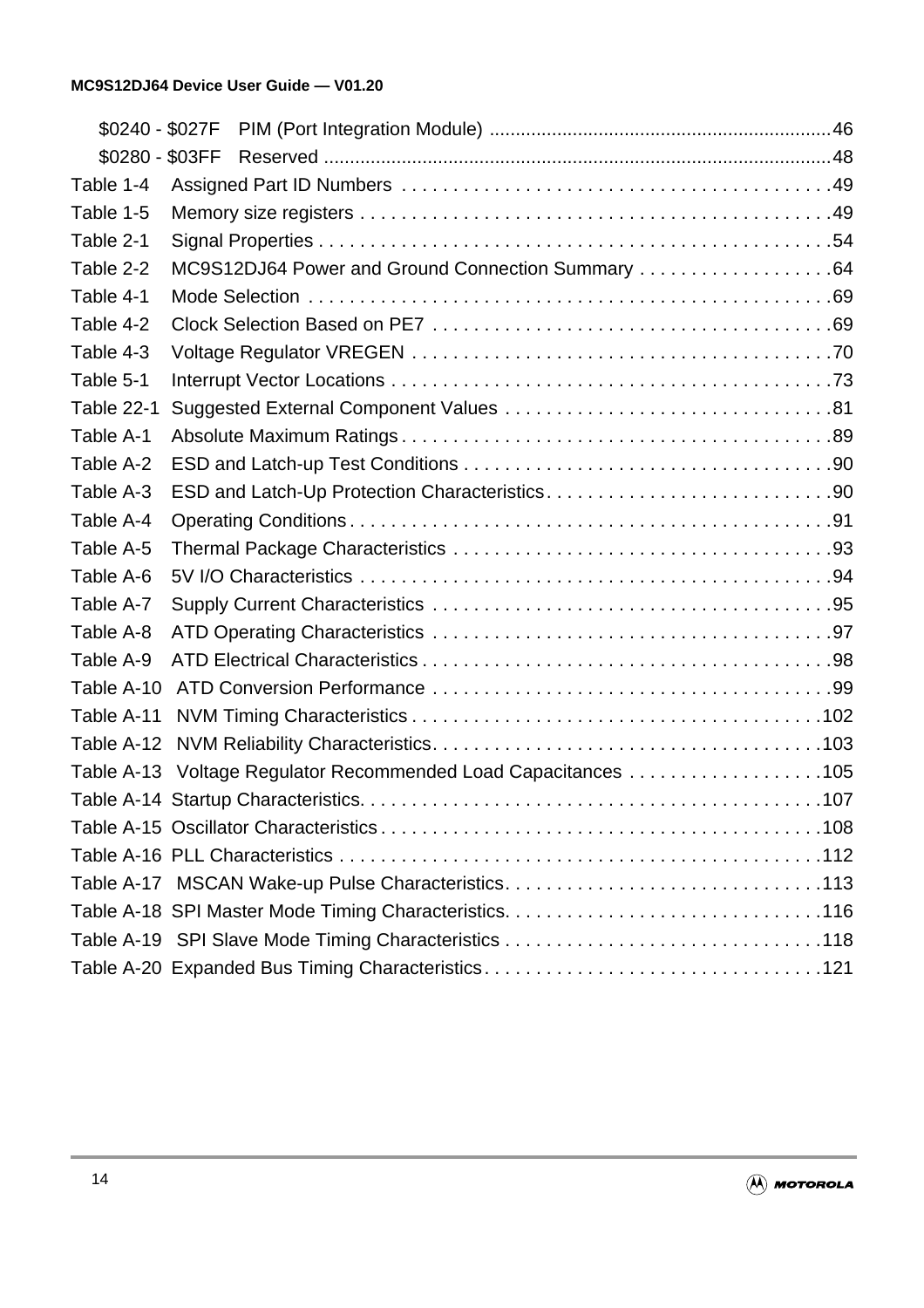$0240 - $027F PIM (Port Integration Module) .................................................................46
$0280 - $03FF Reserved .................................................................................................48
Table 1-4 Assigned Part ID Numbers . . . . . . . . . . . . . . . . . . . . . . . . . . . . . . . . . . . . . . . . . .49
Table 1-5 Memory size registers . . . . . . . . . . . . . . . . . . . . . . . . . . . . . . . . . . . . . . . . . . . . . .49
Table 2-1 Signal Properties . . . . . . . . . . . . . . . . . . . . . . . . . . . . . . . . . . . . . . . . . . . . . . . . . . .54
Table 2-2 MC9S12DJ64 Power and Ground Connection Summary . . . . . . . . . . . . . . . . . . .64
Table 4-1 Mode Selection . . . . . . . . . . . . . . . . . . . . . . . . . . . . . . . . . . . . . . . . . . . . . . . . . . .69
Table 4-2 Clock Selection Based on PE7 . . . . . . . . . . . . . . . . . . . . . . . . . . . . . . . . . . . . . . .69
Table 4-3 Voltage Regulator VREGEN . . . . . . . . . . . . . . . . . . . . . . . . . . . . . . . . . . . . . . . . .70
Table 5-1 Interrupt Vector Locations . . . . . . . . . . . . . . . . . . . . . . . . . . . . . . . . . . . . . . . . . . .73
Table 22-1 Suggested External Component Values . . . . . . . . . . . . . . . . . . . . . . . . . . . . . . . .81
Table A-1 Absolute Maximum Ratings . . . . . . . . . . . . . . . . . . . . . . . . . . . . . . . . . . . . . . . . . .89
Table A-2 ESD and Latch-up Test Conditions . . . . . . . . . . . . . . . . . . . . . . . . . . . . . . . . . . . .90
Table A-3 ESD and Latch-Up Protection Characteristics. . . . . . . . . . . . . . . . . . . . . . . . . . . .90
Table A-4 Operating Conditions . . . . . . . . . . . . . . . . . . . . . . . . . . . . . . . . . . . . . . . . . . . . . . .91
Table A-5 Thermal Package Characteristics . . . . . . . . . . . . . . . . . . . . . . . . . . . . . . . . . . . . .93
Table A-6 5V I/O Characteristics . . . . . . . . . . . . . . . . . . . . . . . . . . . . . . . . . . . . . . . . . . . . . .94
Table A-7 Supply Current Characteristics . . . . . . . . . . . . . . . . . . . . . . . . . . . . . . . . . . . . . . .95
Table A-8 ATD Operating Characteristics . . . . . . . . . . . . . . . . . . . . . . . . . . . . . . . . . . . . . . .97
Table A-9 ATD Electrical Characteristics . . . . . . . . . . . . . . . . . . . . . . . . . . . . . . . . . . . . . . . .98
Table A-10 ATD Conversion Performance . . . . . . . . . . . . . . . . . . . . . . . . . . . . . . . . . . . . . . .99
Table A-11 NVM Timing Characteristics . . . . . . . . . . . . . . . . . . . . . . . . . . . . . . . . . . . . . . . .102
Table A-12 NVM Reliability Characteristics. . . . . . . . . . . . . . . . . . . . . . . . . . . . . . . . . . . . . .103
Table A-13 Voltage Regulator Recommended Load Capacitances . . . . . . . . . . . . . . . . . . .105
Table A-14 Startup Characteristics. . . . . . . . . . . . . . . . . . . . . . . . . . . . . . . . . . . . . . . . . . . . .107
Table A-15 Oscillator Characteristics . . . . . . . . . . . . . . . . . . . . . . . . . . . . . . . . . . . . . . . . . . .108
Table A-16 PLL Characteristics . . . . . . . . . . . . . . . . . . . . . . . . . . . . . . . . . . . . . . . . . . . . . . .112
Table A-17 MSCAN Wake-up Pulse Characteristics. . . . . . . . . . . . . . . . . . . . . . . . . . . . . . .113
Table A-18 SPI Master Mode Timing Characteristics. . . . . . . . . . . . . . . . . . . . . . . . . . . . . . .116
Table A-19 SPI Slave Mode Timing Characteristics . . . . . . . . . . . . . . . . . . . . . . . . . . . . . . .118
Table A-20 Expanded Bus Timing Characteristics . . . . . . . . . . . . . . . . . . . . . . . . . . . . . . . . .121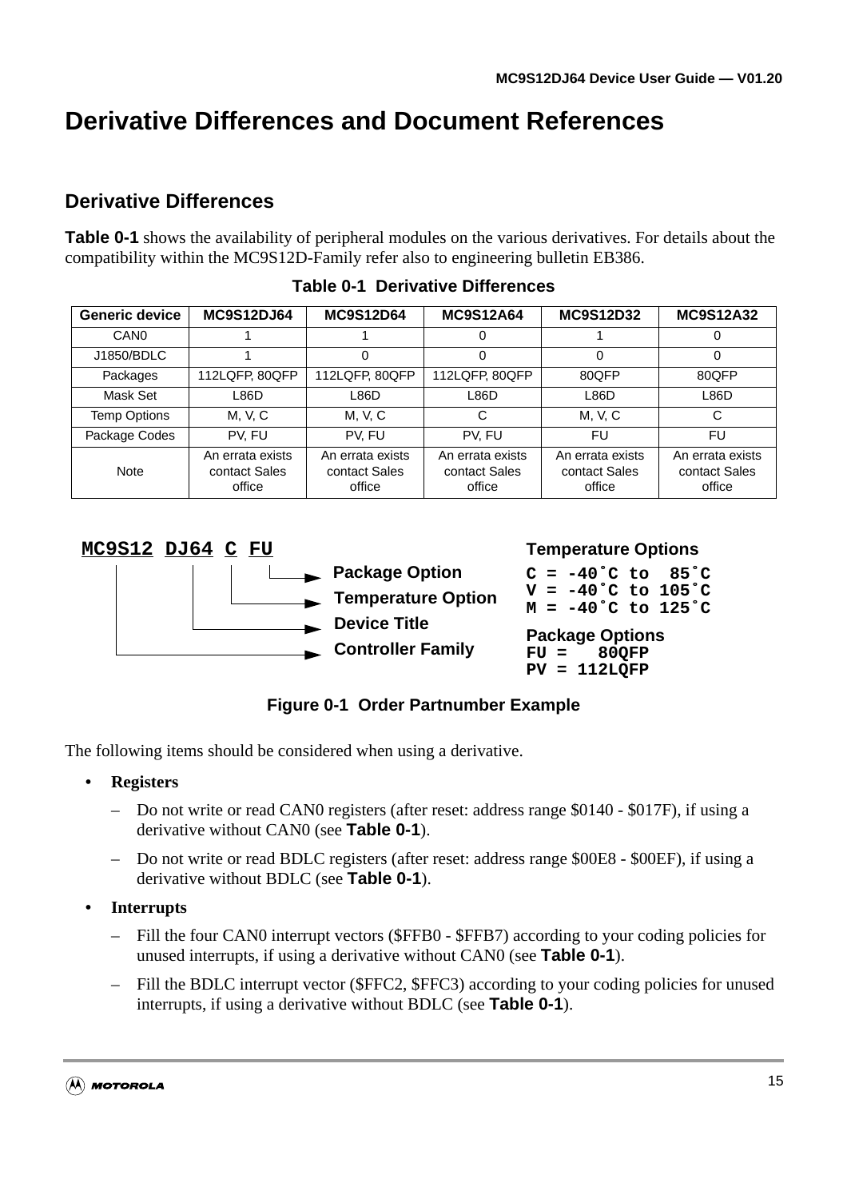# Derivative Differences and Document References

## Derivative Differences

**Table 0-1** shows the availability of peripheral modules on the various derivatives. For details about the compatibility within the MC9S12D-Family refer also to engineering bulletin EB386.

**Table 0-1 Derivative Differences**

| Generic device | MC9S12DJ64 | MC9S12D64 | MC9S12A64 | MC9S12D32 | MC9S12A32 |
|---|---|---|---|---|---|
| CAN0 | 1 | 1 | 0 | 1 | 0 |
| J1850/BDLC | 1 | 0 | 0 | 0 | 0 |
| Packages | 112LQFP, 80QFP | 112LQFP, 80QFP | 112LQFP, 80QFP | 80QFP | 80QFP |
| Mask Set | L86D | L86D | L86D | L86D | L86D |
| Temp Options | M, V, C | M, V, C | C | M, V, C | C |
| Package Codes | PV, FU | PV, FU | PV, FU | FU | FU |
| Note | An errata exists contact Sales office | An errata exists contact Sales office | An errata exists contact Sales office | An errata exists contact Sales office | An errata exists contact Sales office |

```
MC9S12 DJ64 C FU
│      │    │ └──► Package Option
│      │    └────► Temperature Option
│      └─────────► Device Title
└────────────────► Controller Family

Temperature Options
C = -40˚C to  85˚C
V = -40˚C to 105˚C
M = -40˚C to 125˚C

Package Options
FU =   80QFP
PV = 112LQFP
```

**Figure 0-1 Order Partnumber Example**

The following items should be considered when using a derivative.

- **Registers**
  - Do not write or read CAN0 registers (after reset: address range $0140 - $017F), if using a derivative without CAN0 (see **Table 0-1**).
  - Do not write or read BDLC registers (after reset: address range $00E8 - $00EF), if using a derivative without BDLC (see **Table 0-1**).
- **Interrupts**
  - Fill the four CAN0 interrupt vectors ($FFB0 - $FFB7) according to your coding policies for unused interrupts, if using a derivative without CAN0 (see **Table 0-1**).
  - Fill the BDLC interrupt vector ($FFC2, $FFC3) according to your coding policies for unused interrupts, if using a derivative without BDLC (see **Table 0-1**).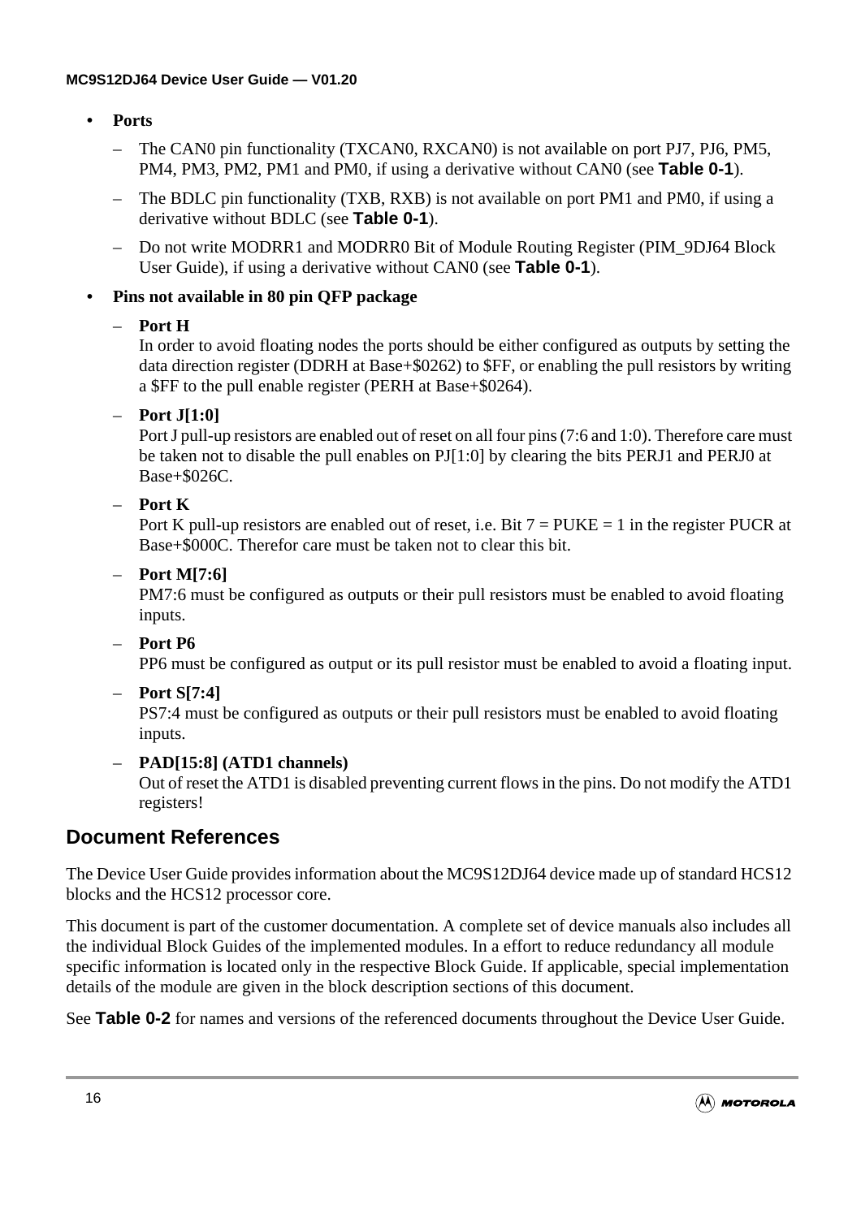- **Ports**
  - The CAN0 pin functionality (TXCAN0, RXCAN0) is not available on port PJ7, PJ6, PM5, PM4, PM3, PM2, PM1 and PM0, if using a derivative without CAN0 (see **Table 0-1**).
  - The BDLC pin functionality (TXB, RXB) is not available on port PM1 and PM0, if using a derivative without BDLC (see **Table 0-1**).
  - Do not write MODRR1 and MODRR0 Bit of Module Routing Register (PIM_9DJ64 Block User Guide), if using a derivative without CAN0 (see **Table 0-1**).
- **Pins not available in 80 pin QFP package**
  - **Port H**
    In order to avoid floating nodes the ports should be either configured as outputs by setting the data direction register (DDRH at Base+$0262) to $FF, or enabling the pull resistors by writing a $FF to the pull enable register (PERH at Base+$0264).
  - **Port J[1:0]**
    Port J pull-up resistors are enabled out of reset on all four pins (7:6 and 1:0). Therefore care must be taken not to disable the pull enables on PJ[1:0] by clearing the bits PERJ1 and PERJ0 at Base+$026C.
  - **Port K**
    Port K pull-up resistors are enabled out of reset, i.e. Bit 7 = PUKE = 1 in the register PUCR at Base+$000C. Therefor care must be taken not to clear this bit.
  - **Port M[7:6]**
    PM7:6 must be configured as outputs or their pull resistors must be enabled to avoid floating inputs.
  - **Port P6**
    PP6 must be configured as output or its pull resistor must be enabled to avoid a floating input.
  - **Port S[7:4]**
    PS7:4 must be configured as outputs or their pull resistors must be enabled to avoid floating inputs.
  - **PAD[15:8] (ATD1 channels)**
    Out of reset the ATD1 is disabled preventing current flows in the pins. Do not modify the ATD1 registers!

## Document References

The Device User Guide provides information about the MC9S12DJ64 device made up of standard HCS12 blocks and the HCS12 processor core.

This document is part of the customer documentation. A complete set of device manuals also includes all the individual Block Guides of the implemented modules. In a effort to reduce redundancy all module specific information is located only in the respective Block Guide. If applicable, special implementation details of the module are given in the block description sections of this document.

See **Table 0-2** for names and versions of the referenced documents throughout the Device User Guide.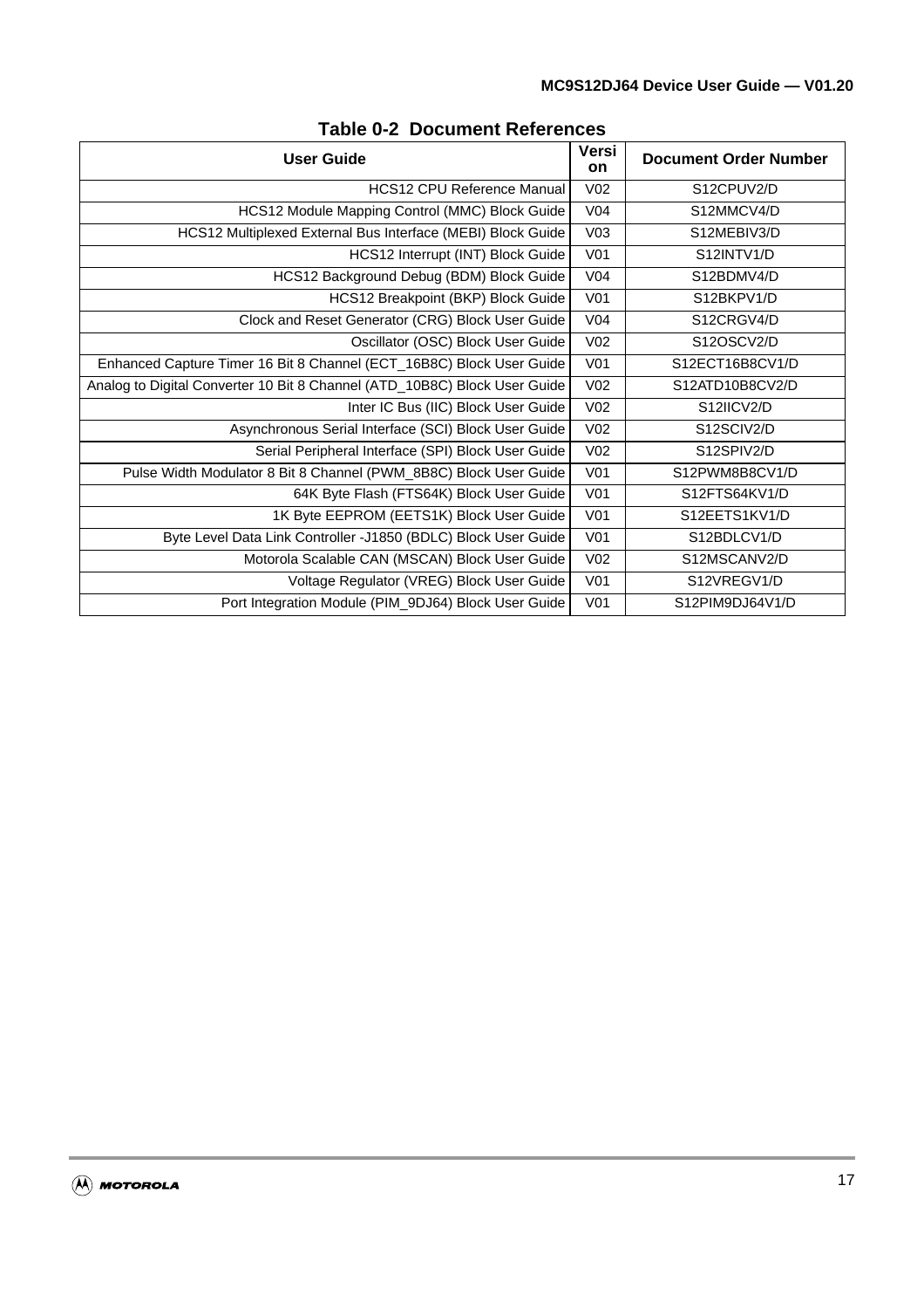**Table 0-2 Document References**

| User Guide | Version | Document Order Number |
|---|---|---|
| HCS12 CPU Reference Manual | V02 | S12CPUV2/D |
| HCS12 Module Mapping Control (MMC) Block Guide | V04 | S12MMCV4/D |
| HCS12 Multiplexed External Bus Interface (MEBI) Block Guide | V03 | S12MEBIV3/D |
| HCS12 Interrupt (INT) Block Guide | V01 | S12INTV1/D |
| HCS12 Background Debug (BDM) Block Guide | V04 | S12BDMV4/D |
| HCS12 Breakpoint (BKP) Block Guide | V01 | S12BKPV1/D |
| Clock and Reset Generator (CRG) Block User Guide | V04 | S12CRGV4/D |
| Oscillator (OSC) Block User Guide | V02 | S12OSCV2/D |
| Enhanced Capture Timer 16 Bit 8 Channel (ECT_16B8C) Block User Guide | V01 | S12ECT16B8CV1/D |
| Analog to Digital Converter 10 Bit 8 Channel (ATD_10B8C) Block User Guide | V02 | S12ATD10B8CV2/D |
| Inter IC Bus (IIC) Block User Guide | V02 | S12IICV2/D |
| Asynchronous Serial Interface (SCI) Block User Guide | V02 | S12SCIV2/D |
| Serial Peripheral Interface (SPI) Block User Guide | V02 | S12SPIV2/D |
| Pulse Width Modulator 8 Bit 8 Channel (PWM_8B8C) Block User Guide | V01 | S12PWM8B8CV1/D |
| 64K Byte Flash (FTS64K) Block User Guide | V01 | S12FTS64KV1/D |
| 1K Byte EEPROM (EETS1K) Block User Guide | V01 | S12EETS1KV1/D |
| Byte Level Data Link Controller -J1850 (BDLC) Block User Guide | V01 | S12BDLCV1/D |
| Motorola Scalable CAN (MSCAN) Block User Guide | V02 | S12MSCANV2/D |
| Voltage Regulator (VREG) Block User Guide | V01 | S12VREGV1/D |
| Port Integration Module (PIM_9DJ64) Block User Guide | V01 | S12PIM9DJ64V1/D |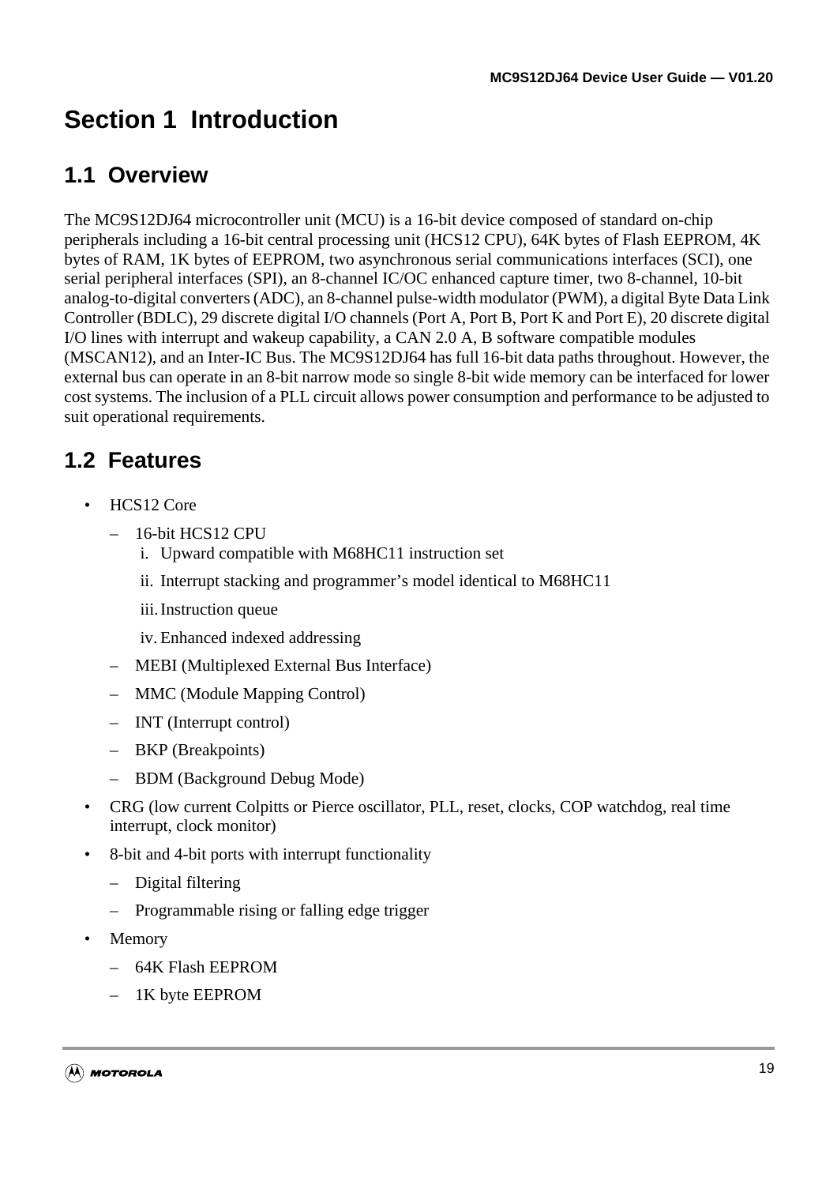# Section 1 Introduction

## 1.1 Overview

The MC9S12DJ64 microcontroller unit (MCU) is a 16-bit device composed of standard on-chip peripherals including a 16-bit central processing unit (HCS12 CPU), 64K bytes of Flash EEPROM, 4K bytes of RAM, 1K bytes of EEPROM, two asynchronous serial communications interfaces (SCI), one serial peripheral interfaces (SPI), an 8-channel IC/OC enhanced capture timer, two 8-channel, 10-bit analog-to-digital converters (ADC), an 8-channel pulse-width modulator (PWM), a digital Byte Data Link Controller (BDLC), 29 discrete digital I/O channels (Port A, Port B, Port K and Port E), 20 discrete digital I/O lines with interrupt and wakeup capability, a CAN 2.0 A, B software compatible modules (MSCAN12), and an Inter-IC Bus. The MC9S12DJ64 has full 16-bit data paths throughout. However, the external bus can operate in an 8-bit narrow mode so single 8-bit wide memory can be interfaced for lower cost systems. The inclusion of a PLL circuit allows power consumption and performance to be adjusted to suit operational requirements.

## 1.2 Features

- HCS12 Core
  - 16-bit HCS12 CPU
    1. Upward compatible with M68HC11 instruction set
    2. Interrupt stacking and programmer's model identical to M68HC11
    3. Instruction queue
    4. Enhanced indexed addressing
  - MEBI (Multiplexed External Bus Interface)
  - MMC (Module Mapping Control)
  - INT (Interrupt control)
  - BKP (Breakpoints)
  - BDM (Background Debug Mode)
- CRG (low current Colpitts or Pierce oscillator, PLL, reset, clocks, COP watchdog, real time interrupt, clock monitor)
- 8-bit and 4-bit ports with interrupt functionality
  - Digital filtering
  - Programmable rising or falling edge trigger
- Memory
  - 64K Flash EEPROM
  - 1K byte EEPROM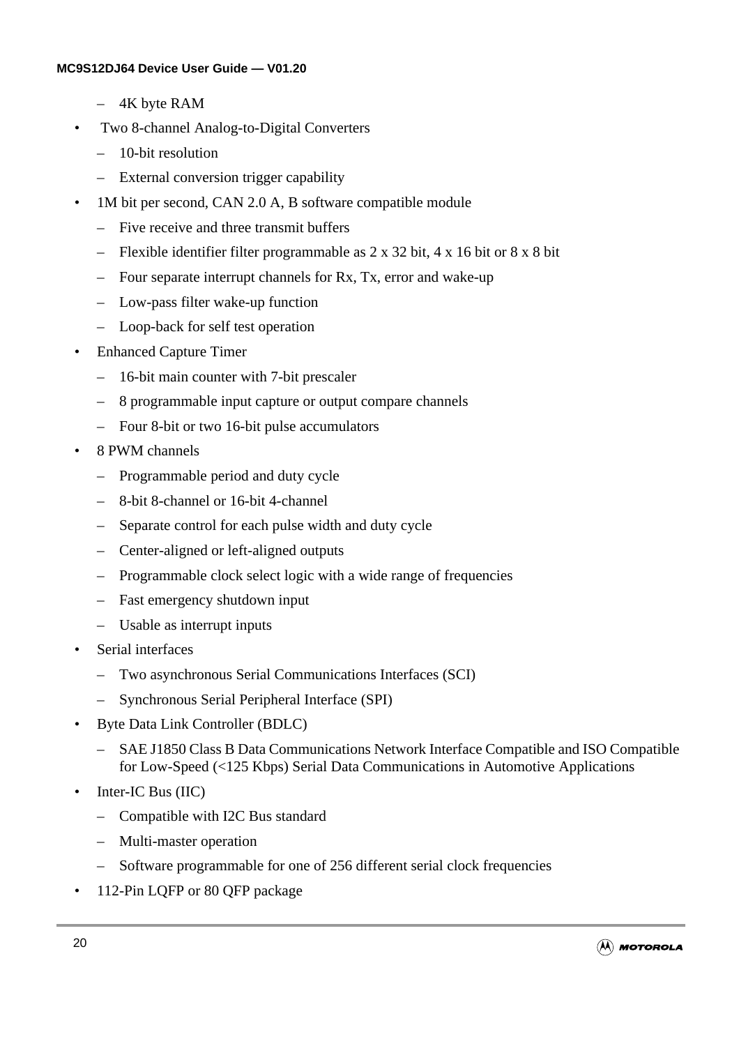- 4K byte RAM

- Two 8-channel Analog-to-Digital Converters
  - 10-bit resolution
  - External conversion trigger capability
- 1M bit per second, CAN 2.0 A, B software compatible module
  - Five receive and three transmit buffers
  - Flexible identifier filter programmable as 2 x 32 bit, 4 x 16 bit or 8 x 8 bit
  - Four separate interrupt channels for Rx, Tx, error and wake-up
  - Low-pass filter wake-up function
  - Loop-back for self test operation
- Enhanced Capture Timer
  - 16-bit main counter with 7-bit prescaler
  - 8 programmable input capture or output compare channels
  - Four 8-bit or two 16-bit pulse accumulators
- 8 PWM channels
  - Programmable period and duty cycle
  - 8-bit 8-channel or 16-bit 4-channel
  - Separate control for each pulse width and duty cycle
  - Center-aligned or left-aligned outputs
  - Programmable clock select logic with a wide range of frequencies
  - Fast emergency shutdown input
  - Usable as interrupt inputs
- Serial interfaces
  - Two asynchronous Serial Communications Interfaces (SCI)
  - Synchronous Serial Peripheral Interface (SPI)
- Byte Data Link Controller (BDLC)
  - SAE J1850 Class B Data Communications Network Interface Compatible and ISO Compatible for Low-Speed (<125 Kbps) Serial Data Communications in Automotive Applications
- Inter-IC Bus (IIC)
  - Compatible with I2C Bus standard
  - Multi-master operation
  - Software programmable for one of 256 different serial clock frequencies
- 112-Pin LQFP or 80 QFP package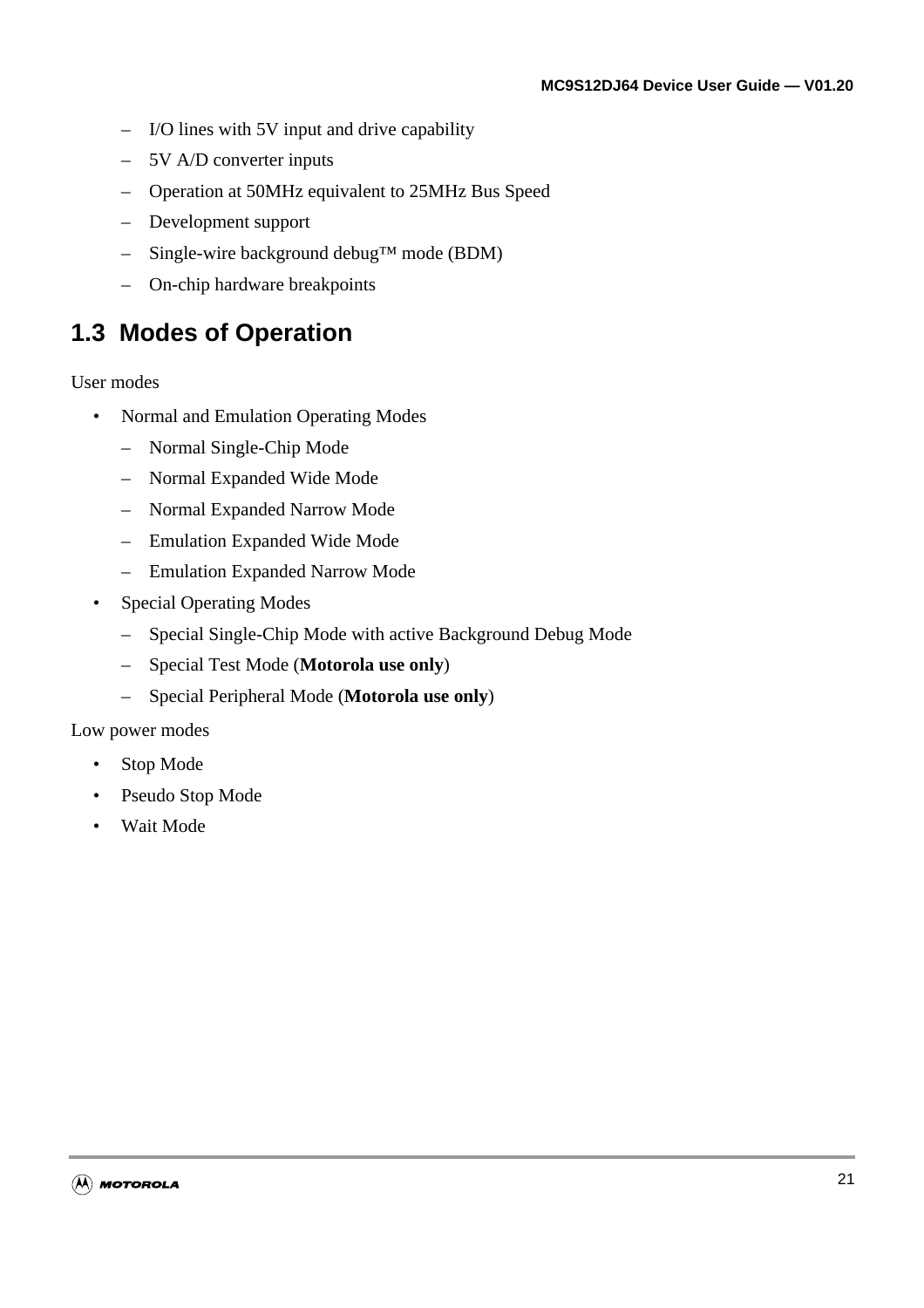- I/O lines with 5V input and drive capability
- 5V A/D converter inputs
- Operation at 50MHz equivalent to 25MHz Bus Speed
- Development support
- Single-wire background debug™ mode (BDM)
- On-chip hardware breakpoints

## 1.3 Modes of Operation

User modes

- Normal and Emulation Operating Modes
  - Normal Single-Chip Mode
  - Normal Expanded Wide Mode
  - Normal Expanded Narrow Mode
  - Emulation Expanded Wide Mode
  - Emulation Expanded Narrow Mode
- Special Operating Modes
  - Special Single-Chip Mode with active Background Debug Mode
  - Special Test Mode (**Motorola use only**)
  - Special Peripheral Mode (**Motorola use only**)

Low power modes

- Stop Mode
- Pseudo Stop Mode
- Wait Mode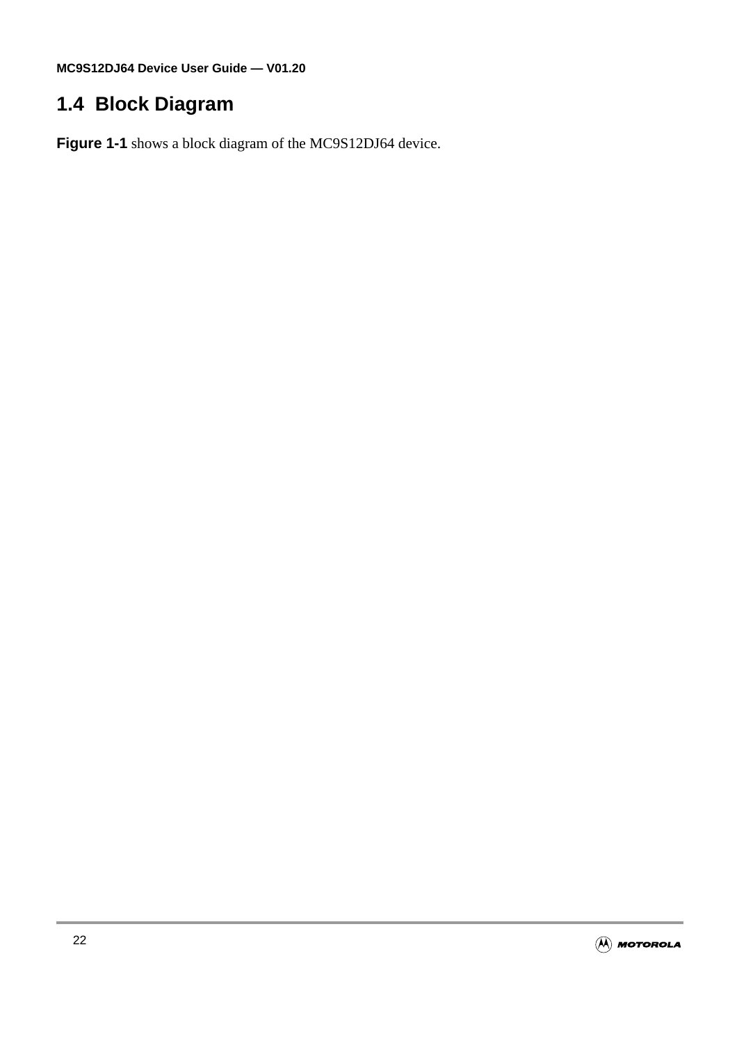## 1.4 Block Diagram

**Figure 1-1** shows a block diagram of the MC9S12DJ64 device.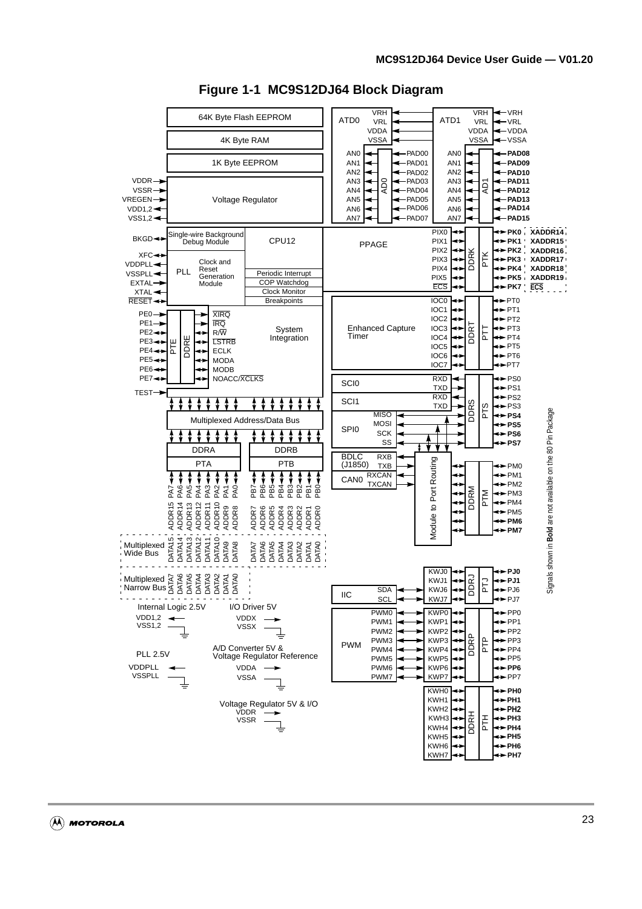**Figure 1-1 MC9S12DJ64 Block Diagram**

64K Byte Flash EEPROM

4K Byte RAM

1K Byte EEPROM

VDDR, VSSR, VREGEN, VDD1,2, VSS1,2 — Voltage Regulator

BKGD — Single-wire Background Debug Module — CPU12

XFC, VDDPLL, VSSPLL, EXTAL, XTAL, RESET — PLL — Clock and Reset Generation Module — Periodic Interrupt, COP Watchdog, Clock Monitor, Breakpoints

PE0–PE7 — PTE / DDRE — $\overline{XIRQ}$, $\overline{IRQ}$, R/$\overline{W}$, $\overline{LSTRB}$, ECLK, MODA, MODB, NOACC/$\overline{XCLKS}$ — System Integration

TEST

Multiplexed Address/Data Bus

DDRA / PTA: PA7–PA0 — ADDR15–ADDR8

DDRB / PTB: PB7–PB0 — ADDR7–ADDR0

Multiplexed Wide Bus: DATA15–DATA8, DATA7–DATA0

Multiplexed Narrow Bus: DATA7–DATA0

ATD0: VRH, VRL, VDDA, VSSA, AN0–AN7 — AD0 — PAD00–PAD07

ATD1: VRH, VRL, VDDA, VSSA, AN0–AN7 — AD1 — **PAD08–PAD15**

PPAGE: PIX0–PIX5, $\overline{ECS}$ — DDRK / PTK — **PK0** XADDR14, **PK1** XADDR15, **PK2** XADDR16, **PK3** XADDR17, **PK4** XADDR18, **PK5** XADDR19, **PK7** $\overline{ECS}$

Enhanced Capture Timer: IOC0–IOC7 — DDRT / PTT — PT0–PT7

SCI0: RXD, TXD; SCI1: RXD, TXD; SPI0: MISO, MOSI, SCK, SS — DDRS / PTS — PS0, PS1, PS2, PS3, **PS4**, **PS5**, **PS6**, **PS7**

BDLC (J1850): RXB, TXB; CAN0: RXCAN, TXCAN — Module to Port Routing — DDRM / PTM — PM0, PM1, PM2, PM3, PM4, PM5, **PM6**, **PM7**

IIC: SDA, SCL — KWJ0, KWJ1, KWJ6, KWJ7 — DDRJ / PTJ — **PJ0**, **PJ1**, PJ6, PJ7

PWM: PWM0–PWM7 — KWP0–KWP7 — DDRP / PTP — PP0, PP1, PP2, PP3, PP4, PP5, **PP6**, PP7

KWH0–KWH7 — DDRH / PTH — **PH0–PH7**

Internal Logic 2.5V: VDD1,2, VSS1,2

I/O Driver 5V: VDDX, VSSX

PLL 2.5V: VDDPLL, VSSPLL

A/D Converter 5V & Voltage Regulator Reference: VDDA, VSSA

Voltage Regulator 5V & I/O: VDDR, VSSR

Signals shown in **Bold** are not available on the 80 Pin Package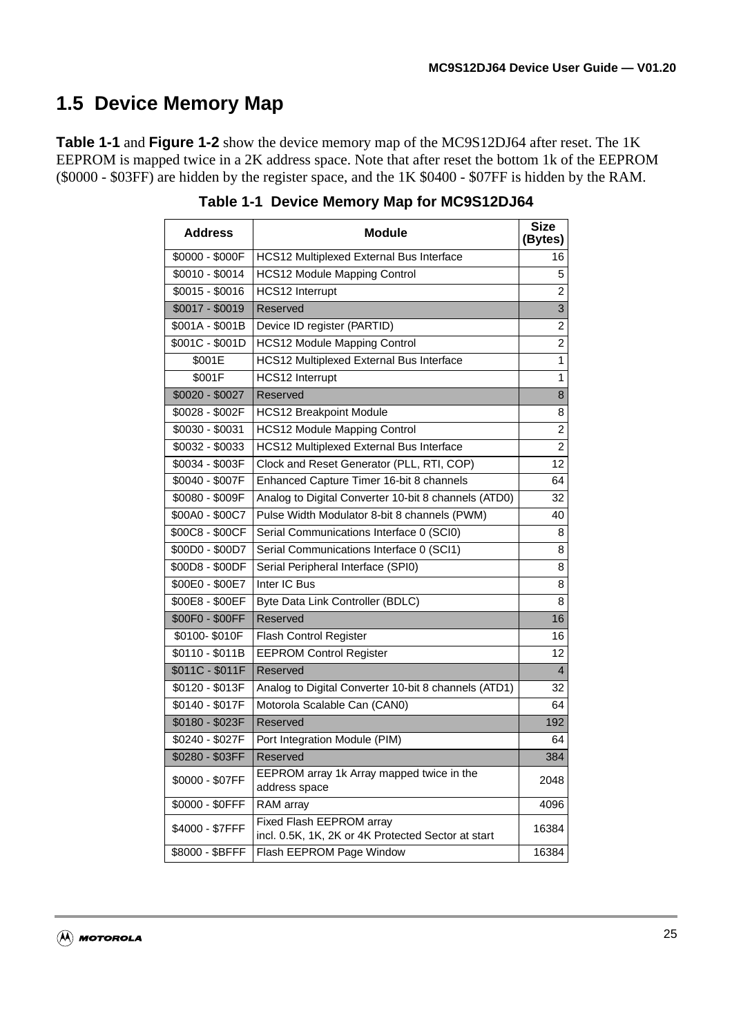## 1.5 Device Memory Map

**Table 1-1** and **Figure 1-2** show the device memory map of the MC9S12DJ64 after reset. The 1K EEPROM is mapped twice in a 2K address space. Note that after reset the bottom 1k of the EEPROM ($0000 - $03FF) are hidden by the register space, and the 1K $0400 - $07FF is hidden by the RAM.

**Table 1-1 Device Memory Map for MC9S12DJ64**

| Address | Module | Size (Bytes) |
|---|---|---|
| $0000 - $000F | HCS12 Multiplexed External Bus Interface | 16 |
| $0010 - $0014 | HCS12 Module Mapping Control | 5 |
| $0015 - $0016 | HCS12 Interrupt | 2 |
| $0017 - $0019 | Reserved | 3 |
| $001A - $001B | Device ID register (PARTID) | 2 |
| $001C - $001D | HCS12 Module Mapping Control | 2 |
| $001E | HCS12 Multiplexed External Bus Interface | 1 |
| $001F | HCS12 Interrupt | 1 |
| $0020 - $0027 | Reserved | 8 |
| $0028 - $002F | HCS12 Breakpoint Module | 8 |
| $0030 - $0031 | HCS12 Module Mapping Control | 2 |
| $0032 - $0033 | HCS12 Multiplexed External Bus Interface | 2 |
| $0034 - $003F | Clock and Reset Generator (PLL, RTI, COP) | 12 |
| $0040 - $007F | Enhanced Capture Timer 16-bit 8 channels | 64 |
| $0080 - $009F | Analog to Digital Converter 10-bit 8 channels (ATD0) | 32 |
| $00A0 - $00C7 | Pulse Width Modulator 8-bit 8 channels (PWM) | 40 |
| $00C8 - $00CF | Serial Communications Interface 0 (SCI0) | 8 |
| $00D0 - $00D7 | Serial Communications Interface 0 (SCI1) | 8 |
| $00D8 - $00DF | Serial Peripheral Interface (SPI0) | 8 |
| $00E0 - $00E7 | Inter IC Bus | 8 |
| $00E8 - $00EF | Byte Data Link Controller (BDLC) | 8 |
| $00F0 - $00FF | Reserved | 16 |
| $0100- $010F | Flash Control Register | 16 |
| $0110 - $011B | EEPROM Control Register | 12 |
| $011C - $011F | Reserved | 4 |
| $0120 - $013F | Analog to Digital Converter 10-bit 8 channels (ATD1) | 32 |
| $0140 - $017F | Motorola Scalable Can (CAN0) | 64 |
| $0180 - $023F | Reserved | 192 |
| $0240 - $027F | Port Integration Module (PIM) | 64 |
| $0280 - $03FF | Reserved | 384 |
| $0000 - $07FF | EEPROM array 1k Array mapped twice in the address space | 2048 |
| $0000 - $0FFF | RAM array | 4096 |
| $4000 - $7FFF | Fixed Flash EEPROM array incl. 0.5K, 1K, 2K or 4K Protected Sector at start | 16384 |
| $8000 - $BFFF | Flash EEPROM Page Window | 16384 |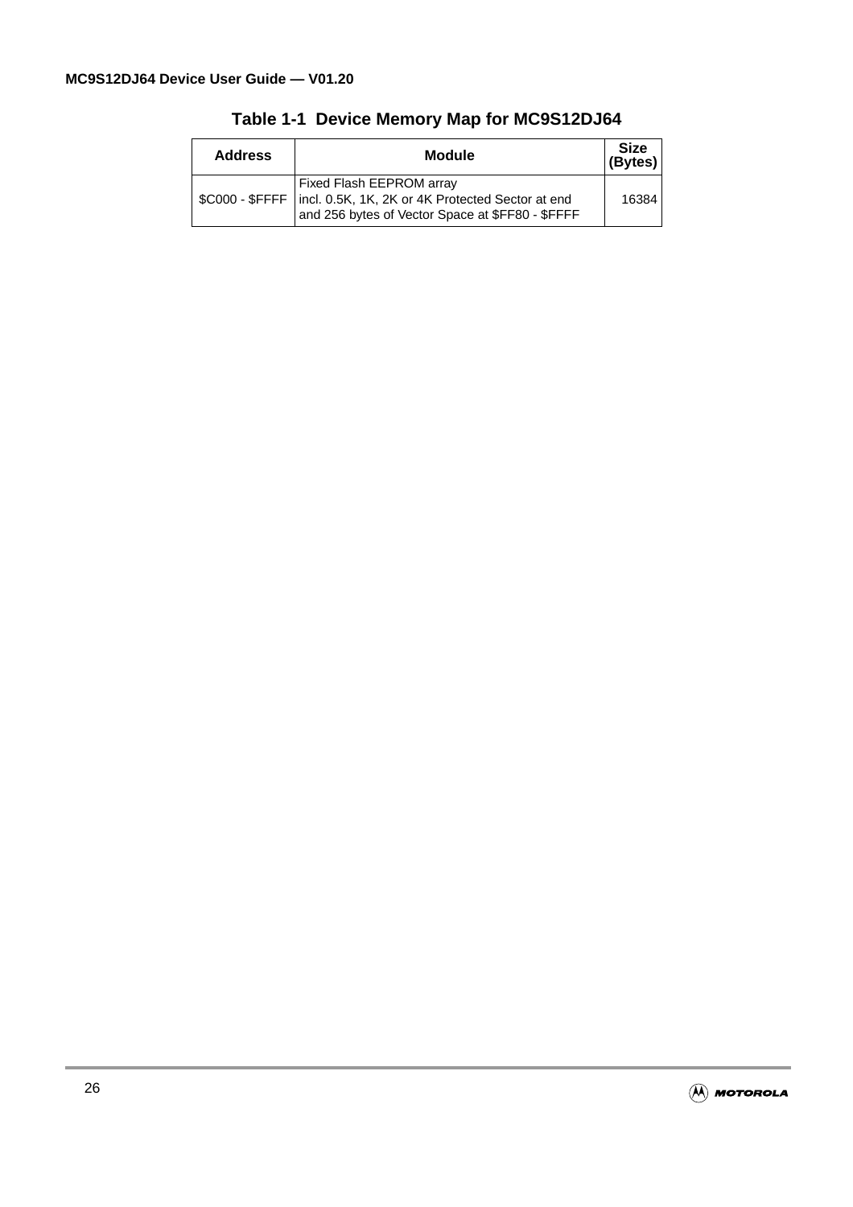**Table 1-1 Device Memory Map for MC9S12DJ64**

| Address | Module | Size (Bytes) |
|---|---|---|
| \$C000 - \$FFFF | Fixed Flash EEPROM array<br>incl. 0.5K, 1K, 2K or 4K Protected Sector at end<br>and 256 bytes of Vector Space at \$FF80 - \$FFFF | 16384 |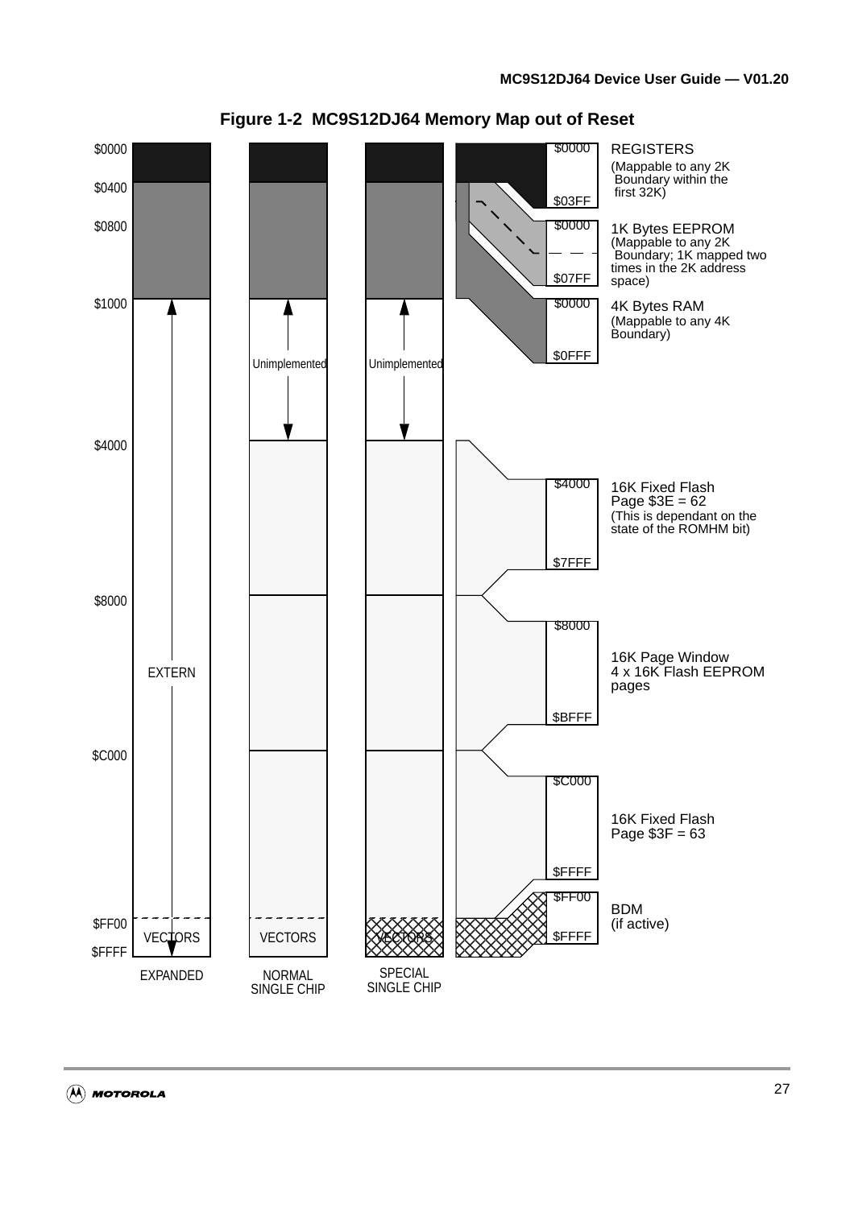**Figure 1-2 MC9S12DJ64 Memory Map out of Reset**

$0000
$0400
$0800
$1000
$4000
$8000
$C000
$FF00
$FFFF

EXTERN
VECTORS
EXPANDED

Unimplemented
VECTORS
NORMAL SINGLE CHIP

Unimplemented
VECTORS
SPECIAL SINGLE CHIP

$0000 – $03FF: REGISTERS (Mappable to any 2K Boundary within the first 32K)

$0000 – $07FF: 1K Bytes EEPROM (Mappable to any 2K Boundary; 1K mapped two times in the 2K address space)

$0000 – $0FFF: 4K Bytes RAM (Mappable to any 4K Boundary)

$4000 – $7FFF: 16K Fixed Flash Page $3E = 62 (This is dependant on the state of the ROMHM bit)

$8000 – $BFFF: 16K Page Window 4 x 16K Flash EEPROM pages

$C000 – $FFFF: 16K Fixed Flash Page $3F = 63

$FF00 – $FFFF: BDM (if active)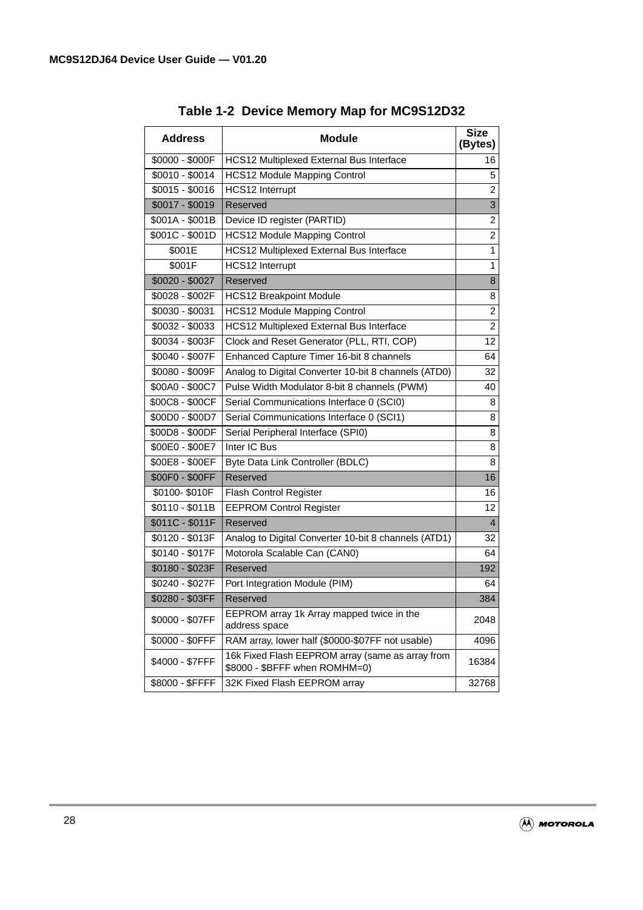**Table 1-2 Device Memory Map for MC9S12D32**

| Address | Module | Size (Bytes) |
|---|---|---|
| $0000 - $000F | HCS12 Multiplexed External Bus Interface | 16 |
| $0010 - $0014 | HCS12 Module Mapping Control | 5 |
| $0015 - $0016 | HCS12 Interrupt | 2 |
| $0017 - $0019 | Reserved | 3 |
| $001A - $001B | Device ID register (PARTID) | 2 |
| $001C - $001D | HCS12 Module Mapping Control | 2 |
| $001E | HCS12 Multiplexed External Bus Interface | 1 |
| $001F | HCS12 Interrupt | 1 |
| $0020 - $0027 | Reserved | 8 |
| $0028 - $002F | HCS12 Breakpoint Module | 8 |
| $0030 - $0031 | HCS12 Module Mapping Control | 2 |
| $0032 - $0033 | HCS12 Multiplexed External Bus Interface | 2 |
| $0034 - $003F | Clock and Reset Generator (PLL, RTI, COP) | 12 |
| $0040 - $007F | Enhanced Capture Timer 16-bit 8 channels | 64 |
| $0080 - $009F | Analog to Digital Converter 10-bit 8 channels (ATD0) | 32 |
| $00A0 - $00C7 | Pulse Width Modulator 8-bit 8 channels (PWM) | 40 |
| $00C8 - $00CF | Serial Communications Interface 0 (SCI0) | 8 |
| $00D0 - $00D7 | Serial Communications Interface 0 (SCI1) | 8 |
| $00D8 - $00DF | Serial Peripheral Interface (SPI0) | 8 |
| $00E0 - $00E7 | Inter IC Bus | 8 |
| $00E8 - $00EF | Byte Data Link Controller (BDLC) | 8 |
| $00F0 - $00FF | Reserved | 16 |
| $0100- $010F | Flash Control Register | 16 |
| $0110 - $011B | EEPROM Control Register | 12 |
| $011C - $011F | Reserved | 4 |
| $0120 - $013F | Analog to Digital Converter 10-bit 8 channels (ATD1) | 32 |
| $0140 - $017F | Motorola Scalable Can (CAN0) | 64 |
| $0180 - $023F | Reserved | 192 |
| $0240 - $027F | Port Integration Module (PIM) | 64 |
| $0280 - $03FF | Reserved | 384 |
| $0000 - $07FF | EEPROM array 1k Array mapped twice in the address space | 2048 |
| $0000 - $0FFF | RAM array, lower half ($0000-$07FF not usable) | 4096 |
| $4000 - $7FFF | 16k Fixed Flash EEPROM array (same as array from $8000 - $BFFF when ROMHM=0) | 16384 |
| $8000 - $FFFF | 32K Fixed Flash EEPROM array | 32768 |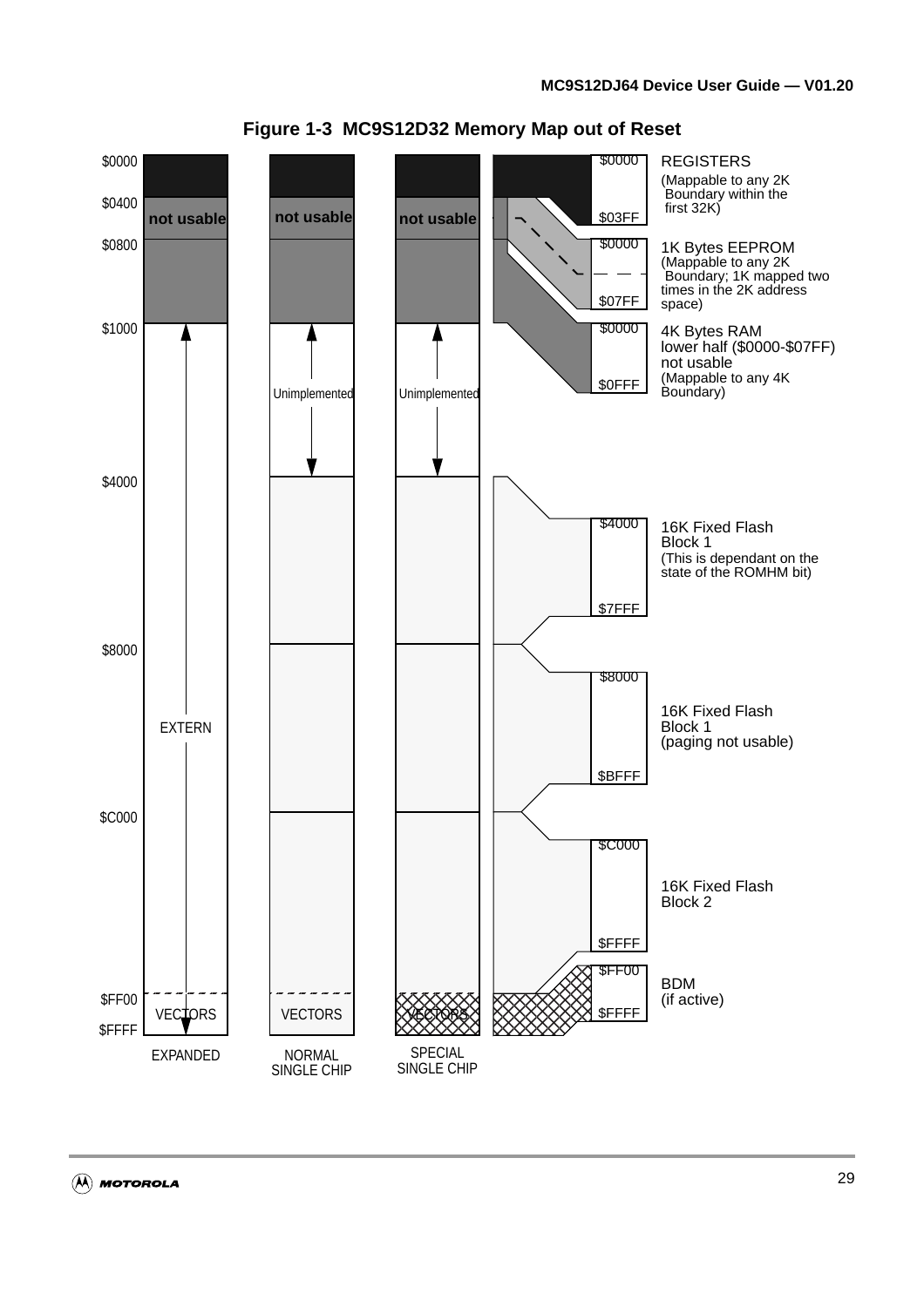**Figure 1-3 MC9S12D32 Memory Map out of Reset**

| Address | EXPANDED | NORMAL SINGLE CHIP | SPECIAL SINGLE CHIP | Detail |
|---|---|---|---|---|
| $0000 | | | | $0000 – $03FF: REGISTERS (Mappable to any 2K Boundary within the first 32K) |
| $0400 | not usable | not usable | not usable | $0000 – $07FF: 1K Bytes EEPROM (Mappable to any 2K Boundary; 1K mapped two times in the 2K address space) |
| $0800 | | | | $0000 – $0FFF: 4K Bytes RAM lower half ($0000-$07FF) not usable (Mappable to any 4K Boundary) |
| $1000 | EXTERN | Unimplemented | Unimplemented | |
| $4000 | EXTERN | | | $4000 – $7FFF: 16K Fixed Flash Block 1 (This is dependant on the state of the ROMHM bit) |
| $8000 | EXTERN | | | $8000 – $BFFF: 16K Fixed Flash Block 1 (paging not usable) |
| $C000 | EXTERN | | | $C000 – $FFFF: 16K Fixed Flash Block 2 |
| $FF00 – $FFFF | VECTORS | VECTORS | VECTORS | $FF00 – $FFFF: BDM (if active) |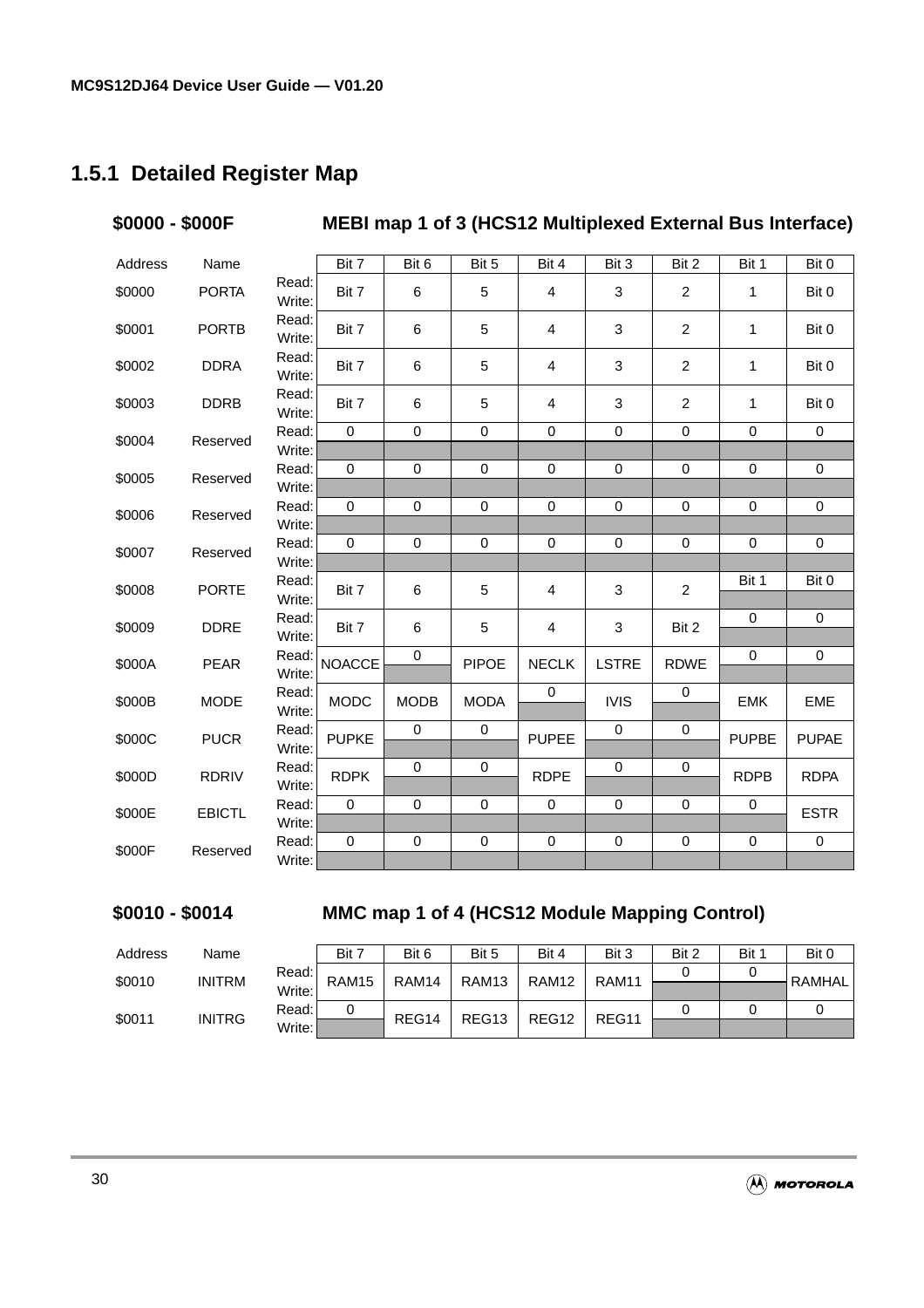## 1.5.1 Detailed Register Map

**$0000 - $000F MEBI map 1 of 3 (HCS12 Multiplexed External Bus Interface)**

| Address | Name | | Bit 7 | Bit 6 | Bit 5 | Bit 4 | Bit 3 | Bit 2 | Bit 1 | Bit 0 |
|---|---|---|---|---|---|---|---|---|---|---|
| $0000 | PORTA | Read:<br>Write: | Bit 7 | 6 | 5 | 4 | 3 | 2 | 1 | Bit 0 |
| $0001 | PORTB | Read:<br>Write: | Bit 7 | 6 | 5 | 4 | 3 | 2 | 1 | Bit 0 |
| $0002 | DDRA | Read:<br>Write: | Bit 7 | 6 | 5 | 4 | 3 | 2 | 1 | Bit 0 |
| $0003 | DDRB | Read:<br>Write: | Bit 7 | 6 | 5 | 4 | 3 | 2 | 1 | Bit 0 |
| $0004 | Reserved | Read:<br>Write: | 0 | 0 | 0 | 0 | 0 | 0 | 0 | 0 |
| $0005 | Reserved | Read:<br>Write: | 0 | 0 | 0 | 0 | 0 | 0 | 0 | 0 |
| $0006 | Reserved | Read:<br>Write: | 0 | 0 | 0 | 0 | 0 | 0 | 0 | 0 |
| $0007 | Reserved | Read:<br>Write: | 0 | 0 | 0 | 0 | 0 | 0 | 0 | 0 |
| $0008 | PORTE | Read:<br>Write: | Bit 7 | 6 | 5 | 4 | 3 | 2 | Bit 1 | Bit 0 |
| $0009 | DDRE | Read:<br>Write: | Bit 7 | 6 | 5 | 4 | 3 | Bit 2 | 0 | 0 |
| $000A | PEAR | Read:<br>Write: | NOACCE | 0 | PIPOE | NECLK | LSTRE | RDWE | 0 | 0 |
| $000B | MODE | Read:<br>Write: | MODC | MODB | MODA | 0 | IVIS | 0 | EMK | EME |
| $000C | PUCR | Read:<br>Write: | PUPKE | 0 | 0 | PUPEE | 0 | 0 | PUPBE | PUPAE |
| $000D | RDRIV | Read:<br>Write: | RDPK | 0 | 0 | RDPE | 0 | 0 | RDPB | RDPA |
| $000E | EBICTL | Read:<br>Write: | 0 | 0 | 0 | 0 | 0 | 0 | 0 | ESTR |
| $000F | Reserved | Read:<br>Write: | 0 | 0 | 0 | 0 | 0 | 0 | 0 | 0 |

**$0010 - $0014 MMC map 1 of 4 (HCS12 Module Mapping Control)**

| Address | Name | | Bit 7 | Bit 6 | Bit 5 | Bit 4 | Bit 3 | Bit 2 | Bit 1 | Bit 0 |
|---|---|---|---|---|---|---|---|---|---|---|
| $0010 | INITRM | Read:<br>Write: | RAM15 | RAM14 | RAM13 | RAM12 | RAM11 | 0 | 0 | RAMHAL |
| $0011 | INITRG | Read:<br>Write: | 0 | REG14 | REG13 | REG12 | REG11 | 0 | 0 | 0 |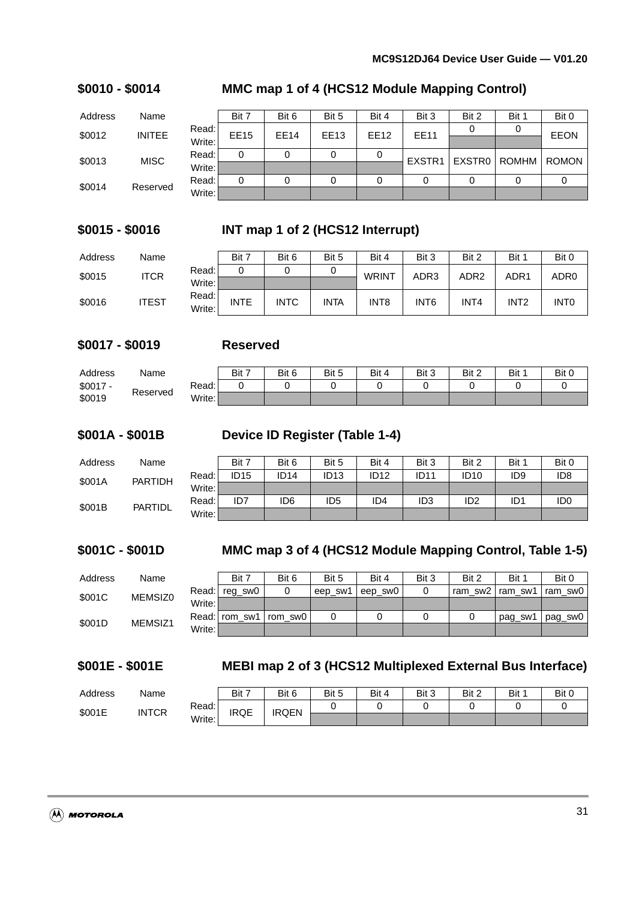## $0010 - $0014 MMC map 1 of 4 (HCS12 Module Mapping Control)

| Address | Name | | Bit 7 | Bit 6 | Bit 5 | Bit 4 | Bit 3 | Bit 2 | Bit 1 | Bit 0 |
|---|---|---|---|---|---|---|---|---|---|---|
| $0012 | INITEE | Read: | EE15 | EE14 | EE13 | EE12 | EE11 | 0 | 0 | EEON |
| | | Write: | | | | | | | | |
| $0013 | MISC | Read: | 0 | 0 | 0 | 0 | EXSTR1 | EXSTR0 | ROMHM | ROMON |
| | | Write: | | | | | | | | |
| $0014 | Reserved | Read: | 0 | 0 | 0 | 0 | 0 | 0 | 0 | 0 |
| | | Write: | | | | | | | | |

## $0015 - $0016 INT map 1 of 2 (HCS12 Interrupt)

| Address | Name | | Bit 7 | Bit 6 | Bit 5 | Bit 4 | Bit 3 | Bit 2 | Bit 1 | Bit 0 |
|---|---|---|---|---|---|---|---|---|---|---|
| $0015 | ITCR | Read: | 0 | 0 | 0 | WRINT | ADR3 | ADR2 | ADR1 | ADR0 |
| | | Write: | | | | | | | | |
| $0016 | ITEST | Read: | INTE | INTC | INTA | INT8 | INT6 | INT4 | INT2 | INT0 |
| | | Write: | | | | | | | | |

## $0017 - $0019 Reserved

| Address | Name | | Bit 7 | Bit 6 | Bit 5 | Bit 4 | Bit 3 | Bit 2 | Bit 1 | Bit 0 |
|---|---|---|---|---|---|---|---|---|---|---|
| $0017 - $0019 | Reserved | Read: | 0 | 0 | 0 | 0 | 0 | 0 | 0 | 0 |
| | | Write: | | | | | | | | |

## $001A - $001B Device ID Register (Table 1-4)

| Address | Name | | Bit 7 | Bit 6 | Bit 5 | Bit 4 | Bit 3 | Bit 2 | Bit 1 | Bit 0 |
|---|---|---|---|---|---|---|---|---|---|---|
| $001A | PARTIDH | Read: | ID15 | ID14 | ID13 | ID12 | ID11 | ID10 | ID9 | ID8 |
| | | Write: | | | | | | | | |
| $001B | PARTIDL | Read: | ID7 | ID6 | ID5 | ID4 | ID3 | ID2 | ID1 | ID0 |
| | | Write: | | | | | | | | |

## $001C - $001D MMC map 3 of 4 (HCS12 Module Mapping Control, Table 1-5)

| Address | Name | | Bit 7 | Bit 6 | Bit 5 | Bit 4 | Bit 3 | Bit 2 | Bit 1 | Bit 0 |
|---|---|---|---|---|---|---|---|---|---|---|
| $001C | MEMSIZ0 | Read: | reg_sw0 | 0 | eep_sw1 | eep_sw0 | 0 | ram_sw2 | ram_sw1 | ram_sw0 |
| | | Write: | | | | | | | | |
| $001D | MEMSIZ1 | Read: | rom_sw1 | rom_sw0 | 0 | 0 | 0 | 0 | pag_sw1 | pag_sw0 |
| | | Write: | | | | | | | | |

## $001E - $001E MEBI map 2 of 3 (HCS12 Multiplexed External Bus Interface)

| Address | Name | | Bit 7 | Bit 6 | Bit 5 | Bit 4 | Bit 3 | Bit 2 | Bit 1 | Bit 0 |
|---|---|---|---|---|---|---|---|---|---|---|
| $001E | INTCR | Read: | IRQE | IRQEN | 0 | 0 | 0 | 0 | 0 | 0 |
| | | Write: | | | | | | | | |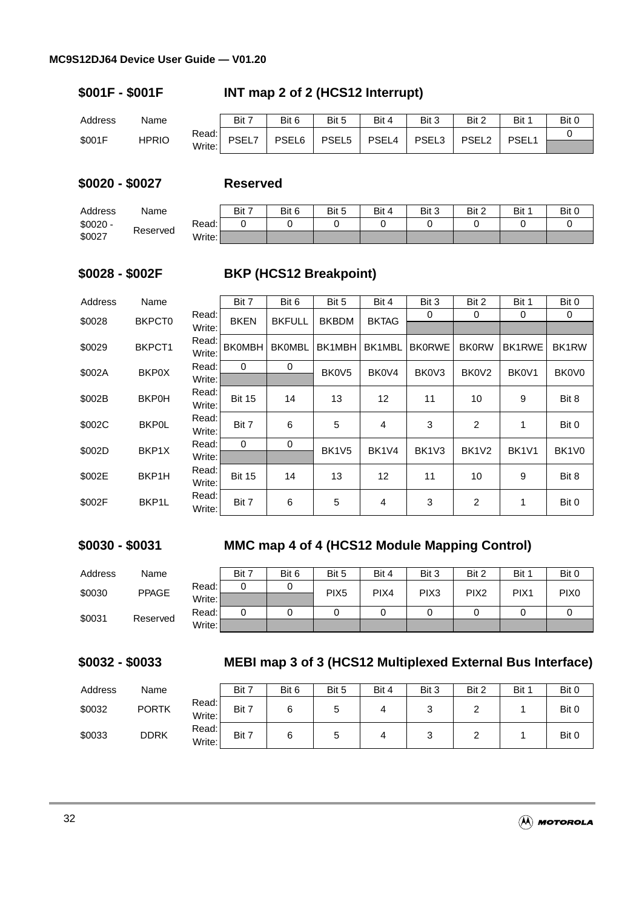### $001F - $001F INT map 2 of 2 (HCS12 Interrupt)

| Address | Name | | Bit 7 | Bit 6 | Bit 5 | Bit 4 | Bit 3 | Bit 2 | Bit 1 | Bit 0 |
|---|---|---|---|---|---|---|---|---|---|---|
| $001F | HPRIO | Read: | PSEL7 | PSEL6 | PSEL5 | PSEL4 | PSEL3 | PSEL2 | PSEL1 | 0 |
| | | Write: | | | | | | | | |

### $0020 - $0027 Reserved

| Address | Name | | Bit 7 | Bit 6 | Bit 5 | Bit 4 | Bit 3 | Bit 2 | Bit 1 | Bit 0 |
|---|---|---|---|---|---|---|---|---|---|---|
| $0020 - $0027 | Reserved | Read: | 0 | 0 | 0 | 0 | 0 | 0 | 0 | 0 |
| | | Write: | | | | | | | | |

### $0028 - $002F BKP (HCS12 Breakpoint)

| Address | Name | | Bit 7 | Bit 6 | Bit 5 | Bit 4 | Bit 3 | Bit 2 | Bit 1 | Bit 0 |
|---|---|---|---|---|---|---|---|---|---|---|
| $0028 | BKPCT0 | Read: | BKEN | BKFULL | BKBDM | BKTAG | 0 | 0 | 0 | 0 |
| | | Write: | | | | | | | | |
| $0029 | BKPCT1 | Read:/Write: | BK0MBH | BK0MBL | BK1MBH | BK1MBL | BK0RWE | BK0RW | BK1RWE | BK1RW |
| $002A | BKP0X | Read: | 0 | 0 | BK0V5 | BK0V4 | BK0V3 | BK0V2 | BK0V1 | BK0V0 |
| | | Write: | | | | | | | | |
| $002B | BKP0H | Read:/Write: | Bit 15 | 14 | 13 | 12 | 11 | 10 | 9 | Bit 8 |
| $002C | BKP0L | Read:/Write: | Bit 7 | 6 | 5 | 4 | 3 | 2 | 1 | Bit 0 |
| $002D | BKP1X | Read: | 0 | 0 | BK1V5 | BK1V4 | BK1V3 | BK1V2 | BK1V1 | BK1V0 |
| | | Write: | | | | | | | | |
| $002E | BKP1H | Read:/Write: | Bit 15 | 14 | 13 | 12 | 11 | 10 | 9 | Bit 8 |
| $002F | BKP1L | Read:/Write: | Bit 7 | 6 | 5 | 4 | 3 | 2 | 1 | Bit 0 |

### $0030 - $0031 MMC map 4 of 4 (HCS12 Module Mapping Control)

| Address | Name | | Bit 7 | Bit 6 | Bit 5 | Bit 4 | Bit 3 | Bit 2 | Bit 1 | Bit 0 |
|---|---|---|---|---|---|---|---|---|---|---|
| $0030 | PPAGE | Read: | 0 | 0 | PIX5 | PIX4 | PIX3 | PIX2 | PIX1 | PIX0 |
| | | Write: | | | | | | | | |
| $0031 | Reserved | Read: | 0 | 0 | 0 | 0 | 0 | 0 | 0 | 0 |
| | | Write: | | | | | | | | |

### $0032 - $0033 MEBI map 3 of 3 (HCS12 Multiplexed External Bus Interface)

| Address | Name | | Bit 7 | Bit 6 | Bit 5 | Bit 4 | Bit 3 | Bit 2 | Bit 1 | Bit 0 |
|---|---|---|---|---|---|---|---|---|---|---|
| $0032 | PORTK | Read:/Write: | Bit 7 | 6 | 5 | 4 | 3 | 2 | 1 | Bit 0 |
| $0033 | DDRK | Read:/Write: | Bit 7 | 6 | 5 | 4 | 3 | 2 | 1 | Bit 0 |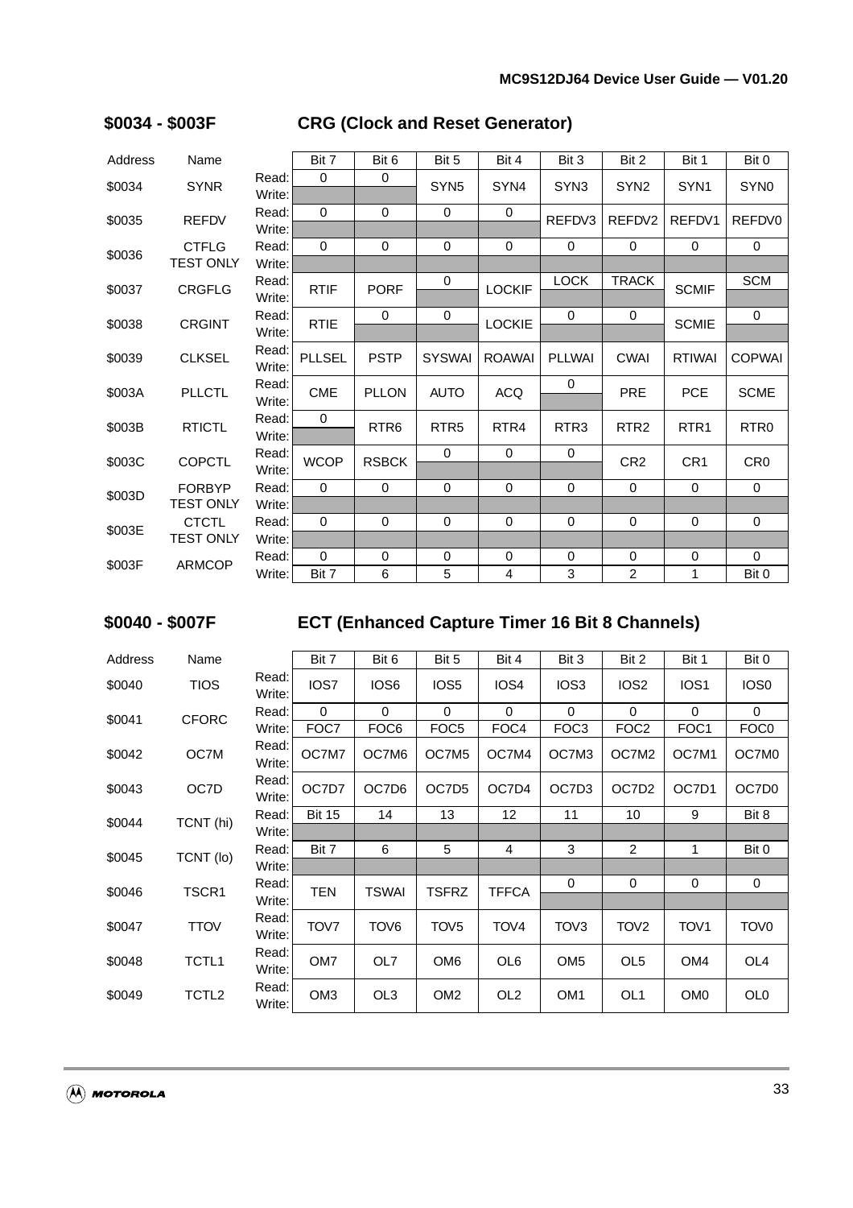## $0034 - $003F CRG (Clock and Reset Generator)

| Address | Name | | Bit 7 | Bit 6 | Bit 5 | Bit 4 | Bit 3 | Bit 2 | Bit 1 | Bit 0 |
|---|---|---|---|---|---|---|---|---|---|---|
| $0034 | SYNR | Read: | 0 | 0 | SYN5 | SYN4 | SYN3 | SYN2 | SYN1 | SYN0 |
| | | Write: | | | | | | | | |
| $0035 | REFDV | Read: | 0 | 0 | 0 | 0 | REFDV3 | REFDV2 | REFDV1 | REFDV0 |
| | | Write: | | | | | | | | |
| $0036 | CTFLG TEST ONLY | Read: | 0 | 0 | 0 | 0 | 0 | 0 | 0 | 0 |
| | | Write: | | | | | | | | |
| $0037 | CRGFLG | Read: | RTIF | PORF | 0 | LOCKIF | LOCK | TRACK | SCMIF | SCM |
| | | Write: | | | | | | | | |
| $0038 | CRGINT | Read: | RTIE | 0 | 0 | LOCKIE | 0 | 0 | SCMIE | 0 |
| | | Write: | | | | | | | | |
| $0039 | CLKSEL | Read: | PLLSEL | PSTP | SYSWAI | ROAWAI | PLLWAI | CWAI | RTIWAI | COPWAI |
| | | Write: | | | | | | | | |
| $003A | PLLCTL | Read: | CME | PLLON | AUTO | ACQ | 0 | PRE | PCE | SCME |
| | | Write: | | | | | | | | |
| $003B | RTICTL | Read: | 0 | RTR6 | RTR5 | RTR4 | RTR3 | RTR2 | RTR1 | RTR0 |
| | | Write: | | | | | | | | |
| $003C | COPCTL | Read: | WCOP | RSBCK | 0 | 0 | 0 | CR2 | CR1 | CR0 |
| | | Write: | | | | | | | | |
| $003D | FORBYP TEST ONLY | Read: | 0 | 0 | 0 | 0 | 0 | 0 | 0 | 0 |
| | | Write: | | | | | | | | |
| $003E | CTCTL TEST ONLY | Read: | 0 | 0 | 0 | 0 | 0 | 0 | 0 | 0 |
| | | Write: | | | | | | | | |
| $003F | ARMCOP | Read: | 0 | 0 | 0 | 0 | 0 | 0 | 0 | 0 |
| | | Write: | Bit 7 | 6 | 5 | 4 | 3 | 2 | 1 | Bit 0 |

## $0040 - $007F ECT (Enhanced Capture Timer 16 Bit 8 Channels)

| Address | Name | | Bit 7 | Bit 6 | Bit 5 | Bit 4 | Bit 3 | Bit 2 | Bit 1 | Bit 0 |
|---|---|---|---|---|---|---|---|---|---|---|
| $0040 | TIOS | Read: | IOS7 | IOS6 | IOS5 | IOS4 | IOS3 | IOS2 | IOS1 | IOS0 |
| | | Write: | | | | | | | | |
| $0041 | CFORC | Read: | 0 | 0 | 0 | 0 | 0 | 0 | 0 | 0 |
| | | Write: | FOC7 | FOC6 | FOC5 | FOC4 | FOC3 | FOC2 | FOC1 | FOC0 |
| $0042 | OC7M | Read: | OC7M7 | OC7M6 | OC7M5 | OC7M4 | OC7M3 | OC7M2 | OC7M1 | OC7M0 |
| | | Write: | | | | | | | | |
| $0043 | OC7D | Read: | OC7D7 | OC7D6 | OC7D5 | OC7D4 | OC7D3 | OC7D2 | OC7D1 | OC7D0 |
| | | Write: | | | | | | | | |
| $0044 | TCNT (hi) | Read: | Bit 15 | 14 | 13 | 12 | 11 | 10 | 9 | Bit 8 |
| | | Write: | | | | | | | | |
| $0045 | TCNT (lo) | Read: | Bit 7 | 6 | 5 | 4 | 3 | 2 | 1 | Bit 0 |
| | | Write: | | | | | | | | |
| $0046 | TSCR1 | Read: | TEN | TSWAI | TSFRZ | TFFCA | 0 | 0 | 0 | 0 |
| | | Write: | | | | | | | | |
| $0047 | TTOV | Read: | TOV7 | TOV6 | TOV5 | TOV4 | TOV3 | TOV2 | TOV1 | TOV0 |
| | | Write: | | | | | | | | |
| $0048 | TCTL1 | Read: | OM7 | OL7 | OM6 | OL6 | OM5 | OL5 | OM4 | OL4 |
| | | Write: | | | | | | | | |
| $0049 | TCTL2 | Read: | OM3 | OL3 | OM2 | OL2 | OM1 | OL1 | OM0 | OL0 |
| | | Write: | | | | | | | | |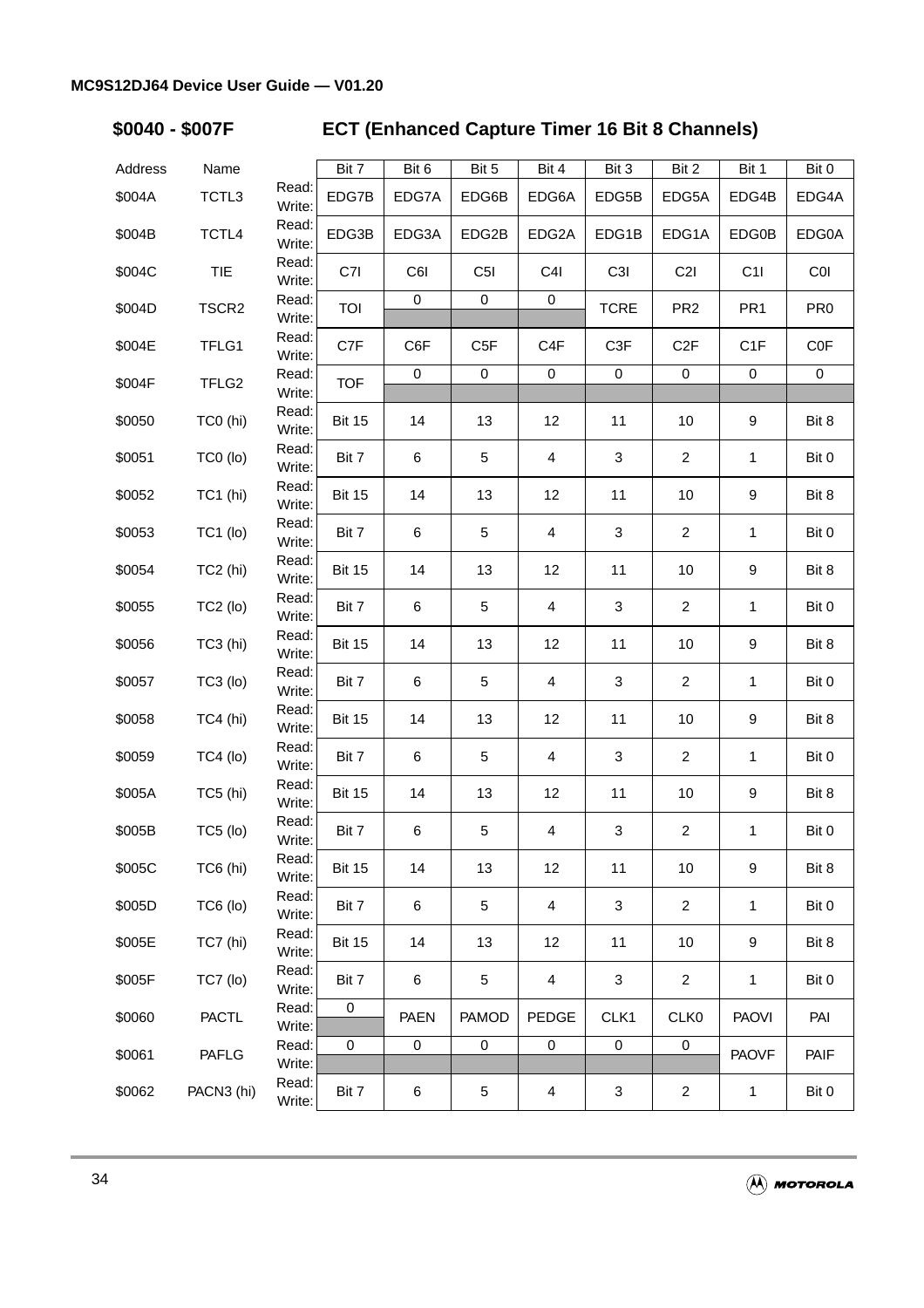## $0040 - $007F ECT (Enhanced Capture Timer 16 Bit 8 Channels)

| Address | Name | | Bit 7 | Bit 6 | Bit 5 | Bit 4 | Bit 3 | Bit 2 | Bit 1 | Bit 0 |
|---|---|---|---|---|---|---|---|---|---|---|
| $004A | TCTL3 | Read: Write: | EDG7B | EDG7A | EDG6B | EDG6A | EDG5B | EDG5A | EDG4B | EDG4A |
| $004B | TCTL4 | Read: Write: | EDG3B | EDG3A | EDG2B | EDG2A | EDG1B | EDG1A | EDG0B | EDG0A |
| $004C | TIE | Read: Write: | C7I | C6I | C5I | C4I | C3I | C2I | C1I | C0I |
| $004D | TSCR2 | Read: Write: | TOI | 0 | 0 | 0 | TCRE | PR2 | PR1 | PR0 |
| $004E | TFLG1 | Read: Write: | C7F | C6F | C5F | C4F | C3F | C2F | C1F | C0F |
| $004F | TFLG2 | Read: Write: | TOF | 0 | 0 | 0 | 0 | 0 | 0 | 0 |
| $0050 | TC0 (hi) | Read: Write: | Bit 15 | 14 | 13 | 12 | 11 | 10 | 9 | Bit 8 |
| $0051 | TC0 (lo) | Read: Write: | Bit 7 | 6 | 5 | 4 | 3 | 2 | 1 | Bit 0 |
| $0052 | TC1 (hi) | Read: Write: | Bit 15 | 14 | 13 | 12 | 11 | 10 | 9 | Bit 8 |
| $0053 | TC1 (lo) | Read: Write: | Bit 7 | 6 | 5 | 4 | 3 | 2 | 1 | Bit 0 |
| $0054 | TC2 (hi) | Read: Write: | Bit 15 | 14 | 13 | 12 | 11 | 10 | 9 | Bit 8 |
| $0055 | TC2 (lo) | Read: Write: | Bit 7 | 6 | 5 | 4 | 3 | 2 | 1 | Bit 0 |
| $0056 | TC3 (hi) | Read: Write: | Bit 15 | 14 | 13 | 12 | 11 | 10 | 9 | Bit 8 |
| $0057 | TC3 (lo) | Read: Write: | Bit 7 | 6 | 5 | 4 | 3 | 2 | 1 | Bit 0 |
| $0058 | TC4 (hi) | Read: Write: | Bit 15 | 14 | 13 | 12 | 11 | 10 | 9 | Bit 8 |
| $0059 | TC4 (lo) | Read: Write: | Bit 7 | 6 | 5 | 4 | 3 | 2 | 1 | Bit 0 |
| $005A | TC5 (hi) | Read: Write: | Bit 15 | 14 | 13 | 12 | 11 | 10 | 9 | Bit 8 |
| $005B | TC5 (lo) | Read: Write: | Bit 7 | 6 | 5 | 4 | 3 | 2 | 1 | Bit 0 |
| $005C | TC6 (hi) | Read: Write: | Bit 15 | 14 | 13 | 12 | 11 | 10 | 9 | Bit 8 |
| $005D | TC6 (lo) | Read: Write: | Bit 7 | 6 | 5 | 4 | 3 | 2 | 1 | Bit 0 |
| $005E | TC7 (hi) | Read: Write: | Bit 15 | 14 | 13 | 12 | 11 | 10 | 9 | Bit 8 |
| $005F | TC7 (lo) | Read: Write: | Bit 7 | 6 | 5 | 4 | 3 | 2 | 1 | Bit 0 |
| $0060 | PACTL | Read: Write: | 0 | PAEN | PAMOD | PEDGE | CLK1 | CLK0 | PAOVI | PAI |
| $0061 | PAFLG | Read: Write: | 0 | 0 | 0 | 0 | 0 | 0 | PAOVF | PAIF |
| $0062 | PACN3 (hi) | Read: Write: | Bit 7 | 6 | 5 | 4 | 3 | 2 | 1 | Bit 0 |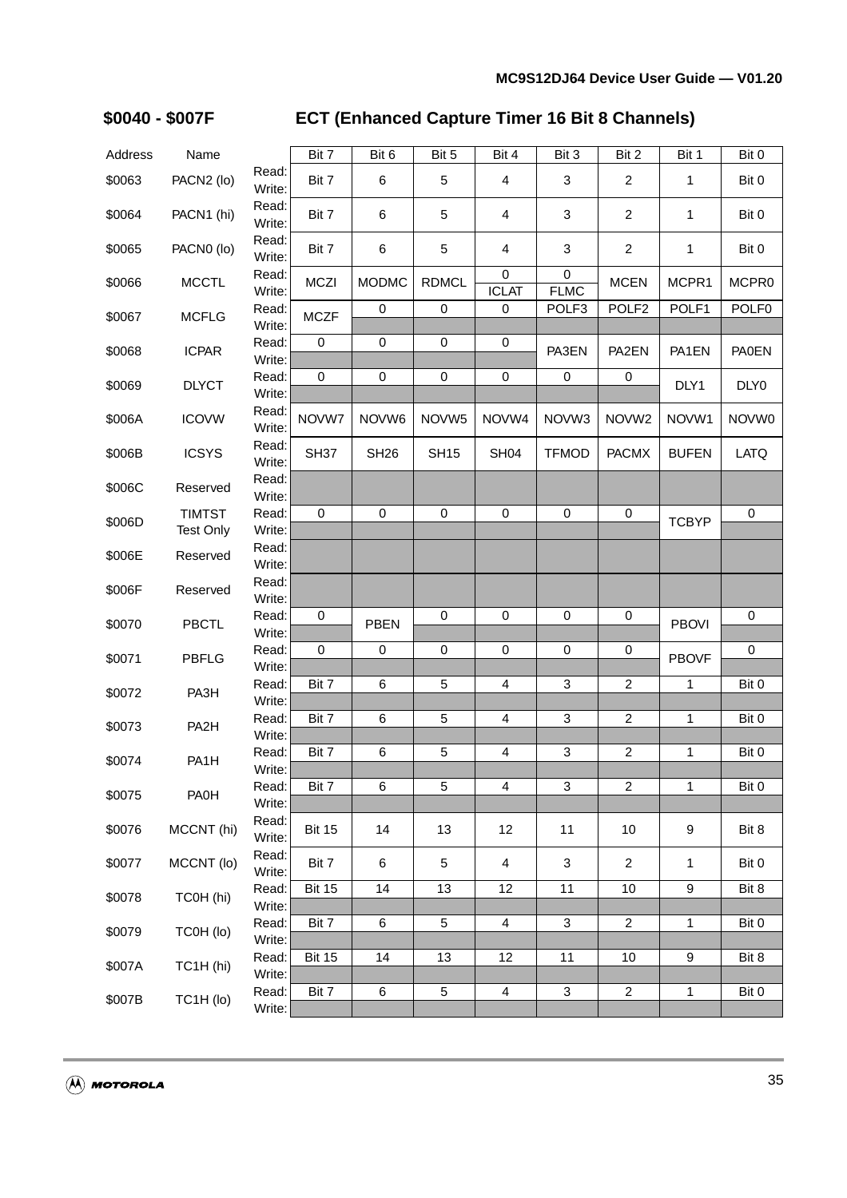## $0040 - $007F ECT (Enhanced Capture Timer 16 Bit 8 Channels)

| Address | Name | | Bit 7 | Bit 6 | Bit 5 | Bit 4 | Bit 3 | Bit 2 | Bit 1 | Bit 0 |
|---|---|---|---|---|---|---|---|---|---|---|
| $0063 | PACN2 (lo) | Read: | Bit 7 | 6 | 5 | 4 | 3 | 2 | 1 | Bit 0 |
| | | Write: | | | | | | | | |
| $0064 | PACN1 (hi) | Read: | Bit 7 | 6 | 5 | 4 | 3 | 2 | 1 | Bit 0 |
| | | Write: | | | | | | | | |
| $0065 | PACN0 (lo) | Read: | Bit 7 | 6 | 5 | 4 | 3 | 2 | 1 | Bit 0 |
| | | Write: | | | | | | | | |
| $0066 | MCCTL | Read: | MCZI | MODMC | RDMCL | 0 | 0 | MCEN | MCPR1 | MCPR0 |
| | | Write: | | | | ICLAT | FLMC | | | |
| $0067 | MCFLG | Read: | MCZF | 0 | 0 | 0 | POLF3 | POLF2 | POLF1 | POLF0 |
| | | Write: | | | | | | | | |
| $0068 | ICPAR | Read: | 0 | 0 | 0 | 0 | PA3EN | PA2EN | PA1EN | PA0EN |
| | | Write: | | | | | | | | |
| $0069 | DLYCT | Read: | 0 | 0 | 0 | 0 | 0 | 0 | DLY1 | DLY0 |
| | | Write: | | | | | | | | |
| $006A | ICOVW | Read: | NOVW7 | NOVW6 | NOVW5 | NOVW4 | NOVW3 | NOVW2 | NOVW1 | NOVW0 |
| | | Write: | | | | | | | | |
| $006B | ICSYS | Read: | SH37 | SH26 | SH15 | SH04 | TFMOD | PACMX | BUFEN | LATQ |
| | | Write: | | | | | | | | |
| $006C | Reserved | Read: | | | | | | | | |
| | | Write: | | | | | | | | |
| $006D | TIMTST Test Only | Read: | 0 | 0 | 0 | 0 | 0 | 0 | TCBYP | 0 |
| | | Write: | | | | | | | | |
| $006E | Reserved | Read: | | | | | | | | |
| | | Write: | | | | | | | | |
| $006F | Reserved | Read: | | | | | | | | |
| | | Write: | | | | | | | | |
| $0070 | PBCTL | Read: | 0 | PBEN | 0 | 0 | 0 | 0 | PBOVI | 0 |
| | | Write: | | | | | | | | |
| $0071 | PBFLG | Read: | 0 | 0 | 0 | 0 | 0 | 0 | PBOVF | 0 |
| | | Write: | | | | | | | | |
| $0072 | PA3H | Read: | Bit 7 | 6 | 5 | 4 | 3 | 2 | 1 | Bit 0 |
| | | Write: | | | | | | | | |
| $0073 | PA2H | Read: | Bit 7 | 6 | 5 | 4 | 3 | 2 | 1 | Bit 0 |
| | | Write: | | | | | | | | |
| $0074 | PA1H | Read: | Bit 7 | 6 | 5 | 4 | 3 | 2 | 1 | Bit 0 |
| | | Write: | | | | | | | | |
| $0075 | PA0H | Read: | Bit 7 | 6 | 5 | 4 | 3 | 2 | 1 | Bit 0 |
| | | Write: | | | | | | | | |
| $0076 | MCCNT (hi) | Read: | Bit 15 | 14 | 13 | 12 | 11 | 10 | 9 | Bit 8 |
| | | Write: | | | | | | | | |
| $0077 | MCCNT (lo) | Read: | Bit 7 | 6 | 5 | 4 | 3 | 2 | 1 | Bit 0 |
| | | Write: | | | | | | | | |
| $0078 | TC0H (hi) | Read: | Bit 15 | 14 | 13 | 12 | 11 | 10 | 9 | Bit 8 |
| | | Write: | | | | | | | | |
| $0079 | TC0H (lo) | Read: | Bit 7 | 6 | 5 | 4 | 3 | 2 | 1 | Bit 0 |
| | | Write: | | | | | | | | |
| $007A | TC1H (hi) | Read: | Bit 15 | 14 | 13 | 12 | 11 | 10 | 9 | Bit 8 |
| | | Write: | | | | | | | | |
| $007B | TC1H (lo) | Read: | Bit 7 | 6 | 5 | 4 | 3 | 2 | 1 | Bit 0 |
| | | Write: | | | | | | | | |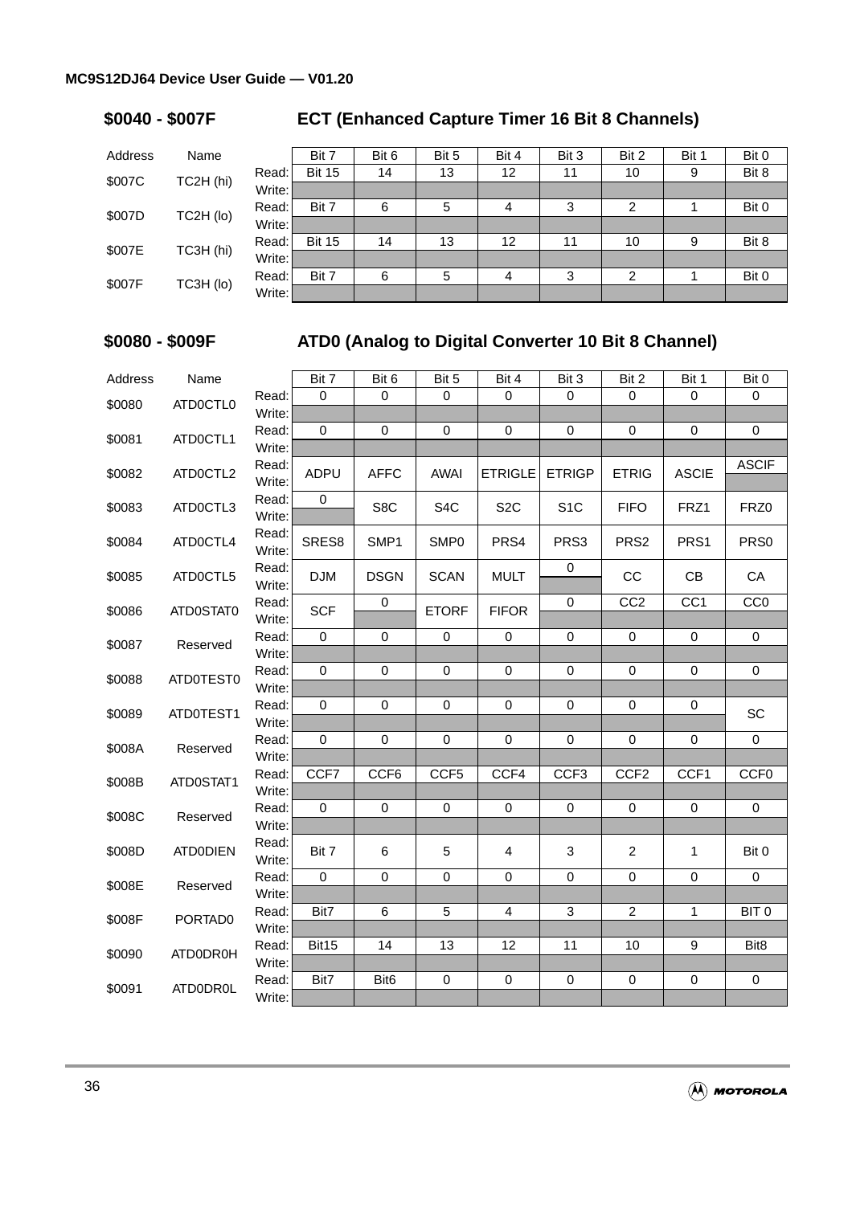## $0040 - $007F ECT (Enhanced Capture Timer 16 Bit 8 Channels)

| Address | Name | | Bit 7 | Bit 6 | Bit 5 | Bit 4 | Bit 3 | Bit 2 | Bit 1 | Bit 0 |
|---|---|---|---|---|---|---|---|---|---|---|
| $007C | TC2H (hi) | Read: | Bit 15 | 14 | 13 | 12 | 11 | 10 | 9 | Bit 8 |
| | | Write: | | | | | | | | |
| $007D | TC2H (lo) | Read: | Bit 7 | 6 | 5 | 4 | 3 | 2 | 1 | Bit 0 |
| | | Write: | | | | | | | | |
| $007E | TC3H (hi) | Read: | Bit 15 | 14 | 13 | 12 | 11 | 10 | 9 | Bit 8 |
| | | Write: | | | | | | | | |
| $007F | TC3H (lo) | Read: | Bit 7 | 6 | 5 | 4 | 3 | 2 | 1 | Bit 0 |
| | | Write: | | | | | | | | |

## $0080 - $009F ATD0 (Analog to Digital Converter 10 Bit 8 Channel)

| Address | Name | | Bit 7 | Bit 6 | Bit 5 | Bit 4 | Bit 3 | Bit 2 | Bit 1 | Bit 0 |
|---|---|---|---|---|---|---|---|---|---|---|
| $0080 | ATD0CTL0 | Read: | 0 | 0 | 0 | 0 | 0 | 0 | 0 | 0 |
| | | Write: | | | | | | | | |
| $0081 | ATD0CTL1 | Read: | 0 | 0 | 0 | 0 | 0 | 0 | 0 | 0 |
| | | Write: | | | | | | | | |
| $0082 | ATD0CTL2 | Read: | ADPU | AFFC | AWAI | ETRIGLE | ETRIGP | ETRIG | ASCIE | ASCIF |
| | | Write: | | | | | | | | |
| $0083 | ATD0CTL3 | Read: | 0 | S8C | S4C | S2C | S1C | FIFO | FRZ1 | FRZ0 |
| | | Write: | | | | | | | | |
| $0084 | ATD0CTL4 | Read: | SRES8 | SMP1 | SMP0 | PRS4 | PRS3 | PRS2 | PRS1 | PRS0 |
| | | Write: | | | | | | | | |
| $0085 | ATD0CTL5 | Read: | DJM | DSGN | SCAN | MULT | 0 | CC | CB | CA |
| | | Write: | | | | | | | | |
| $0086 | ATD0STAT0 | Read: | SCF | 0 | ETORF | FIFOR | 0 | CC2 | CC1 | CC0 |
| | | Write: | | | | | | | | |
| $0087 | Reserved | Read: | 0 | 0 | 0 | 0 | 0 | 0 | 0 | 0 |
| | | Write: | | | | | | | | |
| $0088 | ATD0TEST0 | Read: | 0 | 0 | 0 | 0 | 0 | 0 | 0 | 0 |
| | | Write: | | | | | | | | |
| $0089 | ATD0TEST1 | Read: | 0 | 0 | 0 | 0 | 0 | 0 | 0 | SC |
| | | Write: | | | | | | | | |
| $008A | Reserved | Read: | 0 | 0 | 0 | 0 | 0 | 0 | 0 | 0 |
| | | Write: | | | | | | | | |
| $008B | ATD0STAT1 | Read: | CCF7 | CCF6 | CCF5 | CCF4 | CCF3 | CCF2 | CCF1 | CCF0 |
| | | Write: | | | | | | | | |
| $008C | Reserved | Read: | 0 | 0 | 0 | 0 | 0 | 0 | 0 | 0 |
| | | Write: | | | | | | | | |
| $008D | ATD0DIEN | Read: | Bit 7 | 6 | 5 | 4 | 3 | 2 | 1 | Bit 0 |
| | | Write: | | | | | | | | |
| $008E | Reserved | Read: | 0 | 0 | 0 | 0 | 0 | 0 | 0 | 0 |
| | | Write: | | | | | | | | |
| $008F | PORTAD0 | Read: | Bit7 | 6 | 5 | 4 | 3 | 2 | 1 | BIT 0 |
| | | Write: | | | | | | | | |
| $0090 | ATD0DR0H | Read: | Bit15 | 14 | 13 | 12 | 11 | 10 | 9 | Bit8 |
| | | Write: | | | | | | | | |
| $0091 | ATD0DR0L | Read: | Bit7 | Bit6 | 0 | 0 | 0 | 0 | 0 | 0 |
| | | Write: | | | | | | | | |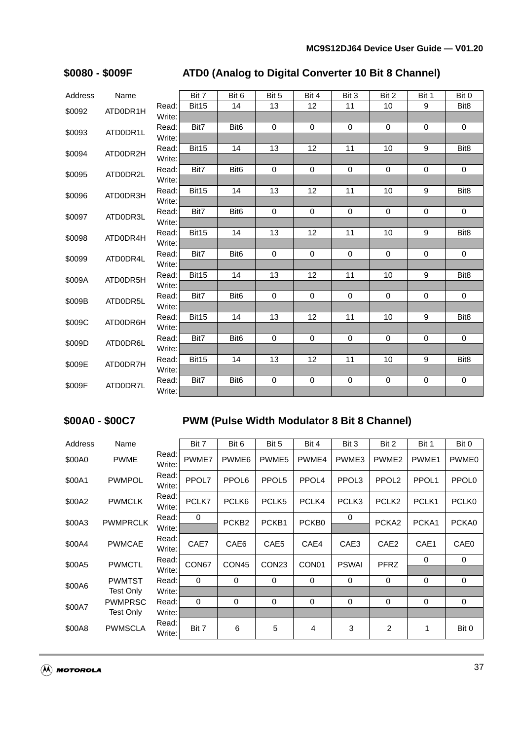## $0080 - $009F ATD0 (Analog to Digital Converter 10 Bit 8 Channel)

| Address | Name | | Bit 7 | Bit 6 | Bit 5 | Bit 4 | Bit 3 | Bit 2 | Bit 1 | Bit 0 |
|---|---|---|---|---|---|---|---|---|---|---|
| $0092 | ATD0DR1H | Read: | Bit15 | 14 | 13 | 12 | 11 | 10 | 9 | Bit8 |
| | | Write: | | | | | | | | |
| $0093 | ATD0DR1L | Read: | Bit7 | Bit6 | 0 | 0 | 0 | 0 | 0 | 0 |
| | | Write: | | | | | | | | |
| $0094 | ATD0DR2H | Read: | Bit15 | 14 | 13 | 12 | 11 | 10 | 9 | Bit8 |
| | | Write: | | | | | | | | |
| $0095 | ATD0DR2L | Read: | Bit7 | Bit6 | 0 | 0 | 0 | 0 | 0 | 0 |
| | | Write: | | | | | | | | |
| $0096 | ATD0DR3H | Read: | Bit15 | 14 | 13 | 12 | 11 | 10 | 9 | Bit8 |
| | | Write: | | | | | | | | |
| $0097 | ATD0DR3L | Read: | Bit7 | Bit6 | 0 | 0 | 0 | 0 | 0 | 0 |
| | | Write: | | | | | | | | |
| $0098 | ATD0DR4H | Read: | Bit15 | 14 | 13 | 12 | 11 | 10 | 9 | Bit8 |
| | | Write: | | | | | | | | |
| $0099 | ATD0DR4L | Read: | Bit7 | Bit6 | 0 | 0 | 0 | 0 | 0 | 0 |
| | | Write: | | | | | | | | |
| $009A | ATD0DR5H | Read: | Bit15 | 14 | 13 | 12 | 11 | 10 | 9 | Bit8 |
| | | Write: | | | | | | | | |
| $009B | ATD0DR5L | Read: | Bit7 | Bit6 | 0 | 0 | 0 | 0 | 0 | 0 |
| | | Write: | | | | | | | | |
| $009C | ATD0DR6H | Read: | Bit15 | 14 | 13 | 12 | 11 | 10 | 9 | Bit8 |
| | | Write: | | | | | | | | |
| $009D | ATD0DR6L | Read: | Bit7 | Bit6 | 0 | 0 | 0 | 0 | 0 | 0 |
| | | Write: | | | | | | | | |
| $009E | ATD0DR7H | Read: | Bit15 | 14 | 13 | 12 | 11 | 10 | 9 | Bit8 |
| | | Write: | | | | | | | | |
| $009F | ATD0DR7L | Read: | Bit7 | Bit6 | 0 | 0 | 0 | 0 | 0 | 0 |
| | | Write: | | | | | | | | |

## $00A0 - $00C7 PWM (Pulse Width Modulator 8 Bit 8 Channel)

| Address | Name | | Bit 7 | Bit 6 | Bit 5 | Bit 4 | Bit 3 | Bit 2 | Bit 1 | Bit 0 |
|---|---|---|---|---|---|---|---|---|---|---|
| $00A0 | PWME | Read:<br>Write: | PWME7 | PWME6 | PWME5 | PWME4 | PWME3 | PWME2 | PWME1 | PWME0 |
| $00A1 | PWMPOL | Read:<br>Write: | PPOL7 | PPOL6 | PPOL5 | PPOL4 | PPOL3 | PPOL2 | PPOL1 | PPOL0 |
| $00A2 | PWMCLK | Read:<br>Write: | PCLK7 | PCLK6 | PCLK5 | PCLK4 | PCLK3 | PCLK2 | PCLK1 | PCLK0 |
| $00A3 | PWMPRCLK | Read: | 0 | PCKB2 | PCKB1 | PCKB0 | 0 | PCKA2 | PCKA1 | PCKA0 |
| | | Write: | | | | | | | | |
| $00A4 | PWMCAE | Read:<br>Write: | CAE7 | CAE6 | CAE5 | CAE4 | CAE3 | CAE2 | CAE1 | CAE0 |
| $00A5 | PWMCTL | Read: | CON67 | CON45 | CON23 | CON01 | PSWAI | PFRZ | 0 | 0 |
| | | Write: | | | | | | | | |
| $00A6 | PWMTST<br>Test Only | Read: | 0 | 0 | 0 | 0 | 0 | 0 | 0 | 0 |
| | | Write: | | | | | | | | |
| $00A7 | PWMPRSC<br>Test Only | Read: | 0 | 0 | 0 | 0 | 0 | 0 | 0 | 0 |
| | | Write: | | | | | | | | |
| $00A8 | PWMSCLA | Read:<br>Write: | Bit 7 | 6 | 5 | 4 | 3 | 2 | 1 | Bit 0 |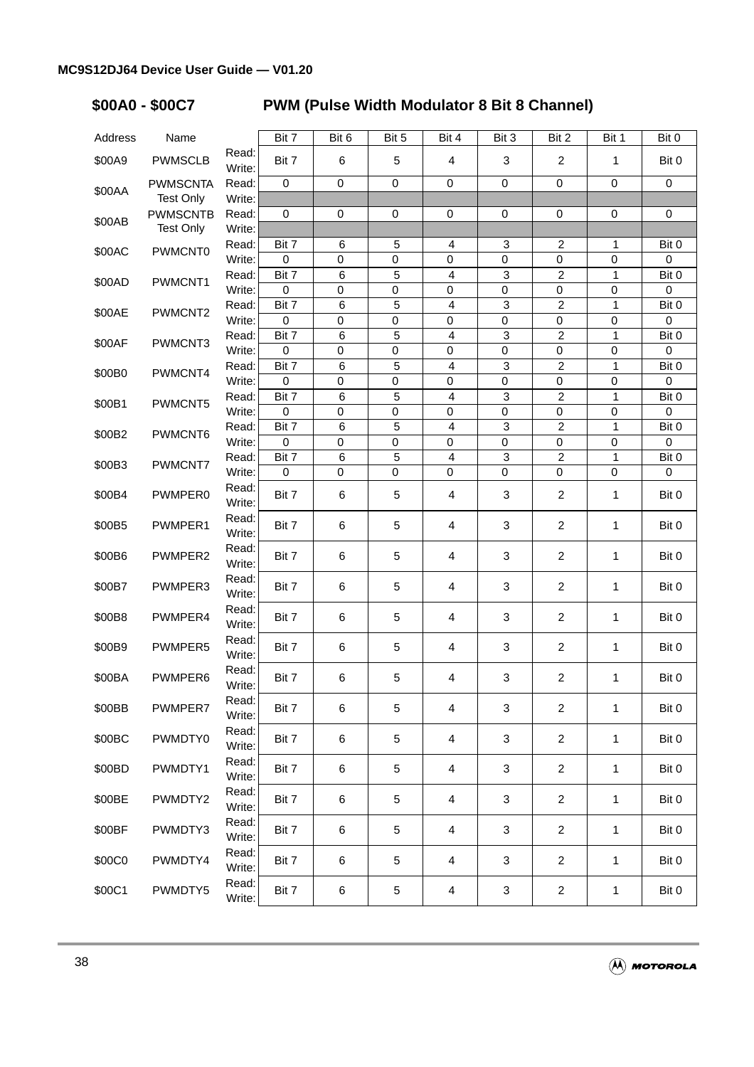## $00A0 - $00C7 PWM (Pulse Width Modulator 8 Bit 8 Channel)

| Address | Name | | Bit 7 | Bit 6 | Bit 5 | Bit 4 | Bit 3 | Bit 2 | Bit 1 | Bit 0 |
|---|---|---|---|---|---|---|---|---|---|---|
| $00A9 | PWMSCLB | Read: Write: | Bit 7 | 6 | 5 | 4 | 3 | 2 | 1 | Bit 0 |
| $00AA | PWMSCNTA Test Only | Read: | 0 | 0 | 0 | 0 | 0 | 0 | 0 | 0 |
| | | Write: | | | | | | | | |
| $00AB | PWMSCNTB Test Only | Read: | 0 | 0 | 0 | 0 | 0 | 0 | 0 | 0 |
| | | Write: | | | | | | | | |
| $00AC | PWMCNT0 | Read: | Bit 7 | 6 | 5 | 4 | 3 | 2 | 1 | Bit 0 |
| | | Write: | 0 | 0 | 0 | 0 | 0 | 0 | 0 | 0 |
| $00AD | PWMCNT1 | Read: | Bit 7 | 6 | 5 | 4 | 3 | 2 | 1 | Bit 0 |
| | | Write: | 0 | 0 | 0 | 0 | 0 | 0 | 0 | 0 |
| $00AE | PWMCNT2 | Read: | Bit 7 | 6 | 5 | 4 | 3 | 2 | 1 | Bit 0 |
| | | Write: | 0 | 0 | 0 | 0 | 0 | 0 | 0 | 0 |
| $00AF | PWMCNT3 | Read: | Bit 7 | 6 | 5 | 4 | 3 | 2 | 1 | Bit 0 |
| | | Write: | 0 | 0 | 0 | 0 | 0 | 0 | 0 | 0 |
| $00B0 | PWMCNT4 | Read: | Bit 7 | 6 | 5 | 4 | 3 | 2 | 1 | Bit 0 |
| | | Write: | 0 | 0 | 0 | 0 | 0 | 0 | 0 | 0 |
| $00B1 | PWMCNT5 | Read: | Bit 7 | 6 | 5 | 4 | 3 | 2 | 1 | Bit 0 |
| | | Write: | 0 | 0 | 0 | 0 | 0 | 0 | 0 | 0 |
| $00B2 | PWMCNT6 | Read: | Bit 7 | 6 | 5 | 4 | 3 | 2 | 1 | Bit 0 |
| | | Write: | 0 | 0 | 0 | 0 | 0 | 0 | 0 | 0 |
| $00B3 | PWMCNT7 | Read: | Bit 7 | 6 | 5 | 4 | 3 | 2 | 1 | Bit 0 |
| | | Write: | 0 | 0 | 0 | 0 | 0 | 0 | 0 | 0 |
| $00B4 | PWMPER0 | Read: Write: | Bit 7 | 6 | 5 | 4 | 3 | 2 | 1 | Bit 0 |
| $00B5 | PWMPER1 | Read: Write: | Bit 7 | 6 | 5 | 4 | 3 | 2 | 1 | Bit 0 |
| $00B6 | PWMPER2 | Read: Write: | Bit 7 | 6 | 5 | 4 | 3 | 2 | 1 | Bit 0 |
| $00B7 | PWMPER3 | Read: Write: | Bit 7 | 6 | 5 | 4 | 3 | 2 | 1 | Bit 0 |
| $00B8 | PWMPER4 | Read: Write: | Bit 7 | 6 | 5 | 4 | 3 | 2 | 1 | Bit 0 |
| $00B9 | PWMPER5 | Read: Write: | Bit 7 | 6 | 5 | 4 | 3 | 2 | 1 | Bit 0 |
| $00BA | PWMPER6 | Read: Write: | Bit 7 | 6 | 5 | 4 | 3 | 2 | 1 | Bit 0 |
| $00BB | PWMPER7 | Read: Write: | Bit 7 | 6 | 5 | 4 | 3 | 2 | 1 | Bit 0 |
| $00BC | PWMDTY0 | Read: Write: | Bit 7 | 6 | 5 | 4 | 3 | 2 | 1 | Bit 0 |
| $00BD | PWMDTY1 | Read: Write: | Bit 7 | 6 | 5 | 4 | 3 | 2 | 1 | Bit 0 |
| $00BE | PWMDTY2 | Read: Write: | Bit 7 | 6 | 5 | 4 | 3 | 2 | 1 | Bit 0 |
| $00BF | PWMDTY3 | Read: Write: | Bit 7 | 6 | 5 | 4 | 3 | 2 | 1 | Bit 0 |
| $00C0 | PWMDTY4 | Read: Write: | Bit 7 | 6 | 5 | 4 | 3 | 2 | 1 | Bit 0 |
| $00C1 | PWMDTY5 | Read: Write: | Bit 7 | 6 | 5 | 4 | 3 | 2 | 1 | Bit 0 |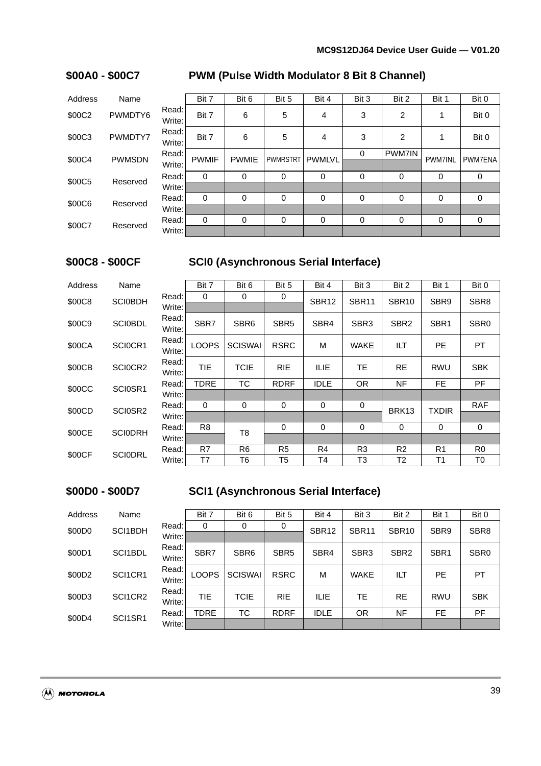## $00A0 - $00C7 PWM (Pulse Width Modulator 8 Bit 8 Channel)

| Address | Name | | Bit 7 | Bit 6 | Bit 5 | Bit 4 | Bit 3 | Bit 2 | Bit 1 | Bit 0 |
|---|---|---|---|---|---|---|---|---|---|---|
| $00C2 | PWMDTY6 | Read: | Bit 7 | 6 | 5 | 4 | 3 | 2 | 1 | Bit 0 |
| | | Write: | | | | | | | | |
| $00C3 | PWMDTY7 | Read: | Bit 7 | 6 | 5 | 4 | 3 | 2 | 1 | Bit 0 |
| | | Write: | | | | | | | | |
| $00C4 | PWMSDN | Read: | PWMIF | PWMIE | PWMRSTRT | PWMLVL | 0 | PWM7IN | PWM7INL | PWM7ENA |
| | | Write: | | | | | | | | |
| $00C5 | Reserved | Read: | 0 | 0 | 0 | 0 | 0 | 0 | 0 | 0 |
| | | Write: | | | | | | | | |
| $00C6 | Reserved | Read: | 0 | 0 | 0 | 0 | 0 | 0 | 0 | 0 |
| | | Write: | | | | | | | | |
| $00C7 | Reserved | Read: | 0 | 0 | 0 | 0 | 0 | 0 | 0 | 0 |
| | | Write: | | | | | | | | |

## $00C8 - $00CF SCI0 (Asynchronous Serial Interface)

| Address | Name | | Bit 7 | Bit 6 | Bit 5 | Bit 4 | Bit 3 | Bit 2 | Bit 1 | Bit 0 |
|---|---|---|---|---|---|---|---|---|---|---|
| $00C8 | SCI0BDH | Read: | 0 | 0 | 0 | SBR12 | SBR11 | SBR10 | SBR9 | SBR8 |
| | | Write: | | | | | | | | |
| $00C9 | SCI0BDL | Read: | SBR7 | SBR6 | SBR5 | SBR4 | SBR3 | SBR2 | SBR1 | SBR0 |
| | | Write: | | | | | | | | |
| $00CA | SCI0CR1 | Read: | LOOPS | SCISWAI | RSRC | M | WAKE | ILT | PE | PT |
| | | Write: | | | | | | | | |
| $00CB | SCI0CR2 | Read: | TIE | TCIE | RIE | ILIE | TE | RE | RWU | SBK |
| | | Write: | | | | | | | | |
| $00CC | SCI0SR1 | Read: | TDRE | TC | RDRF | IDLE | OR | NF | FE | PF |
| | | Write: | | | | | | | | |
| $00CD | SCI0SR2 | Read: | 0 | 0 | 0 | 0 | 0 | BRK13 | TXDIR | RAF |
| | | Write: | | | | | | | | |
| $00CE | SCI0DRH | Read: | R8 | T8 | 0 | 0 | 0 | 0 | 0 | 0 |
| | | Write: | | | | | | | | |
| $00CF | SCI0DRL | Read: | R7 | R6 | R5 | R4 | R3 | R2 | R1 | R0 |
| | | Write: | T7 | T6 | T5 | T4 | T3 | T2 | T1 | T0 |

## $00D0 - $00D7 SCI1 (Asynchronous Serial Interface)

| Address | Name | | Bit 7 | Bit 6 | Bit 5 | Bit 4 | Bit 3 | Bit 2 | Bit 1 | Bit 0 |
|---|---|---|---|---|---|---|---|---|---|---|
| $00D0 | SCI1BDH | Read: | 0 | 0 | 0 | SBR12 | SBR11 | SBR10 | SBR9 | SBR8 |
| | | Write: | | | | | | | | |
| $00D1 | SCI1BDL | Read: | SBR7 | SBR6 | SBR5 | SBR4 | SBR3 | SBR2 | SBR1 | SBR0 |
| | | Write: | | | | | | | | |
| $00D2 | SCI1CR1 | Read: | LOOPS | SCISWAI | RSRC | M | WAKE | ILT | PE | PT |
| | | Write: | | | | | | | | |
| $00D3 | SCI1CR2 | Read: | TIE | TCIE | RIE | ILIE | TE | RE | RWU | SBK |
| | | Write: | | | | | | | | |
| $00D4 | SCI1SR1 | Read: | TDRE | TC | RDRF | IDLE | OR | NF | FE | PF |
| | | Write: | | | | | | | | |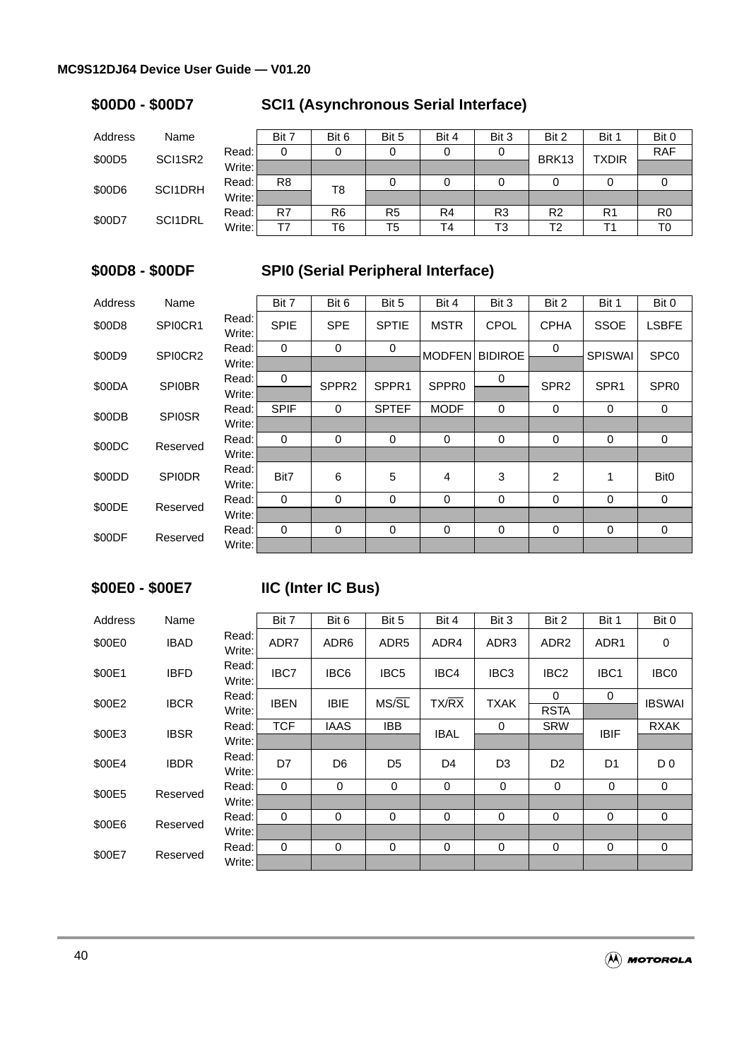## $00D0 - $00D7 SCI1 (Asynchronous Serial Interface)

| Address | Name | | Bit 7 | Bit 6 | Bit 5 | Bit 4 | Bit 3 | Bit 2 | Bit 1 | Bit 0 |
|---|---|---|---|---|---|---|---|---|---|---|
| $00D5 | SCI1SR2 | Read: | 0 | 0 | 0 | 0 | 0 | BRK13 | TXDIR | RAF |
| | | Write: | | | | | | | | |
| $00D6 | SCI1DRH | Read: | R8 | T8 | 0 | 0 | 0 | 0 | 0 | 0 |
| | | Write: | | | | | | | | |
| $00D7 | SCI1DRL | Read: | R7 | R6 | R5 | R4 | R3 | R2 | R1 | R0 |
| | | Write: | T7 | T6 | T5 | T4 | T3 | T2 | T1 | T0 |

## $00D8 - $00DF SPI0 (Serial Peripheral Interface)

| Address | Name | | Bit 7 | Bit 6 | Bit 5 | Bit 4 | Bit 3 | Bit 2 | Bit 1 | Bit 0 |
|---|---|---|---|---|---|---|---|---|---|---|
| $00D8 | SPI0CR1 | Read:<br>Write: | SPIE | SPE | SPTIE | MSTR | CPOL | CPHA | SSOE | LSBFE |
| $00D9 | SPI0CR2 | Read: | 0 | 0 | 0 | MODFEN | BIDIROE | 0 | SPISWAI | SPC0 |
| | | Write: | | | | | | | | |
| $00DA | SPI0BR | Read: | 0 | SPPR2 | SPPR1 | SPPR0 | 0 | SPR2 | SPR1 | SPR0 |
| | | Write: | | | | | | | | |
| $00DB | SPI0SR | Read: | SPIF | 0 | SPTEF | MODF | 0 | 0 | 0 | 0 |
| | | Write: | | | | | | | | |
| $00DC | Reserved | Read: | 0 | 0 | 0 | 0 | 0 | 0 | 0 | 0 |
| | | Write: | | | | | | | | |
| $00DD | SPI0DR | Read:<br>Write: | Bit7 | 6 | 5 | 4 | 3 | 2 | 1 | Bit0 |
| $00DE | Reserved | Read: | 0 | 0 | 0 | 0 | 0 | 0 | 0 | 0 |
| | | Write: | | | | | | | | |
| $00DF | Reserved | Read: | 0 | 0 | 0 | 0 | 0 | 0 | 0 | 0 |
| | | Write: | | | | | | | | |

## $00E0 - $00E7 IIC (Inter IC Bus)

| Address | Name | | Bit 7 | Bit 6 | Bit 5 | Bit 4 | Bit 3 | Bit 2 | Bit 1 | Bit 0 |
|---|---|---|---|---|---|---|---|---|---|---|
| $00E0 | IBAD | Read:<br>Write: | ADR7 | ADR6 | ADR5 | ADR4 | ADR3 | ADR2 | ADR1 | 0 |
| $00E1 | IBFD | Read:<br>Write: | IBC7 | IBC6 | IBC5 | IBC4 | IBC3 | IBC2 | IBC1 | IBC0 |
| $00E2 | IBCR | Read: | IBEN | IBIE | MS/$\overline{SL}$ | TX/$\overline{RX}$ | TXAK | 0 | 0 | IBSWAI |
| | | Write: | | | | | | RSTA | | |
| $00E3 | IBSR | Read: | TCF | IAAS | IBB | IBAL | 0 | SRW | IBIF | RXAK |
| | | Write: | | | | | | | | |
| $00E4 | IBDR | Read:<br>Write: | D7 | D6 | D5 | D4 | D3 | D2 | D1 | D 0 |
| $00E5 | Reserved | Read: | 0 | 0 | 0 | 0 | 0 | 0 | 0 | 0 |
| | | Write: | | | | | | | | |
| $00E6 | Reserved | Read: | 0 | 0 | 0 | 0 | 0 | 0 | 0 | 0 |
| | | Write: | | | | | | | | |
| $00E7 | Reserved | Read: | 0 | 0 | 0 | 0 | 0 | 0 | 0 | 0 |
| | | Write: | | | | | | | | |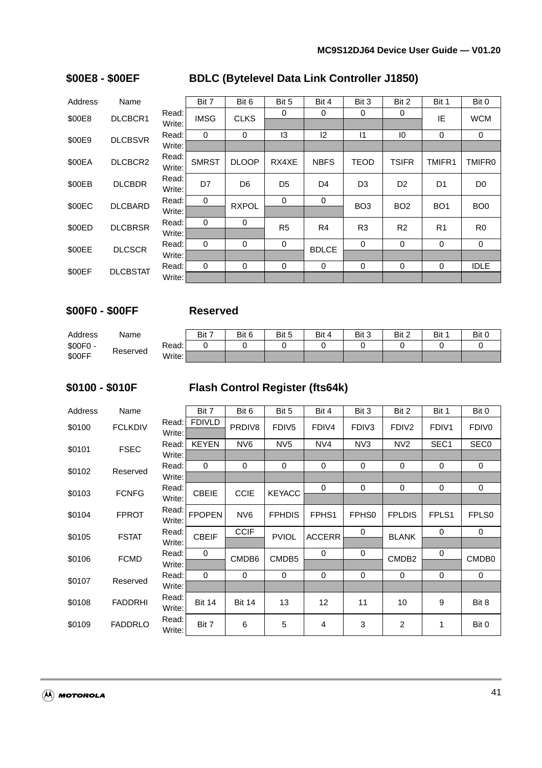## $00E8 - $00EF BDLC (Bytelevel Data Link Controller J1850)

| Address | Name | | Bit 7 | Bit 6 | Bit 5 | Bit 4 | Bit 3 | Bit 2 | Bit 1 | Bit 0 |
|---|---|---|---|---|---|---|---|---|---|---|
| $00E8 | DLCBCR1 | Read: | IMSG | CLKS | 0 | 0 | 0 | 0 | IE | WCM |
| | | Write: | | | | | | | | |
| $00E9 | DLCBSVR | Read: | 0 | 0 | I3 | I2 | I1 | I0 | 0 | 0 |
| | | Write: | | | | | | | | |
| $00EA | DLCBCR2 | Read: | SMRST | DLOOP | RX4XE | NBFS | TEOD | TSIFR | TMIFR1 | TMIFR0 |
| | | Write: | | | | | | | | |
| $00EB | DLCBDR | Read: | D7 | D6 | D5 | D4 | D3 | D2 | D1 | D0 |
| | | Write: | | | | | | | | |
| $00EC | DLCBARD | Read: | 0 | RXPOL | 0 | 0 | BO3 | BO2 | BO1 | BO0 |
| | | Write: | | | | | | | | |
| $00ED | DLCBRSR | Read: | 0 | 0 | R5 | R4 | R3 | R2 | R1 | R0 |
| | | Write: | | | | | | | | |
| $00EE | DLCSCR | Read: | 0 | 0 | 0 | BDLCE | 0 | 0 | 0 | 0 |
| | | Write: | | | | | | | | |
| $00EF | DLCBSTAT | Read: | 0 | 0 | 0 | 0 | 0 | 0 | 0 | IDLE |
| | | Write: | | | | | | | | |

## $00F0 - $00FF Reserved

| Address | Name | | Bit 7 | Bit 6 | Bit 5 | Bit 4 | Bit 3 | Bit 2 | Bit 1 | Bit 0 |
|---|---|---|---|---|---|---|---|---|---|---|
| $00F0 - $00FF | Reserved | Read: | 0 | 0 | 0 | 0 | 0 | 0 | 0 | 0 |
| | | Write: | | | | | | | | |

## $0100 - $010F Flash Control Register (fts64k)

| Address | Name | | Bit 7 | Bit 6 | Bit 5 | Bit 4 | Bit 3 | Bit 2 | Bit 1 | Bit 0 |
|---|---|---|---|---|---|---|---|---|---|---|
| $0100 | FCLKDIV | Read: | FDIVLD | PRDIV8 | FDIV5 | FDIV4 | FDIV3 | FDIV2 | FDIV1 | FDIV0 |
| | | Write: | | | | | | | | |
| $0101 | FSEC | Read: | KEYEN | NV6 | NV5 | NV4 | NV3 | NV2 | SEC1 | SEC0 |
| | | Write: | | | | | | | | |
| $0102 | Reserved | Read: | 0 | 0 | 0 | 0 | 0 | 0 | 0 | 0 |
| | | Write: | | | | | | | | |
| $0103 | FCNFG | Read: | CBEIE | CCIE | KEYACC | 0 | 0 | 0 | 0 | 0 |
| | | Write: | | | | | | | | |
| $0104 | FPROT | Read: | FPOPEN | NV6 | FPHDIS | FPHS1 | FPHS0 | FPLDIS | FPLS1 | FPLS0 |
| | | Write: | | | | | | | | |
| $0105 | FSTAT | Read: | CBEIF | CCIF | PVIOL | ACCERR | 0 | BLANK | 0 | 0 |
| | | Write: | | | | | | | | |
| $0106 | FCMD | Read: | 0 | CMDB6 | CMDB5 | 0 | 0 | CMDB2 | 0 | CMDB0 |
| | | Write: | | | | | | | | |
| $0107 | Reserved | Read: | 0 | 0 | 0 | 0 | 0 | 0 | 0 | 0 |
| | | Write: | | | | | | | | |
| $0108 | FADDRHI | Read: | Bit 14 | Bit 14 | 13 | 12 | 11 | 10 | 9 | Bit 8 |
| | | Write: | | | | | | | | |
| $0109 | FADDRLO | Read: | Bit 7 | 6 | 5 | 4 | 3 | 2 | 1 | Bit 0 |
| | | Write: | | | | | | | | |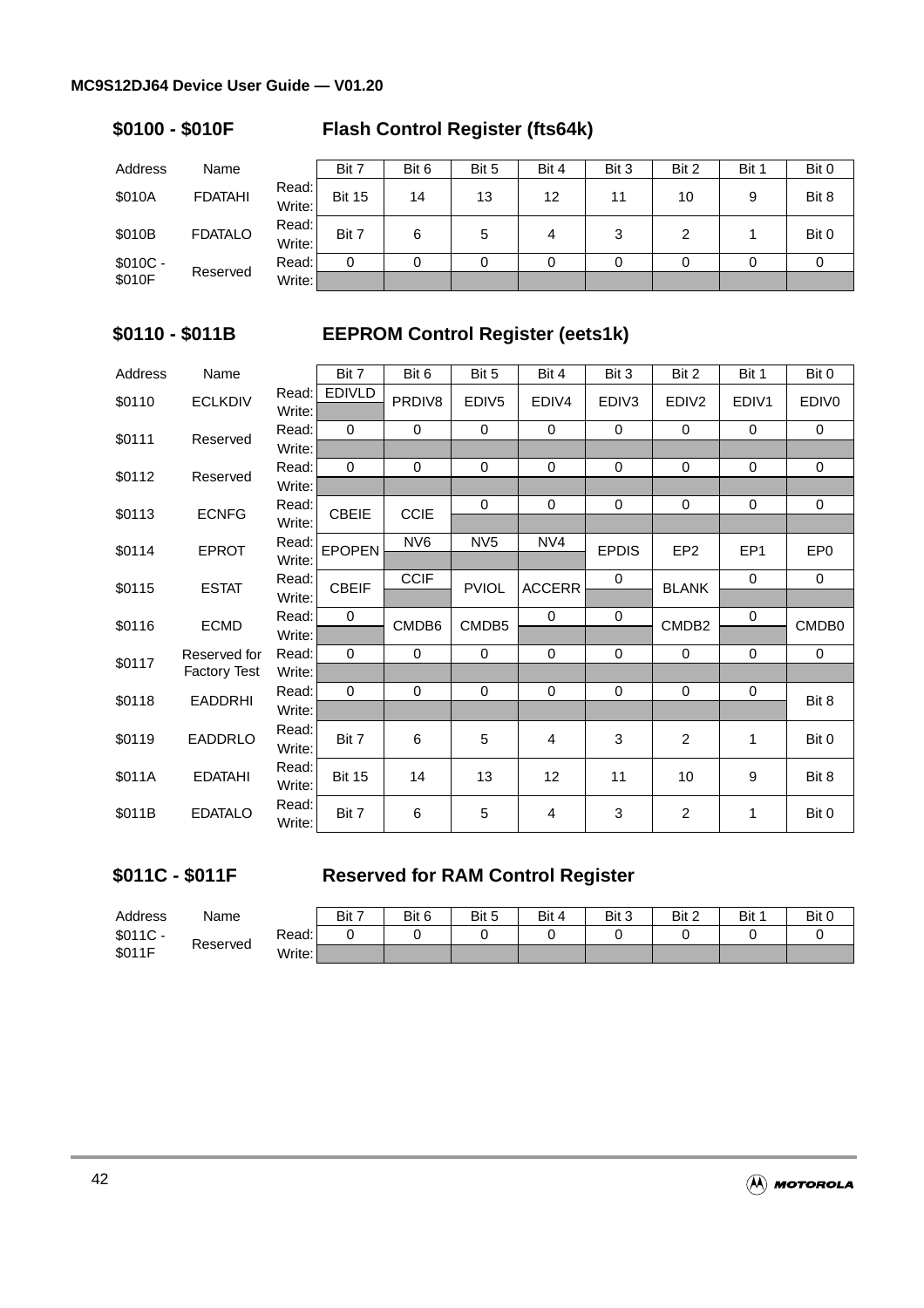## $0100 - $010F Flash Control Register (fts64k)

| Address | Name | | Bit 7 | Bit 6 | Bit 5 | Bit 4 | Bit 3 | Bit 2 | Bit 1 | Bit 0 |
|---|---|---|---|---|---|---|---|---|---|---|
| $010A | FDATAHI | Read:<br>Write: | Bit 15 | 14 | 13 | 12 | 11 | 10 | 9 | Bit 8 |
| $010B | FDATALO | Read:<br>Write: | Bit 7 | 6 | 5 | 4 | 3 | 2 | 1 | Bit 0 |
| $010C - $010F | Reserved | Read: | 0 | 0 | 0 | 0 | 0 | 0 | 0 | 0 |
| | | Write: | | | | | | | | |

## $0110 - $011B EEPROM Control Register (eets1k)

| Address | Name | | Bit 7 | Bit 6 | Bit 5 | Bit 4 | Bit 3 | Bit 2 | Bit 1 | Bit 0 |
|---|---|---|---|---|---|---|---|---|---|---|
| $0110 | ECLKDIV | Read: | EDIVLD | PRDIV8 | EDIV5 | EDIV4 | EDIV3 | EDIV2 | EDIV1 | EDIV0 |
| | | Write: | | | | | | | | |
| $0111 | Reserved | Read: | 0 | 0 | 0 | 0 | 0 | 0 | 0 | 0 |
| | | Write: | | | | | | | | |
| $0112 | Reserved | Read: | 0 | 0 | 0 | 0 | 0 | 0 | 0 | 0 |
| | | Write: | | | | | | | | |
| $0113 | ECNFG | Read: | CBEIE | CCIE | 0 | 0 | 0 | 0 | 0 | 0 |
| | | Write: | | | | | | | | |
| $0114 | EPROT | Read: | EPOPEN | NV6 | NV5 | NV4 | EPDIS | EP2 | EP1 | EP0 |
| | | Write: | | | | | | | | |
| $0115 | ESTAT | Read: | CBEIF | CCIF | PVIOL | ACCERR | 0 | BLANK | 0 | 0 |
| | | Write: | | | | | | | | |
| $0116 | ECMD | Read: | 0 | CMDB6 | CMDB5 | 0 | 0 | CMDB2 | 0 | CMDB0 |
| | | Write: | | | | | | | | |
| $0117 | Reserved for Factory Test | Read: | 0 | 0 | 0 | 0 | 0 | 0 | 0 | 0 |
| | | Write: | | | | | | | | |
| $0118 | EADDRHI | Read: | 0 | 0 | 0 | 0 | 0 | 0 | 0 | Bit 8 |
| | | Write: | | | | | | | | |
| $0119 | EADDRLO | Read:<br>Write: | Bit 7 | 6 | 5 | 4 | 3 | 2 | 1 | Bit 0 |
| $011A | EDATAHI | Read:<br>Write: | Bit 15 | 14 | 13 | 12 | 11 | 10 | 9 | Bit 8 |
| $011B | EDATALO | Read:<br>Write: | Bit 7 | 6 | 5 | 4 | 3 | 2 | 1 | Bit 0 |

## $011C - $011F Reserved for RAM Control Register

| Address | Name | | Bit 7 | Bit 6 | Bit 5 | Bit 4 | Bit 3 | Bit 2 | Bit 1 | Bit 0 |
|---|---|---|---|---|---|---|---|---|---|---|
| $011C - $011F | Reserved | Read: | 0 | 0 | 0 | 0 | 0 | 0 | 0 | 0 |
| | | Write: | | | | | | | | |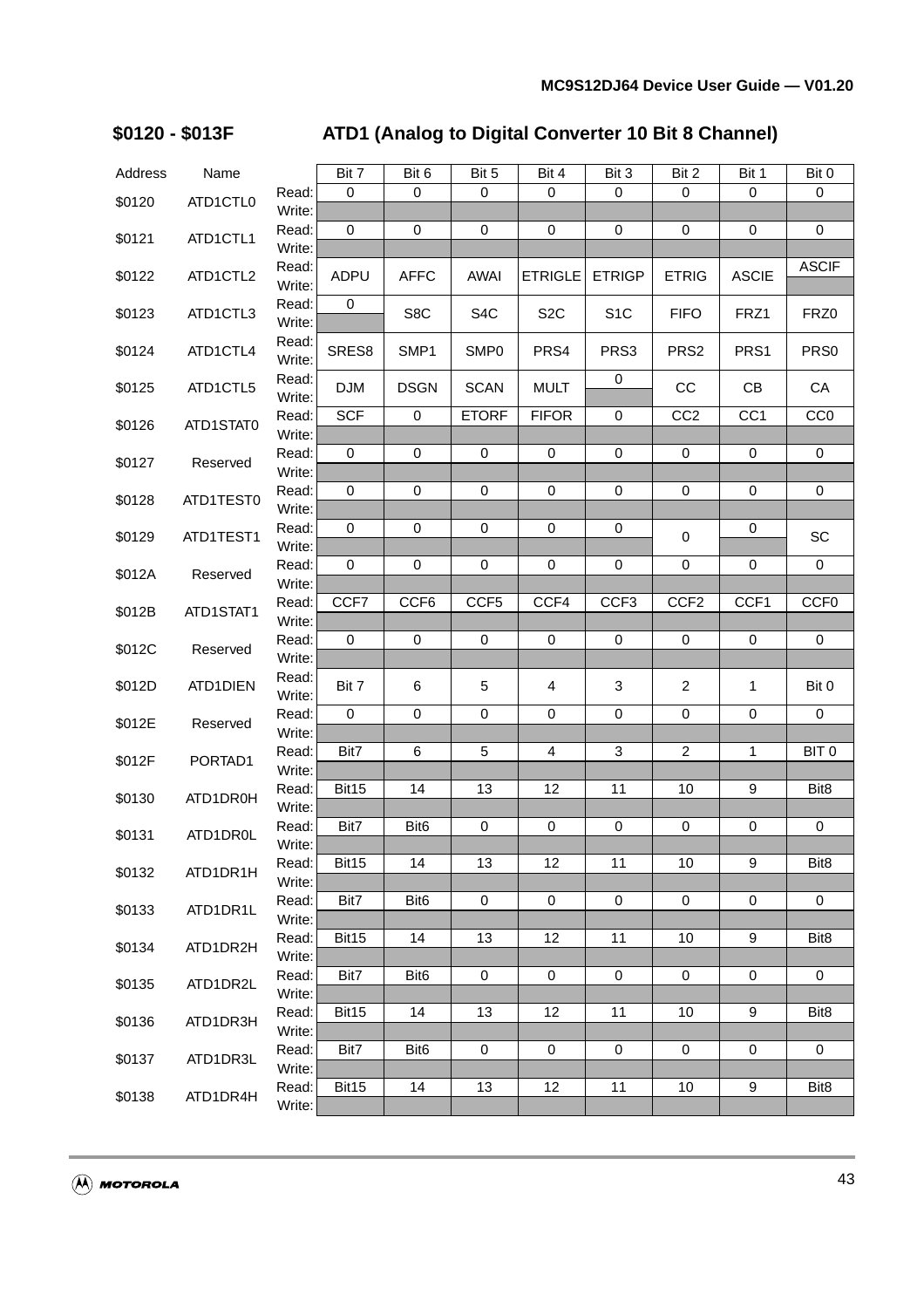## $0120 - $013F ATD1 (Analog to Digital Converter 10 Bit 8 Channel)

| Address | Name | | Bit 7 | Bit 6 | Bit 5 | Bit 4 | Bit 3 | Bit 2 | Bit 1 | Bit 0 |
|---|---|---|---|---|---|---|---|---|---|---|
| $0120 | ATD1CTL0 | Read: | 0 | 0 | 0 | 0 | 0 | 0 | 0 | 0 |
| | | Write: | | | | | | | | |
| $0121 | ATD1CTL1 | Read: | 0 | 0 | 0 | 0 | 0 | 0 | 0 | 0 |
| | | Write: | | | | | | | | |
| $0122 | ATD1CTL2 | Read: | ADPU | AFFC | AWAI | ETRIGLE | ETRIGP | ETRIG | ASCIE | ASCIF |
| | | Write: | | | | | | | | |
| $0123 | ATD1CTL3 | Read: | 0 | S8C | S4C | S2C | S1C | FIFO | FRZ1 | FRZ0 |
| | | Write: | | | | | | | | |
| $0124 | ATD1CTL4 | Read: | SRES8 | SMP1 | SMP0 | PRS4 | PRS3 | PRS2 | PRS1 | PRS0 |
| | | Write: | | | | | | | | |
| $0125 | ATD1CTL5 | Read: | DJM | DSGN | SCAN | MULT | 0 | CC | CB | CA |
| | | Write: | | | | | | | | |
| $0126 | ATD1STAT0 | Read: | SCF | 0 | ETORF | FIFOR | 0 | CC2 | CC1 | CC0 |
| | | Write: | | | | | | | | |
| $0127 | Reserved | Read: | 0 | 0 | 0 | 0 | 0 | 0 | 0 | 0 |
| | | Write: | | | | | | | | |
| $0128 | ATD1TEST0 | Read: | 0 | 0 | 0 | 0 | 0 | 0 | 0 | 0 |
| | | Write: | | | | | | | | |
| $0129 | ATD1TEST1 | Read: | 0 | 0 | 0 | 0 | 0 | 0 | 0 | SC |
| | | Write: | | | | | | | | |
| $012A | Reserved | Read: | 0 | 0 | 0 | 0 | 0 | 0 | 0 | 0 |
| | | Write: | | | | | | | | |
| $012B | ATD1STAT1 | Read: | CCF7 | CCF6 | CCF5 | CCF4 | CCF3 | CCF2 | CCF1 | CCF0 |
| | | Write: | | | | | | | | |
| $012C | Reserved | Read: | 0 | 0 | 0 | 0 | 0 | 0 | 0 | 0 |
| | | Write: | | | | | | | | |
| $012D | ATD1DIEN | Read: | Bit 7 | 6 | 5 | 4 | 3 | 2 | 1 | Bit 0 |
| | | Write: | | | | | | | | |
| $012E | Reserved | Read: | 0 | 0 | 0 | 0 | 0 | 0 | 0 | 0 |
| | | Write: | | | | | | | | |
| $012F | PORTAD1 | Read: | Bit7 | 6 | 5 | 4 | 3 | 2 | 1 | BIT 0 |
| | | Write: | | | | | | | | |
| $0130 | ATD1DR0H | Read: | Bit15 | 14 | 13 | 12 | 11 | 10 | 9 | Bit8 |
| | | Write: | | | | | | | | |
| $0131 | ATD1DR0L | Read: | Bit7 | Bit6 | 0 | 0 | 0 | 0 | 0 | 0 |
| | | Write: | | | | | | | | |
| $0132 | ATD1DR1H | Read: | Bit15 | 14 | 13 | 12 | 11 | 10 | 9 | Bit8 |
| | | Write: | | | | | | | | |
| $0133 | ATD1DR1L | Read: | Bit7 | Bit6 | 0 | 0 | 0 | 0 | 0 | 0 |
| | | Write: | | | | | | | | |
| $0134 | ATD1DR2H | Read: | Bit15 | 14 | 13 | 12 | 11 | 10 | 9 | Bit8 |
| | | Write: | | | | | | | | |
| $0135 | ATD1DR2L | Read: | Bit7 | Bit6 | 0 | 0 | 0 | 0 | 0 | 0 |
| | | Write: | | | | | | | | |
| $0136 | ATD1DR3H | Read: | Bit15 | 14 | 13 | 12 | 11 | 10 | 9 | Bit8 |
| | | Write: | | | | | | | | |
| $0137 | ATD1DR3L | Read: | Bit7 | Bit6 | 0 | 0 | 0 | 0 | 0 | 0 |
| | | Write: | | | | | | | | |
| $0138 | ATD1DR4H | Read: | Bit15 | 14 | 13 | 12 | 11 | 10 | 9 | Bit8 |
| | | Write: | | | | | | | | |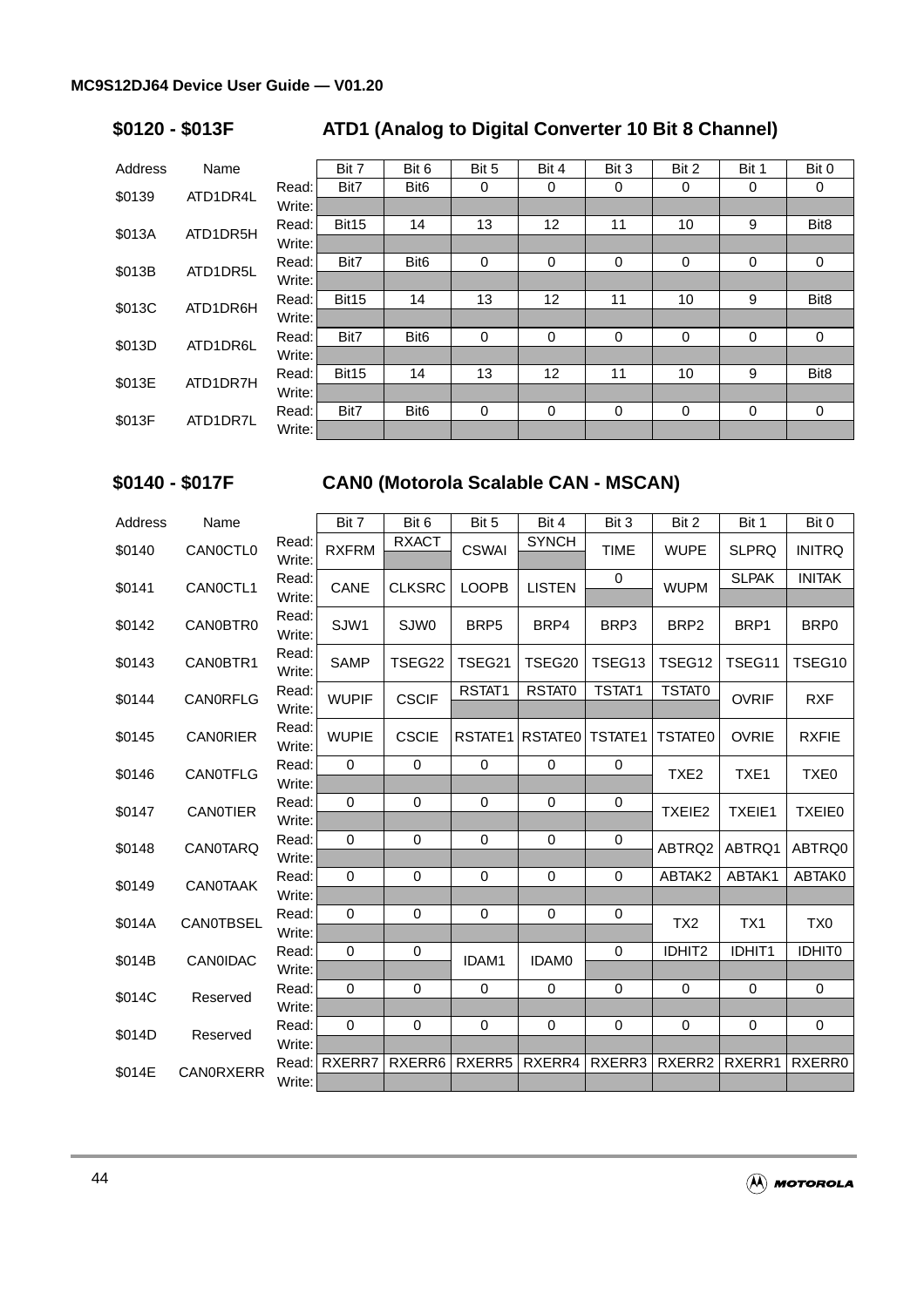## $0120 - $013F ATD1 (Analog to Digital Converter 10 Bit 8 Channel)

| Address | Name | | Bit 7 | Bit 6 | Bit 5 | Bit 4 | Bit 3 | Bit 2 | Bit 1 | Bit 0 |
|---|---|---|---|---|---|---|---|---|---|---|
| $0139 | ATD1DR4L | Read: | Bit7 | Bit6 | 0 | 0 | 0 | 0 | 0 | 0 |
| | | Write: | | | | | | | | |
| $013A | ATD1DR5H | Read: | Bit15 | 14 | 13 | 12 | 11 | 10 | 9 | Bit8 |
| | | Write: | | | | | | | | |
| $013B | ATD1DR5L | Read: | Bit7 | Bit6 | 0 | 0 | 0 | 0 | 0 | 0 |
| | | Write: | | | | | | | | |
| $013C | ATD1DR6H | Read: | Bit15 | 14 | 13 | 12 | 11 | 10 | 9 | Bit8 |
| | | Write: | | | | | | | | |
| $013D | ATD1DR6L | Read: | Bit7 | Bit6 | 0 | 0 | 0 | 0 | 0 | 0 |
| | | Write: | | | | | | | | |
| $013E | ATD1DR7H | Read: | Bit15 | 14 | 13 | 12 | 11 | 10 | 9 | Bit8 |
| | | Write: | | | | | | | | |
| $013F | ATD1DR7L | Read: | Bit7 | Bit6 | 0 | 0 | 0 | 0 | 0 | 0 |
| | | Write: | | | | | | | | |

## $0140 - $017F CAN0 (Motorola Scalable CAN - MSCAN)

| Address | Name | | Bit 7 | Bit 6 | Bit 5 | Bit 4 | Bit 3 | Bit 2 | Bit 1 | Bit 0 |
|---|---|---|---|---|---|---|---|---|---|---|
| $0140 | CAN0CTL0 | Read: | RXFRM | RXACT | CSWAI | SYNCH | TIME | WUPE | SLPRQ | INITRQ |
| | | Write: | | | | | | | | |
| $0141 | CAN0CTL1 | Read: | CANE | CLKSRC | LOOPB | LISTEN | 0 | WUPM | SLPAK | INITAK |
| | | Write: | | | | | | | | |
| $0142 | CAN0BTR0 | Read: | SJW1 | SJW0 | BRP5 | BRP4 | BRP3 | BRP2 | BRP1 | BRP0 |
| | | Write: | | | | | | | | |
| $0143 | CAN0BTR1 | Read: | SAMP | TSEG22 | TSEG21 | TSEG20 | TSEG13 | TSEG12 | TSEG11 | TSEG10 |
| | | Write: | | | | | | | | |
| $0144 | CAN0RFLG | Read: | WUPIF | CSCIF | RSTAT1 | RSTAT0 | TSTAT1 | TSTAT0 | OVRIF | RXF |
| | | Write: | | | | | | | | |
| $0145 | CAN0RIER | Read: | WUPIE | CSCIE | RSTATE1 | RSTATE0 | TSTATE1 | TSTATE0 | OVRIE | RXFIE |
| | | Write: | | | | | | | | |
| $0146 | CAN0TFLG | Read: | 0 | 0 | 0 | 0 | 0 | TXE2 | TXE1 | TXE0 |
| | | Write: | | | | | | | | |
| $0147 | CAN0TIER | Read: | 0 | 0 | 0 | 0 | 0 | TXEIE2 | TXEIE1 | TXEIE0 |
| | | Write: | | | | | | | | |
| $0148 | CAN0TARQ | Read: | 0 | 0 | 0 | 0 | 0 | ABTRQ2 | ABTRQ1 | ABTRQ0 |
| | | Write: | | | | | | | | |
| $0149 | CAN0TAAK | Read: | 0 | 0 | 0 | 0 | 0 | ABTAK2 | ABTAK1 | ABTAK0 |
| | | Write: | | | | | | | | |
| $014A | CAN0TBSEL | Read: | 0 | 0 | 0 | 0 | 0 | TX2 | TX1 | TX0 |
| | | Write: | | | | | | | | |
| $014B | CAN0IDAC | Read: | 0 | 0 | IDAM1 | IDAM0 | 0 | IDHIT2 | IDHIT1 | IDHIT0 |
| | | Write: | | | | | | | | |
| $014C | Reserved | Read: | 0 | 0 | 0 | 0 | 0 | 0 | 0 | 0 |
| | | Write: | | | | | | | | |
| $014D | Reserved | Read: | 0 | 0 | 0 | 0 | 0 | 0 | 0 | 0 |
| | | Write: | | | | | | | | |
| $014E | CAN0RXERR | Read: | RXERR7 | RXERR6 | RXERR5 | RXERR4 | RXERR3 | RXERR2 | RXERR1 | RXERR0 |
| | | Write: | | | | | | | | |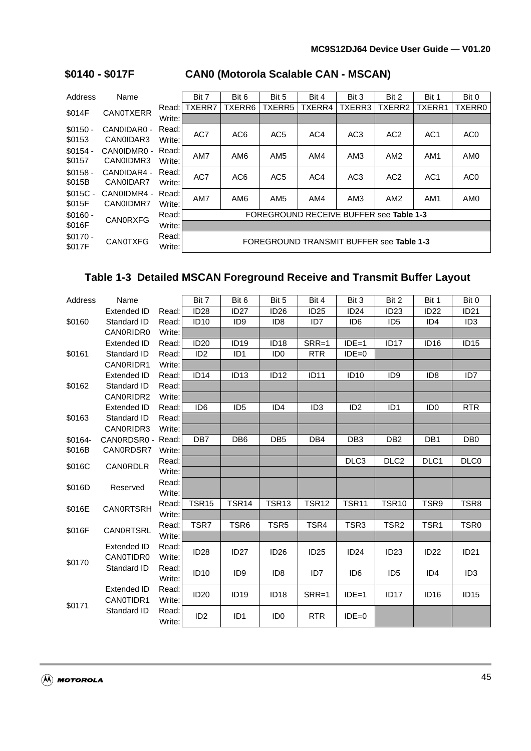## $0140 - $017F CAN0 (Motorola Scalable CAN - MSCAN)

| Address | Name | | Bit 7 | Bit 6 | Bit 5 | Bit 4 | Bit 3 | Bit 2 | Bit 1 | Bit 0 |
|---|---|---|---|---|---|---|---|---|---|---|
| $014F | CAN0TXERR | Read: | TXERR7 | TXERR6 | TXERR5 | TXERR4 | TXERR3 | TXERR2 | TXERR1 | TXERR0 |
| | | Write: | | | | | | | | |
| $0150 - $0153 | CAN0IDAR0 - CAN0IDAR3 | Read: Write: | AC7 | AC6 | AC5 | AC4 | AC3 | AC2 | AC1 | AC0 |
| $0154 - $0157 | CAN0IDMR0 - CAN0IDMR3 | Read: Write: | AM7 | AM6 | AM5 | AM4 | AM3 | AM2 | AM1 | AM0 |
| $0158 - $015B | CAN0IDAR4 - CAN0IDAR7 | Read: Write: | AC7 | AC6 | AC5 | AC4 | AC3 | AC2 | AC1 | AC0 |
| $015C - $015F | CAN0IDMR4 - CAN0IDMR7 | Read: Write: | AM7 | AM6 | AM5 | AM4 | AM3 | AM2 | AM1 | AM0 |
| $0160 - $016F | CAN0RXFG | Read: | FOREGROUND RECEIVE BUFFER see **Table 1-3** | | | | | | | |
| | | Write: | | | | | | | | |
| $0170 - $017F | CAN0TXFG | Read: Write: | FOREGROUND TRANSMIT BUFFER see **Table 1-3** | | | | | | | |

### Table 1-3 Detailed MSCAN Foreground Receive and Transmit Buffer Layout

| Address | Name | | Bit 7 | Bit 6 | Bit 5 | Bit 4 | Bit 3 | Bit 2 | Bit 1 | Bit 0 |
|---|---|---|---|---|---|---|---|---|---|---|
| $0160 | Extended ID | Read: | ID28 | ID27 | ID26 | ID25 | ID24 | ID23 | ID22 | ID21 |
| | Standard ID | Read: | ID10 | ID9 | ID8 | ID7 | ID6 | ID5 | ID4 | ID3 |
| | CAN0RIDR0 | Write: | | | | | | | | |
| $0161 | Extended ID | Read: | ID20 | ID19 | ID18 | SRR=1 | IDE=1 | ID17 | ID16 | ID15 |
| | Standard ID | Read: | ID2 | ID1 | ID0 | RTR | IDE=0 | | | |
| | CAN0RIDR1 | Write: | | | | | | | | |
| $0162 | Extended ID | Read: | ID14 | ID13 | ID12 | ID11 | ID10 | ID9 | ID8 | ID7 |
| | Standard ID | Read: | | | | | | | | |
| | CAN0RIDR2 | Write: | | | | | | | | |
| $0163 | Extended ID | Read: | ID6 | ID5 | ID4 | ID3 | ID2 | ID1 | ID0 | RTR |
| | Standard ID | Read: | | | | | | | | |
| | CAN0RIDR3 | Write: | | | | | | | | |
| $0164- $016B | CAN0RDSR0 - CAN0RDSR7 | Read: | DB7 | DB6 | DB5 | DB4 | DB3 | DB2 | DB1 | DB0 |
| | | Write: | | | | | | | | |
| $016C | CAN0RDLR | Read: | | | | | DLC3 | DLC2 | DLC1 | DLC0 |
| | | Write: | | | | | | | | |
| $016D | Reserved | Read: Write: | | | | | | | | |
| $016E | CAN0RTSRH | Read: | TSR15 | TSR14 | TSR13 | TSR12 | TSR11 | TSR10 | TSR9 | TSR8 |
| | | Write: | | | | | | | | |
| $016F | CAN0RTSRL | Read: | TSR7 | TSR6 | TSR5 | TSR4 | TSR3 | TSR2 | TSR1 | TSR0 |
| | | Write: | | | | | | | | |
| $0170 | Extended ID CAN0TIDR0 | Read: Write: | ID28 | ID27 | ID26 | ID25 | ID24 | ID23 | ID22 | ID21 |
| | Standard ID | Read: Write: | ID10 | ID9 | ID8 | ID7 | ID6 | ID5 | ID4 | ID3 |
| $0171 | Extended ID CAN0TIDR1 | Read: Write: | ID20 | ID19 | ID18 | SRR=1 | IDE=1 | ID17 | ID16 | ID15 |
| | Standard ID | Read: Write: | ID2 | ID1 | ID0 | RTR | IDE=0 | | | |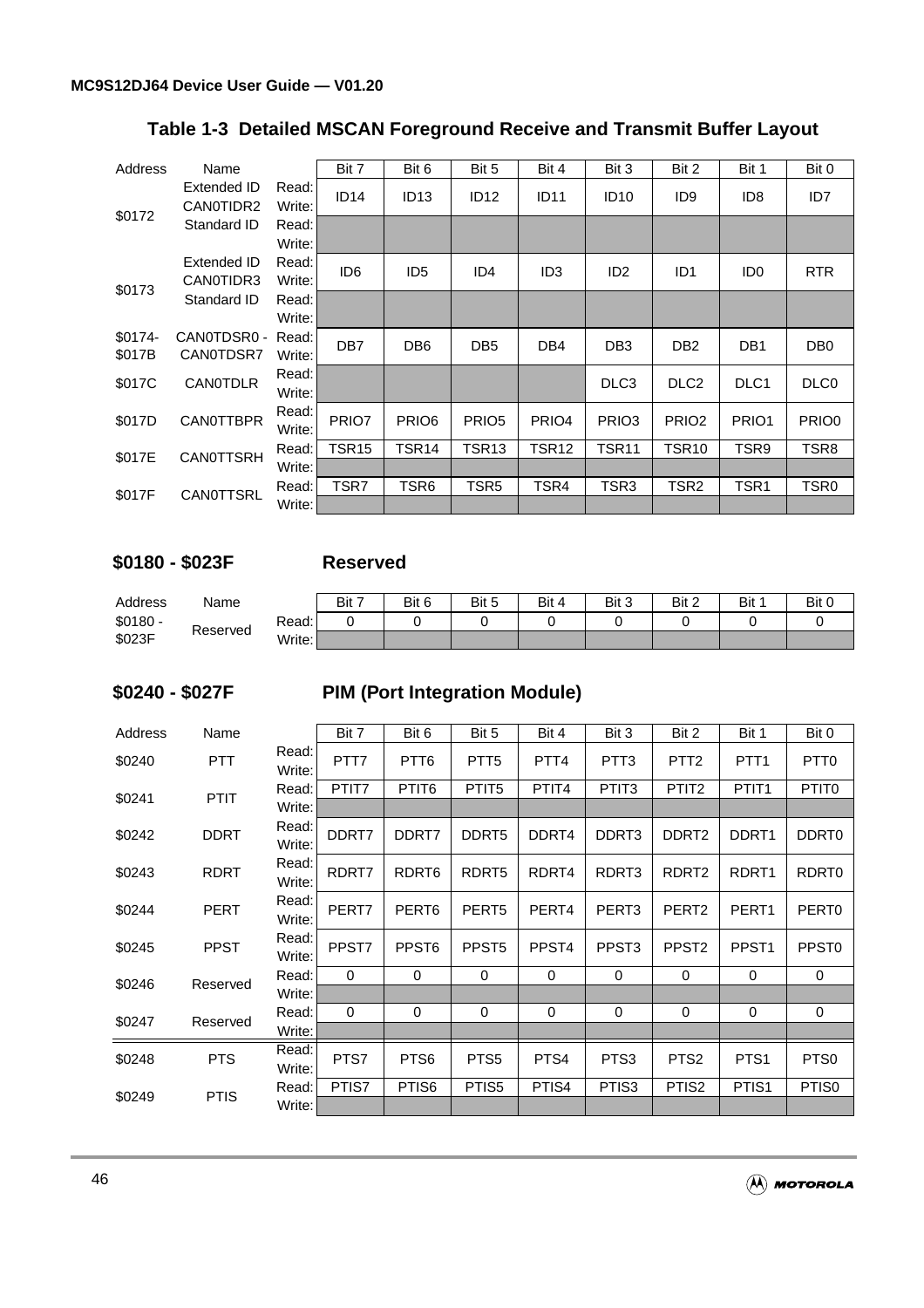### Table 1-3 Detailed MSCAN Foreground Receive and Transmit Buffer Layout

| Address | Name | | Bit 7 | Bit 6 | Bit 5 | Bit 4 | Bit 3 | Bit 2 | Bit 1 | Bit 0 |
|---|---|---|---|---|---|---|---|---|---|---|
| $0172 | Extended ID CAN0TIDR2 | Read: Write: | ID14 | ID13 | ID12 | ID11 | ID10 | ID9 | ID8 | ID7 |
| | Standard ID | Read: Write: | | | | | | | | |
| $0173 | Extended ID CAN0TIDR3 | Read: Write: | ID6 | ID5 | ID4 | ID3 | ID2 | ID1 | ID0 | RTR |
| | Standard ID | Read: Write: | | | | | | | | |
| $0174- $017B | CAN0TDSR0 - CAN0TDSR7 | Read: Write: | DB7 | DB6 | DB5 | DB4 | DB3 | DB2 | DB1 | DB0 |
| $017C | CAN0TDLR | Read: Write: | | | | | DLC3 | DLC2 | DLC1 | DLC0 |
| $017D | CAN0TTBPR | Read: Write: | PRIO7 | PRIO6 | PRIO5 | PRIO4 | PRIO3 | PRIO2 | PRIO1 | PRIO0 |
| $017E | CAN0TTSRH | Read: | TSR15 | TSR14 | TSR13 | TSR12 | TSR11 | TSR10 | TSR9 | TSR8 |
| | | Write: | | | | | | | | |
| $017F | CAN0TTSRL | Read: | TSR7 | TSR6 | TSR5 | TSR4 | TSR3 | TSR2 | TSR1 | TSR0 |
| | | Write: | | | | | | | | |

## $0180 - $023F Reserved

| Address | Name | | Bit 7 | Bit 6 | Bit 5 | Bit 4 | Bit 3 | Bit 2 | Bit 1 | Bit 0 |
|---|---|---|---|---|---|---|---|---|---|---|
| $0180 - $023F | Reserved | Read: | 0 | 0 | 0 | 0 | 0 | 0 | 0 | 0 |
| | | Write: | | | | | | | | |

## $0240 - $027F PIM (Port Integration Module)

| Address | Name | | Bit 7 | Bit 6 | Bit 5 | Bit 4 | Bit 3 | Bit 2 | Bit 1 | Bit 0 |
|---|---|---|---|---|---|---|---|---|---|---|
| $0240 | PTT | Read: Write: | PTT7 | PTT6 | PTT5 | PTT4 | PTT3 | PTT2 | PTT1 | PTT0 |
| $0241 | PTIT | Read: | PTIT7 | PTIT6 | PTIT5 | PTIT4 | PTIT3 | PTIT2 | PTIT1 | PTIT0 |
| | | Write: | | | | | | | | |
| $0242 | DDRT | Read: Write: | DDRT7 | DDRT7 | DDRT5 | DDRT4 | DDRT3 | DDRT2 | DDRT1 | DDRT0 |
| $0243 | RDRT | Read: Write: | RDRT7 | RDRT6 | RDRT5 | RDRT4 | RDRT3 | RDRT2 | RDRT1 | RDRT0 |
| $0244 | PERT | Read: Write: | PERT7 | PERT6 | PERT5 | PERT4 | PERT3 | PERT2 | PERT1 | PERT0 |
| $0245 | PPST | Read: Write: | PPST7 | PPST6 | PPST5 | PPST4 | PPST3 | PPST2 | PPST1 | PPST0 |
| $0246 | Reserved | Read: | 0 | 0 | 0 | 0 | 0 | 0 | 0 | 0 |
| | | Write: | | | | | | | | |
| $0247 | Reserved | Read: | 0 | 0 | 0 | 0 | 0 | 0 | 0 | 0 |
| | | Write: | | | | | | | | |
| $0248 | PTS | Read: Write: | PTS7 | PTS6 | PTS5 | PTS4 | PTS3 | PTS2 | PTS1 | PTS0 |
| $0249 | PTIS | Read: | PTIS7 | PTIS6 | PTIS5 | PTIS4 | PTIS3 | PTIS2 | PTIS1 | PTIS0 |
| | | Write: | | | | | | | | |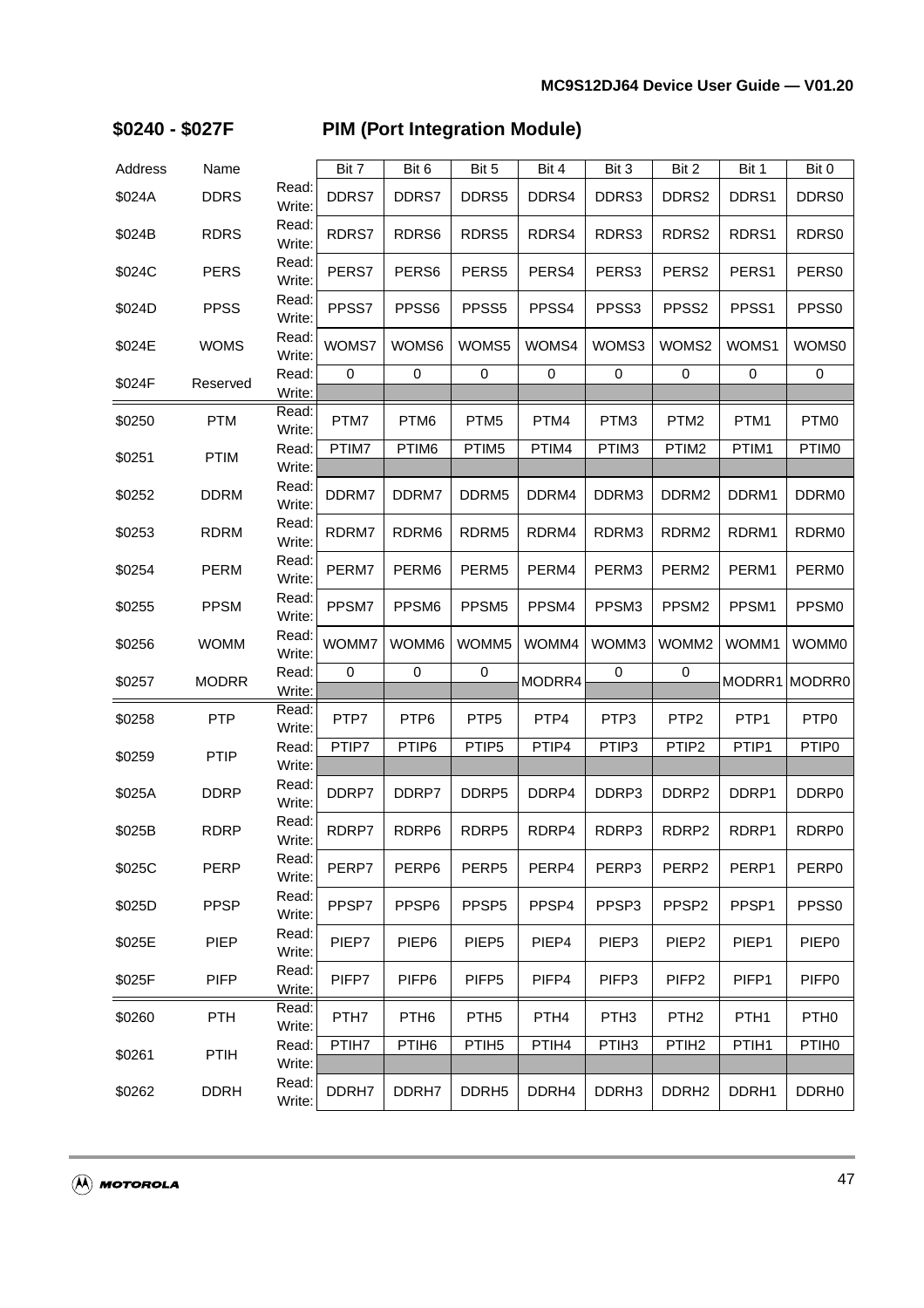## $0240 - $027F PIM (Port Integration Module)

| Address | Name | | Bit 7 | Bit 6 | Bit 5 | Bit 4 | Bit 3 | Bit 2 | Bit 1 | Bit 0 |
|---|---|---|---|---|---|---|---|---|---|---|
| $024A | DDRS | Read:<br>Write: | DDRS7 | DDRS7 | DDRS5 | DDRS4 | DDRS3 | DDRS2 | DDRS1 | DDRS0 |
| $024B | RDRS | Read:<br>Write: | RDRS7 | RDRS6 | RDRS5 | RDRS4 | RDRS3 | RDRS2 | RDRS1 | RDRS0 |
| $024C | PERS | Read:<br>Write: | PERS7 | PERS6 | PERS5 | PERS4 | PERS3 | PERS2 | PERS1 | PERS0 |
| $024D | PPSS | Read:<br>Write: | PPSS7 | PPSS6 | PPSS5 | PPSS4 | PPSS3 | PPSS2 | PPSS1 | PPSS0 |
| $024E | WOMS | Read:<br>Write: | WOMS7 | WOMS6 | WOMS5 | WOMS4 | WOMS3 | WOMS2 | WOMS1 | WOMS0 |
| $024F | Reserved | Read: | 0 | 0 | 0 | 0 | 0 | 0 | 0 | 0 |
| | | Write: | | | | | | | | |
| $0250 | PTM | Read:<br>Write: | PTM7 | PTM6 | PTM5 | PTM4 | PTM3 | PTM2 | PTM1 | PTM0 |
| $0251 | PTIM | Read: | PTIM7 | PTIM6 | PTIM5 | PTIM4 | PTIM3 | PTIM2 | PTIM1 | PTIM0 |
| | | Write: | | | | | | | | |
| $0252 | DDRM | Read:<br>Write: | DDRM7 | DDRM7 | DDRM5 | DDRM4 | DDRM3 | DDRM2 | DDRM1 | DDRM0 |
| $0253 | RDRM | Read:<br>Write: | RDRM7 | RDRM6 | RDRM5 | RDRM4 | RDRM3 | RDRM2 | RDRM1 | RDRM0 |
| $0254 | PERM | Read:<br>Write: | PERM7 | PERM6 | PERM5 | PERM4 | PERM3 | PERM2 | PERM1 | PERM0 |
| $0255 | PPSM | Read:<br>Write: | PPSM7 | PPSM6 | PPSM5 | PPSM4 | PPSM3 | PPSM2 | PPSM1 | PPSM0 |
| $0256 | WOMM | Read:<br>Write: | WOMM7 | WOMM6 | WOMM5 | WOMM4 | WOMM3 | WOMM2 | WOMM1 | WOMM0 |
| $0257 | MODRR | Read: | 0 | 0 | 0 | MODRR4 | 0 | 0 | MODRR1 | MODRR0 |
| | | Write: | | | | | | | | |
| $0258 | PTP | Read:<br>Write: | PTP7 | PTP6 | PTP5 | PTP4 | PTP3 | PTP2 | PTP1 | PTP0 |
| $0259 | PTIP | Read: | PTIP7 | PTIP6 | PTIP5 | PTIP4 | PTIP3 | PTIP2 | PTIP1 | PTIP0 |
| | | Write: | | | | | | | | |
| $025A | DDRP | Read:<br>Write: | DDRP7 | DDRP7 | DDRP5 | DDRP4 | DDRP3 | DDRP2 | DDRP1 | DDRP0 |
| $025B | RDRP | Read:<br>Write: | RDRP7 | RDRP6 | RDRP5 | RDRP4 | RDRP3 | RDRP2 | RDRP1 | RDRP0 |
| $025C | PERP | Read:<br>Write: | PERP7 | PERP6 | PERP5 | PERP4 | PERP3 | PERP2 | PERP1 | PERP0 |
| $025D | PPSP | Read:<br>Write: | PPSP7 | PPSP6 | PPSP5 | PPSP4 | PPSP3 | PPSP2 | PPSP1 | PPSS0 |
| $025E | PIEP | Read:<br>Write: | PIEP7 | PIEP6 | PIEP5 | PIEP4 | PIEP3 | PIEP2 | PIEP1 | PIEP0 |
| $025F | PIFP | Read:<br>Write: | PIFP7 | PIFP6 | PIFP5 | PIFP4 | PIFP3 | PIFP2 | PIFP1 | PIFP0 |
| $0260 | PTH | Read:<br>Write: | PTH7 | PTH6 | PTH5 | PTH4 | PTH3 | PTH2 | PTH1 | PTH0 |
| $0261 | PTIH | Read: | PTIH7 | PTIH6 | PTIH5 | PTIH4 | PTIH3 | PTIH2 | PTIH1 | PTIH0 |
| | | Write: | | | | | | | | |
| $0262 | DDRH | Read:<br>Write: | DDRH7 | DDRH7 | DDRH5 | DDRH4 | DDRH3 | DDRH2 | DDRH1 | DDRH0 |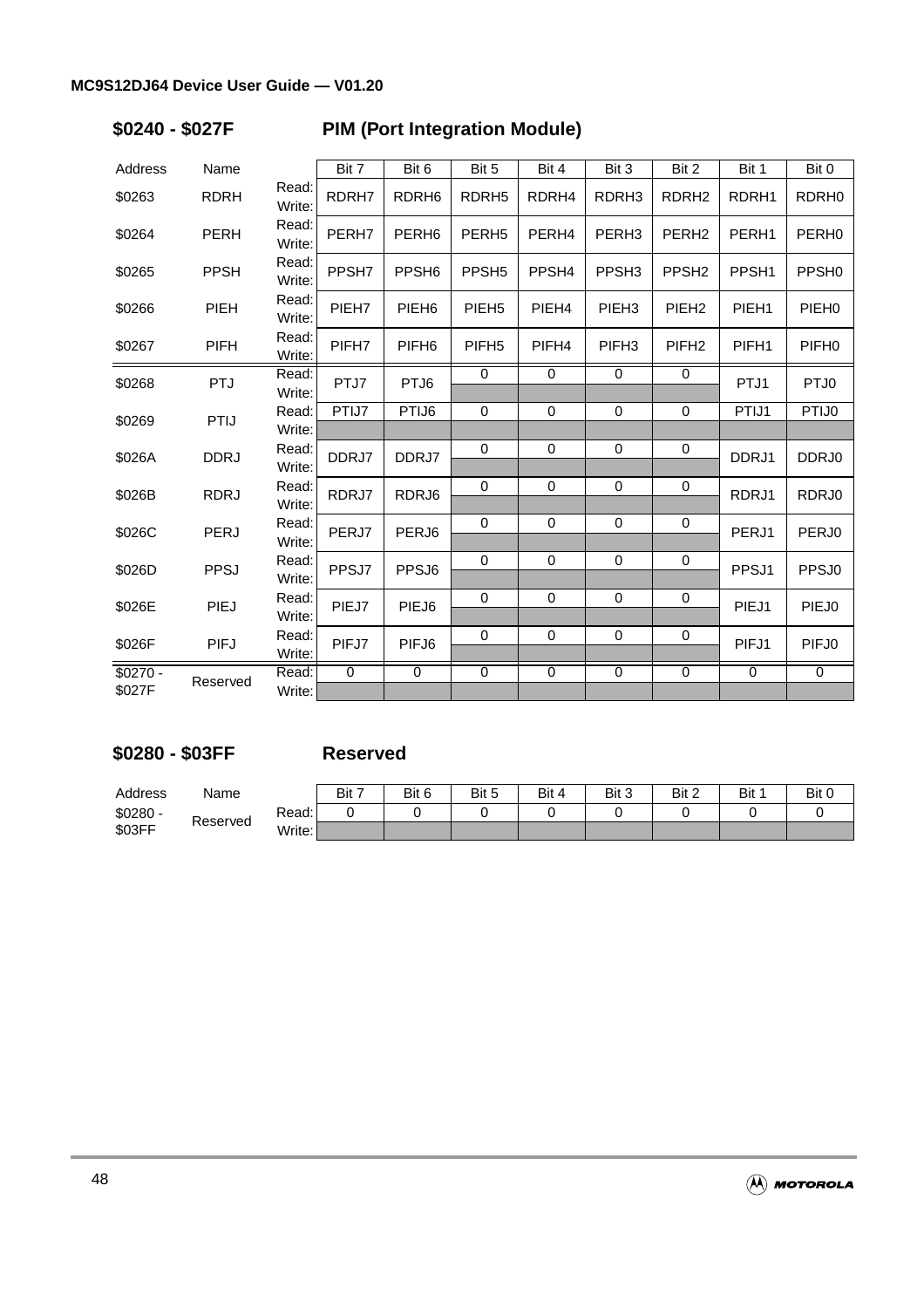## $0240 - $027F PIM (Port Integration Module)

| Address | Name | | Bit 7 | Bit 6 | Bit 5 | Bit 4 | Bit 3 | Bit 2 | Bit 1 | Bit 0 |
|---|---|---|---|---|---|---|---|---|---|---|
| $0263 | RDRH | Read:<br>Write: | RDRH7 | RDRH6 | RDRH5 | RDRH4 | RDRH3 | RDRH2 | RDRH1 | RDRH0 |
| $0264 | PERH | Read:<br>Write: | PERH7 | PERH6 | PERH5 | PERH4 | PERH3 | PERH2 | PERH1 | PERH0 |
| $0265 | PPSH | Read:<br>Write: | PPSH7 | PPSH6 | PPSH5 | PPSH4 | PPSH3 | PPSH2 | PPSH1 | PPSH0 |
| $0266 | PIEH | Read:<br>Write: | PIEH7 | PIEH6 | PIEH5 | PIEH4 | PIEH3 | PIEH2 | PIEH1 | PIEH0 |
| $0267 | PIFH | Read:<br>Write: | PIFH7 | PIFH6 | PIFH5 | PIFH4 | PIFH3 | PIFH2 | PIFH1 | PIFH0 |
| $0268 | PTJ | Read: | PTJ7 | PTJ6 | 0 | 0 | 0 | 0 | PTJ1 | PTJ0 |
| | | Write: | | | | | | | | |
| $0269 | PTIJ | Read: | PTIJ7 | PTIJ6 | 0 | 0 | 0 | 0 | PTIJ1 | PTIJ0 |
| | | Write: | | | | | | | | |
| $026A | DDRJ | Read: | DDRJ7 | DDRJ7 | 0 | 0 | 0 | 0 | DDRJ1 | DDRJ0 |
| | | Write: | | | | | | | | |
| $026B | RDRJ | Read: | RDRJ7 | RDRJ6 | 0 | 0 | 0 | 0 | RDRJ1 | RDRJ0 |
| | | Write: | | | | | | | | |
| $026C | PERJ | Read: | PERJ7 | PERJ6 | 0 | 0 | 0 | 0 | PERJ1 | PERJ0 |
| | | Write: | | | | | | | | |
| $026D | PPSJ | Read: | PPSJ7 | PPSJ6 | 0 | 0 | 0 | 0 | PPSJ1 | PPSJ0 |
| | | Write: | | | | | | | | |
| $026E | PIEJ | Read: | PIEJ7 | PIEJ6 | 0 | 0 | 0 | 0 | PIEJ1 | PIEJ0 |
| | | Write: | | | | | | | | |
| $026F | PIFJ | Read: | PIFJ7 | PIFJ6 | 0 | 0 | 0 | 0 | PIFJ1 | PIFJ0 |
| | | Write: | | | | | | | | |
| $0270 - $027F | Reserved | Read: | 0 | 0 | 0 | 0 | 0 | 0 | 0 | 0 |
| | | Write: | | | | | | | | |

## $0280 - $03FF Reserved

| Address | Name | | Bit 7 | Bit 6 | Bit 5 | Bit 4 | Bit 3 | Bit 2 | Bit 1 | Bit 0 |
|---|---|---|---|---|---|---|---|---|---|---|
| $0280 - $03FF | Reserved | Read: | 0 | 0 | 0 | 0 | 0 | 0 | 0 | 0 |
| | | Write: | | | | | | | | |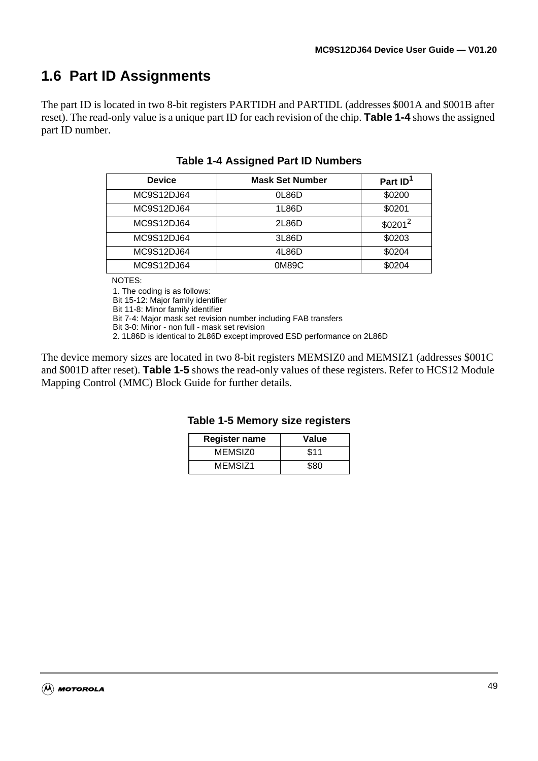## 1.6 Part ID Assignments

The part ID is located in two 8-bit registers PARTIDH and PARTIDL (addresses $001A and $001B after reset). The read-only value is a unique part ID for each revision of the chip. **Table 1-4** shows the assigned part ID number.

**Table 1-4 Assigned Part ID Numbers**

| Device | Mask Set Number | Part ID[1] |
|---|---|---|
| MC9S12DJ64 | 0L86D | $0200 |
| MC9S12DJ64 | 1L86D | $0201 |
| MC9S12DJ64 | 2L86D | $0201[2] |
| MC9S12DJ64 | 3L86D | $0203 |
| MC9S12DJ64 | 4L86D | $0204 |
| MC9S12DJ64 | 0M89C | $0204 |

NOTES:
1. The coding is as follows:
Bit 15-12: Major family identifier
Bit 11-8: Minor family identifier
Bit 7-4: Major mask set revision number including FAB transfers
Bit 3-0: Minor - non full - mask set revision
2. 1L86D is identical to 2L86D except improved ESD performance on 2L86D

The device memory sizes are located in two 8-bit registers MEMSIZ0 and MEMSIZ1 (addresses $001C and $001D after reset). **Table 1-5** shows the read-only values of these registers. Refer to HCS12 Module Mapping Control (MMC) Block Guide for further details.

**Table 1-5 Memory size registers**

| Register name | Value |
|---|---|
| MEMSIZ0 | $11 |
| MEMSIZ1 | $80 |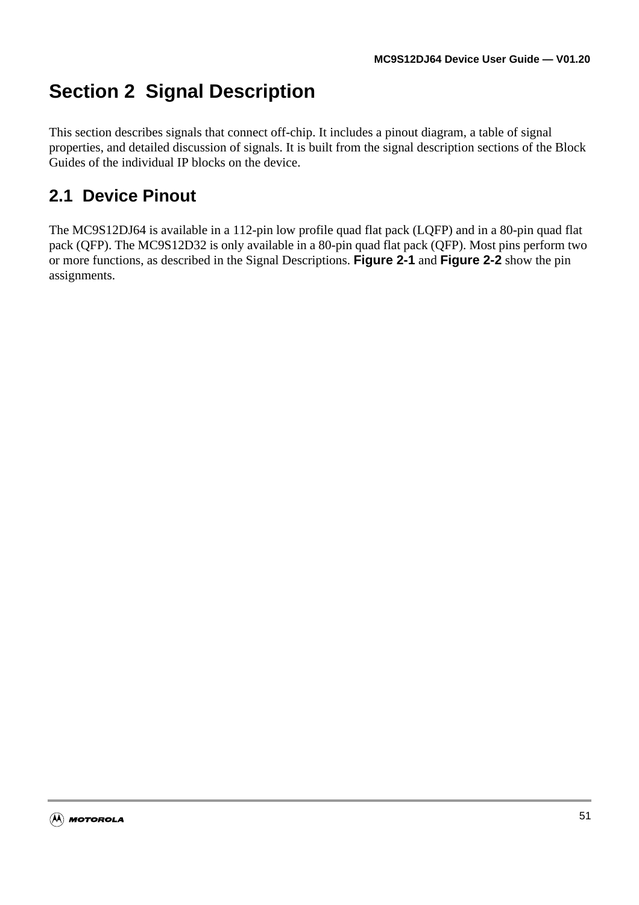# Section 2 Signal Description

This section describes signals that connect off-chip. It includes a pinout diagram, a table of signal properties, and detailed discussion of signals. It is built from the signal description sections of the Block Guides of the individual IP blocks on the device.

## 2.1 Device Pinout

The MC9S12DJ64 is available in a 112-pin low profile quad flat pack (LQFP) and in a 80-pin quad flat pack (QFP). The MC9S12D32 is only available in a 80-pin quad flat pack (QFP). Most pins perform two or more functions, as described in the Signal Descriptions. **Figure 2-1** and **Figure 2-2** show the pin assignments.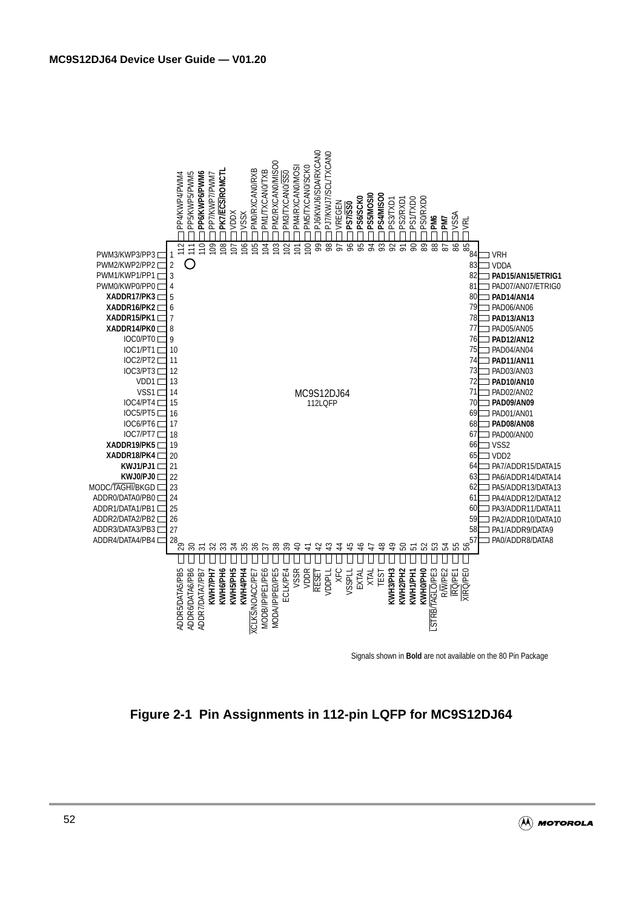| Pin | Signal | Pin | Signal |
|---|---|---|---|
| 1 | PWM3/KWP3/PP3 | 57 | PA0/ADDR8/DATA8 |
| 2 | PWM2/KWP2/PP2 | 58 | PA1/ADDR9/DATA9 |
| 3 | PWM1/KWP1/PP1 | 59 | PA2/ADDR10/DATA10 |
| 4 | PWM0/KWP0/PP0 | 60 | PA3/ADDR11/DATA11 |
| 5 | **XADDR17/PK3** | 61 | PA4/ADDR12/DATA12 |
| 6 | **XADDR16/PK2** | 62 | PA5/ADDR13/DATA13 |
| 7 | **XADDR15/PK1** | 63 | PA6/ADDR14/DATA14 |
| 8 | **XADDR14/PK0** | 64 | PA7/ADDR15/DATA15 |
| 9 | IOC0/PT0 | 65 | VDD2 |
| 10 | IOC1/PT1 | 66 | VSS2 |
| 11 | IOC2/PT2 | 67 | PAD00/AN00 |
| 12 | IOC3/PT3 | 68 | **PAD08/AN08** |
| 13 | VDD1 | 69 | PAD01/AN01 |
| 14 | VSS1 | 70 | **PAD09/AN09** |
| 15 | IOC4/PT4 | 71 | PAD02/AN02 |
| 16 | IOC5/PT5 | 72 | **PAD10/AN10** |
| 17 | IOC6/PT6 | 73 | PAD03/AN03 |
| 18 | IOC7/PT7 | 74 | **PAD11/AN11** |
| 19 | **XADDR19/PK5** | 75 | PAD04/AN04 |
| 20 | **XADDR18/PK4** | 76 | **PAD12/AN12** |
| 21 | **KWJ1/PJ1** | 77 | PAD05/AN05 |
| 22 | **KWJ0/PJ0** | 78 | **PAD13/AN13** |
| 23 | MODC/TAGHI/BKGD | 79 | PAD06/AN06 |
| 24 | ADDR0/DATA0/PB0 | 80 | **PAD14/AN14** |
| 25 | ADDR1/DATA1/PB1 | 81 | PAD07/AN07/ETRIG0 |
| 26 | ADDR2/DATA2/PB2 | 82 | **PAD15/AN15/ETRIG1** |
| 27 | ADDR3/DATA3/PB3 | 83 | VDDA |
| 28 | ADDR4/DATA4/PB4 | 84 | VRH |
| 29 | ADDR5/DATA5/PB5 | 85 | VRL |
| 30 | ADDR6/DATA6/PB6 | 86 | VSSA |
| 31 | ADDR7/DATA7/PB7 | 87 | **PM7** |
| 32 | **KWH7/PH7** | 88 | **PM6** |
| 33 | **KWH6/PH6** | 89 | PS0/RXD0 |
| 34 | **KWH5/PH5** | 90 | PS1/TXD0 |
| 35 | **KWH4/PH4** | 91 | PS2/RXD1 |
| 36 | XCLKS/NOACC/PE7 | 92 | PS3/TXD1 |
| 37 | MODB/IPIPE1/PE6 | 93 | **PS4/MISO0** |
| 38 | MODA/IPIPE0/PE5 | 94 | **PS5/MOSI0** |
| 39 | ECLK/PE4 | 95 | **PS6/SCK0** |
| 40 | VSSR | 96 | **PS7/SS0** |
| 41 | VDDR | 97 | VREGEN |
| 42 | RESET | 98 | PJ7/KWJ7/SCL/TXCAN0 |
| 43 | VDDPLL | 99 | PJ6/KWJ6/SDA/RXCAN0 |
| 44 | XFC | 100 | PM5/TXCAN0/SCK0 |
| 45 | VSSPLL | 101 | PM4/RXCAN0/MOSI |
| 46 | EXTAL | 102 | PM3/TXCAN0/SS0 |
| 47 | XTAL | 103 | PM2/RXCAN0/MISO0 |
| 48 | TEST | 104 | PM1/TXCAN0/TXB |
| 49 | **KWH3/PH3** | 105 | PM0/RXCAN0/RXB |
| 50 | **KWH2/PH2** | 106 | VSSX |
| 51 | **KWH1/PH1** | 107 | VDDX |
| 52 | **KWH0/PH0** | 108 | **PK7/ECS/ROMCTL** |
| 53 | LSTRB/TAGLO/PE3 | 109 | PP7/KWP7/PWM7 |
| 54 | R/W/PE2 | 110 | **PP6/KWP6/PWM6** |
| 55 | IRQ/PE1 | 111 | PP5/KWP5/PWM5 |
| 56 | XIRQ/PE0 | 112 | PP4/KWP4/PWM4 |

MC9S12DJ64
112LQFP

Signals shown in **Bold** are not available on the 80 Pin Package

**Figure 2-1 Pin Assignments in 112-pin LQFP for MC9S12DJ64**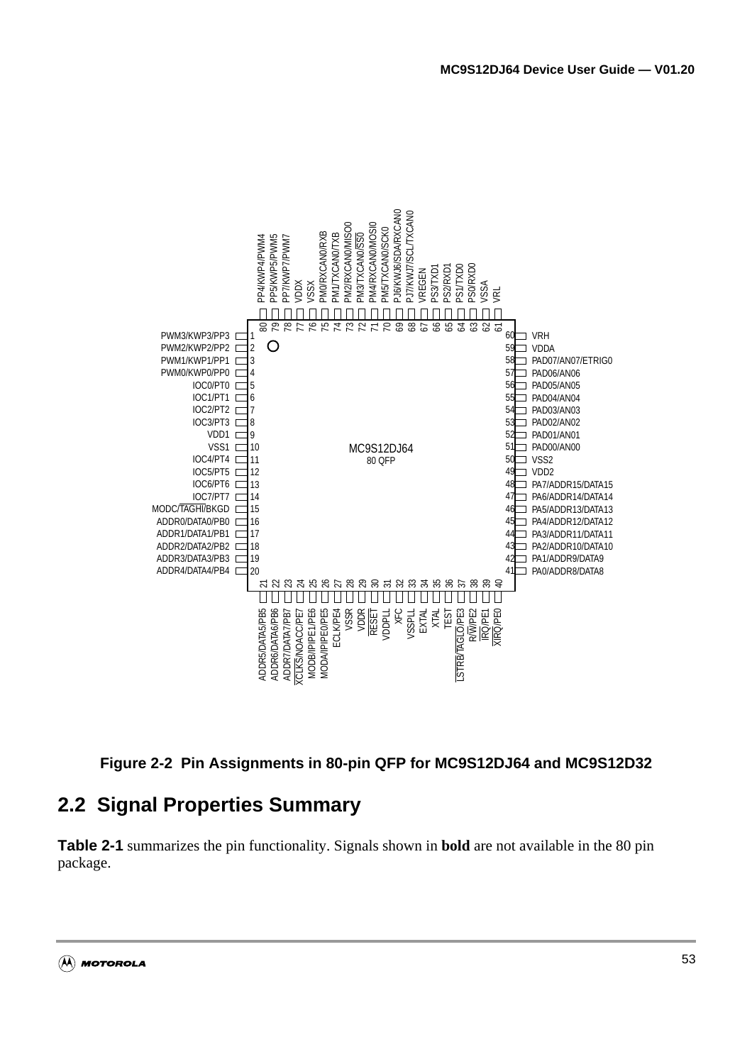MC9S12DJ64
80 QFP

| Pin | Signal | Pin | Signal |
|---|---|---|---|
| 1 | PWM3/KWP3/PP3 | 41 | PA0/ADDR8/DATA8 |
| 2 | PWM2/KWP2/PP2 | 42 | PA1/ADDR9/DATA9 |
| 3 | PWM1/KWP1/PP1 | 43 | PA2/ADDR10/DATA10 |
| 4 | PWM0/KWP0/PP0 | 44 | PA3/ADDR11/DATA11 |
| 5 | IOC0/PT0 | 45 | PA4/ADDR12/DATA12 |
| 6 | IOC1/PT1 | 46 | PA5/ADDR13/DATA13 |
| 7 | IOC2/PT2 | 47 | PA6/ADDR14/DATA14 |
| 8 | IOC3/PT3 | 48 | PA7/ADDR15/DATA15 |
| 9 | VDD1 | 49 | VDD2 |
| 10 | VSS1 | 50 | VSS2 |
| 11 | IOC4/PT4 | 51 | PAD00/AN00 |
| 12 | IOC5/PT5 | 52 | PAD01/AN01 |
| 13 | IOC6/PT6 | 53 | PAD02/AN02 |
| 14 | IOC7/PT7 | 54 | PAD03/AN03 |
| 15 | MODC/TAGHI/BKGD | 55 | PAD04/AN04 |
| 16 | ADDR0/DATA0/PB0 | 56 | PAD05/AN05 |
| 17 | ADDR1/DATA1/PB1 | 57 | PAD06/AN06 |
| 18 | ADDR2/DATA2/PB2 | 58 | PAD07/AN07/ETRIG0 |
| 19 | ADDR3/DATA3/PB3 | 59 | VDDA |
| 20 | ADDR4/DATA4/PB4 | 60 | VRH |
| 21 | ADDR5/DATA5/PB5 | 61 | VRL |
| 22 | ADDR6/DATA6/PB6 | 62 | VSSA |
| 23 | ADDR7/DATA7/PB7 | 63 | PS0/RXD0 |
| 24 | XCLKS/NOACC/PE7 | 64 | PS1/TXD0 |
| 25 | MODB/IPIPE1/PE6 | 65 | PS2/RXD1 |
| 26 | MODA/IPIPE0/PE5 | 66 | PS3/TXD1 |
| 27 | ECLK/PE4 | 67 | VREGEN |
| 28 | VSSR | 68 | PJ7/KWJ7/SCL/TXCAN0 |
| 29 | VDDR | 69 | PJ6/KWJ6/SDA/RXCAN0 |
| 30 | RESET | 70 | PM5/TXCAN0/SCK0 |
| 31 | VDDPLL | 71 | PM4/RXCAN0/MOSI0 |
| 32 | XFC | 72 | PM3/TXCAN0/SS0 |
| 33 | VSSPLL | 73 | PM2/RXCAN0/MISO0 |
| 34 | EXTAL | 74 | PM1/TXCAN0/TXB |
| 35 | XTAL | 75 | PM0/RXCAN0/RXB |
| 36 | TEST | 76 | VSSX |
| 37 | LSTRB/TAGLO/PE3 | 77 | VDDX |
| 38 | R/W/PE2 | 78 | PP7/KWP7/PWM7 |
| 39 | IRQ/PE1 | 79 | PP5/KWP5/PWM5 |
| 40 | XIRQ/PE0 | 80 | PP4/KWP4/PWM4 |

**Figure 2-2 Pin Assignments in 80-pin QFP for MC9S12DJ64 and MC9S12D32**

## 2.2 Signal Properties Summary

**Table 2-1** summarizes the pin functionality. Signals shown in **bold** are not available in the 80 pin package.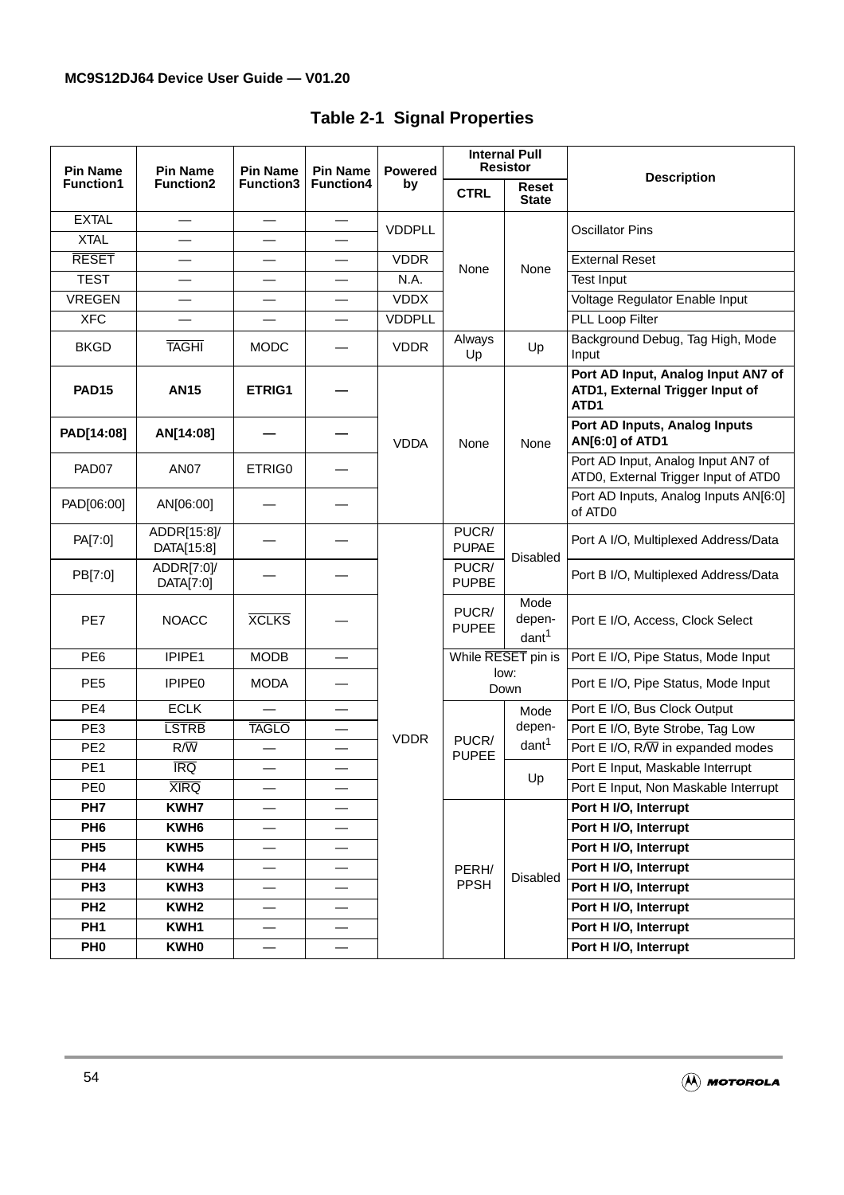## Table 2-1 Signal Properties

| Pin Name Function1 | Pin Name Function2 | Pin Name Function3 | Pin Name Function4 | Powered by | Internal Pull Resistor | | Description |
|---|---|---|---|---|---|---|---|
| | | | | | CTRL | Reset State | |
| EXTAL | — | — | — | VDDPLL | None | None | Oscillator Pins |
| XTAL | — | — | — | VDDPLL | None | None | Oscillator Pins |
| RESET | — | — | — | VDDR | None | None | External Reset |
| TEST | — | — | — | N.A. | None | None | Test Input |
| VREGEN | — | — | — | VDDX | None | None | Voltage Regulator Enable Input |
| XFC | — | — | — | VDDPLL | None | None | PLL Loop Filter |
| BKGD | TAGHI | MODC | — | VDDR | Always Up | Up | Background Debug, Tag High, Mode Input |
| **PAD15** | **AN15** | **ETRIG1** | **—** | VDDA | None | None | **Port AD Input, Analog Input AN7 of ATD1, External Trigger Input of ATD1** |
| **PAD[14:08]** | **AN[14:08]** | **—** | **—** | VDDA | None | None | **Port AD Inputs, Analog Inputs AN[6:0] of ATD1** |
| PAD07 | AN07 | ETRIG0 | — | VDDA | None | None | Port AD Input, Analog Input AN7 of ATD0, External Trigger Input of ATD0 |
| PAD[06:00] | AN[06:00] | — | — | VDDA | None | None | Port AD Inputs, Analog Inputs AN[6:0] of ATD0 |
| PA[7:0] | ADDR[15:8]/ DATA[15:8] | — | — | VDDR | PUCR/ PUPAE | Disabled | Port A I/O, Multiplexed Address/Data |
| PB[7:0] | ADDR[7:0]/ DATA[7:0] | — | — | VDDR | PUCR/ PUPBE | Disabled | Port B I/O, Multiplexed Address/Data |
| PE7 | NOACC | XCLKS | — | VDDR | PUCR/ PUPEE | Mode dependant[1] | Port E I/O, Access, Clock Select |
| PE6 | IPIPE1 | MODB | — | VDDR | While RESET pin is low: Down | | Port E I/O, Pipe Status, Mode Input |
| PE5 | IPIPE0 | MODA | — | VDDR | While RESET pin is low: Down | | Port E I/O, Pipe Status, Mode Input |
| PE4 | ECLK | — | — | VDDR | PUCR/ PUPEE | Mode dependant[1] | Port E I/O, Bus Clock Output |
| PE3 | LSTRB | TAGLO | — | VDDR | PUCR/ PUPEE | Mode dependant[1] | Port E I/O, Byte Strobe, Tag Low |
| PE2 | R/W | — | — | VDDR | PUCR/ PUPEE | Mode dependant[1] | Port E I/O, R/W in expanded modes |
| PE1 | IRQ | — | — | VDDR | PUCR/ PUPEE | Up | Port E Input, Maskable Interrupt |
| PE0 | XIRQ | — | — | VDDR | PUCR/ PUPEE | Up | Port E Input, Non Maskable Interrupt |
| **PH7** | **KWH7** | — | — | VDDR | PERH/ PPSH | Disabled | **Port H I/O, Interrupt** |
| **PH6** | **KWH6** | — | — | VDDR | PERH/ PPSH | Disabled | **Port H I/O, Interrupt** |
| **PH5** | **KWH5** | — | — | VDDR | PERH/ PPSH | Disabled | **Port H I/O, Interrupt** |
| **PH4** | **KWH4** | — | — | VDDR | PERH/ PPSH | Disabled | **Port H I/O, Interrupt** |
| **PH3** | **KWH3** | — | — | VDDR | PERH/ PPSH | Disabled | **Port H I/O, Interrupt** |
| **PH2** | **KWH2** | — | — | VDDR | PERH/ PPSH | Disabled | **Port H I/O, Interrupt** |
| **PH1** | **KWH1** | — | — | VDDR | PERH/ PPSH | Disabled | **Port H I/O, Interrupt** |
| **PH0** | **KWH0** | — | — | VDDR | PERH/ PPSH | Disabled | **Port H I/O, Interrupt** |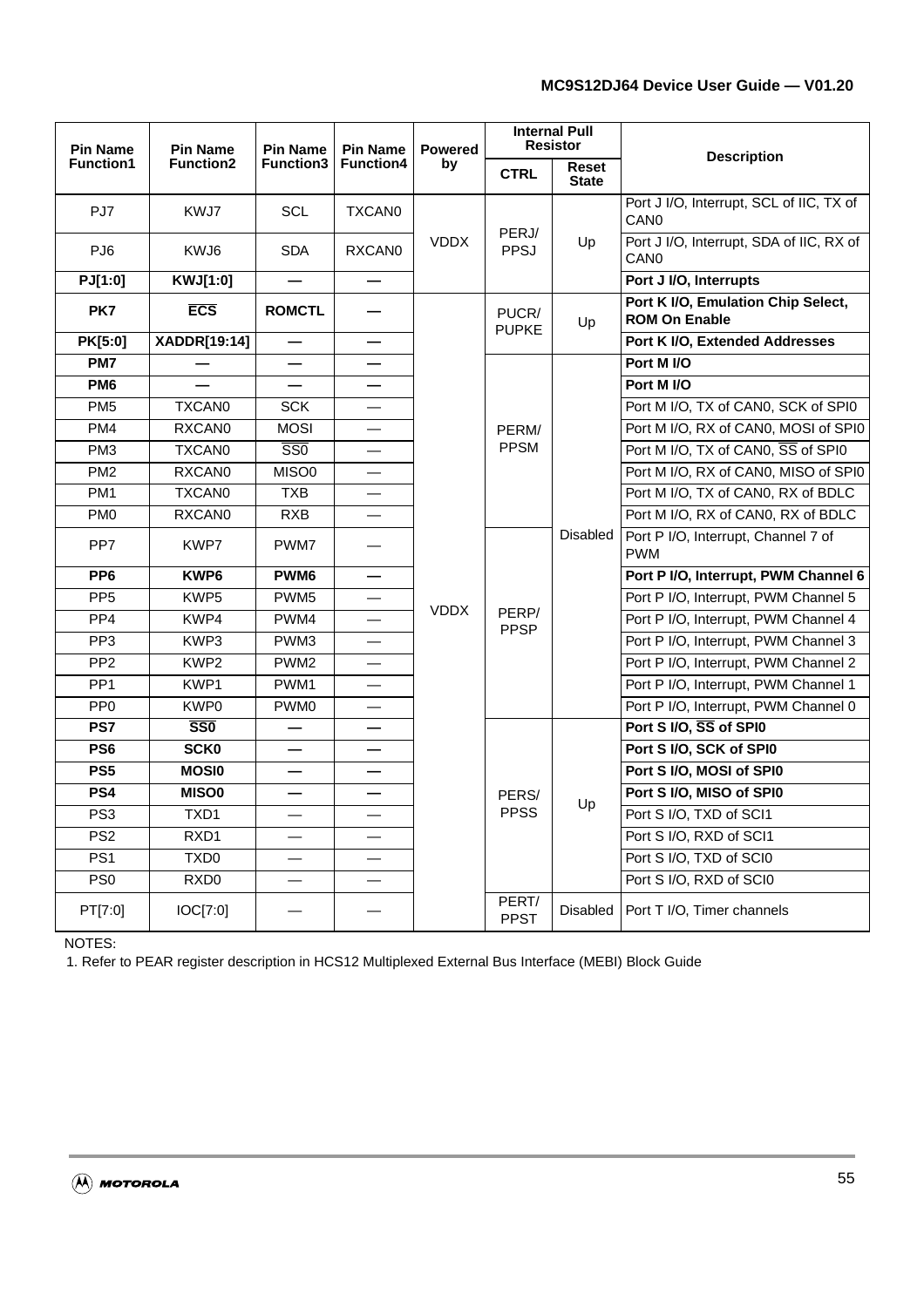| Pin Name Function1 | Pin Name Function2 | Pin Name Function3 | Pin Name Function4 | Powered by | Internal Pull Resistor | | Description |
|---|---|---|---|---|---|---|---|
| | | | | | CTRL | Reset State | |
| PJ7 | KWJ7 | SCL | TXCAN0 | VDDX | PERJ/ PPSJ | Up | Port J I/O, Interrupt, SCL of IIC, TX of CAN0 |
| PJ6 | KWJ6 | SDA | RXCAN0 | | | | Port J I/O, Interrupt, SDA of IIC, RX of CAN0 |
| **PJ[1:0]** | **KWJ[1:0]** | **—** | **—** | | | | **Port J I/O, Interrupts** |
| **PK7** | **$\overline{\text{ECS}}$** | **ROMCTL** | **—** | VDDX | PUCR/ PUPKE | Up | **Port K I/O, Emulation Chip Select, ROM On Enable** |
| **PK[5:0]** | **XADDR[19:14]** | **—** | **—** | | | | **Port K I/O, Extended Addresses** |
| **PM7** | **—** | **—** | **—** | | PERM/ PPSM | Disabled | **Port M I/O** |
| **PM6** | **—** | **—** | **—** | | | | **Port M I/O** |
| PM5 | TXCAN0 | SCK | — | | | | Port M I/O, TX of CAN0, SCK of SPI0 |
| PM4 | RXCAN0 | MOSI | — | | | | Port M I/O, RX of CAN0, MOSI of SPI0 |
| PM3 | TXCAN0 | $\overline{\text{SS0}}$ | — | | | | Port M I/O, TX of CAN0, $\overline{\text{SS}}$ of SPI0 |
| PM2 | RXCAN0 | MISO0 | — | | | | Port M I/O, RX of CAN0, MISO of SPI0 |
| PM1 | TXCAN0 | TXB | — | | | | Port M I/O, TX of CAN0, RX of BDLC |
| PM0 | RXCAN0 | RXB | — | | | | Port M I/O, RX of CAN0, RX of BDLC |
| PP7 | KWP7 | PWM7 | — | | PERP/ PPSP | | Port P I/O, Interrupt, Channel 7 of PWM |
| **PP6** | **KWP6** | **PWM6** | **—** | | | | **Port P I/O, Interrupt, PWM Channel 6** |
| PP5 | KWP5 | PWM5 | — | | | | Port P I/O, Interrupt, PWM Channel 5 |
| PP4 | KWP4 | PWM4 | — | | | | Port P I/O, Interrupt, PWM Channel 4 |
| PP3 | KWP3 | PWM3 | — | | | | Port P I/O, Interrupt, PWM Channel 3 |
| PP2 | KWP2 | PWM2 | — | | | | Port P I/O, Interrupt, PWM Channel 2 |
| PP1 | KWP1 | PWM1 | — | | | | Port P I/O, Interrupt, PWM Channel 1 |
| PP0 | KWP0 | PWM0 | — | | | | Port P I/O, Interrupt, PWM Channel 0 |
| **PS7** | **$\overline{\text{SS0}}$** | **—** | **—** | | PERS/ PPSS | Up | **Port S I/O, $\overline{\text{SS}}$ of SPI0** |
| **PS6** | **SCK0** | **—** | **—** | | | | **Port S I/O, SCK of SPI0** |
| **PS5** | **MOSI0** | **—** | **—** | | | | **Port S I/O, MOSI of SPI0** |
| **PS4** | **MISO0** | **—** | **—** | | | | **Port S I/O, MISO of SPI0** |
| PS3 | TXD1 | — | — | | | | Port S I/O, TXD of SCI1 |
| PS2 | RXD1 | — | — | | | | Port S I/O, RXD of SCI1 |
| PS1 | TXD0 | — | — | | | | Port S I/O, TXD of SCI0 |
| PS0 | RXD0 | — | — | | | | Port S I/O, RXD of SCI0 |
| PT[7:0] | IOC[7:0] | — | — | | PERT/ PPST | Disabled | Port T I/O, Timer channels |

NOTES:
1. Refer to PEAR register description in HCS12 Multiplexed External Bus Interface (MEBI) Block Guide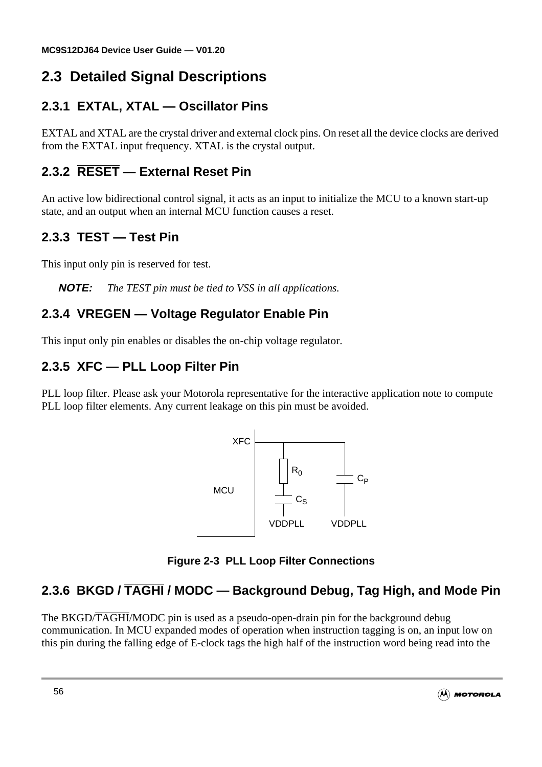## 2.3 Detailed Signal Descriptions

### 2.3.1 EXTAL, XTAL — Oscillator Pins

EXTAL and XTAL are the crystal driver and external clock pins. On reset all the device clocks are derived from the EXTAL input frequency. XTAL is the crystal output.

### 2.3.2 $\overline{\text{RESET}}$ — External Reset Pin

An active low bidirectional control signal, it acts as an input to initialize the MCU to a known start-up state, and an output when an internal MCU function causes a reset.

### 2.3.3 TEST — Test Pin

This input only pin is reserved for test.

**NOTE:** *The TEST pin must be tied to VSS in all applications.*

### 2.3.4 VREGEN — Voltage Regulator Enable Pin

This input only pin enables or disables the on-chip voltage regulator.

### 2.3.5 XFC — PLL Loop Filter Pin

PLL loop filter. Please ask your Motorola representative for the interactive application note to compute PLL loop filter elements. Any current leakage on this pin must be avoided.

XFC
MCU
$R_0$
$C_S$
$C_P$
VDDPLL VDDPLL

**Figure 2-3 PLL Loop Filter Connections**

### 2.3.6 BKGD / $\overline{\text{TAGHI}}$ / MODC — Background Debug, Tag High, and Mode Pin

The BKGD/$\overline{\text{TAGHI}}$/MODC pin is used as a pseudo-open-drain pin for the background debug communication. In MCU expanded modes of operation when instruction tagging is on, an input low on this pin during the falling edge of E-clock tags the high half of the instruction word being read into the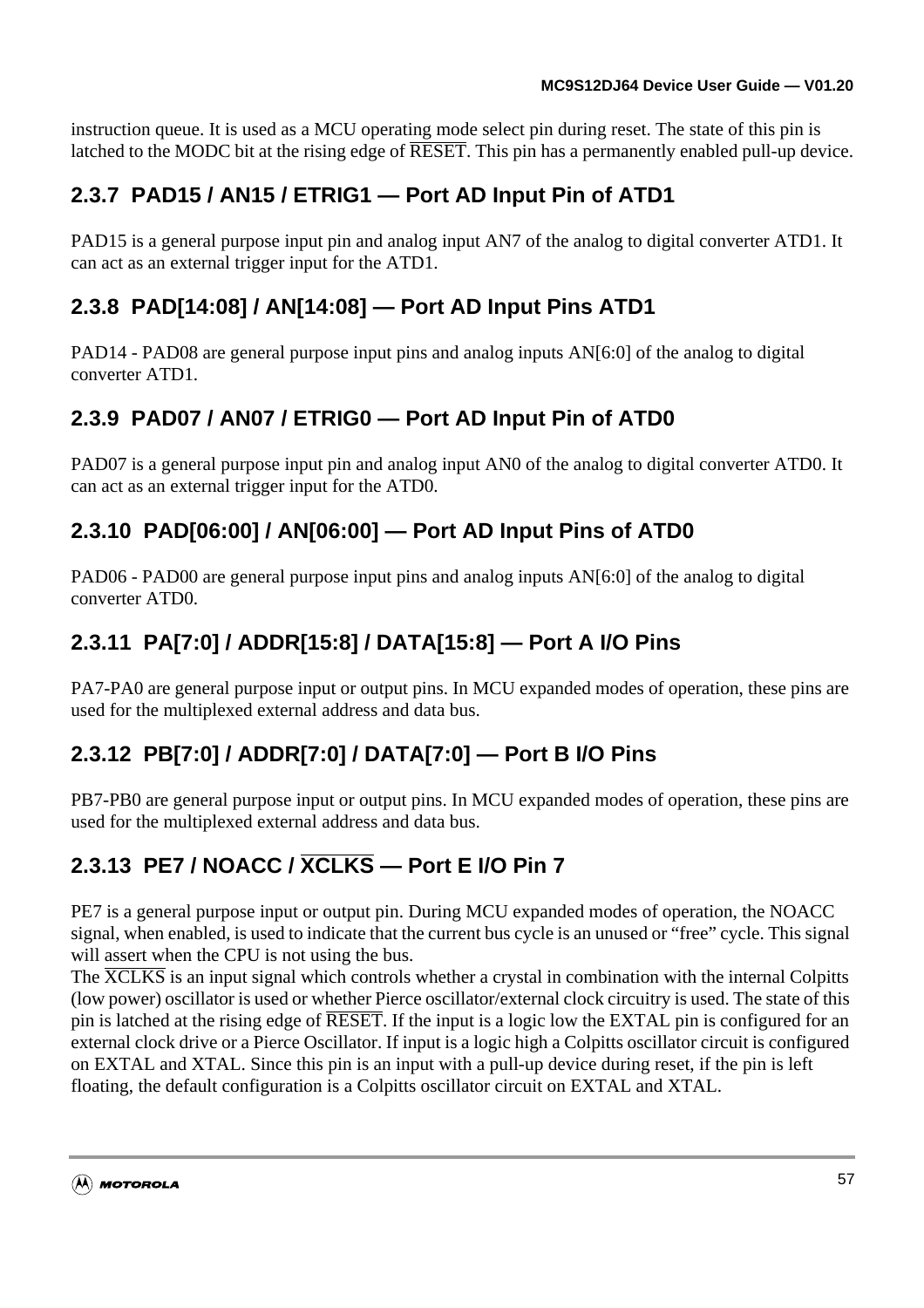instruction queue. It is used as a MCU operating mode select pin during reset. The state of this pin is latched to the MODC bit at the rising edge of $\overline{\text{RESET}}$. This pin has a permanently enabled pull-up device.

### 2.3.7 PAD15 / AN15 / ETRIG1 — Port AD Input Pin of ATD1

PAD15 is a general purpose input pin and analog input AN7 of the analog to digital converter ATD1. It can act as an external trigger input for the ATD1.

### 2.3.8 PAD[14:08] / AN[14:08] — Port AD Input Pins ATD1

PAD14 - PAD08 are general purpose input pins and analog inputs AN[6:0] of the analog to digital converter ATD1.

### 2.3.9 PAD07 / AN07 / ETRIG0 — Port AD Input Pin of ATD0

PAD07 is a general purpose input pin and analog input AN0 of the analog to digital converter ATD0. It can act as an external trigger input for the ATD0.

### 2.3.10 PAD[06:00] / AN[06:00] — Port AD Input Pins of ATD0

PAD06 - PAD00 are general purpose input pins and analog inputs AN[6:0] of the analog to digital converter ATD0.

### 2.3.11 PA[7:0] / ADDR[15:8] / DATA[15:8] — Port A I/O Pins

PA7-PA0 are general purpose input or output pins. In MCU expanded modes of operation, these pins are used for the multiplexed external address and data bus.

### 2.3.12 PB[7:0] / ADDR[7:0] / DATA[7:0] — Port B I/O Pins

PB7-PB0 are general purpose input or output pins. In MCU expanded modes of operation, these pins are used for the multiplexed external address and data bus.

### 2.3.13 PE7 / NOACC / $\overline{\text{XCLKS}}$ — Port E I/O Pin 7

PE7 is a general purpose input or output pin. During MCU expanded modes of operation, the NOACC signal, when enabled, is used to indicate that the current bus cycle is an unused or “free” cycle. This signal will assert when the CPU is not using the bus.
The $\overline{\text{XCLKS}}$ is an input signal which controls whether a crystal in combination with the internal Colpitts (low power) oscillator is used or whether Pierce oscillator/external clock circuitry is used. The state of this pin is latched at the rising edge of $\overline{\text{RESET}}$. If the input is a logic low the EXTAL pin is configured for an external clock drive or a Pierce Oscillator. If input is a logic high a Colpitts oscillator circuit is configured on EXTAL and XTAL. Since this pin is an input with a pull-up device during reset, if the pin is left floating, the default configuration is a Colpitts oscillator circuit on EXTAL and XTAL.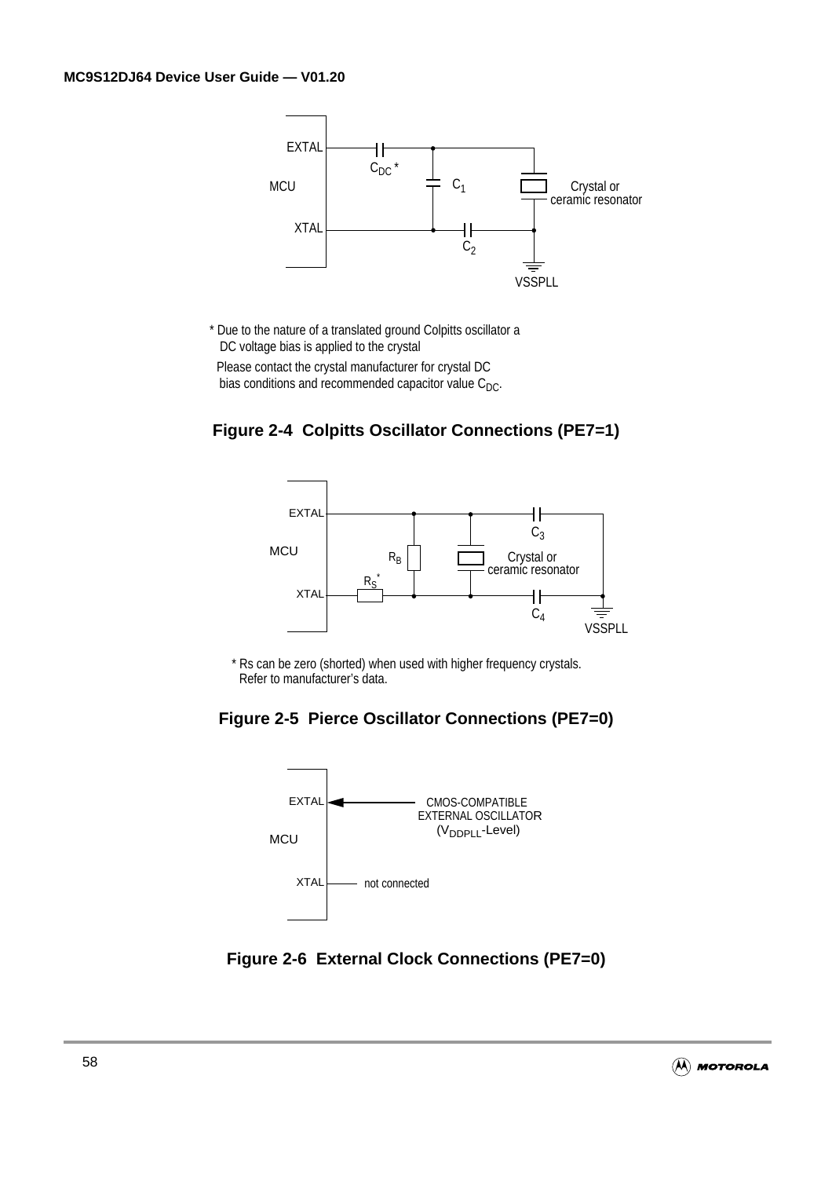* Due to the nature of a translated ground Colpitts oscillator a DC voltage bias is applied to the crystal

Please contact the crystal manufacturer for crystal DC bias conditions and recommended capacitor value $C_{DC}$.

**Figure 2-4 Colpitts Oscillator Connections (PE7=1)**

* Rs can be zero (shorted) when used with higher frequency crystals. Refer to manufacturer's data.

**Figure 2-5 Pierce Oscillator Connections (PE7=0)**

**Figure 2-6 External Clock Connections (PE7=0)**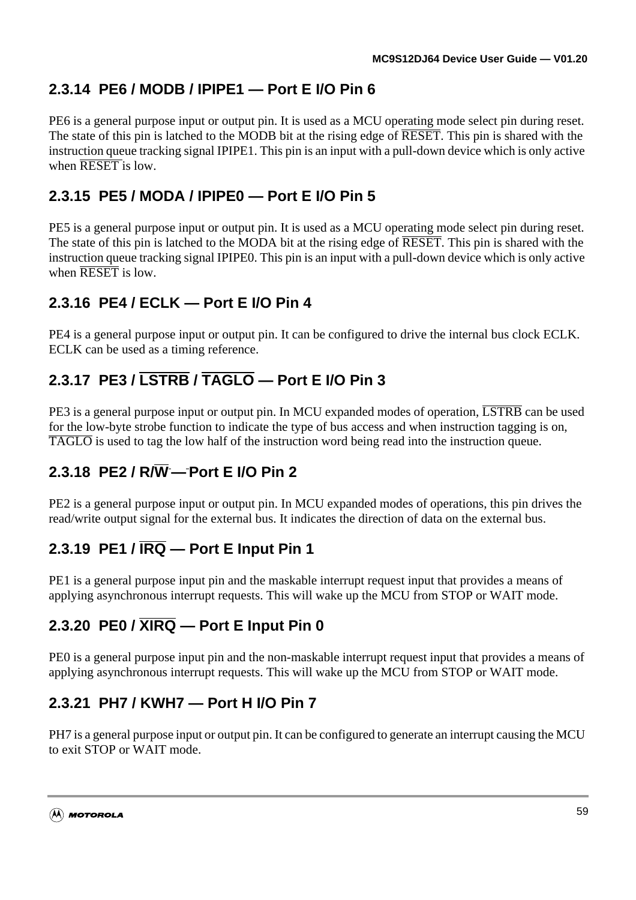### 2.3.14 PE6 / MODB / IPIPE1 — Port E I/O Pin 6

PE6 is a general purpose input or output pin. It is used as a MCU operating mode select pin during reset. The state of this pin is latched to the MODB bit at the rising edge of $\overline{\text{RESET}}$. This pin is shared with the instruction queue tracking signal IPIPE1. This pin is an input with a pull-down device which is only active when $\overline{\text{RESET}}$ is low.

### 2.3.15 PE5 / MODA / IPIPE0 — Port E I/O Pin 5

PE5 is a general purpose input or output pin. It is used as a MCU operating mode select pin during reset. The state of this pin is latched to the MODA bit at the rising edge of $\overline{\text{RESET}}$. This pin is shared with the instruction queue tracking signal IPIPE0. This pin is an input with a pull-down device which is only active when $\overline{\text{RESET}}$ is low.

### 2.3.16 PE4 / ECLK — Port E I/O Pin 4

PE4 is a general purpose input or output pin. It can be configured to drive the internal bus clock ECLK. ECLK can be used as a timing reference.

### 2.3.17 PE3 / $\overline{\text{LSTRB}}$ / $\overline{\text{TAGLO}}$ — Port E I/O Pin 3

PE3 is a general purpose input or output pin. In MCU expanded modes of operation, $\overline{\text{LSTRB}}$ can be used for the low-byte strobe function to indicate the type of bus access and when instruction tagging is on, $\overline{\text{TAGLO}}$ is used to tag the low half of the instruction word being read into the instruction queue.

### 2.3.18 PE2 / R/$\overline{\text{W}}$ — Port E I/O Pin 2

PE2 is a general purpose input or output pin. In MCU expanded modes of operations, this pin drives the read/write output signal for the external bus. It indicates the direction of data on the external bus.

### 2.3.19 PE1 / $\overline{\text{IRQ}}$ — Port E Input Pin 1

PE1 is a general purpose input pin and the maskable interrupt request input that provides a means of applying asynchronous interrupt requests. This will wake up the MCU from STOP or WAIT mode.

### 2.3.20 PE0 / $\overline{\text{XIRQ}}$ — Port E Input Pin 0

PE0 is a general purpose input pin and the non-maskable interrupt request input that provides a means of applying asynchronous interrupt requests. This will wake up the MCU from STOP or WAIT mode.

### 2.3.21 PH7 / KWH7 — Port H I/O Pin 7

PH7 is a general purpose input or output pin. It can be configured to generate an interrupt causing the MCU to exit STOP or WAIT mode.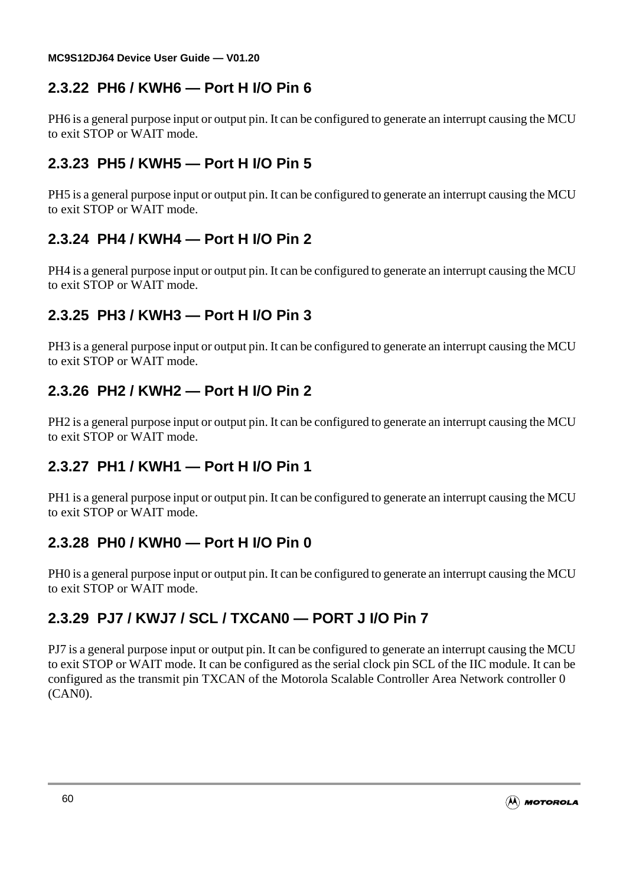### 2.3.22 PH6 / KWH6 — Port H I/O Pin 6

PH6 is a general purpose input or output pin. It can be configured to generate an interrupt causing the MCU to exit STOP or WAIT mode.

### 2.3.23 PH5 / KWH5 — Port H I/O Pin 5

PH5 is a general purpose input or output pin. It can be configured to generate an interrupt causing the MCU to exit STOP or WAIT mode.

### 2.3.24 PH4 / KWH4 — Port H I/O Pin 2

PH4 is a general purpose input or output pin. It can be configured to generate an interrupt causing the MCU to exit STOP or WAIT mode.

### 2.3.25 PH3 / KWH3 — Port H I/O Pin 3

PH3 is a general purpose input or output pin. It can be configured to generate an interrupt causing the MCU to exit STOP or WAIT mode.

### 2.3.26 PH2 / KWH2 — Port H I/O Pin 2

PH2 is a general purpose input or output pin. It can be configured to generate an interrupt causing the MCU to exit STOP or WAIT mode.

### 2.3.27 PH1 / KWH1 — Port H I/O Pin 1

PH1 is a general purpose input or output pin. It can be configured to generate an interrupt causing the MCU to exit STOP or WAIT mode.

### 2.3.28 PH0 / KWH0 — Port H I/O Pin 0

PH0 is a general purpose input or output pin. It can be configured to generate an interrupt causing the MCU to exit STOP or WAIT mode.

### 2.3.29 PJ7 / KWJ7 / SCL / TXCAN0 — PORT J I/O Pin 7

PJ7 is a general purpose input or output pin. It can be configured to generate an interrupt causing the MCU to exit STOP or WAIT mode. It can be configured as the serial clock pin SCL of the IIC module. It can be configured as the transmit pin TXCAN of the Motorola Scalable Controller Area Network controller 0 (CAN0).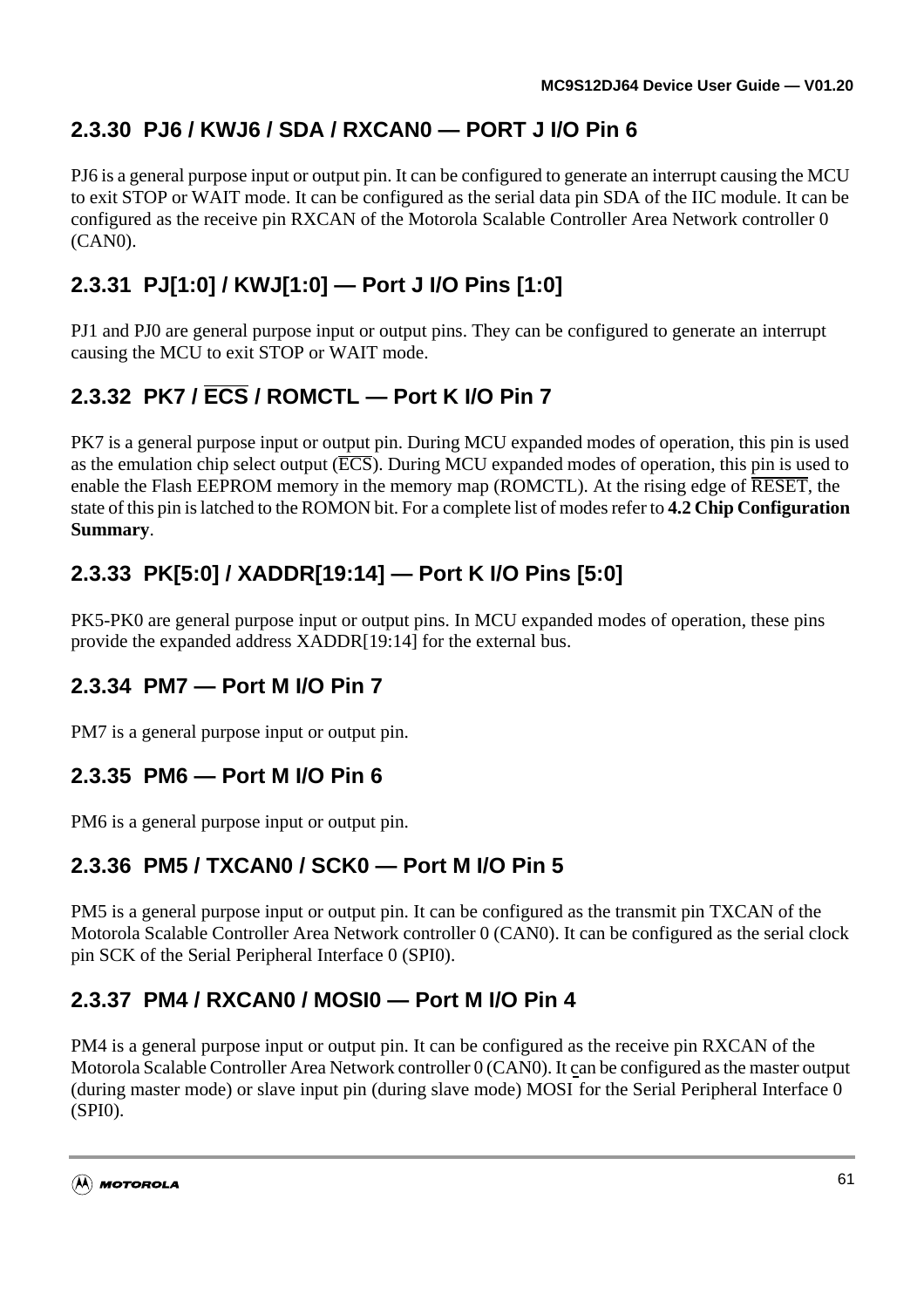### 2.3.30 PJ6 / KWJ6 / SDA / RXCAN0 — PORT J I/O Pin 6

PJ6 is a general purpose input or output pin. It can be configured to generate an interrupt causing the MCU to exit STOP or WAIT mode. It can be configured as the serial data pin SDA of the IIC module. It can be configured as the receive pin RXCAN of the Motorola Scalable Controller Area Network controller 0 (CAN0).

### 2.3.31 PJ[1:0] / KWJ[1:0] — Port J I/O Pins [1:0]

PJ1 and PJ0 are general purpose input or output pins. They can be configured to generate an interrupt causing the MCU to exit STOP or WAIT mode.

### 2.3.32 PK7 / $\overline{\text{ECS}}$ / ROMCTL — Port K I/O Pin 7

PK7 is a general purpose input or output pin. During MCU expanded modes of operation, this pin is used as the emulation chip select output ($\overline{\text{ECS}}$). During MCU expanded modes of operation, this pin is used to enable the Flash EEPROM memory in the memory map (ROMCTL). At the rising edge of $\overline{\text{RESET}}$, the state of this pin is latched to the ROMON bit. For a complete list of modes refer to **4.2 Chip Configuration Summary**.

### 2.3.33 PK[5:0] / XADDR[19:14] — Port K I/O Pins [5:0]

PK5-PK0 are general purpose input or output pins. In MCU expanded modes of operation, these pins provide the expanded address XADDR[19:14] for the external bus.

### 2.3.34 PM7 — Port M I/O Pin 7

PM7 is a general purpose input or output pin.

### 2.3.35 PM6 — Port M I/O Pin 6

PM6 is a general purpose input or output pin.

### 2.3.36 PM5 / TXCAN0 / SCK0 — Port M I/O Pin 5

PM5 is a general purpose input or output pin. It can be configured as the transmit pin TXCAN of the Motorola Scalable Controller Area Network controller 0 (CAN0). It can be configured as the serial clock pin SCK of the Serial Peripheral Interface 0 (SPI0).

### 2.3.37 PM4 / RXCAN0 / MOSI0 — Port M I/O Pin 4

PM4 is a general purpose input or output pin. It can be configured as the receive pin RXCAN of the Motorola Scalable Controller Area Network controller 0 (CAN0). It can be configured as the master output (during master mode) or slave input pin (during slave mode) MOSI for the Serial Peripheral Interface 0 (SPI0).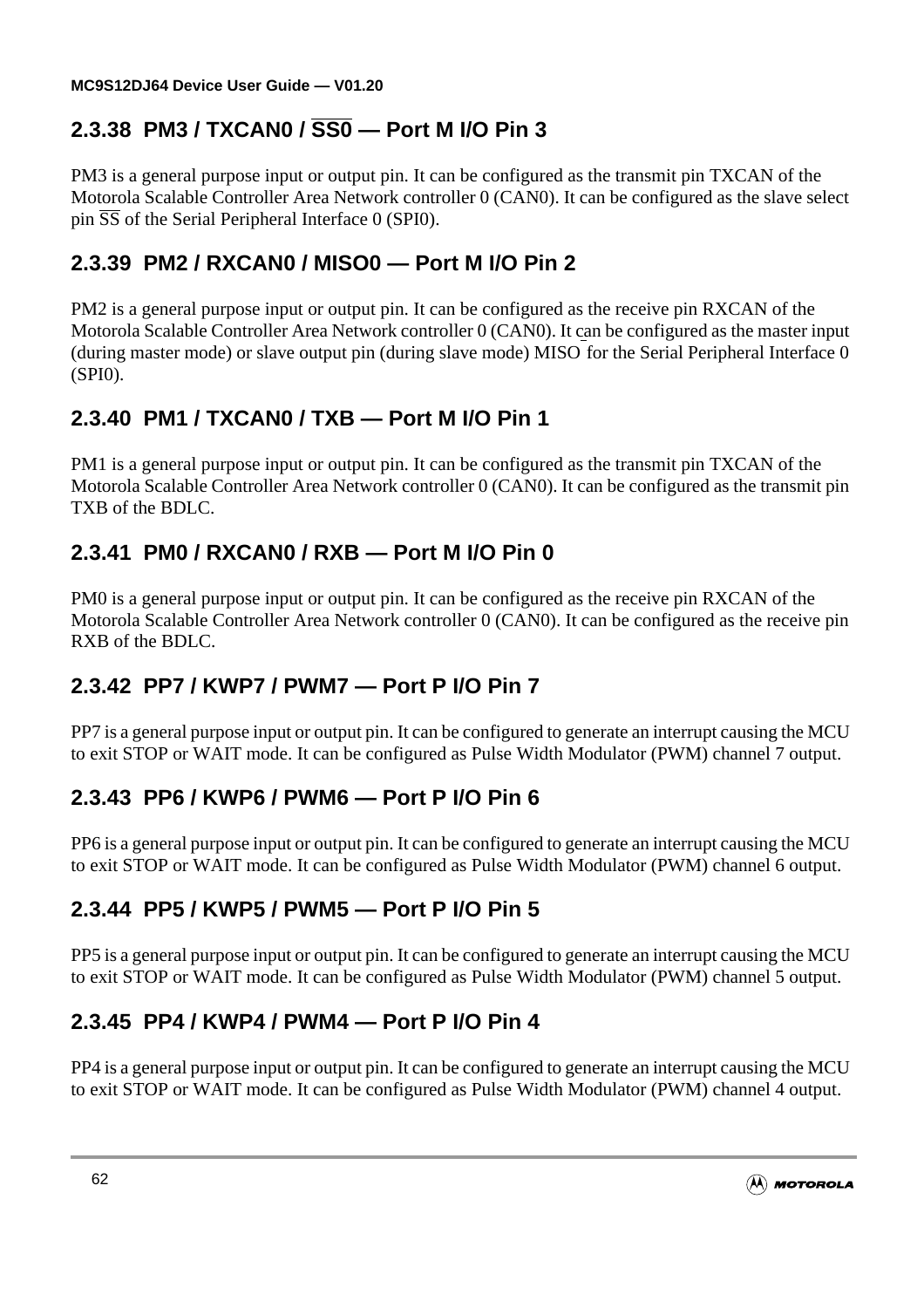### 2.3.38 PM3 / TXCAN0 / $\overline{SS0}$ — Port M I/O Pin 3

PM3 is a general purpose input or output pin. It can be configured as the transmit pin TXCAN of the Motorola Scalable Controller Area Network controller 0 (CAN0). It can be configured as the slave select pin $\overline{SS}$ of the Serial Peripheral Interface 0 (SPI0).

### 2.3.39 PM2 / RXCAN0 / MISO0 — Port M I/O Pin 2

PM2 is a general purpose input or output pin. It can be configured as the receive pin RXCAN of the Motorola Scalable Controller Area Network controller 0 (CAN0). It can be configured as the master input (during master mode) or slave output pin (during slave mode) MISO for the Serial Peripheral Interface 0 (SPI0).

### 2.3.40 PM1 / TXCAN0 / TXB — Port M I/O Pin 1

PM1 is a general purpose input or output pin. It can be configured as the transmit pin TXCAN of the Motorola Scalable Controller Area Network controller 0 (CAN0). It can be configured as the transmit pin TXB of the BDLC.

### 2.3.41 PM0 / RXCAN0 / RXB — Port M I/O Pin 0

PM0 is a general purpose input or output pin. It can be configured as the receive pin RXCAN of the Motorola Scalable Controller Area Network controller 0 (CAN0). It can be configured as the receive pin RXB of the BDLC.

### 2.3.42 PP7 / KWP7 / PWM7 — Port P I/O Pin 7

PP7 is a general purpose input or output pin. It can be configured to generate an interrupt causing the MCU to exit STOP or WAIT mode. It can be configured as Pulse Width Modulator (PWM) channel 7 output.

### 2.3.43 PP6 / KWP6 / PWM6 — Port P I/O Pin 6

PP6 is a general purpose input or output pin. It can be configured to generate an interrupt causing the MCU to exit STOP or WAIT mode. It can be configured as Pulse Width Modulator (PWM) channel 6 output.

### 2.3.44 PP5 / KWP5 / PWM5 — Port P I/O Pin 5

PP5 is a general purpose input or output pin. It can be configured to generate an interrupt causing the MCU to exit STOP or WAIT mode. It can be configured as Pulse Width Modulator (PWM) channel 5 output.

### 2.3.45 PP4 / KWP4 / PWM4 — Port P I/O Pin 4

PP4 is a general purpose input or output pin. It can be configured to generate an interrupt causing the MCU to exit STOP or WAIT mode. It can be configured as Pulse Width Modulator (PWM) channel 4 output.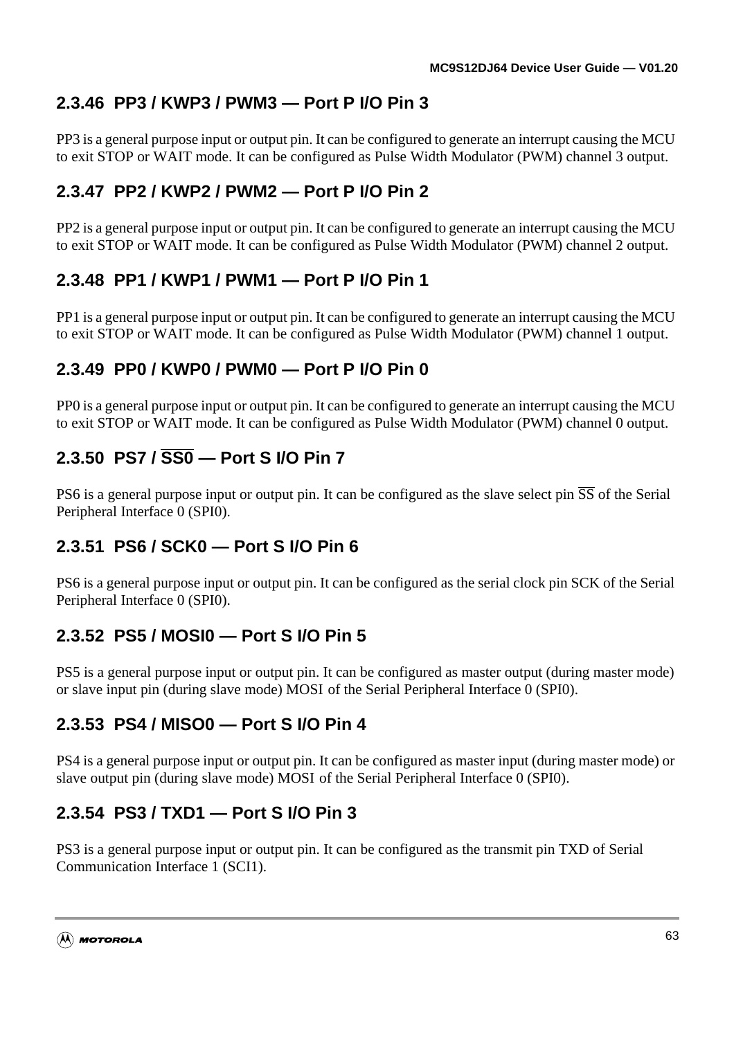### 2.3.46 PP3 / KWP3 / PWM3 — Port P I/O Pin 3

PP3 is a general purpose input or output pin. It can be configured to generate an interrupt causing the MCU to exit STOP or WAIT mode. It can be configured as Pulse Width Modulator (PWM) channel 3 output.

### 2.3.47 PP2 / KWP2 / PWM2 — Port P I/O Pin 2

PP2 is a general purpose input or output pin. It can be configured to generate an interrupt causing the MCU to exit STOP or WAIT mode. It can be configured as Pulse Width Modulator (PWM) channel 2 output.

### 2.3.48 PP1 / KWP1 / PWM1 — Port P I/O Pin 1

PP1 is a general purpose input or output pin. It can be configured to generate an interrupt causing the MCU to exit STOP or WAIT mode. It can be configured as Pulse Width Modulator (PWM) channel 1 output.

### 2.3.49 PP0 / KWP0 / PWM0 — Port P I/O Pin 0

PP0 is a general purpose input or output pin. It can be configured to generate an interrupt causing the MCU to exit STOP or WAIT mode. It can be configured as Pulse Width Modulator (PWM) channel 0 output.

### 2.3.50 PS7 / $\overline{\text{SS0}}$ — Port S I/O Pin 7

PS6 is a general purpose input or output pin. It can be configured as the slave select pin $\overline{\text{SS}}$ of the Serial Peripheral Interface 0 (SPI0).

### 2.3.51 PS6 / SCK0 — Port S I/O Pin 6

PS6 is a general purpose input or output pin. It can be configured as the serial clock pin SCK of the Serial Peripheral Interface 0 (SPI0).

### 2.3.52 PS5 / MOSI0 — Port S I/O Pin 5

PS5 is a general purpose input or output pin. It can be configured as master output (during master mode) or slave input pin (during slave mode) MOSI of the Serial Peripheral Interface 0 (SPI0).

### 2.3.53 PS4 / MISO0 — Port S I/O Pin 4

PS4 is a general purpose input or output pin. It can be configured as master input (during master mode) or slave output pin (during slave mode) MOSI of the Serial Peripheral Interface 0 (SPI0).

### 2.3.54 PS3 / TXD1 — Port S I/O Pin 3

PS3 is a general purpose input or output pin. It can be configured as the transmit pin TXD of Serial Communication Interface 1 (SCI1).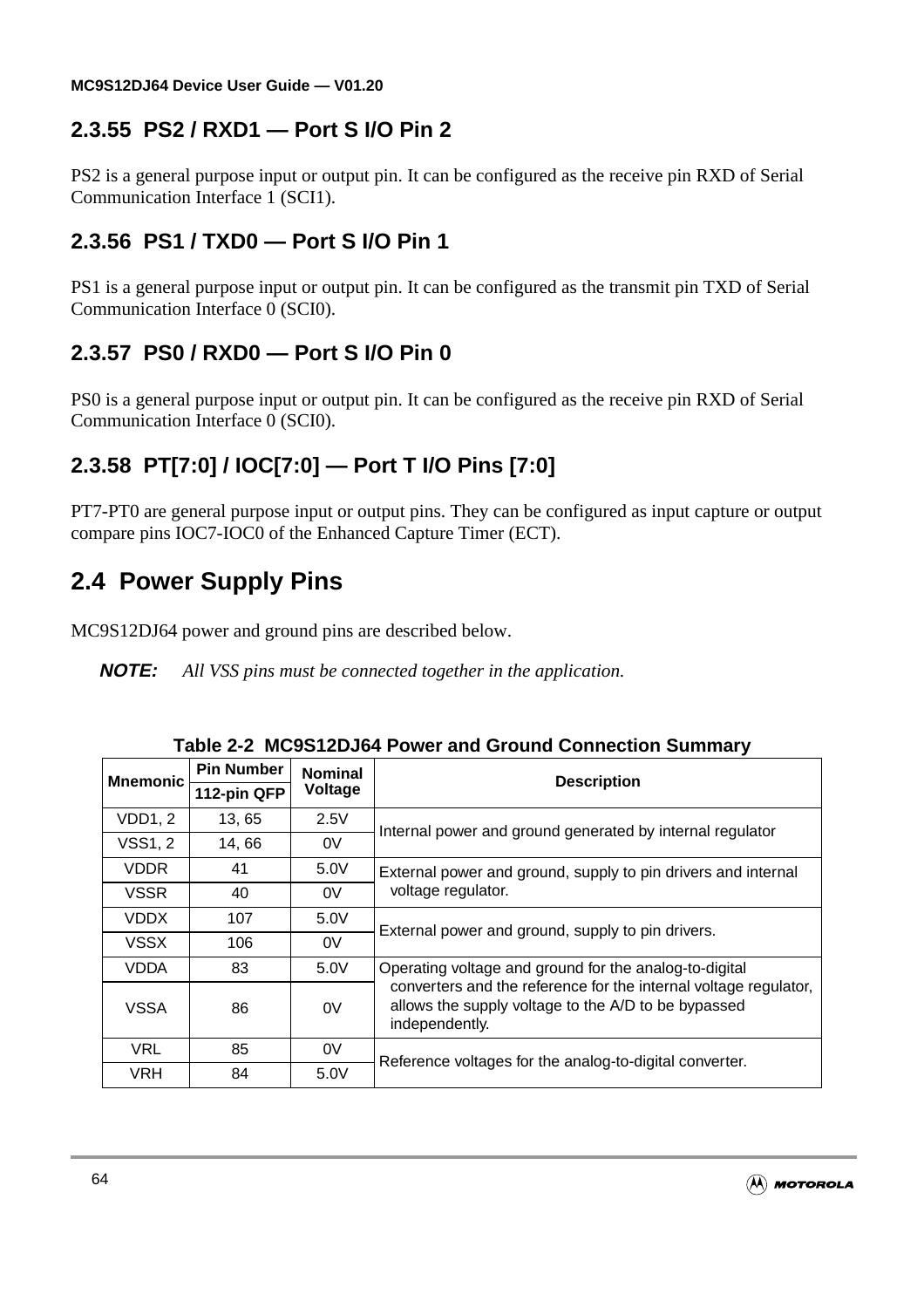### 2.3.55 PS2 / RXD1 — Port S I/O Pin 2

PS2 is a general purpose input or output pin. It can be configured as the receive pin RXD of Serial Communication Interface 1 (SCI1).

### 2.3.56 PS1 / TXD0 — Port S I/O Pin 1

PS1 is a general purpose input or output pin. It can be configured as the transmit pin TXD of Serial Communication Interface 0 (SCI0).

### 2.3.57 PS0 / RXD0 — Port S I/O Pin 0

PS0 is a general purpose input or output pin. It can be configured as the receive pin RXD of Serial Communication Interface 0 (SCI0).

### 2.3.58 PT[7:0] / IOC[7:0] — Port T I/O Pins [7:0]

PT7-PT0 are general purpose input or output pins. They can be configured as input capture or output compare pins IOC7-IOC0 of the Enhanced Capture Timer (ECT).

## 2.4 Power Supply Pins

MC9S12DJ64 power and ground pins are described below.

**NOTE:** *All VSS pins must be connected together in the application.*

**Table 2-2 MC9S12DJ64 Power and Ground Connection Summary**

| Mnemonic | Pin Number | Nominal Voltage | Description |
|---|---|---|---|
| | 112-pin QFP | | |
| VDD1, 2 | 13, 65 | 2.5V | Internal power and ground generated by internal regulator |
| VSS1, 2 | 14, 66 | 0V | |
| VDDR | 41 | 5.0V | External power and ground, supply to pin drivers and internal voltage regulator. |
| VSSR | 40 | 0V | |
| VDDX | 107 | 5.0V | External power and ground, supply to pin drivers. |
| VSSX | 106 | 0V | |
| VDDA | 83 | 5.0V | Operating voltage and ground for the analog-to-digital converters and the reference for the internal voltage regulator, allows the supply voltage to the A/D to be bypassed independently. |
| VSSA | 86 | 0V | |
| VRL | 85 | 0V | Reference voltages for the analog-to-digital converter. |
| VRH | 84 | 5.0V | |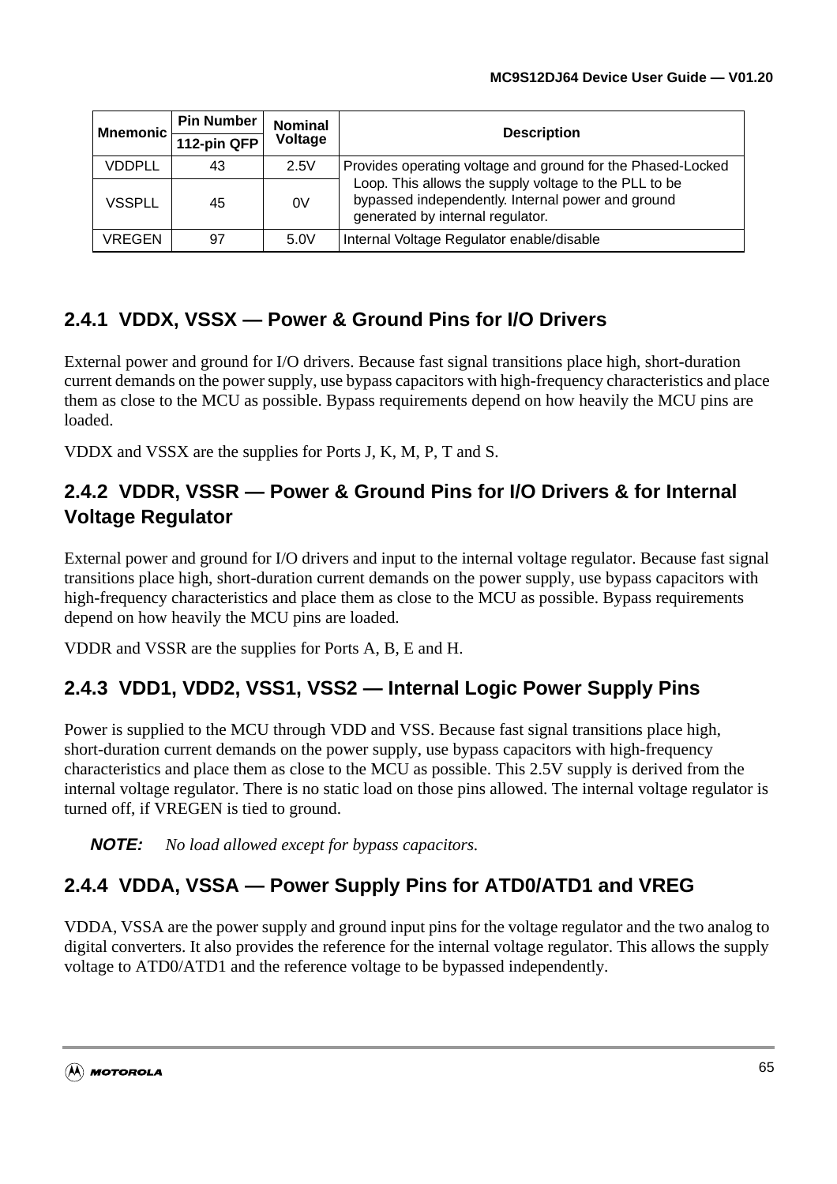| Mnemonic | Pin Number | Nominal Voltage | Description |
|---|---|---|---|
| | 112-pin QFP | | |
| VDDPLL | 43 | 2.5V | Provides operating voltage and ground for the Phased-Locked Loop. This allows the supply voltage to the PLL to be bypassed independently. Internal power and ground generated by internal regulator. |
| VSSPLL | 45 | 0V | |
| VREGEN | 97 | 5.0V | Internal Voltage Regulator enable/disable |

### 2.4.1 VDDX, VSSX — Power & Ground Pins for I/O Drivers

External power and ground for I/O drivers. Because fast signal transitions place high, short-duration current demands on the power supply, use bypass capacitors with high-frequency characteristics and place them as close to the MCU as possible. Bypass requirements depend on how heavily the MCU pins are loaded.

VDDX and VSSX are the supplies for Ports J, K, M, P, T and S.

### 2.4.2 VDDR, VSSR — Power & Ground Pins for I/O Drivers & for Internal Voltage Regulator

External power and ground for I/O drivers and input to the internal voltage regulator. Because fast signal transitions place high, short-duration current demands on the power supply, use bypass capacitors with high-frequency characteristics and place them as close to the MCU as possible. Bypass requirements depend on how heavily the MCU pins are loaded.

VDDR and VSSR are the supplies for Ports A, B, E and H.

### 2.4.3 VDD1, VDD2, VSS1, VSS2 — Internal Logic Power Supply Pins

Power is supplied to the MCU through VDD and VSS. Because fast signal transitions place high, short-duration current demands on the power supply, use bypass capacitors with high-frequency characteristics and place them as close to the MCU as possible. This 2.5V supply is derived from the internal voltage regulator. There is no static load on those pins allowed. The internal voltage regulator is turned off, if VREGEN is tied to ground.

**NOTE:** *No load allowed except for bypass capacitors.*

### 2.4.4 VDDA, VSSA — Power Supply Pins for ATD0/ATD1 and VREG

VDDA, VSSA are the power supply and ground input pins for the voltage regulator and the two analog to digital converters. It also provides the reference for the internal voltage regulator. This allows the supply voltage to ATD0/ATD1 and the reference voltage to be bypassed independently.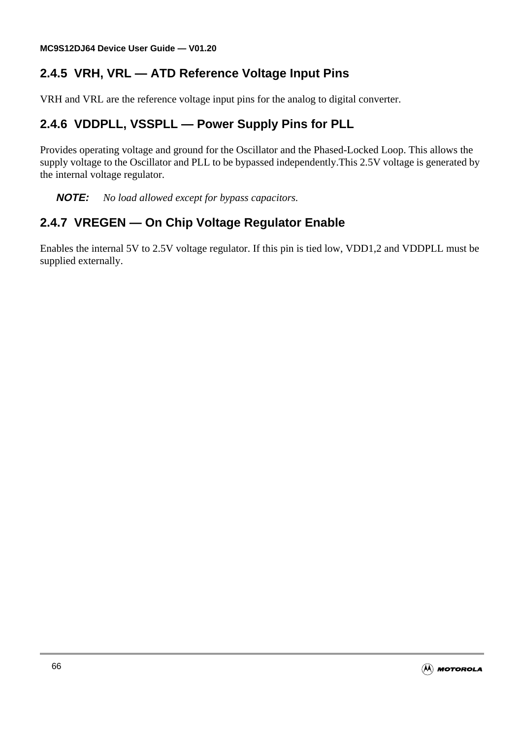### 2.4.5 VRH, VRL — ATD Reference Voltage Input Pins

VRH and VRL are the reference voltage input pins for the analog to digital converter.

### 2.4.6 VDDPLL, VSSPLL — Power Supply Pins for PLL

Provides operating voltage and ground for the Oscillator and the Phased-Locked Loop. This allows the supply voltage to the Oscillator and PLL to be bypassed independently.This 2.5V voltage is generated by the internal voltage regulator.

**NOTE:** *No load allowed except for bypass capacitors.*

### 2.4.7 VREGEN — On Chip Voltage Regulator Enable

Enables the internal 5V to 2.5V voltage regulator. If this pin is tied low, VDD1,2 and VDDPLL must be supplied externally.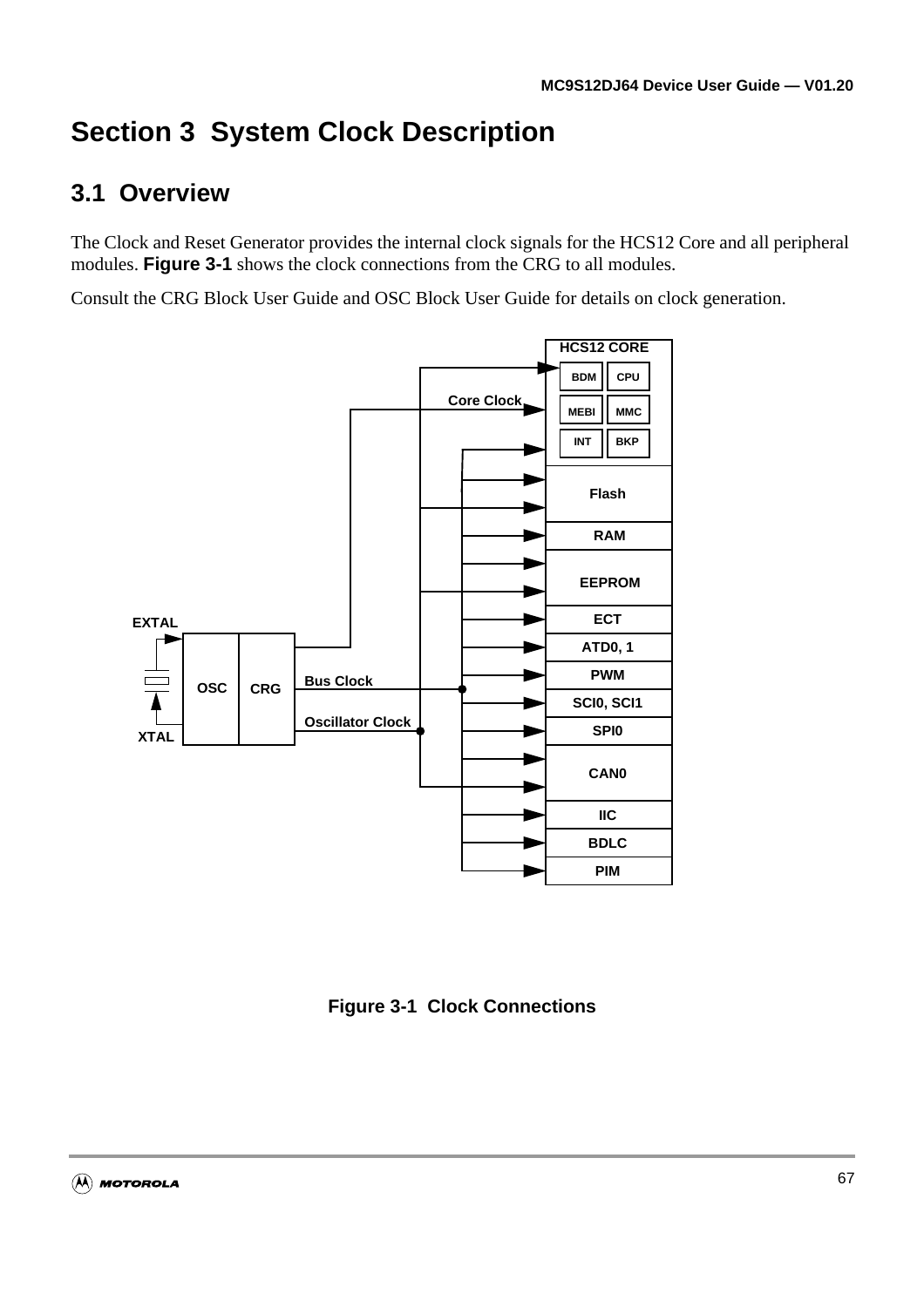# Section 3 System Clock Description

## 3.1 Overview

The Clock and Reset Generator provides the internal clock signals for the HCS12 Core and all peripheral modules. **Figure 3-1** shows the clock connections from the CRG to all modules.

Consult the CRG Block User Guide and OSC Block User Guide for details on clock generation.

**Figure 3-1 Clock Connections**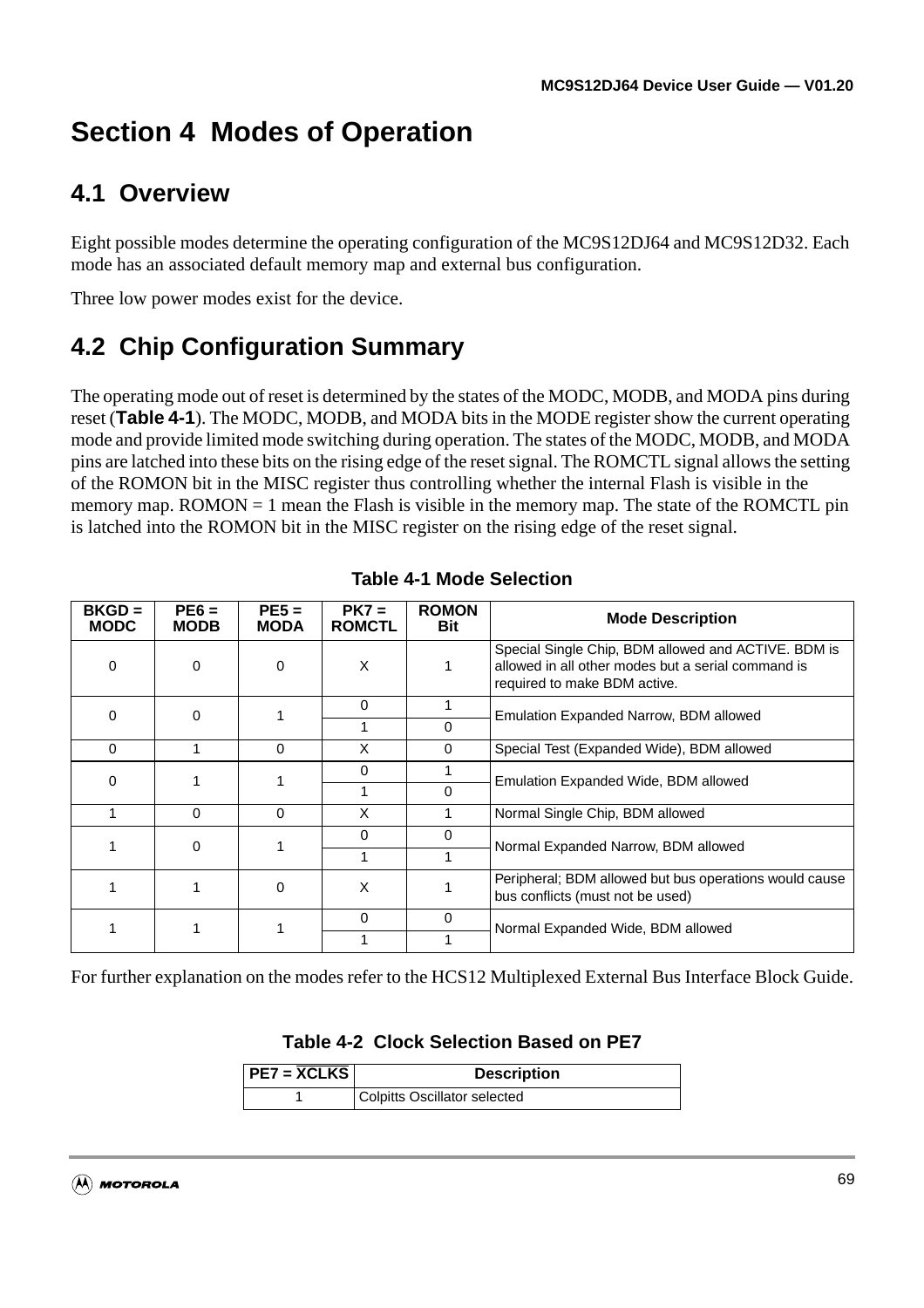# Section 4 Modes of Operation

## 4.1 Overview

Eight possible modes determine the operating configuration of the MC9S12DJ64 and MC9S12D32. Each mode has an associated default memory map and external bus configuration.

Three low power modes exist for the device.

## 4.2 Chip Configuration Summary

The operating mode out of reset is determined by the states of the MODC, MODB, and MODA pins during reset (**Table 4-1**). The MODC, MODB, and MODA bits in the MODE register show the current operating mode and provide limited mode switching during operation. The states of the MODC, MODB, and MODA pins are latched into these bits on the rising edge of the reset signal. The ROMCTL signal allows the setting of the ROMON bit in the MISC register thus controlling whether the internal Flash is visible in the memory map. ROMON = 1 mean the Flash is visible in the memory map. The state of the ROMCTL pin is latched into the ROMON bit in the MISC register on the rising edge of the reset signal.

**Table 4-1 Mode Selection**

| BKGD = MODC | PE6 = MODB | PE5 = MODA | PK7 = ROMCTL | ROMON Bit | Mode Description |
|---|---|---|---|---|---|
| 0 | 0 | 0 | X | 1 | Special Single Chip, BDM allowed and ACTIVE. BDM is allowed in all other modes but a serial command is required to make BDM active. |
| 0 | 0 | 1 | 0 | 1 | Emulation Expanded Narrow, BDM allowed |
| | | | 1 | 0 | |
| 0 | 1 | 0 | X | 0 | Special Test (Expanded Wide), BDM allowed |
| 0 | 1 | 1 | 0 | 1 | Emulation Expanded Wide, BDM allowed |
| | | | 1 | 0 | |
| 1 | 0 | 0 | X | 1 | Normal Single Chip, BDM allowed |
| 1 | 0 | 1 | 0 | 0 | Normal Expanded Narrow, BDM allowed |
| | | | 1 | 1 | |
| 1 | 1 | 0 | X | 1 | Peripheral; BDM allowed but bus operations would cause bus conflicts (must not be used) |
| 1 | 1 | 1 | 0 | 0 | Normal Expanded Wide, BDM allowed |
| | | | 1 | 1 | |

For further explanation on the modes refer to the HCS12 Multiplexed External Bus Interface Block Guide.

**Table 4-2 Clock Selection Based on PE7**

| PE7 = $\overline{\text{XCLKS}}$ | Description |
|---|---|
| 1 | Colpitts Oscillator selected |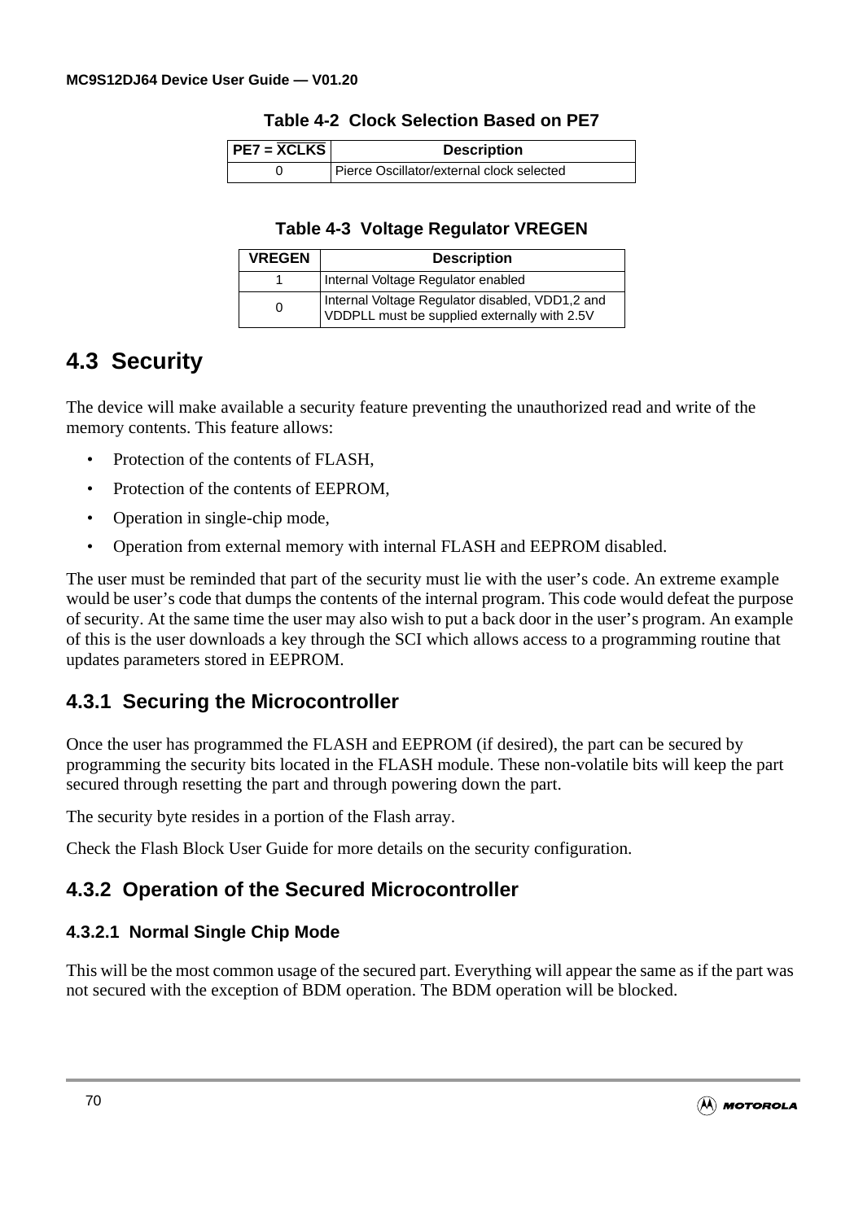**Table 4-2 Clock Selection Based on PE7**

| PE7 = $\overline{XCLKS}$ | Description |
|---|---|
| 0 | Pierce Oscillator/external clock selected |

**Table 4-3 Voltage Regulator VREGEN**

| VREGEN | Description |
|---|---|
| 1 | Internal Voltage Regulator enabled |
| 0 | Internal Voltage Regulator disabled, VDD1,2 and VDDPLL must be supplied externally with 2.5V |

## 4.3 Security

The device will make available a security feature preventing the unauthorized read and write of the memory contents. This feature allows:

- Protection of the contents of FLASH,
- Protection of the contents of EEPROM,
- Operation in single-chip mode,
- Operation from external memory with internal FLASH and EEPROM disabled.

The user must be reminded that part of the security must lie with the user's code. An extreme example would be user's code that dumps the contents of the internal program. This code would defeat the purpose of security. At the same time the user may also wish to put a back door in the user's program. An example of this is the user downloads a key through the SCI which allows access to a programming routine that updates parameters stored in EEPROM.

### 4.3.1 Securing the Microcontroller

Once the user has programmed the FLASH and EEPROM (if desired), the part can be secured by programming the security bits located in the FLASH module. These non-volatile bits will keep the part secured through resetting the part and through powering down the part.

The security byte resides in a portion of the Flash array.

Check the Flash Block User Guide for more details on the security configuration.

### 4.3.2 Operation of the Secured Microcontroller

#### 4.3.2.1 Normal Single Chip Mode

This will be the most common usage of the secured part. Everything will appear the same as if the part was not secured with the exception of BDM operation. The BDM operation will be blocked.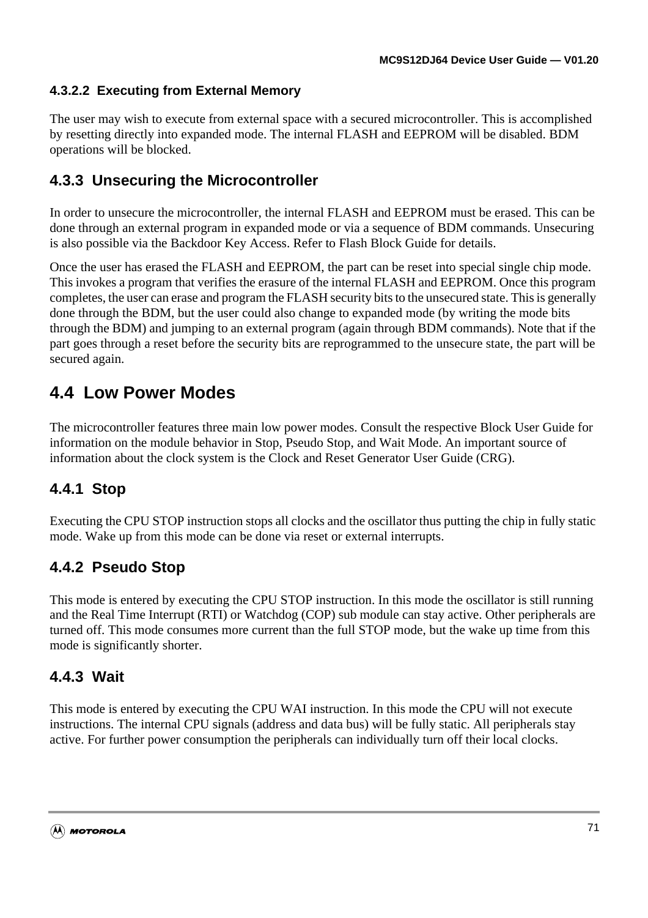#### 4.3.2.2 Executing from External Memory

The user may wish to execute from external space with a secured microcontroller. This is accomplished by resetting directly into expanded mode. The internal FLASH and EEPROM will be disabled. BDM operations will be blocked.

### 4.3.3 Unsecuring the Microcontroller

In order to unsecure the microcontroller, the internal FLASH and EEPROM must be erased. This can be done through an external program in expanded mode or via a sequence of BDM commands. Unsecuring is also possible via the Backdoor Key Access. Refer to Flash Block Guide for details.

Once the user has erased the FLASH and EEPROM, the part can be reset into special single chip mode. This invokes a program that verifies the erasure of the internal FLASH and EEPROM. Once this program completes, the user can erase and program the FLASH security bits to the unsecured state. This is generally done through the BDM, but the user could also change to expanded mode (by writing the mode bits through the BDM) and jumping to an external program (again through BDM commands). Note that if the part goes through a reset before the security bits are reprogrammed to the unsecure state, the part will be secured again.

## 4.4 Low Power Modes

The microcontroller features three main low power modes. Consult the respective Block User Guide for information on the module behavior in Stop, Pseudo Stop, and Wait Mode. An important source of information about the clock system is the Clock and Reset Generator User Guide (CRG).

### 4.4.1 Stop

Executing the CPU STOP instruction stops all clocks and the oscillator thus putting the chip in fully static mode. Wake up from this mode can be done via reset or external interrupts.

### 4.4.2 Pseudo Stop

This mode is entered by executing the CPU STOP instruction. In this mode the oscillator is still running and the Real Time Interrupt (RTI) or Watchdog (COP) sub module can stay active. Other peripherals are turned off. This mode consumes more current than the full STOP mode, but the wake up time from this mode is significantly shorter.

### 4.4.3 Wait

This mode is entered by executing the CPU WAI instruction. In this mode the CPU will not execute instructions. The internal CPU signals (address and data bus) will be fully static. All peripherals stay active. For further power consumption the peripherals can individually turn off their local clocks.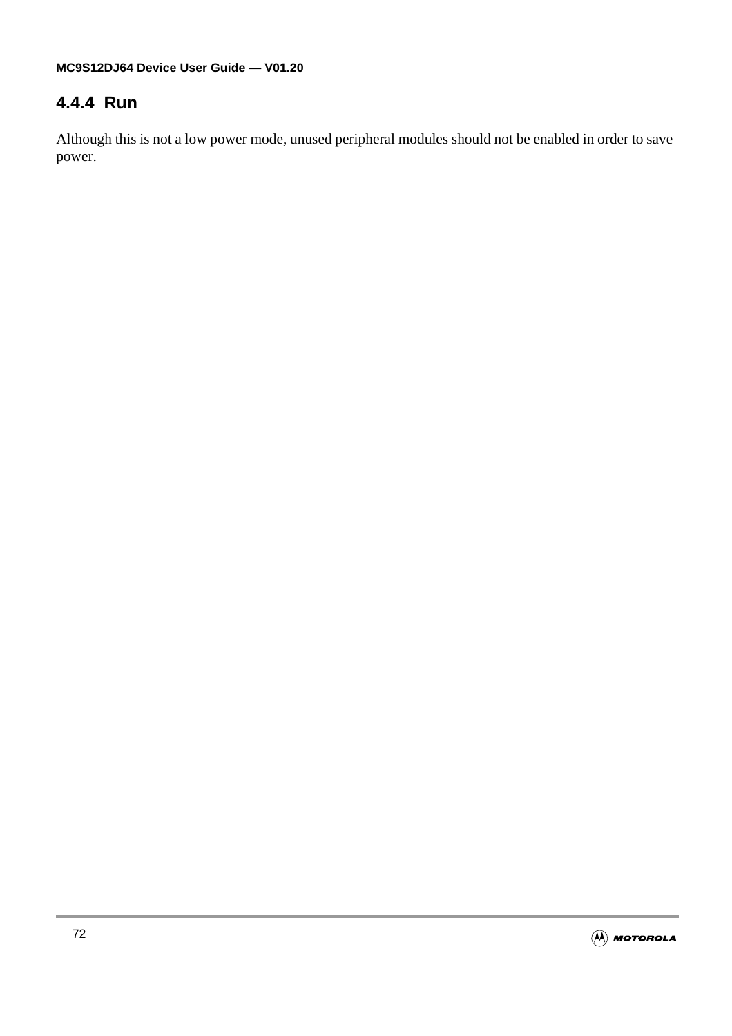#### 4.4.4 Run

Although this is not a low power mode, unused peripheral modules should not be enabled in order to save power.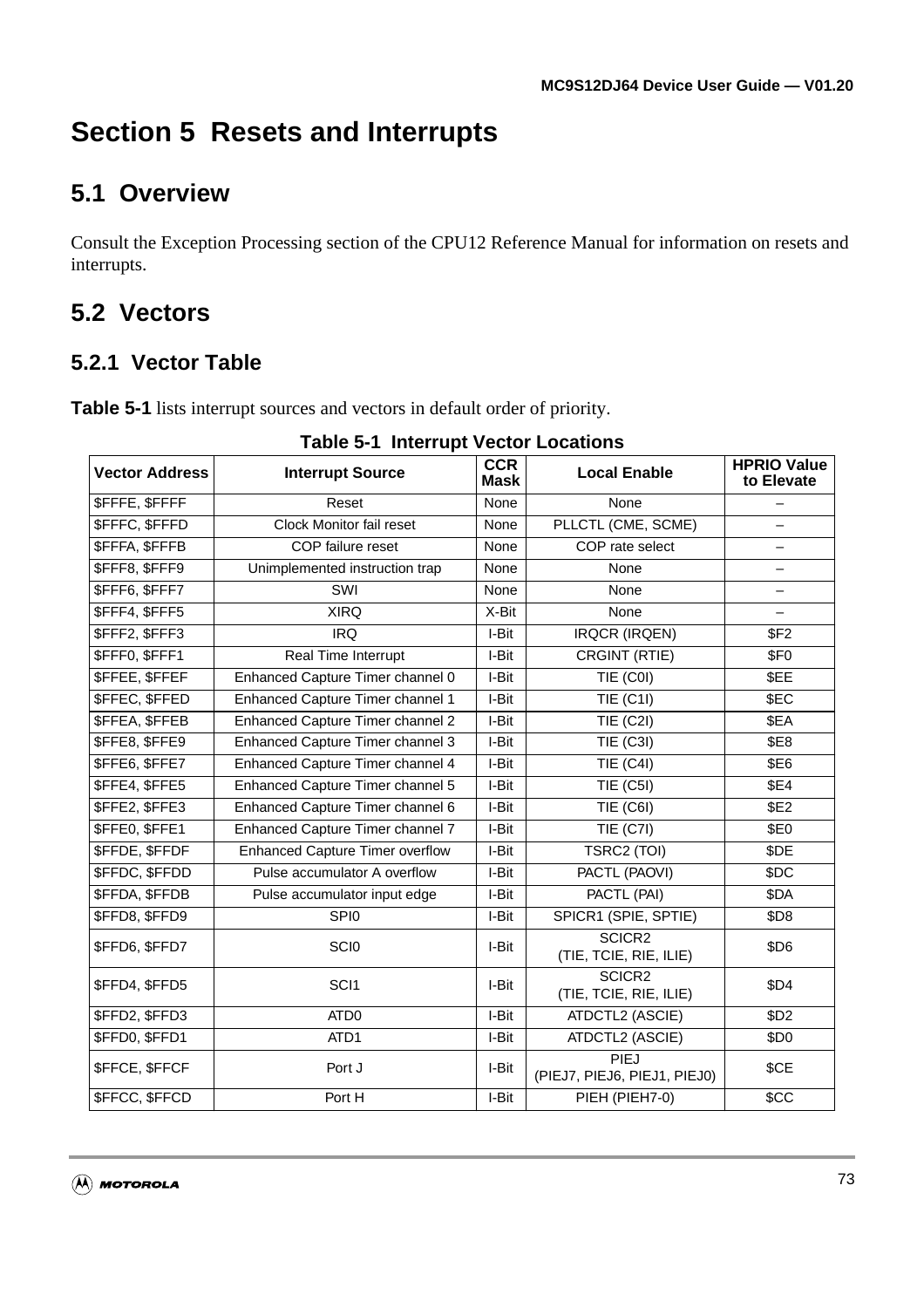# Section 5 Resets and Interrupts

## 5.1 Overview

Consult the Exception Processing section of the CPU12 Reference Manual for information on resets and interrupts.

## 5.2 Vectors

### 5.2.1 Vector Table

**Table 5-1** lists interrupt sources and vectors in default order of priority.

**Table 5-1 Interrupt Vector Locations**

| Vector Address | Interrupt Source | CCR Mask | Local Enable | HPRIO Value to Elevate |
|---|---|---|---|---|
| $FFFE, $FFFF | Reset | None | None | – |
| $FFFC, $FFFD | Clock Monitor fail reset | None | PLLCTL (CME, SCME) | – |
| $FFFA, $FFFB | COP failure reset | None | COP rate select | – |
| $FFF8, $FFF9 | Unimplemented instruction trap | None | None | – |
| $FFF6, $FFF7 | SWI | None | None | – |
| $FFF4, $FFF5 | XIRQ | X-Bit | None | – |
| $FFF2, $FFF3 | IRQ | I-Bit | IRQCR (IRQEN) | $F2 |
| $FFF0, $FFF1 | Real Time Interrupt | I-Bit | CRGINT (RTIE) | $F0 |
| $FFEE, $FFEF | Enhanced Capture Timer channel 0 | I-Bit | TIE (C0I) | $EE |
| $FFEC, $FFED | Enhanced Capture Timer channel 1 | I-Bit | TIE (C1I) | $EC |
| $FFEA, $FFEB | Enhanced Capture Timer channel 2 | I-Bit | TIE (C2I) | $EA |
| $FFE8, $FFE9 | Enhanced Capture Timer channel 3 | I-Bit | TIE (C3I) | $E8 |
| $FFE6, $FFE7 | Enhanced Capture Timer channel 4 | I-Bit | TIE (C4I) | $E6 |
| $FFE4, $FFE5 | Enhanced Capture Timer channel 5 | I-Bit | TIE (C5I) | $E4 |
| $FFE2, $FFE3 | Enhanced Capture Timer channel 6 | I-Bit | TIE (C6I) | $E2 |
| $FFE0, $FFE1 | Enhanced Capture Timer channel 7 | I-Bit | TIE (C7I) | $E0 |
| $FFDE, $FFDF | Enhanced Capture Timer overflow | I-Bit | TSRC2 (TOI) | $DE |
| $FFDC, $FFDD | Pulse accumulator A overflow | I-Bit | PACTL (PAOVI) | $DC |
| $FFDA, $FFDB | Pulse accumulator input edge | I-Bit | PACTL (PAI) | $DA |
| $FFD8, $FFD9 | SPI0 | I-Bit | SPICR1 (SPIE, SPTIE) | $D8 |
| $FFD6, $FFD7 | SCI0 | I-Bit | SCICR2 (TIE, TCIE, RIE, ILIE) | $D6 |
| $FFD4, $FFD5 | SCI1 | I-Bit | SCICR2 (TIE, TCIE, RIE, ILIE) | $D4 |
| $FFD2, $FFD3 | ATD0 | I-Bit | ATDCTL2 (ASCIE) | $D2 |
| $FFD0, $FFD1 | ATD1 | I-Bit | ATDCTL2 (ASCIE) | $D0 |
| $FFCE, $FFCF | Port J | I-Bit | PIEJ (PIEJ7, PIEJ6, PIEJ1, PIEJ0) | $CE |
| $FFCC, $FFCD | Port H | I-Bit | PIEH (PIEH7-0) | $CC |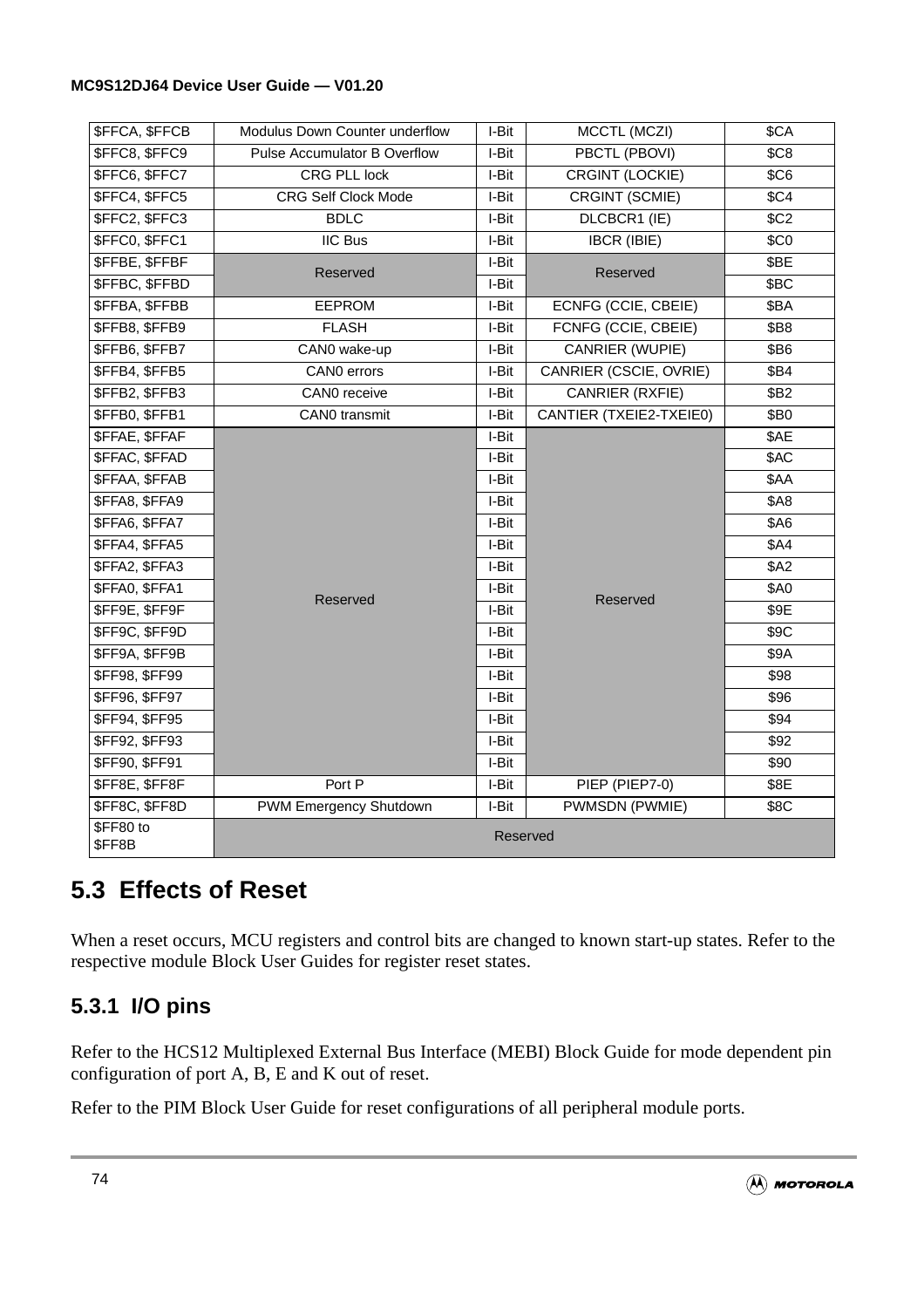| | | | | |
|---|---|---|---|---|
| $FFCA, $FFCB | Modulus Down Counter underflow | I-Bit | MCCTL (MCZI) | $CA |
| $FFC8, $FFC9 | Pulse Accumulator B Overflow | I-Bit | PBCTL (PBOVI) | $C8 |
| $FFC6, $FFC7 | CRG PLL lock | I-Bit | CRGINT (LOCKIE) | $C6 |
| $FFC4, $FFC5 | CRG Self Clock Mode | I-Bit | CRGINT (SCMIE) | $C4 |
| $FFC2, $FFC3 | BDLC | I-Bit | DLCBCR1 (IE) | $C2 |
| $FFC0, $FFC1 | IIC Bus | I-Bit | IBCR (IBIE) | $C0 |
| $FFBE, $FFBF | Reserved | I-Bit | Reserved | $BE |
| $FFBC, $FFBD | | I-Bit | | $BC |
| $FFBA, $FFBB | EEPROM | I-Bit | ECNFG (CCIE, CBEIE) | $BA |
| $FFB8, $FFB9 | FLASH | I-Bit | FCNFG (CCIE, CBEIE) | $B8 |
| $FFB6, $FFB7 | CAN0 wake-up | I-Bit | CANRIER (WUPIE) | $B6 |
| $FFB4, $FFB5 | CAN0 errors | I-Bit | CANRIER (CSCIE, OVRIE) | $B4 |
| $FFB2, $FFB3 | CAN0 receive | I-Bit | CANRIER (RXFIE) | $B2 |
| $FFB0, $FFB1 | CAN0 transmit | I-Bit | CANTIER (TXEIE2-TXEIE0) | $B0 |
| $FFAE, $FFAF | Reserved | I-Bit | Reserved | $AE |
| $FFAC, $FFAD | | I-Bit | | $AC |
| $FFAA, $FFAB | | I-Bit | | $AA |
| $FFA8, $FFA9 | | I-Bit | | $A8 |
| $FFA6, $FFA7 | | I-Bit | | $A6 |
| $FFA4, $FFA5 | | I-Bit | | $A4 |
| $FFA2, $FFA3 | | I-Bit | | $A2 |
| $FFA0, $FFA1 | | I-Bit | | $A0 |
| $FF9E, $FF9F | | I-Bit | | $9E |
| $FF9C, $FF9D | | I-Bit | | $9C |
| $FF9A, $FF9B | | I-Bit | | $9A |
| $FF98, $FF99 | | I-Bit | | $98 |
| $FF96, $FF97 | | I-Bit | | $96 |
| $FF94, $FF95 | | I-Bit | | $94 |
| $FF92, $FF93 | | I-Bit | | $92 |
| $FF90, $FF91 | | I-Bit | | $90 |
| $FF8E, $FF8F | Port P | I-Bit | PIEP (PIEP7-0) | $8E |
| $FF8C, $FF8D | PWM Emergency Shutdown | I-Bit | PWMSDN (PWMIE) | $8C |
| $FF80 to $FF8B | Reserved | | | |

## 5.3 Effects of Reset

When a reset occurs, MCU registers and control bits are changed to known start-up states. Refer to the respective module Block User Guides for register reset states.

### 5.3.1 I/O pins

Refer to the HCS12 Multiplexed External Bus Interface (MEBI) Block Guide for mode dependent pin configuration of port A, B, E and K out of reset.

Refer to the PIM Block User Guide for reset configurations of all peripheral module ports.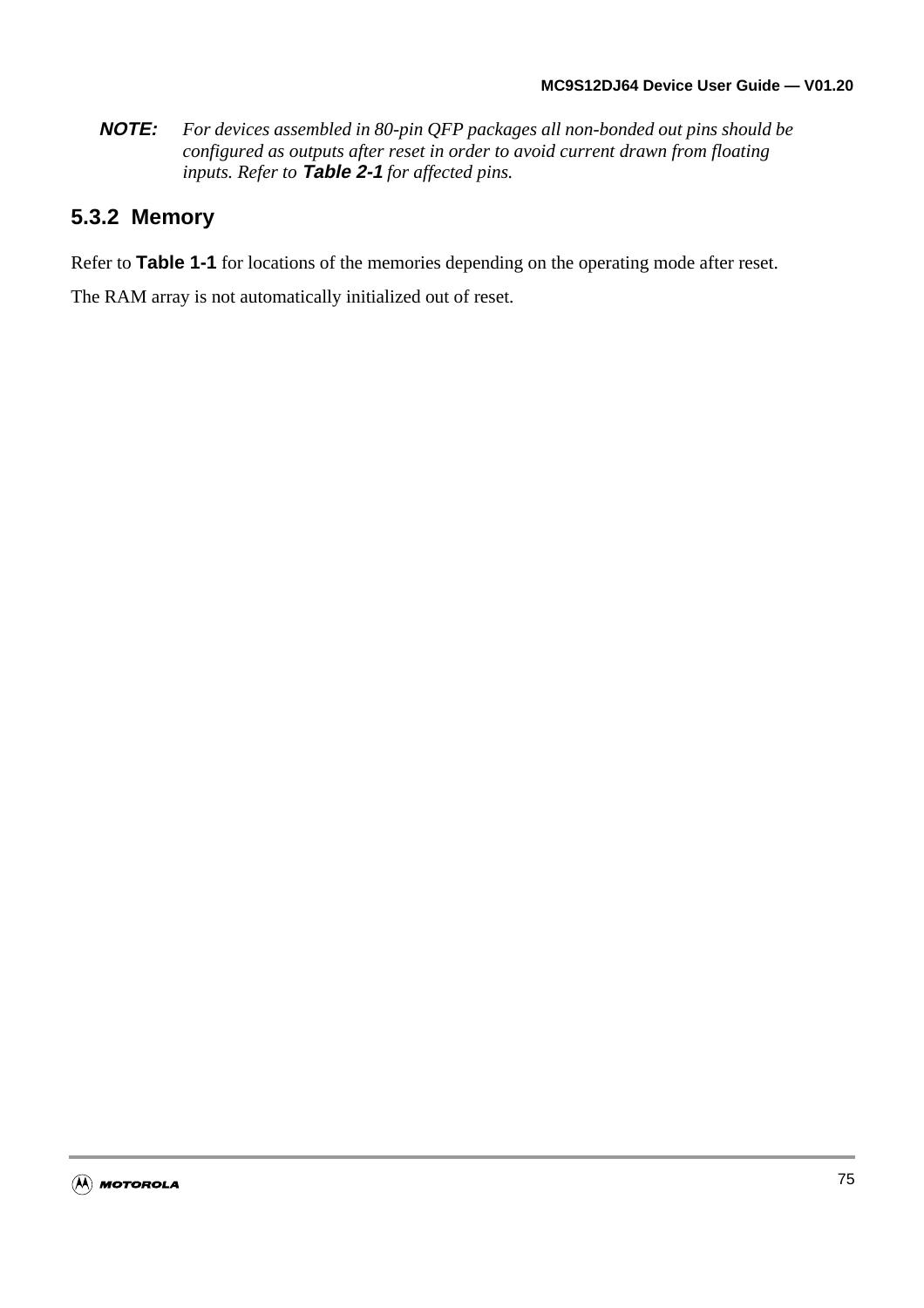**NOTE:** *For devices assembled in 80-pin QFP packages all non-bonded out pins should be configured as outputs after reset in order to avoid current drawn from floating inputs. Refer to* ***Table 2-1*** *for affected pins.*

### 5.3.2 Memory

Refer to **Table 1-1** for locations of the memories depending on the operating mode after reset.

The RAM array is not automatically initialized out of reset.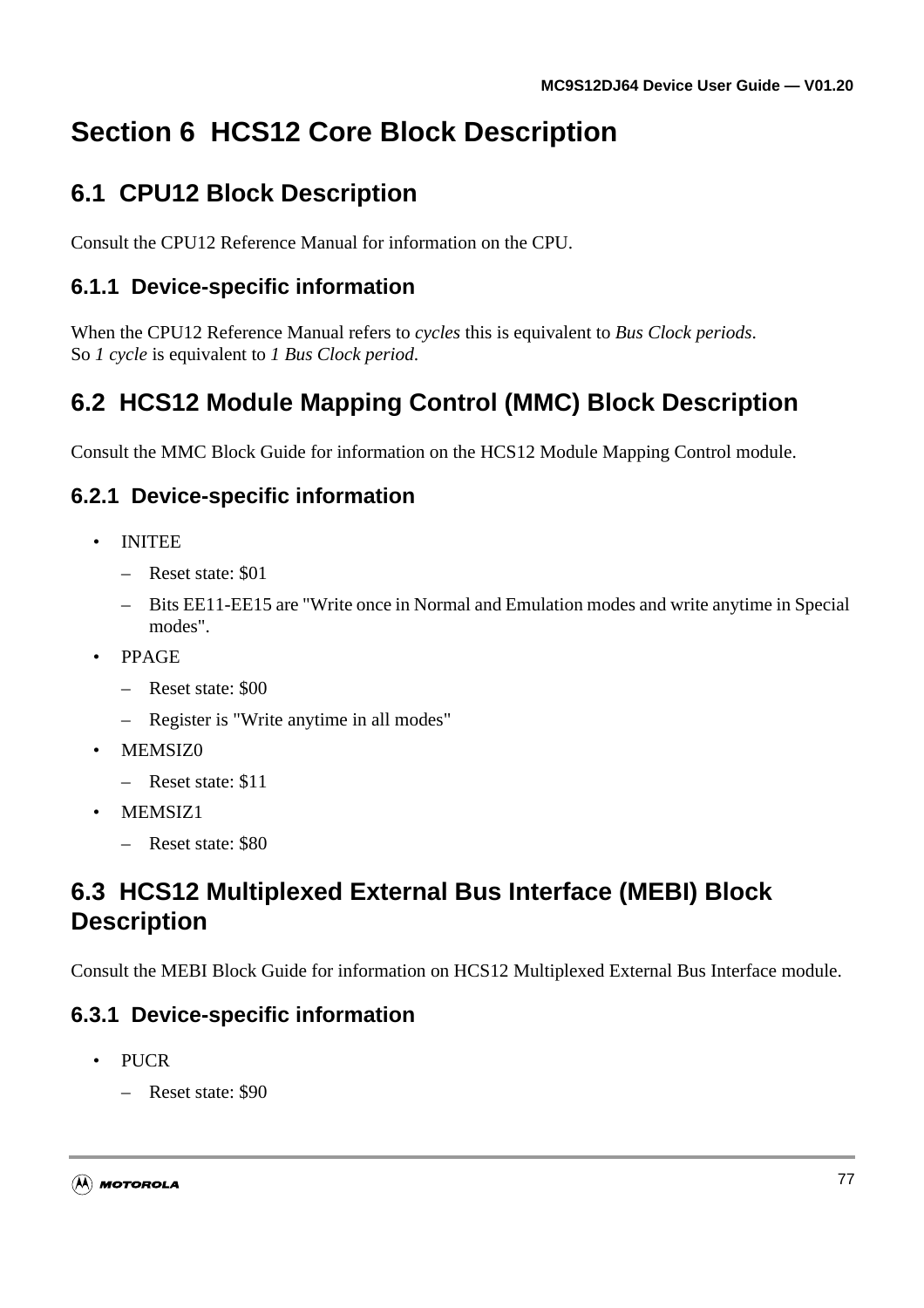# Section 6 HCS12 Core Block Description

## 6.1 CPU12 Block Description

Consult the CPU12 Reference Manual for information on the CPU.

### 6.1.1 Device-specific information

When the CPU12 Reference Manual refers to *cycles* this is equivalent to *Bus Clock periods*.
So *1 cycle* is equivalent to *1 Bus Clock period*.

## 6.2 HCS12 Module Mapping Control (MMC) Block Description

Consult the MMC Block Guide for information on the HCS12 Module Mapping Control module.

### 6.2.1 Device-specific information

- INITEE
  - Reset state: $01
  - Bits EE11-EE15 are "Write once in Normal and Emulation modes and write anytime in Special modes".
- PPAGE
  - Reset state: $00
  - Register is "Write anytime in all modes"
- MEMSIZ0
  - Reset state: $11
- MEMSIZ1
  - Reset state: $80

## 6.3 HCS12 Multiplexed External Bus Interface (MEBI) Block Description

Consult the MEBI Block Guide for information on HCS12 Multiplexed External Bus Interface module.

### 6.3.1 Device-specific information

- PUCR
  - Reset state: $90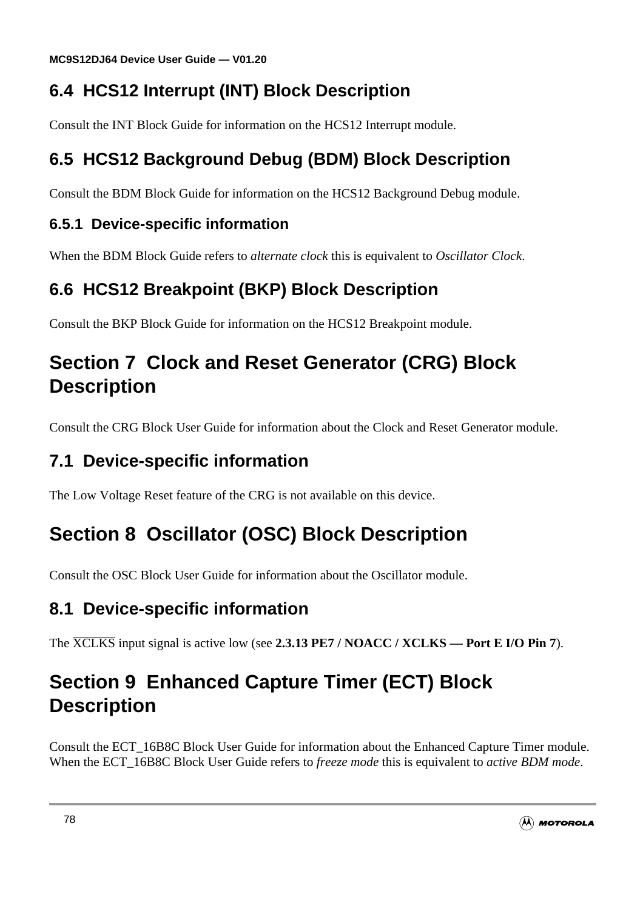## 6.4 HCS12 Interrupt (INT) Block Description

Consult the INT Block Guide for information on the HCS12 Interrupt module.

## 6.5 HCS12 Background Debug (BDM) Block Description

Consult the BDM Block Guide for information on the HCS12 Background Debug module.

### 6.5.1 Device-specific information

When the BDM Block Guide refers to *alternate clock* this is equivalent to *Oscillator Clock*.

## 6.6 HCS12 Breakpoint (BKP) Block Description

Consult the BKP Block Guide for information on the HCS12 Breakpoint module.

# Section 7 Clock and Reset Generator (CRG) Block Description

Consult the CRG Block User Guide for information about the Clock and Reset Generator module.

## 7.1 Device-specific information

The Low Voltage Reset feature of the CRG is not available on this device.

# Section 8 Oscillator (OSC) Block Description

Consult the OSC Block User Guide for information about the Oscillator module.

## 8.1 Device-specific information

The $\overline{\text{XCLKS}}$ input signal is active low (see **2.3.13 PE7 / NOACC / XCLKS — Port E I/O Pin 7**).

# Section 9 Enhanced Capture Timer (ECT) Block Description

Consult the ECT_16B8C Block User Guide for information about the Enhanced Capture Timer module. When the ECT_16B8C Block User Guide refers to *freeze mode* this is equivalent to *active BDM mode*.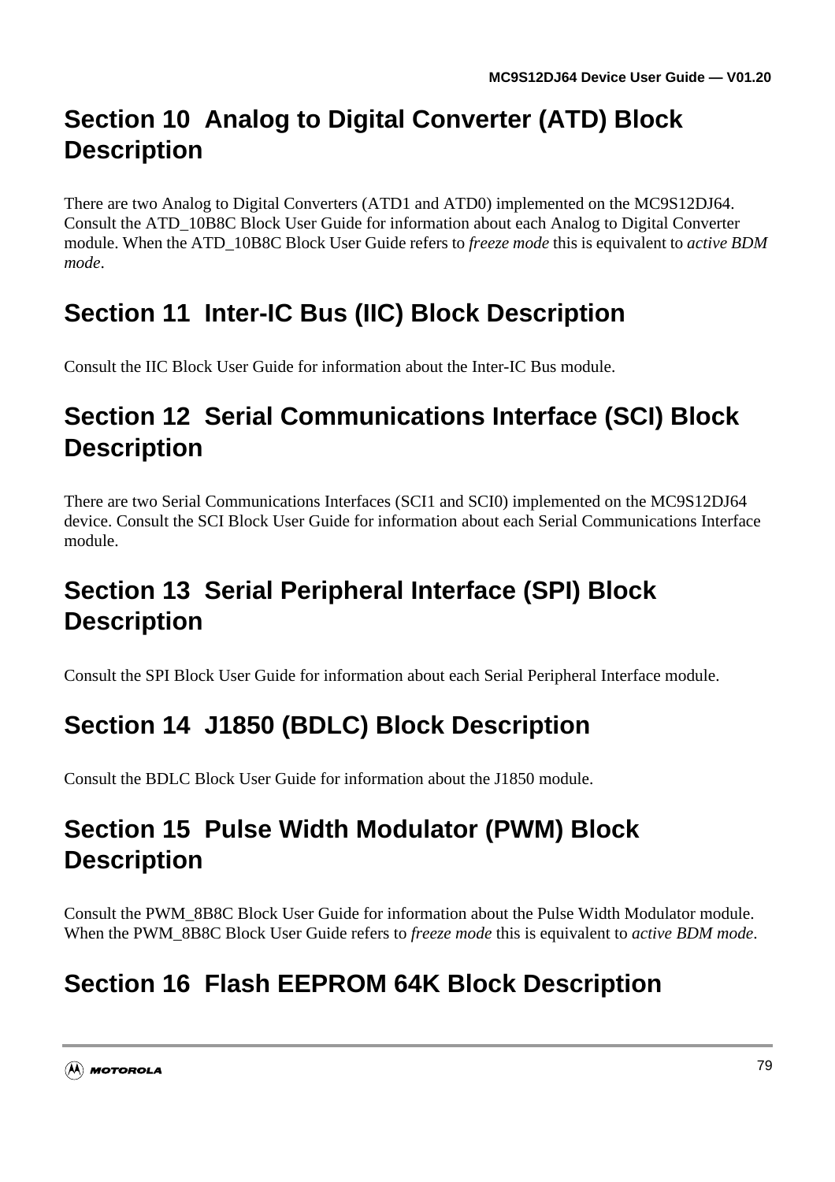# Section 10 Analog to Digital Converter (ATD) Block Description

There are two Analog to Digital Converters (ATD1 and ATD0) implemented on the MC9S12DJ64. Consult the ATD_10B8C Block User Guide for information about each Analog to Digital Converter module. When the ATD_10B8C Block User Guide refers to *freeze mode* this is equivalent to *active BDM mode*.

# Section 11 Inter-IC Bus (IIC) Block Description

Consult the IIC Block User Guide for information about the Inter-IC Bus module.

# Section 12 Serial Communications Interface (SCI) Block Description

There are two Serial Communications Interfaces (SCI1 and SCI0) implemented on the MC9S12DJ64 device. Consult the SCI Block User Guide for information about each Serial Communications Interface module.

# Section 13 Serial Peripheral Interface (SPI) Block Description

Consult the SPI Block User Guide for information about each Serial Peripheral Interface module.

# Section 14 J1850 (BDLC) Block Description

Consult the BDLC Block User Guide for information about the J1850 module.

# Section 15 Pulse Width Modulator (PWM) Block Description

Consult the PWM_8B8C Block User Guide for information about the Pulse Width Modulator module. When the PWM_8B8C Block User Guide refers to *freeze mode* this is equivalent to *active BDM mode*.

# Section 16 Flash EEPROM 64K Block Description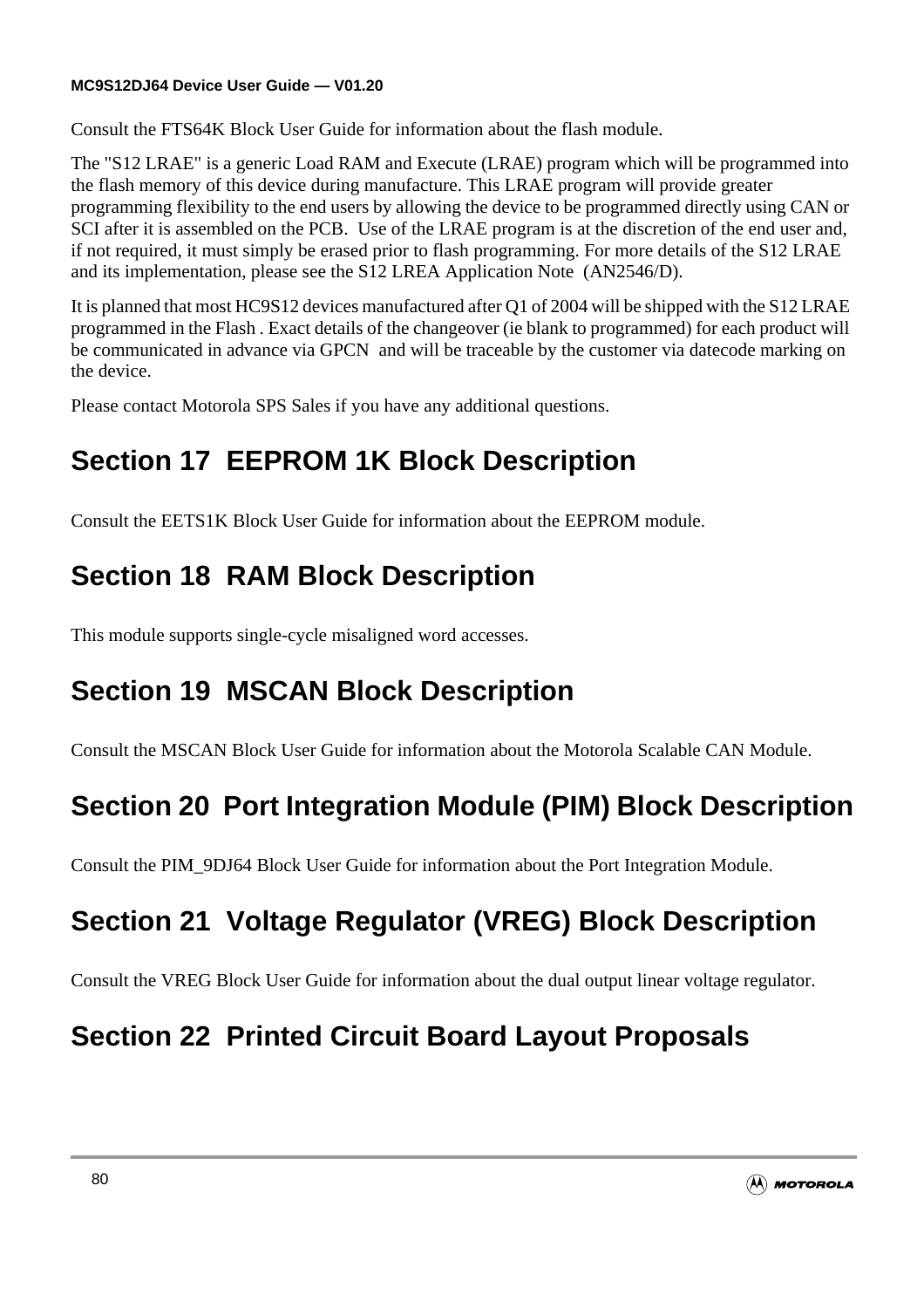Consult the FTS64K Block User Guide for information about the flash module.

The "S12 LRAE" is a generic Load RAM and Execute (LRAE) program which will be programmed into the flash memory of this device during manufacture. This LRAE program will provide greater programming flexibility to the end users by allowing the device to be programmed directly using CAN or SCI after it is assembled on the PCB. Use of the LRAE program is at the discretion of the end user and, if not required, it must simply be erased prior to flash programming. For more details of the S12 LRAE and its implementation, please see the S12 LREA Application Note (AN2546/D).

It is planned that most HC9S12 devices manufactured after Q1 of 2004 will be shipped with the S12 LRAE programmed in the Flash . Exact details of the changeover (ie blank to programmed) for each product will be communicated in advance via GPCN and will be traceable by the customer via datecode marking on the device.

Please contact Motorola SPS Sales if you have any additional questions.

# Section 17 EEPROM 1K Block Description

Consult the EETS1K Block User Guide for information about the EEPROM module.

# Section 18 RAM Block Description

This module supports single-cycle misaligned word accesses.

# Section 19 MSCAN Block Description

Consult the MSCAN Block User Guide for information about the Motorola Scalable CAN Module.

# Section 20 Port Integration Module (PIM) Block Description

Consult the PIM_9DJ64 Block User Guide for information about the Port Integration Module.

# Section 21 Voltage Regulator (VREG) Block Description

Consult the VREG Block User Guide for information about the dual output linear voltage regulator.

# Section 22 Printed Circuit Board Layout Proposals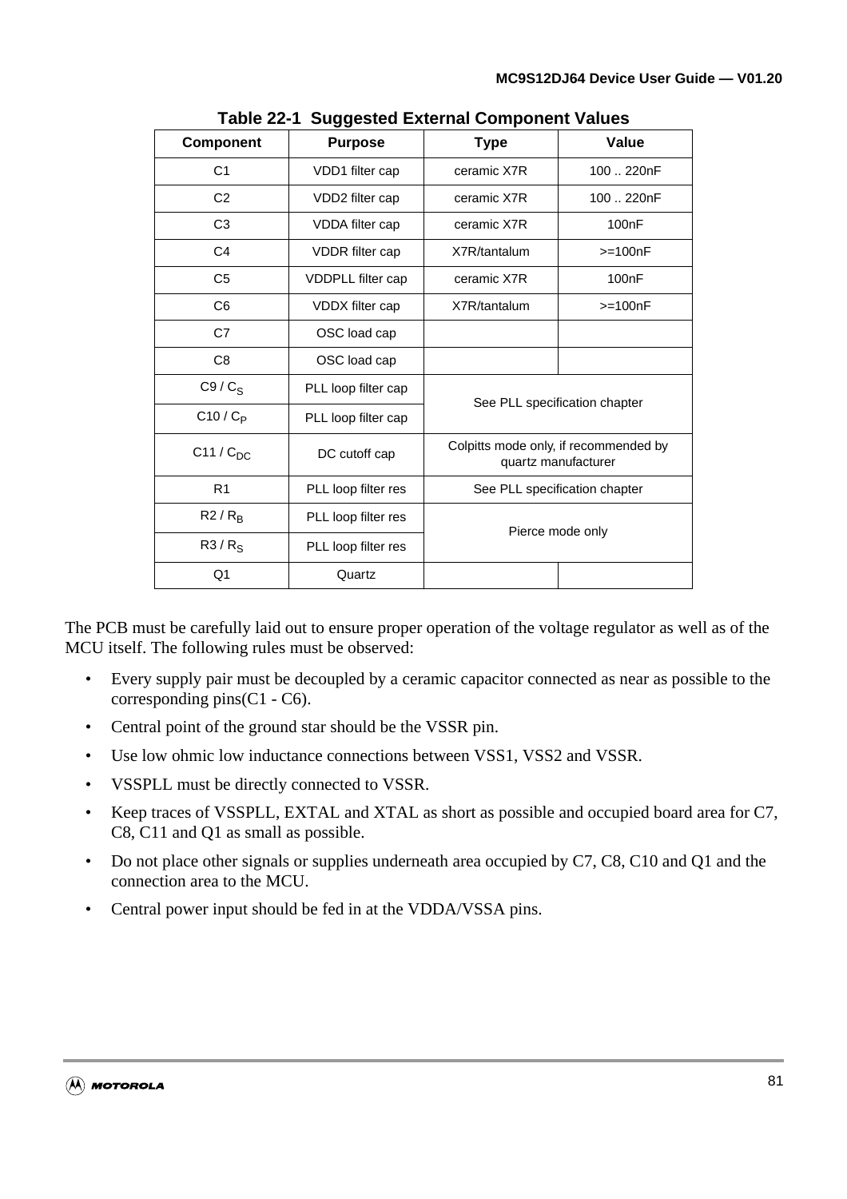**Table 22-1 Suggested External Component Values**

| Component | Purpose | Type | Value |
|---|---|---|---|
| C1 | VDD1 filter cap | ceramic X7R | 100 .. 220nF |
| C2 | VDD2 filter cap | ceramic X7R | 100 .. 220nF |
| C3 | VDDA filter cap | ceramic X7R | 100nF |
| C4 | VDDR filter cap | X7R/tantalum | >=100nF |
| C5 | VDDPLL filter cap | ceramic X7R | 100nF |
| C6 | VDDX filter cap | X7R/tantalum | >=100nF |
| C7 | OSC load cap | | |
| C8 | OSC load cap | | |
| C9 / $C_S$ | PLL loop filter cap | See PLL specification chapter | |
| C10 / $C_P$ | PLL loop filter cap | | |
| C11 / $C_{DC}$ | DC cutoff cap | Colpitts mode only, if recommended by quartz manufacturer | |
| R1 | PLL loop filter res | See PLL specification chapter | |
| R2 / $R_B$ | PLL loop filter res | Pierce mode only | |
| R3 / $R_S$ | PLL loop filter res | | |
| Q1 | Quartz | | |

The PCB must be carefully laid out to ensure proper operation of the voltage regulator as well as of the MCU itself. The following rules must be observed:

- Every supply pair must be decoupled by a ceramic capacitor connected as near as possible to the corresponding pins(C1 - C6).
- Central point of the ground star should be the VSSR pin.
- Use low ohmic low inductance connections between VSS1, VSS2 and VSSR.
- VSSPLL must be directly connected to VSSR.
- Keep traces of VSSPLL, EXTAL and XTAL as short as possible and occupied board area for C7, C8, C11 and Q1 as small as possible.
- Do not place other signals or supplies underneath area occupied by C7, C8, C10 and Q1 and the connection area to the MCU.
- Central power input should be fed in at the VDDA/VSSA pins.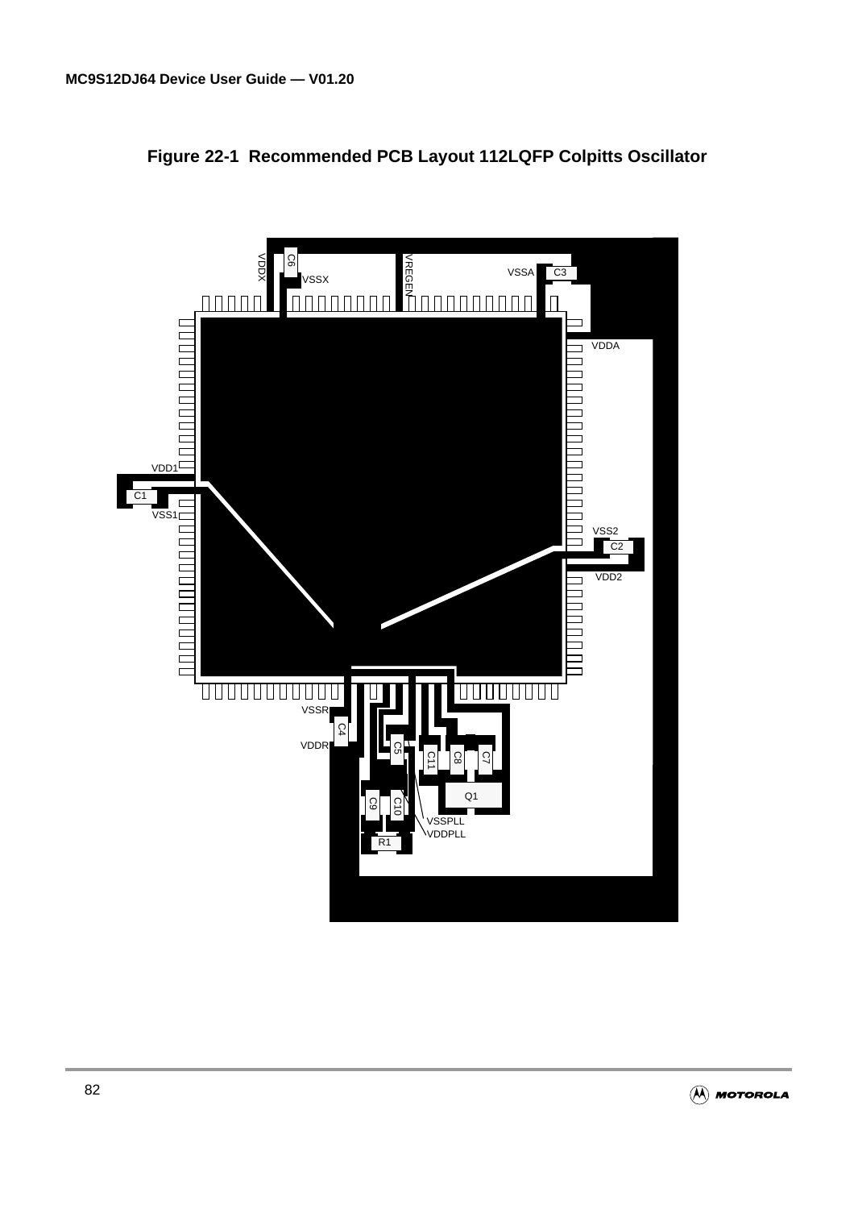**Figure 22-1 Recommended PCB Layout 112LQFP Colpitts Oscillator**

VDDX C6 VSSX VREGEN VSSA C3 VDDA VDD1 C1 VSS1 VSS2 C2 VDD2 VSSR C4 VDDR C5 C11 C8 C7 Q1 C9 C10 VSSPLL VDDPLL R1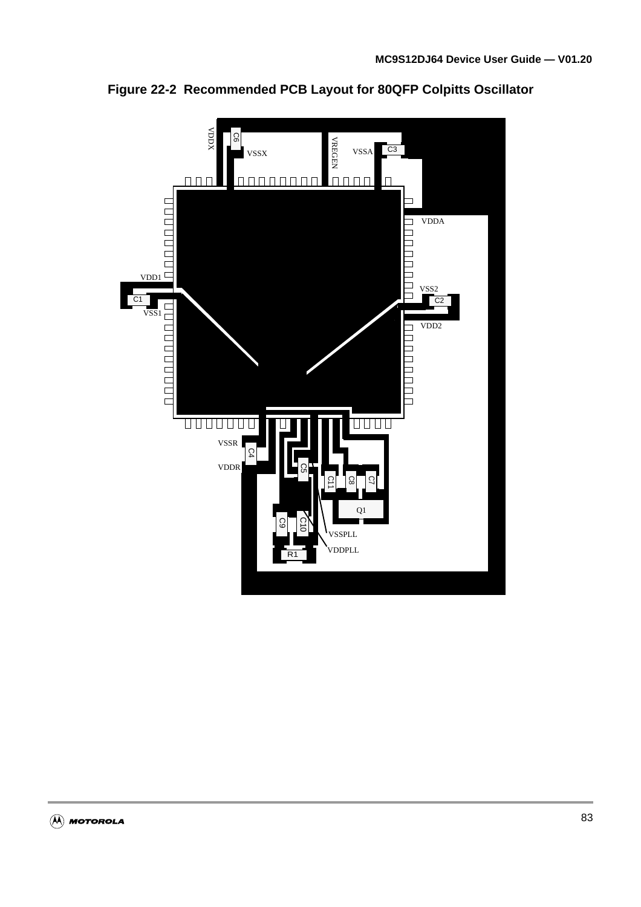**Figure 22-2 Recommended PCB Layout for 80QFP Colpitts Oscillator**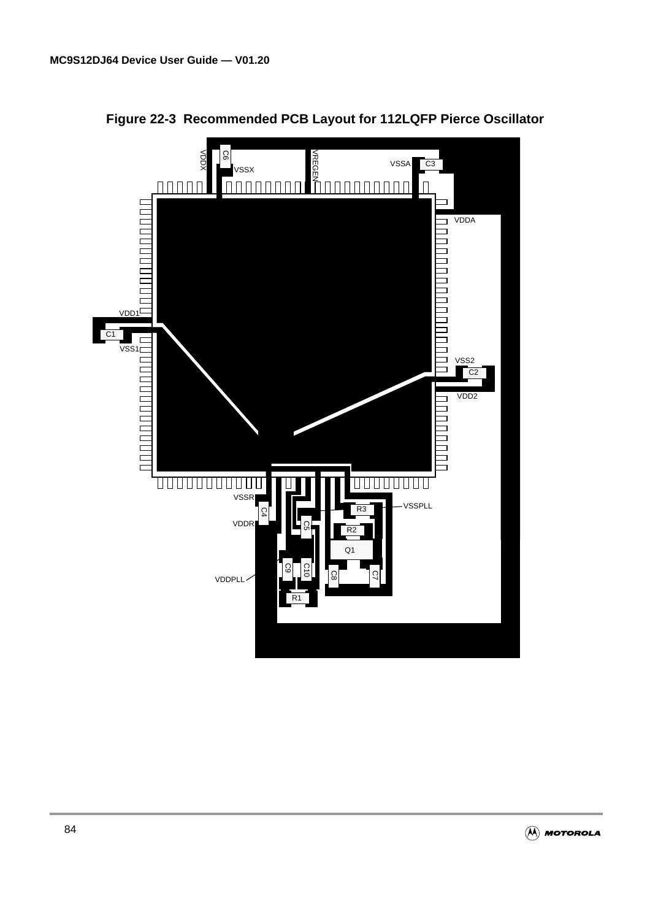**Figure 22-3 Recommended PCB Layout for 112LQFP Pierce Oscillator**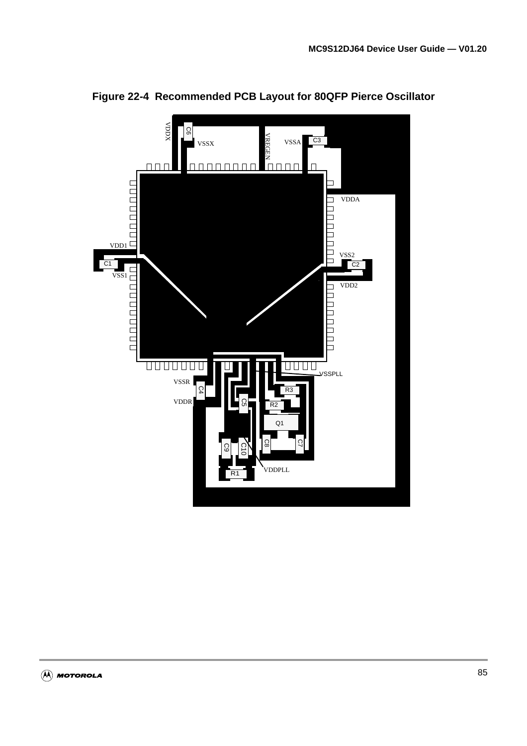**Figure 22-4 Recommended PCB Layout for 80QFP Pierce Oscillator**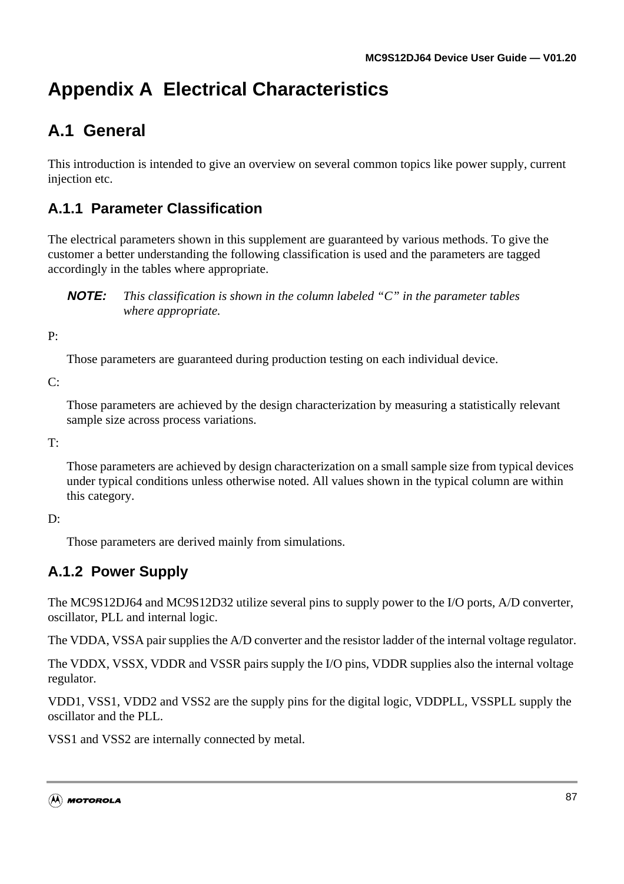# Appendix A Electrical Characteristics

## A.1 General

This introduction is intended to give an overview on several common topics like power supply, current injection etc.

### A.1.1 Parameter Classification

The electrical parameters shown in this supplement are guaranteed by various methods. To give the customer a better understanding the following classification is used and the parameters are tagged accordingly in the tables where appropriate.

**NOTE:** *This classification is shown in the column labeled "C" in the parameter tables where appropriate.*

P:

Those parameters are guaranteed during production testing on each individual device.

C:

Those parameters are achieved by the design characterization by measuring a statistically relevant sample size across process variations.

T:

Those parameters are achieved by design characterization on a small sample size from typical devices under typical conditions unless otherwise noted. All values shown in the typical column are within this category.

D:

Those parameters are derived mainly from simulations.

### A.1.2 Power Supply

The MC9S12DJ64 and MC9S12D32 utilize several pins to supply power to the I/O ports, A/D converter, oscillator, PLL and internal logic.

The VDDA, VSSA pair supplies the A/D converter and the resistor ladder of the internal voltage regulator.

The VDDX, VSSX, VDDR and VSSR pairs supply the I/O pins, VDDR supplies also the internal voltage regulator.

VDD1, VSS1, VDD2 and VSS2 are the supply pins for the digital logic, VDDPLL, VSSPLL supply the oscillator and the PLL.

VSS1 and VSS2 are internally connected by metal.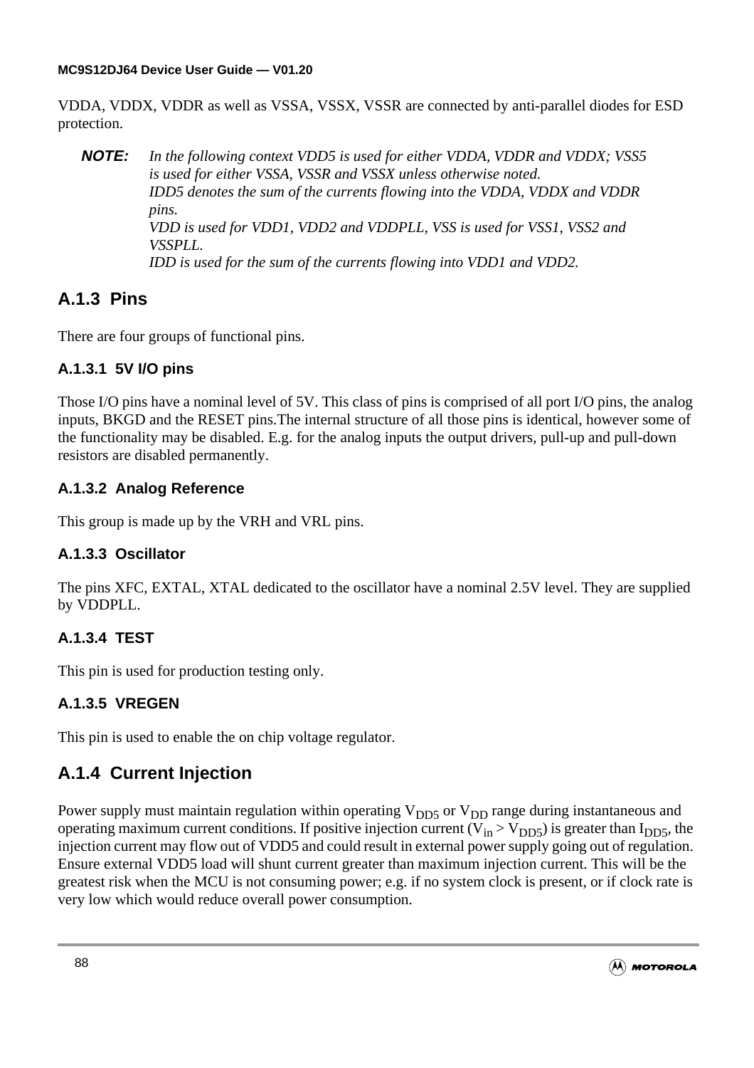VDDA, VDDX, VDDR as well as VSSA, VSSX, VSSR are connected by anti-parallel diodes for ESD protection.

**NOTE:** *In the following context VDD5 is used for either VDDA, VDDR and VDDX; VSS5 is used for either VSSA, VSSR and VSSX unless otherwise noted.*
*IDD5 denotes the sum of the currents flowing into the VDDA, VDDX and VDDR pins.*
*VDD is used for VDD1, VDD2 and VDDPLL, VSS is used for VSS1, VSS2 and VSSPLL.*
*IDD is used for the sum of the currents flowing into VDD1 and VDD2.*

## A.1.3 Pins

There are four groups of functional pins.

### A.1.3.1 5V I/O pins

Those I/O pins have a nominal level of 5V. This class of pins is comprised of all port I/O pins, the analog inputs, BKGD and the RESET pins.The internal structure of all those pins is identical, however some of the functionality may be disabled. E.g. for the analog inputs the output drivers, pull-up and pull-down resistors are disabled permanently.

### A.1.3.2 Analog Reference

This group is made up by the VRH and VRL pins.

### A.1.3.3 Oscillator

The pins XFC, EXTAL, XTAL dedicated to the oscillator have a nominal 2.5V level. They are supplied by VDDPLL.

### A.1.3.4 TEST

This pin is used for production testing only.

### A.1.3.5 VREGEN

This pin is used to enable the on chip voltage regulator.

## A.1.4 Current Injection

Power supply must maintain regulation within operating $V_{DD5}$ or $V_{DD}$ range during instantaneous and operating maximum current conditions. If positive injection current ($V_{in} > V_{DD5}$) is greater than $I_{DD5}$, the injection current may flow out of VDD5 and could result in external power supply going out of regulation. Ensure external VDD5 load will shunt current greater than maximum injection current. This will be the greatest risk when the MCU is not consuming power; e.g. if no system clock is present, or if clock rate is very low which would reduce overall power consumption.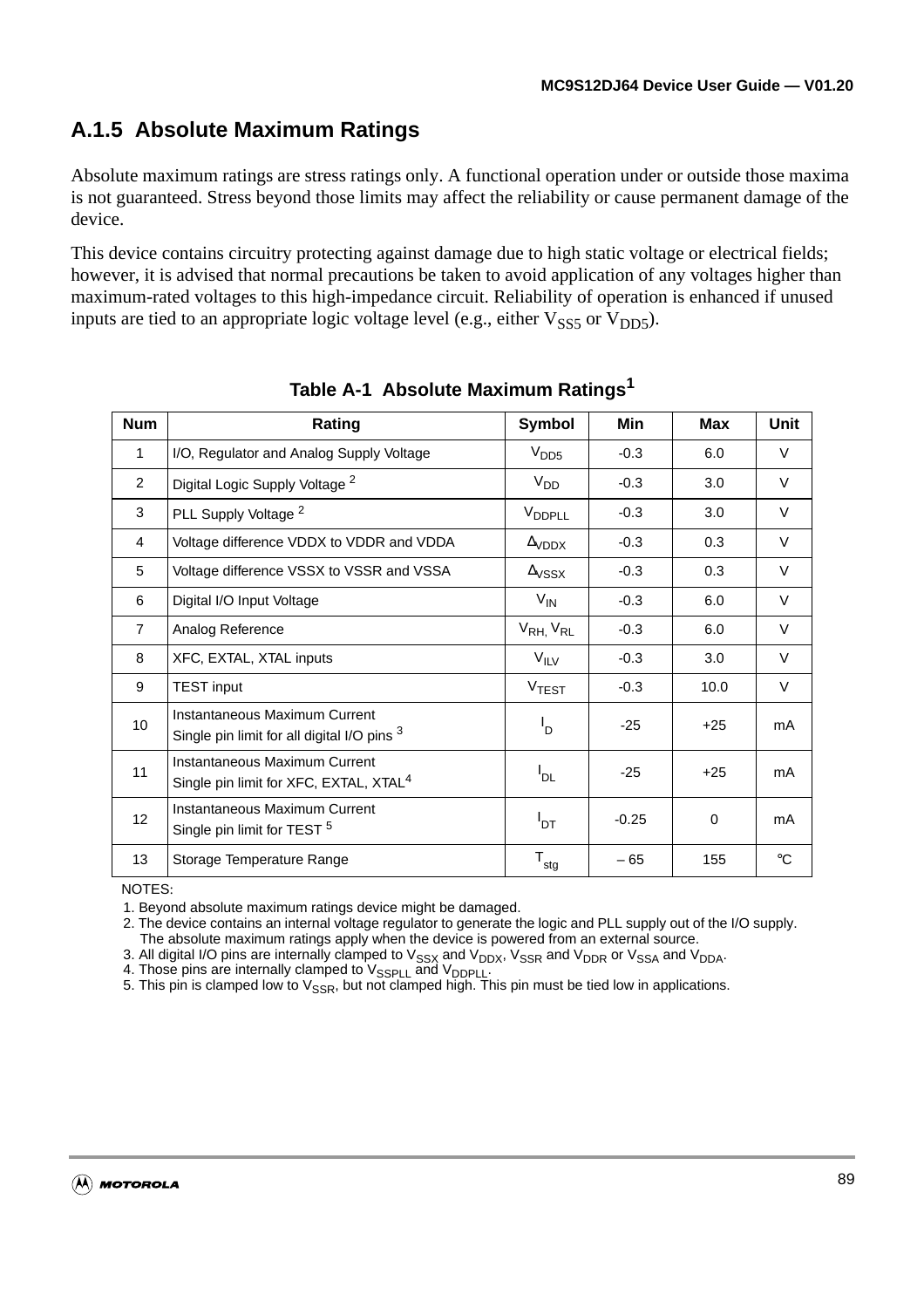## A.1.5 Absolute Maximum Ratings

Absolute maximum ratings are stress ratings only. A functional operation under or outside those maxima is not guaranteed. Stress beyond those limits may affect the reliability or cause permanent damage of the device.

This device contains circuitry protecting against damage due to high static voltage or electrical fields; however, it is advised that normal precautions be taken to avoid application of any voltages higher than maximum-rated voltages to this high-impedance circuit. Reliability of operation is enhanced if unused inputs are tied to an appropriate logic voltage level (e.g., either $V_{SS5}$ or $V_{DD5}$).

**Table A-1 Absolute Maximum Ratings[1]**

| Num | Rating | Symbol | Min | Max | Unit |
|---|---|---|---|---|---|
| 1 | I/O, Regulator and Analog Supply Voltage | $V_{DD5}$ | -0.3 | 6.0 | V |
| 2 | Digital Logic Supply Voltage [2] | $V_{DD}$ | -0.3 | 3.0 | V |
| 3 | PLL Supply Voltage [2] | $V_{DDPLL}$ | -0.3 | 3.0 | V |
| 4 | Voltage difference VDDX to VDDR and VDDA | $\Delta_{VDDX}$ | -0.3 | 0.3 | V |
| 5 | Voltage difference VSSX to VSSR and VSSA | $\Delta_{VSSX}$ | -0.3 | 0.3 | V |
| 6 | Digital I/O Input Voltage | $V_{IN}$ | -0.3 | 6.0 | V |
| 7 | Analog Reference | $V_{RH}$, $V_{RL}$ | -0.3 | 6.0 | V |
| 8 | XFC, EXTAL, XTAL inputs | $V_{ILV}$ | -0.3 | 3.0 | V |
| 9 | TEST input | $V_{TEST}$ | -0.3 | 10.0 | V |
| 10 | Instantaneous Maximum Current<br>Single pin limit for all digital I/O pins [3] | $I_D$ | -25 | +25 | mA |
| 11 | Instantaneous Maximum Current<br>Single pin limit for XFC, EXTAL, XTAL[4] | $I_{DL}$ | -25 | +25 | mA |
| 12 | Instantaneous Maximum Current<br>Single pin limit for TEST [5] | $I_{DT}$ | -0.25 | 0 | mA |
| 13 | Storage Temperature Range | $T_{stg}$ | – 65 | 155 | °C |

NOTES:

1. Beyond absolute maximum ratings device might be damaged.
2. The device contains an internal voltage regulator to generate the logic and PLL supply out of the I/O supply. The absolute maximum ratings apply when the device is powered from an external source.
3. All digital I/O pins are internally clamped to $V_{SSX}$ and $V_{DDX}$, $V_{SSR}$ and $V_{DDR}$ or $V_{SSA}$ and $V_{DDA}$.
4. Those pins are internally clamped to $V_{SSPLL}$ and $V_{DDPLL}$.
5. This pin is clamped low to $V_{SSR}$, but not clamped high. This pin must be tied low in applications.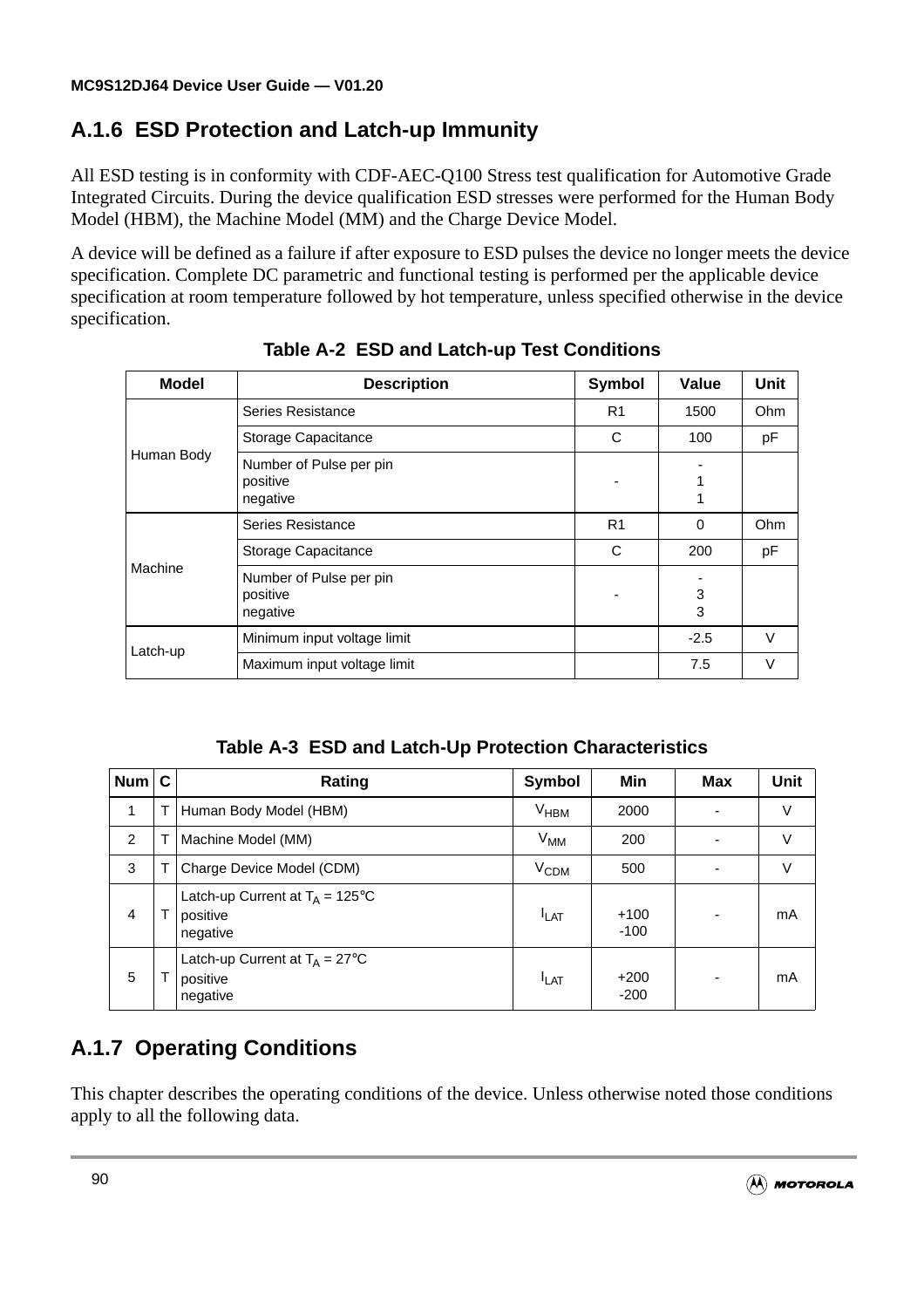## A.1.6 ESD Protection and Latch-up Immunity

All ESD testing is in conformity with CDF-AEC-Q100 Stress test qualification for Automotive Grade Integrated Circuits. During the device qualification ESD stresses were performed for the Human Body Model (HBM), the Machine Model (MM) and the Charge Device Model.

A device will be defined as a failure if after exposure to ESD pulses the device no longer meets the device specification. Complete DC parametric and functional testing is performed per the applicable device specification at room temperature followed by hot temperature, unless specified otherwise in the device specification.

**Table A-2 ESD and Latch-up Test Conditions**

| Model | Description | Symbol | Value | Unit |
|---|---|---|---|---|
| Human Body | Series Resistance | R1 | 1500 | Ohm |
| | Storage Capacitance | C | 100 | pF |
| | Number of Pulse per pin<br>positive<br>negative | - | -<br>1<br>1 | |
| Machine | Series Resistance | R1 | 0 | Ohm |
| | Storage Capacitance | C | 200 | pF |
| | Number of Pulse per pin<br>positive<br>negative | - | -<br>3<br>3 | |
| Latch-up | Minimum input voltage limit | | -2.5 | V |
| | Maximum input voltage limit | | 7.5 | V |

**Table A-3 ESD and Latch-Up Protection Characteristics**

| Num | C | Rating | Symbol | Min | Max | Unit |
|---|---|---|---|---|---|---|
| 1 | T | Human Body Model (HBM) | $V_{HBM}$ | 2000 | - | V |
| 2 | T | Machine Model (MM) | $V_{MM}$ | 200 | - | V |
| 3 | T | Charge Device Model (CDM) | $V_{CDM}$ | 500 | - | V |
| 4 | T | Latch-up Current at $T_A$ = 125°C<br>positive<br>negative | $I_{LAT}$ | <br>+100<br>-100 | - | mA |
| 5 | T | Latch-up Current at $T_A$ = 27°C<br>positive<br>negative | $I_{LAT}$ | <br>+200<br>-200 | - | mA |

## A.1.7 Operating Conditions

This chapter describes the operating conditions of the device. Unless otherwise noted those conditions apply to all the following data.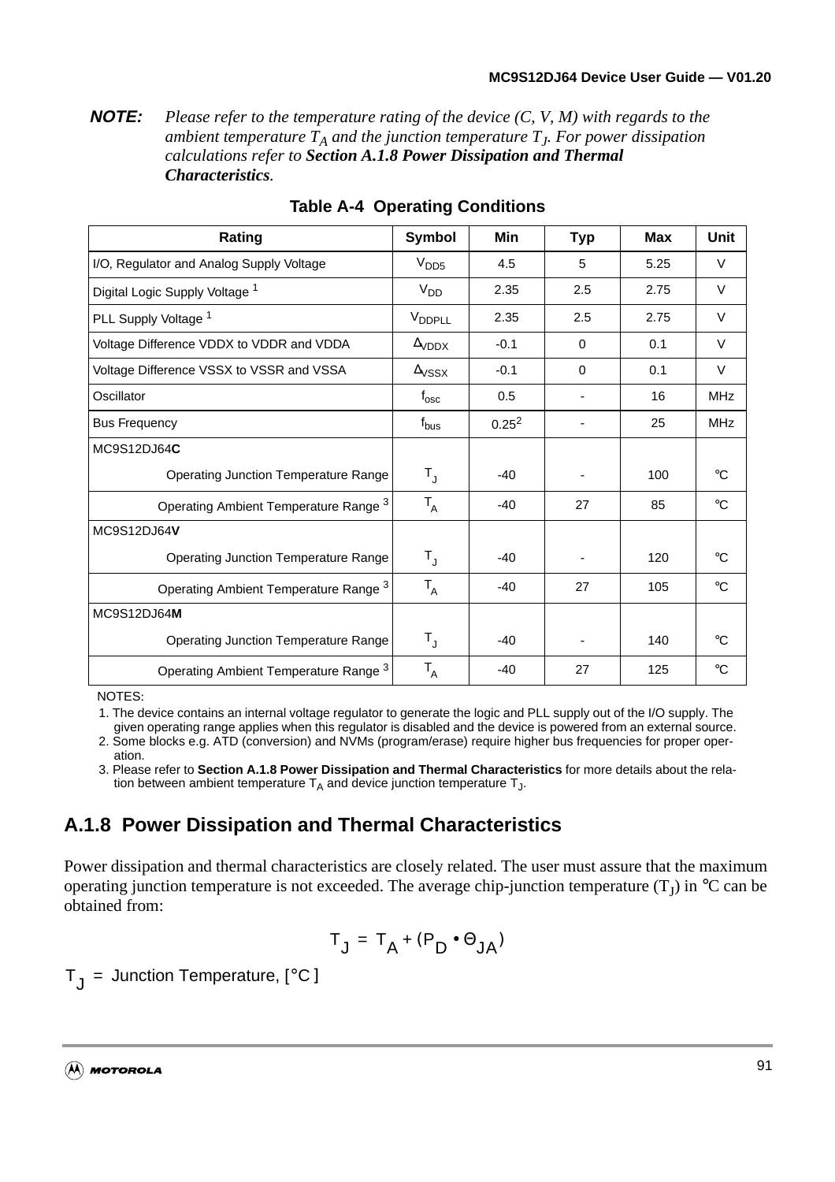**NOTE:** *Please refer to the temperature rating of the device (C, V, M) with regards to the ambient temperature $T_A$ and the junction temperature $T_J$. For power dissipation calculations refer to **Section A.1.8 Power Dissipation and Thermal Characteristics**.*

**Table A-4 Operating Conditions**

| Rating | Symbol | Min | Typ | Max | Unit |
|---|---|---|---|---|---|
| I/O, Regulator and Analog Supply Voltage | $V_{DD5}$ | 4.5 | 5 | 5.25 | V |
| Digital Logic Supply Voltage [1] | $V_{DD}$ | 2.35 | 2.5 | 2.75 | V |
| PLL Supply Voltage [1] | $V_{DDPLL}$ | 2.35 | 2.5 | 2.75 | V |
| Voltage Difference VDDX to VDDR and VDDA | $\Delta_{VDDX}$ | -0.1 | 0 | 0.1 | V |
| Voltage Difference VSSX to VSSR and VSSA | $\Delta_{VSSX}$ | -0.1 | 0 | 0.1 | V |
| Oscillator | $f_{osc}$ | 0.5 | - | 16 | MHz |
| Bus Frequency | $f_{bus}$ | 0.25[2] | - | 25 | MHz |
| MC9S12DJ64**C** | | | | | |
| Operating Junction Temperature Range | $T_J$ | -40 | - | 100 | °C |
| Operating Ambient Temperature Range [3] | $T_A$ | -40 | 27 | 85 | °C |
| MC9S12DJ64**V** | | | | | |
| Operating Junction Temperature Range | $T_J$ | -40 | - | 120 | °C |
| Operating Ambient Temperature Range [3] | $T_A$ | -40 | 27 | 105 | °C |
| MC9S12DJ64**M** | | | | | |
| Operating Junction Temperature Range | $T_J$ | -40 | - | 140 | °C |
| Operating Ambient Temperature Range [3] | $T_A$ | -40 | 27 | 125 | °C |

NOTES:

1. The device contains an internal voltage regulator to generate the logic and PLL supply out of the I/O supply. The given operating range applies when this regulator is disabled and the device is powered from an external source.
2. Some blocks e.g. ATD (conversion) and NVMs (program/erase) require higher bus frequencies for proper operation.
3. Please refer to **Section A.1.8 Power Dissipation and Thermal Characteristics** for more details about the relation between ambient temperature $T_A$ and device junction temperature $T_J$.

## A.1.8 Power Dissipation and Thermal Characteristics

Power dissipation and thermal characteristics are closely related. The user must assure that the maximum operating junction temperature is not exceeded. The average chip-junction temperature ($T_J$) in °C can be obtained from:

$$T_J = T_A + (P_D \bullet \Theta_{JA})$$

$T_J$ = Junction Temperature, [°C]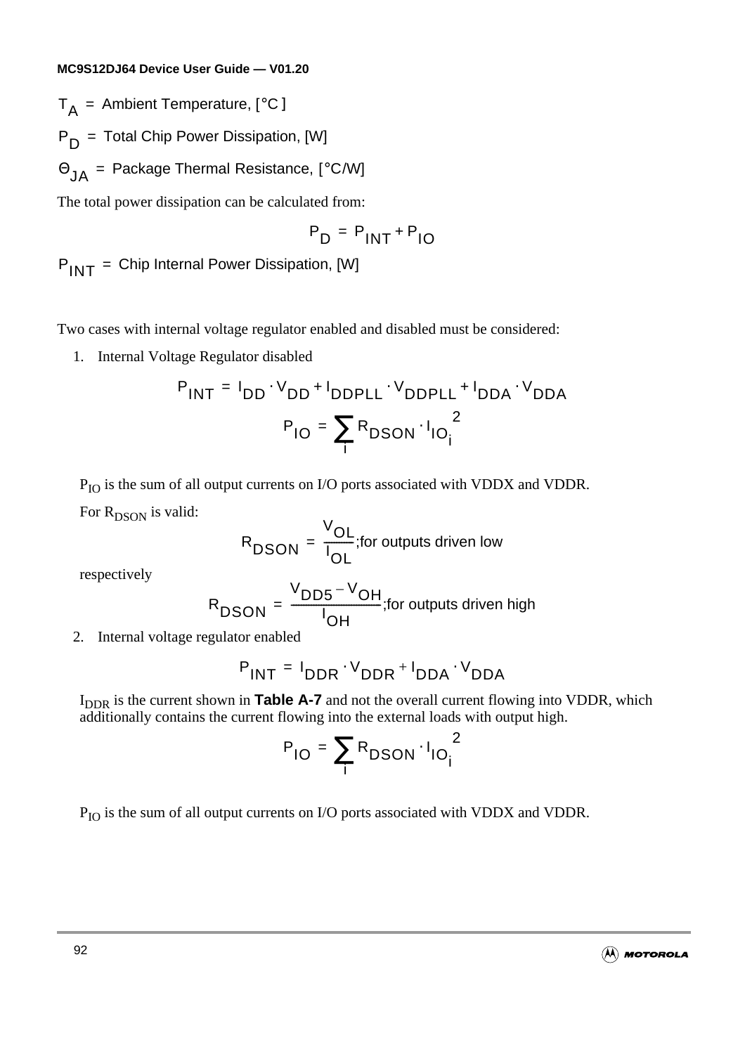$T_A$ = Ambient Temperature, [°C ]

$P_D$ = Total Chip Power Dissipation, [W]

$\Theta_{JA}$ = Package Thermal Resistance, [°C/W]

The total power dissipation can be calculated from:

$$P_D = P_{INT} + P_{IO}$$

$P_{INT}$ = Chip Internal Power Dissipation, [W]

Two cases with internal voltage regulator enabled and disabled must be considered:

1. Internal Voltage Regulator disabled

$$P_{INT} = I_{DD} \cdot V_{DD} + I_{DDPLL} \cdot V_{DDPLL} + I_{DDA} \cdot V_{DDA}$$

$$P_{IO} = \sum_i R_{DSON} \cdot I_{IO_i}^{\ 2}$$

$P_{IO}$ is the sum of all output currents on I/O ports associated with VDDX and VDDR.

For $R_{DSON}$ is valid:

$$R_{DSON} = \frac{V_{OL}}{I_{OL}}\text{;for outputs driven low}$$

respectively

$$R_{DSON} = \frac{V_{DD5} - V_{OH}}{I_{OH}}\text{;for outputs driven high}$$

2. Internal voltage regulator enabled

$$P_{INT} = I_{DDR} \cdot V_{DDR} + I_{DDA} \cdot V_{DDA}$$

$I_{DDR}$ is the current shown in **Table A-7** and not the overall current flowing into VDDR, which additionally contains the current flowing into the external loads with output high.

$$P_{IO} = \sum_i R_{DSON} \cdot I_{IO_i}^{\ 2}$$

$P_{IO}$ is the sum of all output currents on I/O ports associated with VDDX and VDDR.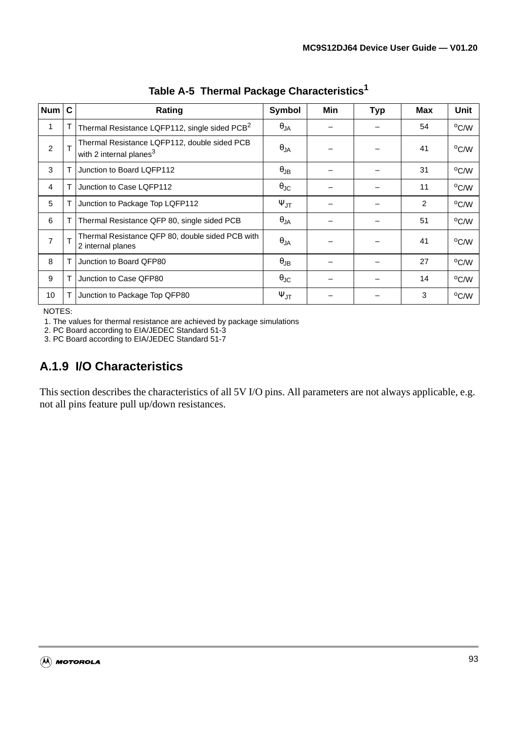**Table A-5 Thermal Package Characteristics[1]**

| Num | C | Rating | Symbol | Min | Typ | Max | Unit |
|---|---|---|---|---|---|---|---|
| 1 | T | Thermal Resistance LQFP112, single sided PCB[2] | $\theta_{JA}$ | – | – | 54 | $^oC/W$ |
| 2 | T | Thermal Resistance LQFP112, double sided PCB with 2 internal planes[3] | $\theta_{JA}$ | – | – | 41 | $^oC/W$ |
| 3 | T | Junction to Board LQFP112 | $\theta_{JB}$ | – | – | 31 | $^oC/W$ |
| 4 | T | Junction to Case LQFP112 | $\theta_{JC}$ | – | – | 11 | $^oC/W$ |
| 5 | T | Junction to Package Top LQFP112 | $\Psi_{JT}$ | – | – | 2 | $^oC/W$ |
| 6 | T | Thermal Resistance QFP 80, single sided PCB | $\theta_{JA}$ | – | – | 51 | $^oC/W$ |
| 7 | T | Thermal Resistance QFP 80, double sided PCB with 2 internal planes | $\theta_{JA}$ | – | – | 41 | $^oC/W$ |
| 8 | T | Junction to Board QFP80 | $\theta_{JB}$ | – | – | 27 | $^oC/W$ |
| 9 | T | Junction to Case QFP80 | $\theta_{JC}$ | – | – | 14 | $^oC/W$ |
| 10 | T | Junction to Package Top QFP80 | $\Psi_{JT}$ | – | – | 3 | $^oC/W$ |

NOTES:
1. The values for thermal resistance are achieved by package simulations
2. PC Board according to EIA/JEDEC Standard 51-3
3. PC Board according to EIA/JEDEC Standard 51-7

### A.1.9 I/O Characteristics

This section describes the characteristics of all 5V I/O pins. All parameters are not always applicable, e.g. not all pins feature pull up/down resistances.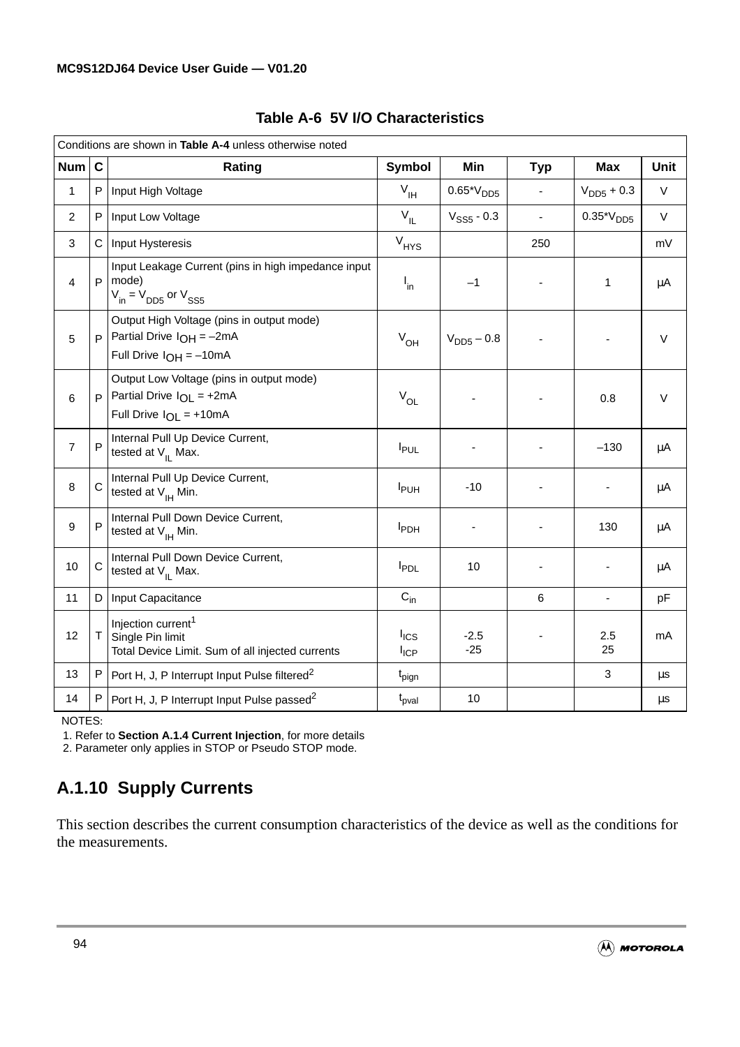**Table A-6 5V I/O Characteristics**

| Conditions are shown in **Table A-4** unless otherwise noted | | | | | | | |
|---|---|---|---|---|---|---|---|
| **Num** | **C** | **Rating** | **Symbol** | **Min** | **Typ** | **Max** | **Unit** |
| 1 | P | Input High Voltage | $V_{IH}$ | $0.65*V_{DD5}$ | - | $V_{DD5} + 0.3$ | V |
| 2 | P | Input Low Voltage | $V_{IL}$ | $V_{SS5}$ - 0.3 | - | $0.35*V_{DD5}$ | V |
| 3 | C | Input Hysteresis | $V_{HYS}$ | | 250 | | mV |
| 4 | P | Input Leakage Current (pins in high impedance input mode) $V_{in} = V_{DD5}$ or $V_{SS5}$ | $I_{in}$ | –1 | - | 1 | µA |
| 5 | P | Output High Voltage (pins in output mode) Partial Drive $I_{OH}$ = –2mA Full Drive $I_{OH}$ = –10mA | $V_{OH}$ | $V_{DD5}$ – 0.8 | - | - | V |
| 6 | P | Output Low Voltage (pins in output mode) Partial Drive $I_{OL}$ = +2mA Full Drive $I_{OL}$ = +10mA | $V_{OL}$ | - | - | 0.8 | V |
| 7 | P | Internal Pull Up Device Current, tested at $V_{IL}$ Max. | $I_{PUL}$ | - | - | –130 | µA |
| 8 | C | Internal Pull Up Device Current, tested at $V_{IH}$ Min. | $I_{PUH}$ | -10 | - | - | µA |
| 9 | P | Internal Pull Down Device Current, tested at $V_{IH}$ Min. | $I_{PDH}$ | - | - | 130 | µA |
| 10 | C | Internal Pull Down Device Current, tested at $V_{IL}$ Max. | $I_{PDL}$ | 10 | - | - | µA |
| 11 | D | Input Capacitance | $C_{in}$ | | 6 | - | pF |
| 12 | T | Injection current[1] Single Pin limit Total Device Limit. Sum of all injected currents | $I_{ICS}$ $I_{ICP}$ | -2.5 -25 | - | 2.5 25 | mA |
| 13 | P | Port H, J, P Interrupt Input Pulse filtered[2] | $t_{pign}$ | | | 3 | µs |
| 14 | P | Port H, J, P Interrupt Input Pulse passed[2] | $t_{pval}$ | 10 | | | µs |

NOTES:
1. Refer to **Section A.1.4 Current Injection**, for more details
2. Parameter only applies in STOP or Pseudo STOP mode.

## A.1.10 Supply Currents

This section describes the current consumption characteristics of the device as well as the conditions for the measurements.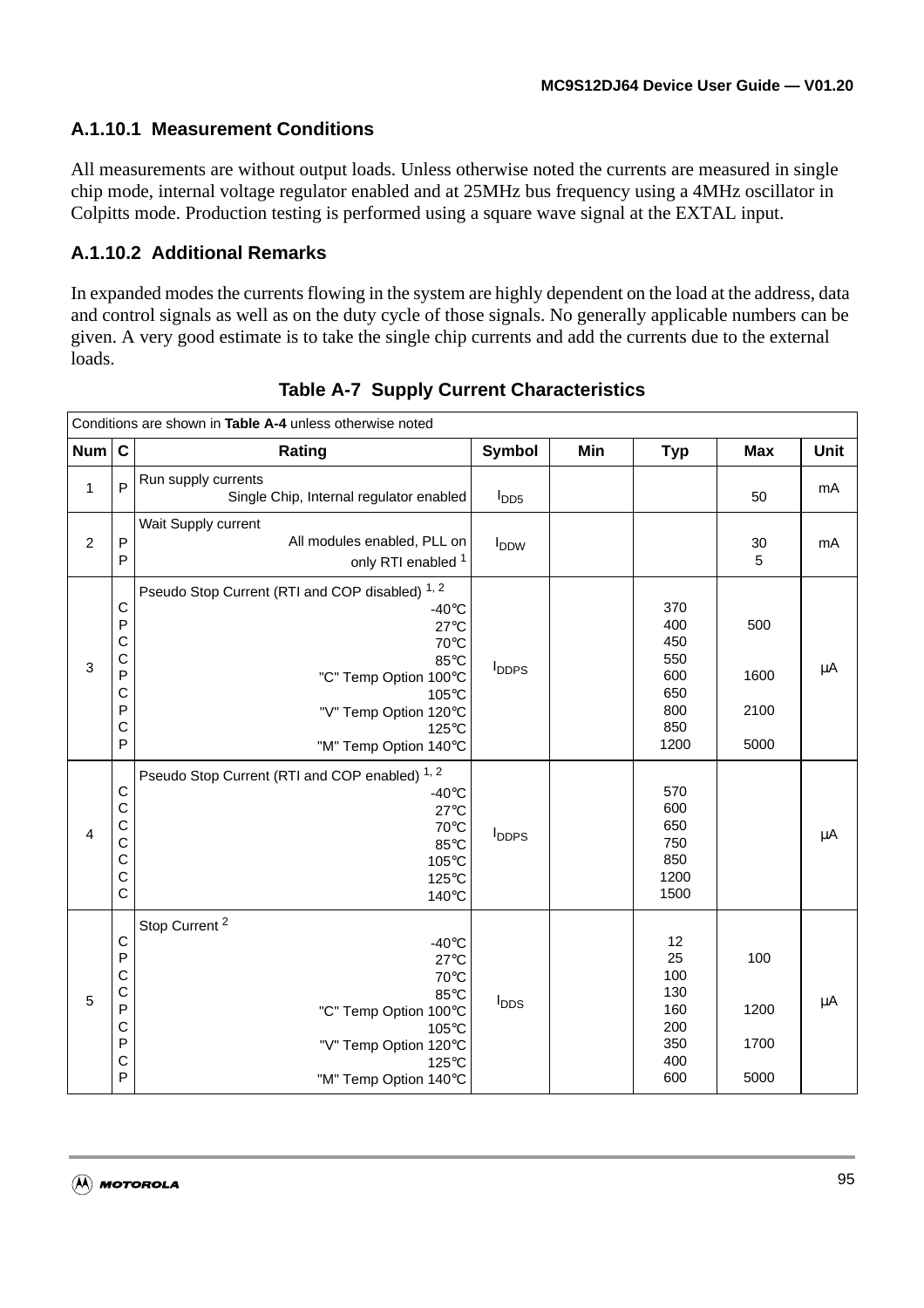### A.1.10.1 Measurement Conditions

All measurements are without output loads. Unless otherwise noted the currents are measured in single chip mode, internal voltage regulator enabled and at 25MHz bus frequency using a 4MHz oscillator in Colpitts mode. Production testing is performed using a square wave signal at the EXTAL input.

### A.1.10.2 Additional Remarks

In expanded modes the currents flowing in the system are highly dependent on the load at the address, data and control signals as well as on the duty cycle of those signals. No generally applicable numbers can be given. A very good estimate is to take the single chip currents and add the currents due to the external loads.

**Table A-7 Supply Current Characteristics**

| Conditions are shown in **Table A-4** unless otherwise noted | | | | | | | |
|---|---|---|---|---|---|---|---|
| **Num** | **C** | **Rating** | **Symbol** | **Min** | **Typ** | **Max** | **Unit** |
| 1 | P | Run supply currents<br>Single Chip, Internal regulator enabled | $I_{DD5}$ | | | 50 | mA |
| 2 | P<br>P | Wait Supply current<br>All modules enabled, PLL on<br>only RTI enabled [1] | $I_{DDW}$ | | | 30<br>5 | mA |
| 3 | C<br>P<br>C<br>C<br>P<br>C<br>P<br>C<br>P | Pseudo Stop Current (RTI and COP disabled) [1, 2]<br>-40°C<br>27°C<br>70°C<br>85°C<br>"C" Temp Option 100°C<br>105°C<br>"V" Temp Option 120°C<br>125°C<br>"M" Temp Option 140°C | $I_{DDPS}$ | | 370<br>400<br>450<br>550<br>600<br>650<br>800<br>850<br>1200 | <br>500<br><br><br>1600<br><br>2100<br><br>5000 | µA |
| 4 | C<br>C<br>C<br>C<br>C<br>C<br>C | Pseudo Stop Current (RTI and COP enabled) [1, 2]<br>-40°C<br>27°C<br>70°C<br>85°C<br>105°C<br>125°C<br>140°C | $I_{DDPS}$ | | 570<br>600<br>650<br>750<br>850<br>1200<br>1500 | | µA |
| 5 | C<br>P<br>C<br>C<br>P<br>C<br>P<br>C<br>P | Stop Current [2]<br>-40°C<br>27°C<br>70°C<br>85°C<br>"C" Temp Option 100°C<br>105°C<br>"V" Temp Option 120°C<br>125°C<br>"M" Temp Option 140°C | $I_{DDS}$ | | 12<br>25<br>100<br>130<br>160<br>200<br>350<br>400<br>600 | <br>100<br><br><br>1200<br><br>1700<br><br>5000 | µA |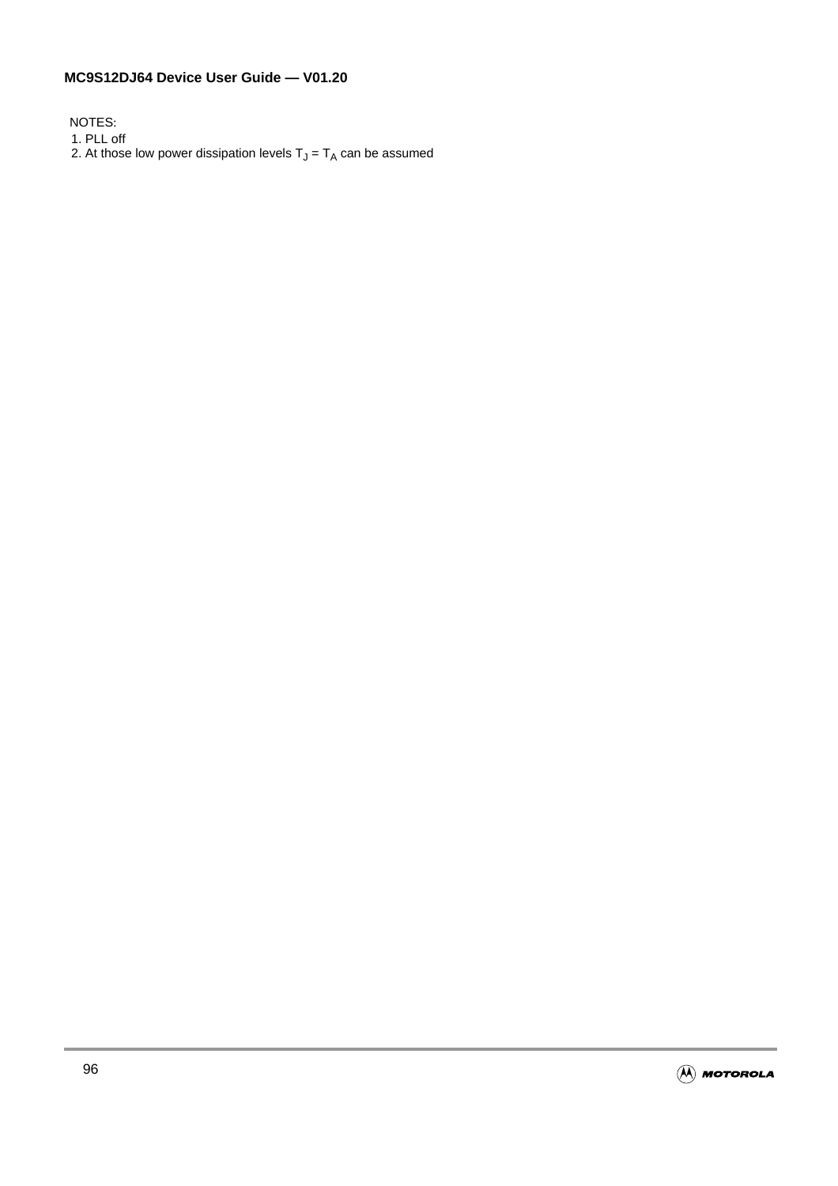NOTES:

1. PLL off
2. At those low power dissipation levels $T_J = T_A$ can be assumed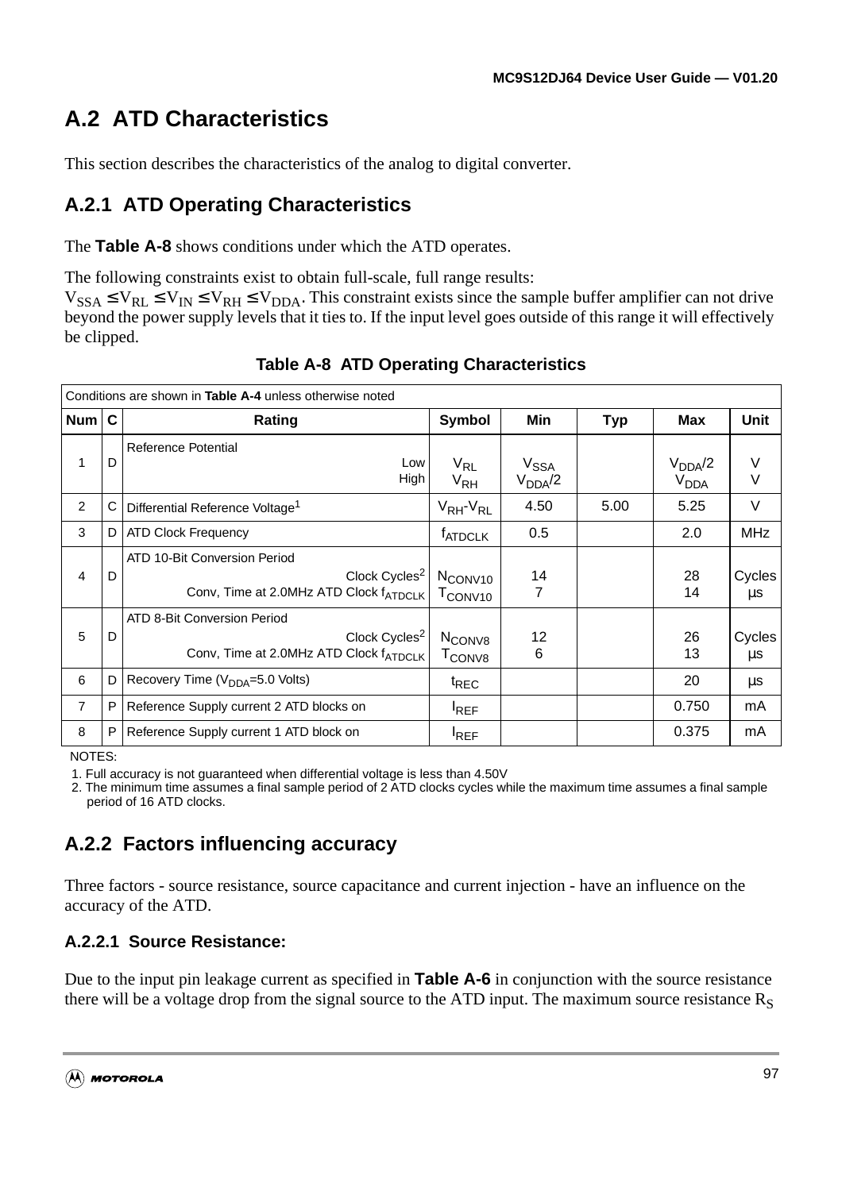## A.2 ATD Characteristics

This section describes the characteristics of the analog to digital converter.

### A.2.1 ATD Operating Characteristics

The **Table A-8** shows conditions under which the ATD operates.

The following constraints exist to obtain full-scale, full range results:
$V_{SSA} \leq V_{RL} \leq V_{IN} \leq V_{RH} \leq V_{DDA}$. This constraint exists since the sample buffer amplifier can not drive beyond the power supply levels that it ties to. If the input level goes outside of this range it will effectively be clipped.

**Table A-8 ATD Operating Characteristics**

| Conditions are shown in **Table A-4** unless otherwise noted | | | | | | | |
|---|---|---|---|---|---|---|---|
| **Num** | **C** | **Rating** | **Symbol** | **Min** | **Typ** | **Max** | **Unit** |
| 1 | D | Reference Potential<br>Low<br>High | $V_{RL}$<br>$V_{RH}$ | $V_{SSA}$<br>$V_{DDA}/2$ | | $V_{DDA}/2$<br>$V_{DDA}$ | V<br>V |
| 2 | C | Differential Reference Voltage[1] | $V_{RH}$-$V_{RL}$ | 4.50 | 5.00 | 5.25 | V |
| 3 | D | ATD Clock Frequency | $f_{ATDCLK}$ | 0.5 | | 2.0 | MHz |
| 4 | D | ATD 10-Bit Conversion Period<br>Clock Cycles[2]<br>Conv, Time at 2.0MHz ATD Clock $f_{ATDCLK}$ | $N_{CONV10}$<br>$T_{CONV10}$ | 14<br>7 | | 28<br>14 | Cycles<br>μs |
| 5 | D | ATD 8-Bit Conversion Period<br>Clock Cycles[2]<br>Conv, Time at 2.0MHz ATD Clock $f_{ATDCLK}$ | $N_{CONV8}$<br>$T_{CONV8}$ | 12<br>6 | | 26<br>13 | Cycles<br>μs |
| 6 | D | Recovery Time ($V_{DDA}$=5.0 Volts) | $t_{REC}$ | | | 20 | μs |
| 7 | P | Reference Supply current 2 ATD blocks on | $I_{REF}$ | | | 0.750 | mA |
| 8 | P | Reference Supply current 1 ATD block on | $I_{REF}$ | | | 0.375 | mA |

NOTES:

1. Full accuracy is not guaranteed when differential voltage is less than 4.50V
2. The minimum time assumes a final sample period of 2 ATD clocks cycles while the maximum time assumes a final sample period of 16 ATD clocks.

### A.2.2 Factors influencing accuracy

Three factors - source resistance, source capacitance and current injection - have an influence on the accuracy of the ATD.

#### A.2.2.1 Source Resistance:

Due to the input pin leakage current as specified in **Table A-6** in conjunction with the source resistance there will be a voltage drop from the signal source to the ATD input. The maximum source resistance $R_S$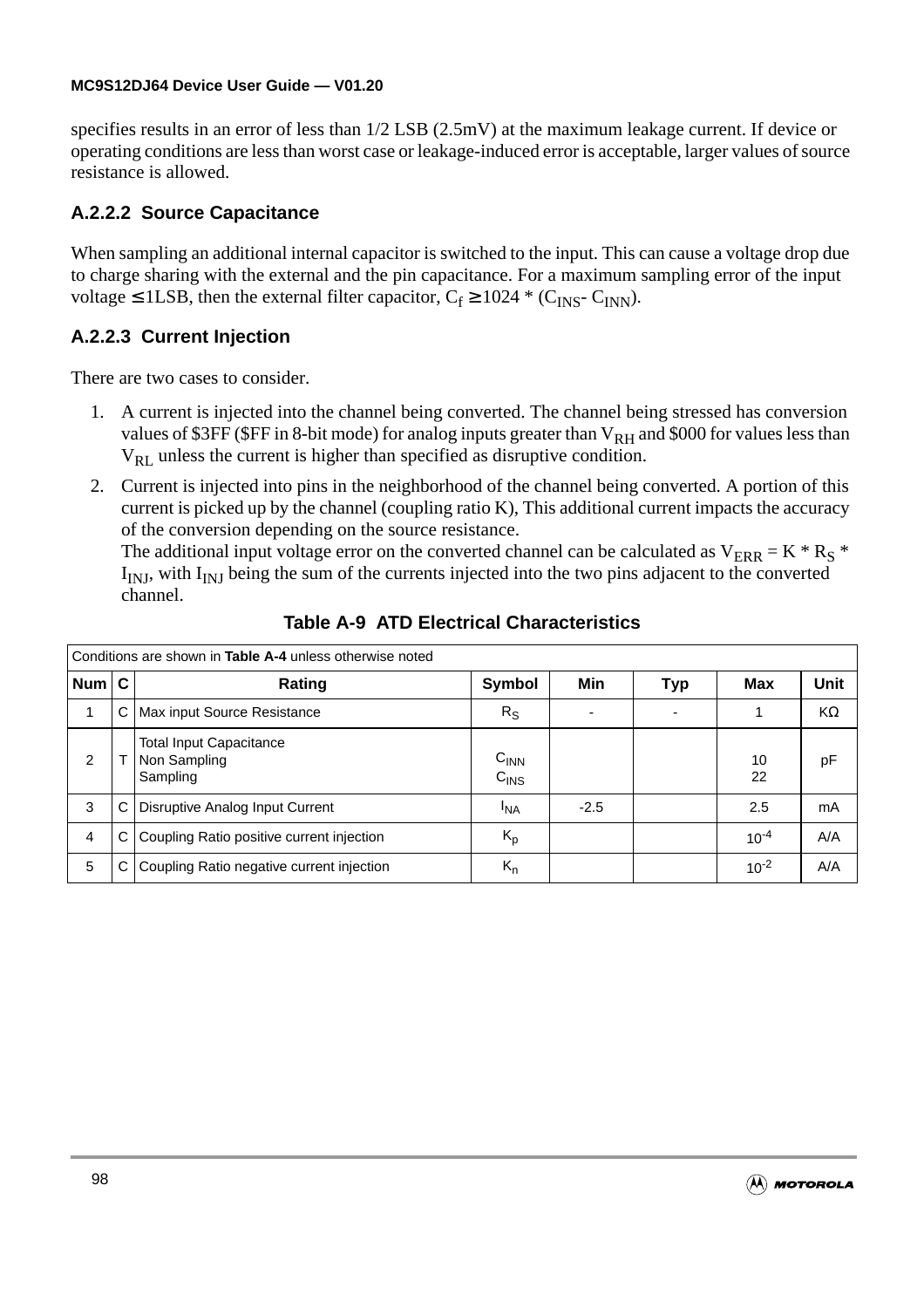specifies results in an error of less than 1/2 LSB (2.5mV) at the maximum leakage current. If device or operating conditions are less than worst case or leakage-induced error is acceptable, larger values of source resistance is allowed.

### A.2.2.2 Source Capacitance

When sampling an additional internal capacitor is switched to the input. This can cause a voltage drop due to charge sharing with the external and the pin capacitance. For a maximum sampling error of the input voltage ≤ 1LSB, then the external filter capacitor, $C_f \geq 1024 * (C_{INS} - C_{INN})$.

### A.2.2.3 Current Injection

There are two cases to consider.

1. A current is injected into the channel being converted. The channel being stressed has conversion values of $3FF ($FF in 8-bit mode) for analog inputs greater than $V_{RH}$ and $000 for values less than $V_{RL}$ unless the current is higher than specified as disruptive condition.
2. Current is injected into pins in the neighborhood of the channel being converted. A portion of this current is picked up by the channel (coupling ratio K), This additional current impacts the accuracy of the conversion depending on the source resistance.
   The additional input voltage error on the converted channel can be calculated as $V_{ERR} = K * R_S * I_{INJ}$, with $I_{INJ}$ being the sum of the currents injected into the two pins adjacent to the converted channel.

**Table A-9 ATD Electrical Characteristics**

| Conditions are shown in **Table A-4** unless otherwise noted | | | | | | | |
|---|---|---|---|---|---|---|---|
| **Num** | **C** | **Rating** | **Symbol** | **Min** | **Typ** | **Max** | **Unit** |
| 1 | C | Max input Source Resistance | $R_S$ | - | - | 1 | KΩ |
| 2 | T | Total Input Capacitance<br>Non Sampling<br>Sampling | $C_{INN}$<br>$C_{INS}$ | | | 10<br>22 | pF |
| 3 | C | Disruptive Analog Input Current | $I_{NA}$ | -2.5 | | 2.5 | mA |
| 4 | C | Coupling Ratio positive current injection | $K_p$ | | | $10^{-4}$ | A/A |
| 5 | C | Coupling Ratio negative current injection | $K_n$ | | | $10^{-2}$ | A/A |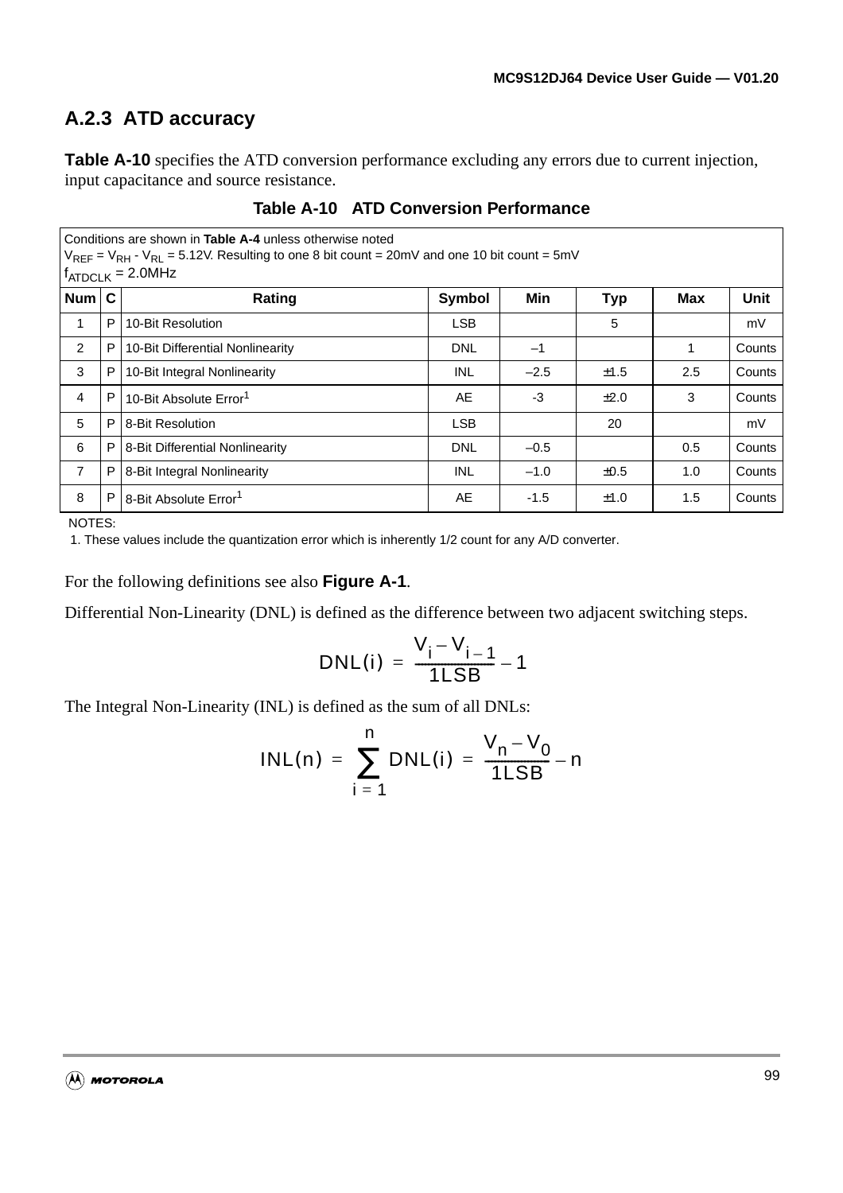### A.2.3 ATD accuracy

**Table A-10** specifies the ATD conversion performance excluding any errors due to current injection, input capacitance and source resistance.

**Table A-10 ATD Conversion Performance**

| Conditions are shown in **Table A-4** unless otherwise noted<br>$V_{REF} = V_{RH} - V_{RL}$ = 5.12V. Resulting to one 8 bit count = 20mV and one 10 bit count = 5mV<br>$f_{ATDCLK}$ = 2.0MHz | | | | | | | |
|---|---|---|---|---|---|---|---|
| **Num** | **C** | **Rating** | **Symbol** | **Min** | **Typ** | **Max** | **Unit** |
| 1 | P | 10-Bit Resolution | LSB | | 5 | | mV |
| 2 | P | 10-Bit Differential Nonlinearity | DNL | –1 | | 1 | Counts |
| 3 | P | 10-Bit Integral Nonlinearity | INL | –2.5 | ±1.5 | 2.5 | Counts |
| 4 | P | 10-Bit Absolute Error[1] | AE | -3 | ±2.0 | 3 | Counts |
| 5 | P | 8-Bit Resolution | LSB | | 20 | | mV |
| 6 | P | 8-Bit Differential Nonlinearity | DNL | –0.5 | | 0.5 | Counts |
| 7 | P | 8-Bit Integral Nonlinearity | INL | –1.0 | ±0.5 | 1.0 | Counts |
| 8 | P | 8-Bit Absolute Error[1] | AE | -1.5 | ±1.0 | 1.5 | Counts |

NOTES:
1. These values include the quantization error which is inherently 1/2 count for any A/D converter.

For the following definitions see also **Figure A-1**.

Differential Non-Linearity (DNL) is defined as the difference between two adjacent switching steps.

$$\mathrm{DNL}(i) = \frac{V_i - V_{i-1}}{1\mathrm{LSB}} - 1$$

The Integral Non-Linearity (INL) is defined as the sum of all DNLs:

$$\mathrm{INL}(n) = \sum_{i=1}^{n} \mathrm{DNL}(i) = \frac{V_n - V_0}{1\mathrm{LSB}} - n$$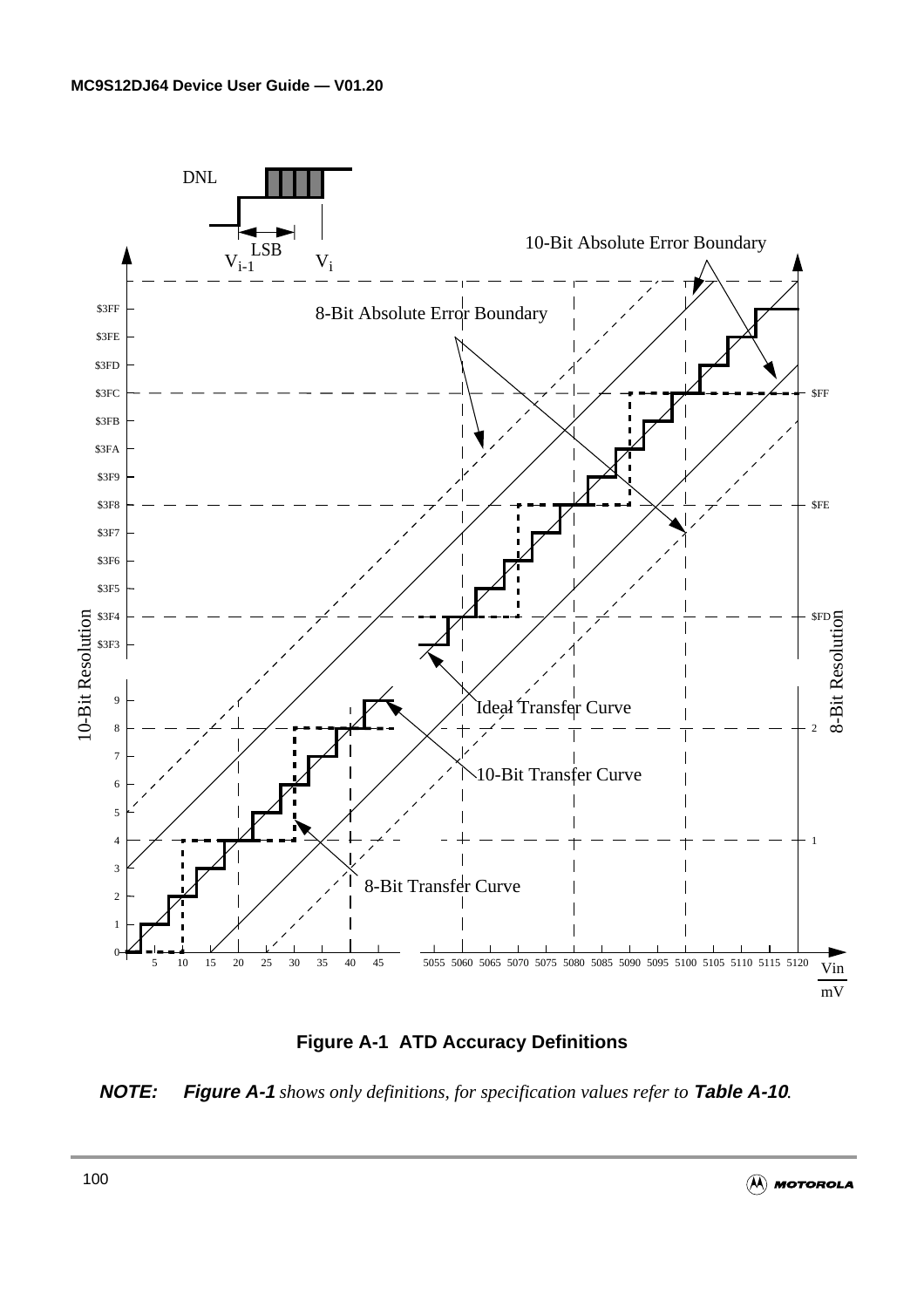**Figure A-1 ATD Accuracy Definitions**

***NOTE:*** ***Figure A-1*** *shows only definitions, for specification values refer to* ***Table A-10****.*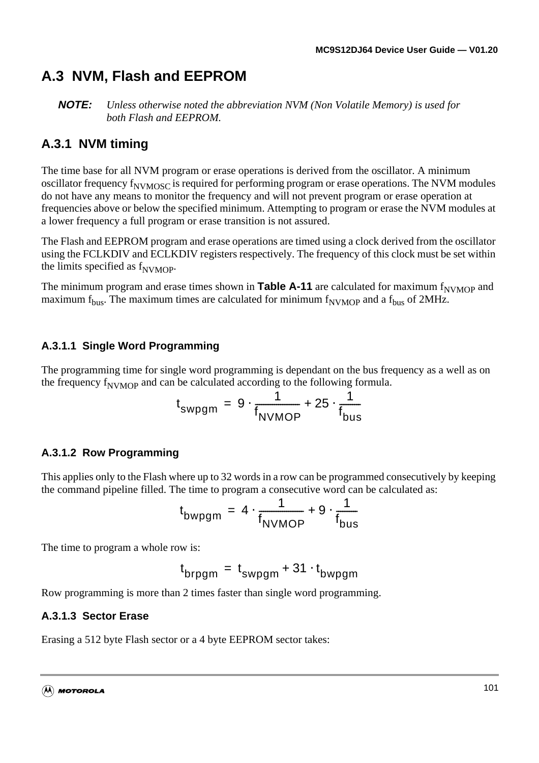## A.3 NVM, Flash and EEPROM

**NOTE:** *Unless otherwise noted the abbreviation NVM (Non Volatile Memory) is used for both Flash and EEPROM.*

### A.3.1 NVM timing

The time base for all NVM program or erase operations is derived from the oscillator. A minimum oscillator frequency $f_{NVMOSC}$ is required for performing program or erase operations. The NVM modules do not have any means to monitor the frequency and will not prevent program or erase operation at frequencies above or below the specified minimum. Attempting to program or erase the NVM modules at a lower frequency a full program or erase transition is not assured.

The Flash and EEPROM program and erase operations are timed using a clock derived from the oscillator using the FCLKDIV and ECLKDIV registers respectively. The frequency of this clock must be set within the limits specified as $f_{NVMOP}$.

The minimum program and erase times shown in **Table A-11** are calculated for maximum $f_{NVMOP}$ and maximum $f_{bus}$. The maximum times are calculated for minimum $f_{NVMOP}$ and a $f_{bus}$ of 2MHz.

#### A.3.1.1 Single Word Programming

The programming time for single word programming is dependant on the bus frequency as a well as on the frequency $f_{NVMOP}$ and can be calculated according to the following formula.

$$t_{swpgm} = 9 \cdot \frac{1}{f_{NVMOP}} + 25 \cdot \frac{1}{f_{bus}}$$

#### A.3.1.2 Row Programming

This applies only to the Flash where up to 32 words in a row can be programmed consecutively by keeping the command pipeline filled. The time to program a consecutive word can be calculated as:

$$t_{bwpgm} = 4 \cdot \frac{1}{f_{NVMOP}} + 9 \cdot \frac{1}{f_{bus}}$$

The time to program a whole row is:

$$t_{brpgm} = t_{swpgm} + 31 \cdot t_{bwpgm}$$

Row programming is more than 2 times faster than single word programming.

#### A.3.1.3 Sector Erase

Erasing a 512 byte Flash sector or a 4 byte EEPROM sector takes: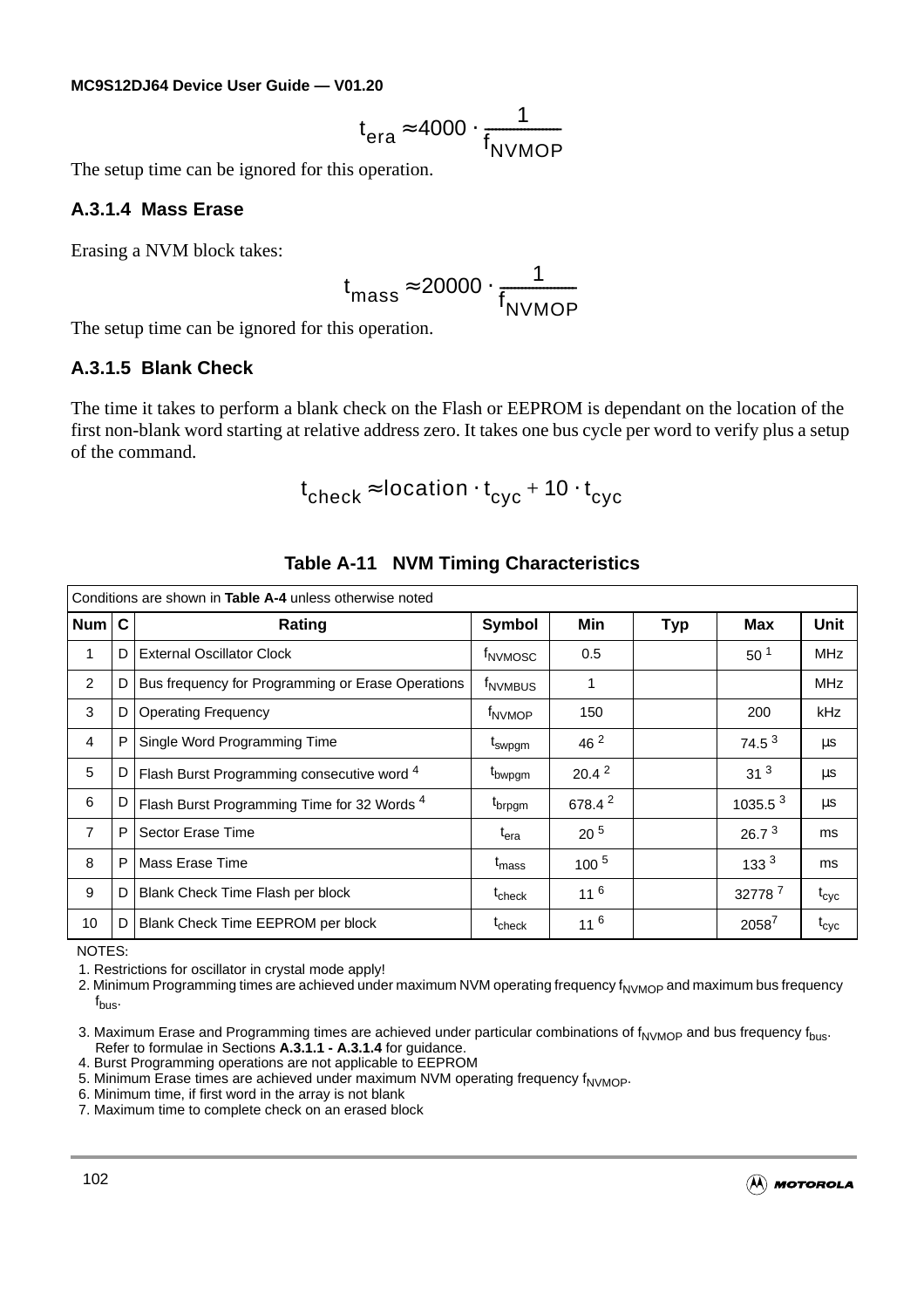$$t_{era} \approx 4000 \cdot \frac{1}{f_{NVMOP}}$$

The setup time can be ignored for this operation.

### A.3.1.4 Mass Erase

Erasing a NVM block takes:

$$t_{mass} \approx 20000 \cdot \frac{1}{f_{NVMOP}}$$

The setup time can be ignored for this operation.

### A.3.1.5 Blank Check

The time it takes to perform a blank check on the Flash or EEPROM is dependant on the location of the first non-blank word starting at relative address zero. It takes one bus cycle per word to verify plus a setup of the command.

$$t_{check} \approx location \cdot t_{cyc} + 10 \cdot t_{cyc}$$

**Table A-11 NVM Timing Characteristics**

| Conditions are shown in **Table A-4** unless otherwise noted | | | | | | | |
|---|---|---|---|---|---|---|---|
| **Num** | **C** | **Rating** | **Symbol** | **Min** | **Typ** | **Max** | **Unit** |
| 1 | D | External Oscillator Clock | $f_{NVMOSC}$ | 0.5 | | 50 [1] | MHz |
| 2 | D | Bus frequency for Programming or Erase Operations | $f_{NVMBUS}$ | 1 | | | MHz |
| 3 | D | Operating Frequency | $f_{NVMOP}$ | 150 | | 200 | kHz |
| 4 | P | Single Word Programming Time | $t_{swpgm}$ | 46 [2] | | 74.5 [3] | µs |
| 5 | D | Flash Burst Programming consecutive word [4] | $t_{bwpgm}$ | 20.4 [2] | | 31 [3] | µs |
| 6 | D | Flash Burst Programming Time for 32 Words [4] | $t_{brpgm}$ | 678.4 [2] | | 1035.5 [3] | µs |
| 7 | P | Sector Erase Time | $t_{era}$ | 20 [5] | | 26.7 [3] | ms |
| 8 | P | Mass Erase Time | $t_{mass}$ | 100 [5] | | 133 [3] | ms |
| 9 | D | Blank Check Time Flash per block | $t_{check}$ | 11 [6] | | 32778 [7] | $t_{cyc}$ |
| 10 | D | Blank Check Time EEPROM per block | $t_{check}$ | 11 [6] | | 2058 [7] | $t_{cyc}$ |

NOTES:

1. Restrictions for oscillator in crystal mode apply!
2. Minimum Programming times are achieved under maximum NVM operating frequency $f_{NVMOP}$ and maximum bus frequency $f_{bus}$.
3. Maximum Erase and Programming times are achieved under particular combinations of $f_{NVMOP}$ and bus frequency $f_{bus}$. Refer to formulae in Sections **A.3.1.1 - A.3.1.4** for guidance.
4. Burst Programming operations are not applicable to EEPROM
5. Minimum Erase times are achieved under maximum NVM operating frequency $f_{NVMOP}$.
6. Minimum time, if first word in the array is not blank
7. Maximum time to complete check on an erased block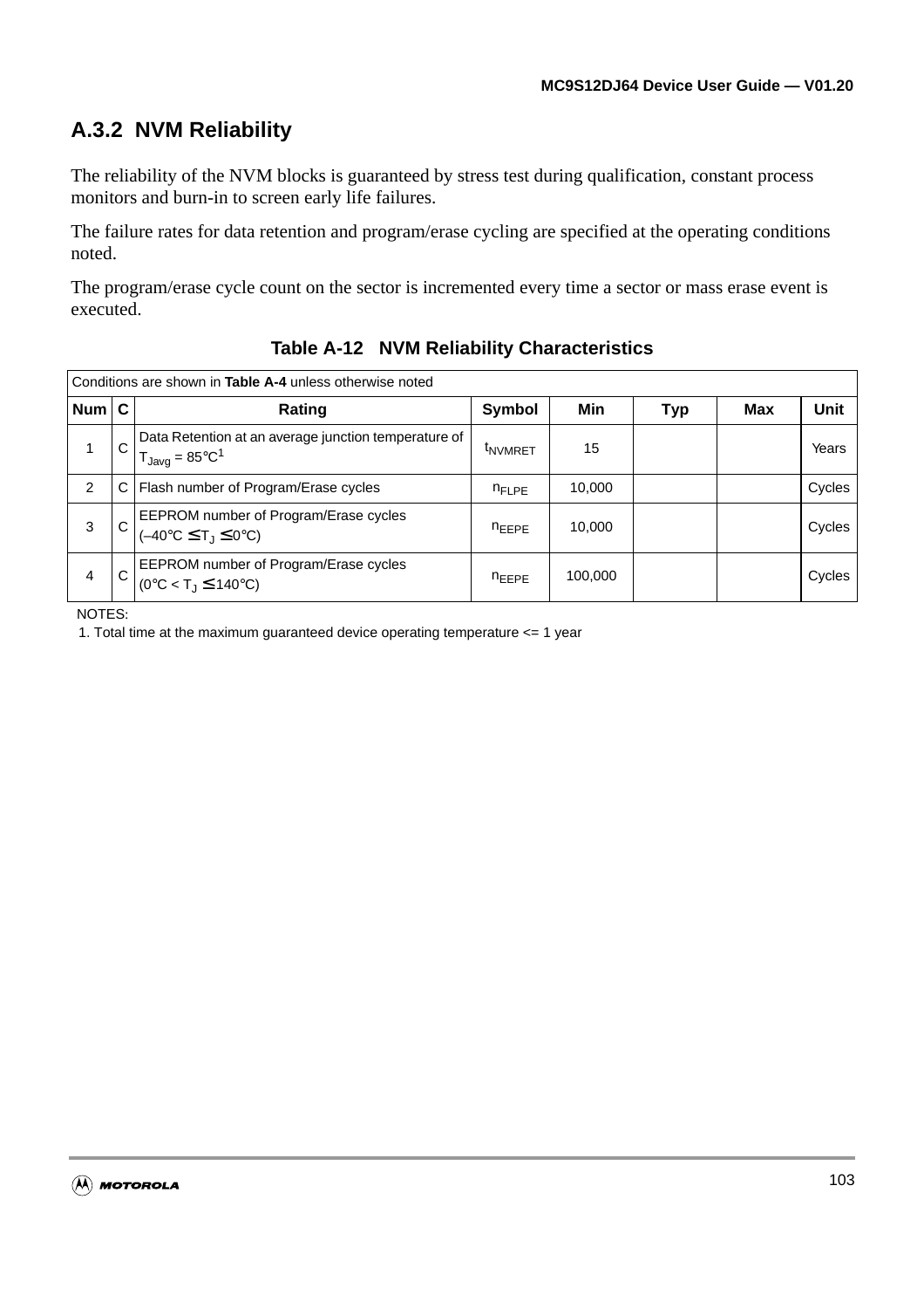## A.3.2 NVM Reliability

The reliability of the NVM blocks is guaranteed by stress test during qualification, constant process monitors and burn-in to screen early life failures.

The failure rates for data retention and program/erase cycling are specified at the operating conditions noted.

The program/erase cycle count on the sector is incremented every time a sector or mass erase event is executed.

**Table A-12 NVM Reliability Characteristics**

| Conditions are shown in **Table A-4** unless otherwise noted | | | | | | | |
|---|---|---|---|---|---|---|---|
| **Num** | **C** | **Rating** | **Symbol** | **Min** | **Typ** | **Max** | **Unit** |
| 1 | C | Data Retention at an average junction temperature of $T_{Javg} = 85°C$[1] | $t_{NVMRET}$ | 15 | | | Years |
| 2 | C | Flash number of Program/Erase cycles | $n_{FLPE}$ | 10,000 | | | Cycles |
| 3 | C | EEPROM number of Program/Erase cycles ($-40°C \leq T_J \leq 0°C$) | $n_{EEPE}$ | 10,000 | | | Cycles |
| 4 | C | EEPROM number of Program/Erase cycles ($0°C < T_J \leq 140°C$) | $n_{EEPE}$ | 100,000 | | | Cycles |

NOTES:

1. Total time at the maximum guaranteed device operating temperature <= 1 year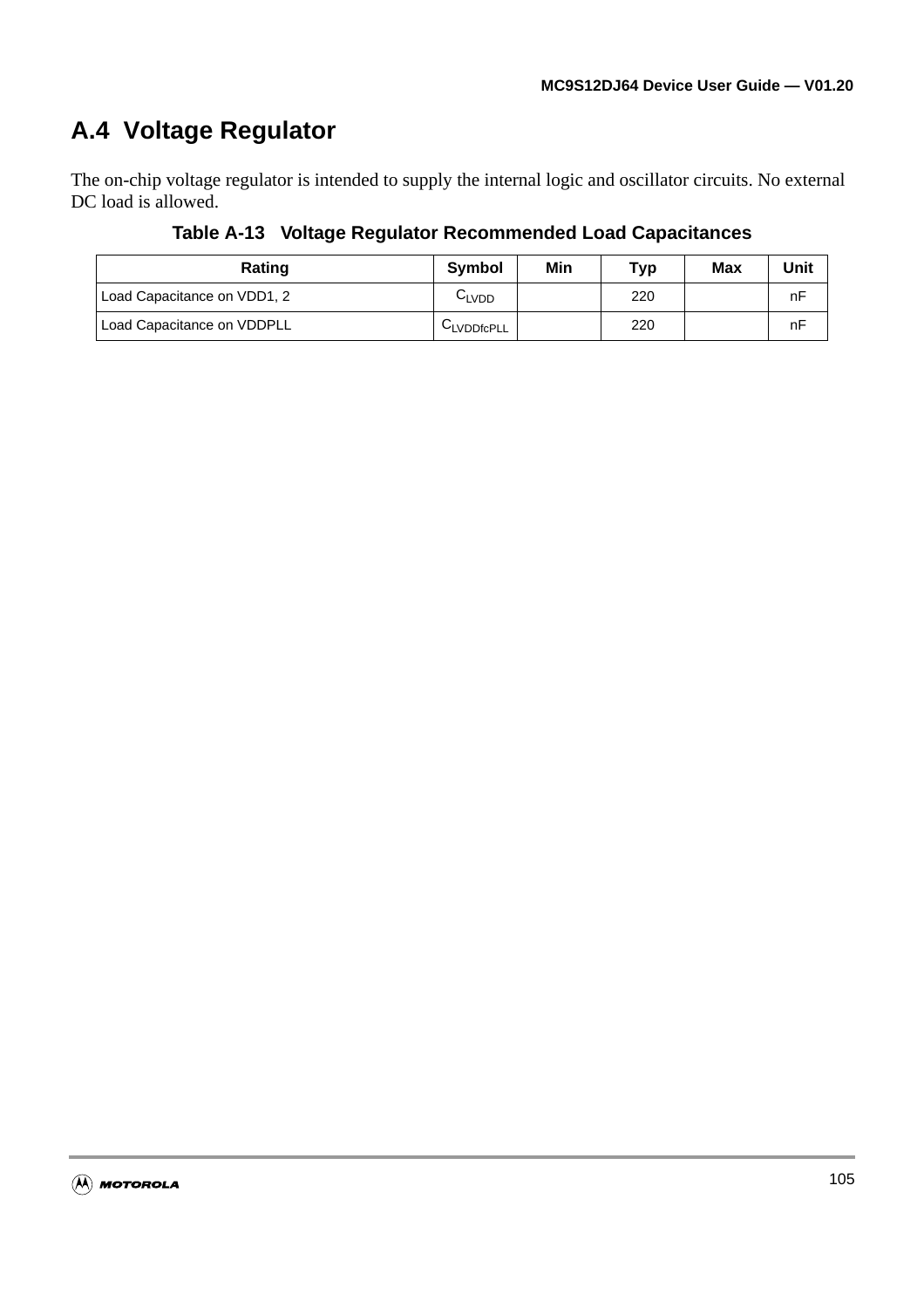## A.4 Voltage Regulator

The on-chip voltage regulator is intended to supply the internal logic and oscillator circuits. No external DC load is allowed.

**Table A-13 Voltage Regulator Recommended Load Capacitances**

| Rating | Symbol | Min | Typ | Max | Unit |
|---|---|---|---|---|---|
| Load Capacitance on VDD1, 2 | $C_{LVDD}$ | | 220 | | nF |
| Load Capacitance on VDDPLL | $C_{LVDDfcPLL}$ | | 220 | | nF |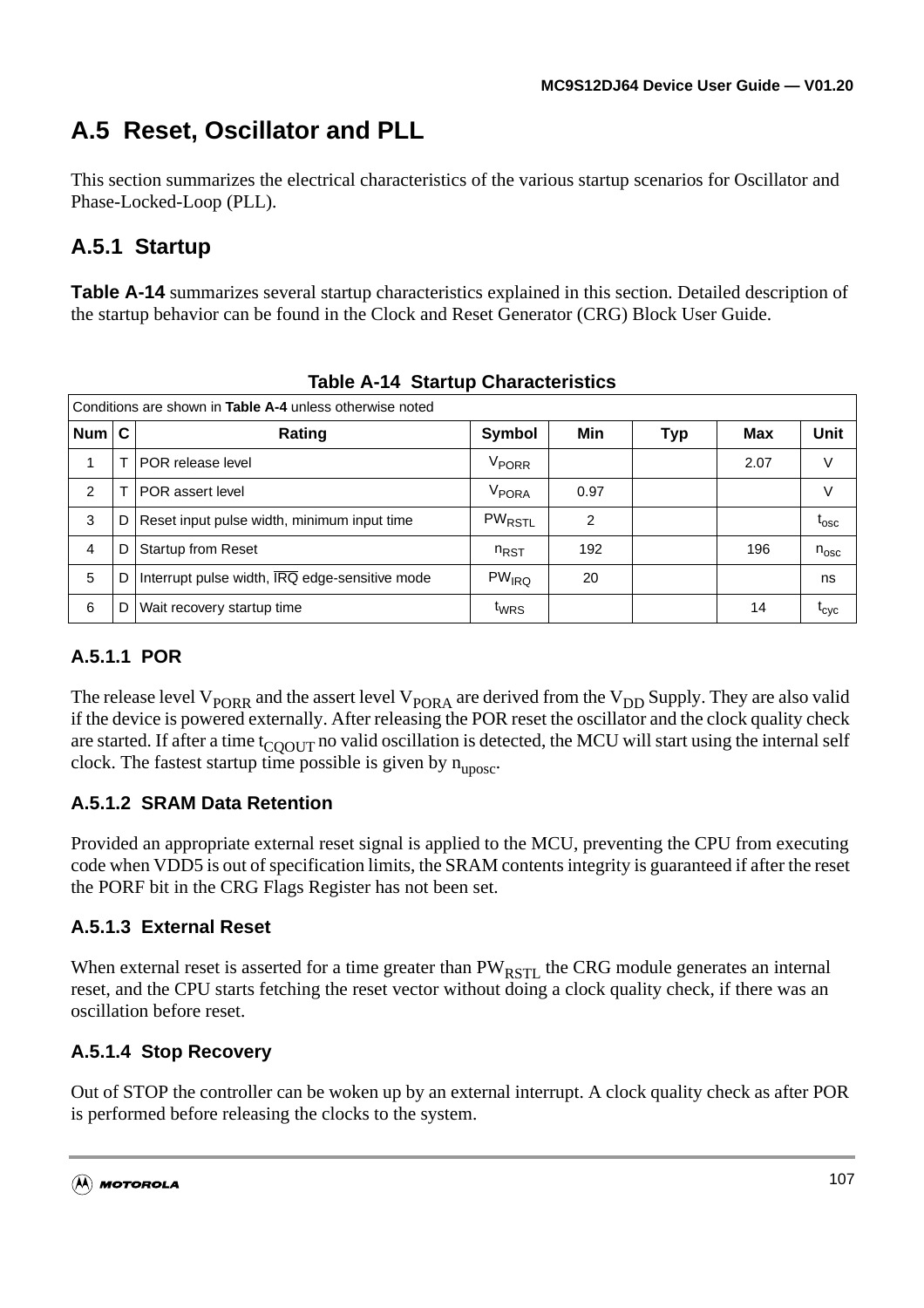## A.5 Reset, Oscillator and PLL

This section summarizes the electrical characteristics of the various startup scenarios for Oscillator and Phase-Locked-Loop (PLL).

### A.5.1 Startup

**Table A-14** summarizes several startup characteristics explained in this section. Detailed description of the startup behavior can be found in the Clock and Reset Generator (CRG) Block User Guide.

**Table A-14 Startup Characteristics**

| Conditions are shown in **Table A-4** unless otherwise noted | | | | | | | |
|---|---|---|---|---|---|---|---|
| **Num** | **C** | **Rating** | **Symbol** | **Min** | **Typ** | **Max** | **Unit** |
| 1 | T | POR release level | $V_{PORR}$ | | | 2.07 | V |
| 2 | T | POR assert level | $V_{PORA}$ | 0.97 | | | V |
| 3 | D | Reset input pulse width, minimum input time | $PW_{RSTL}$ | 2 | | | $t_{osc}$ |
| 4 | D | Startup from Reset | $n_{RST}$ | 192 | | 196 | $n_{osc}$ |
| 5 | D | Interrupt pulse width, $\overline{IRQ}$ edge-sensitive mode | $PW_{IRQ}$ | 20 | | | ns |
| 6 | D | Wait recovery startup time | $t_{WRS}$ | | | 14 | $t_{cyc}$ |

#### A.5.1.1 POR

The release level $V_{PORR}$ and the assert level $V_{PORA}$ are derived from the $V_{DD}$ Supply. They are also valid if the device is powered externally. After releasing the POR reset the oscillator and the clock quality check are started. If after a time $t_{CQOUT}$ no valid oscillation is detected, the MCU will start using the internal self clock. The fastest startup time possible is given by $n_{uposc}$.

#### A.5.1.2 SRAM Data Retention

Provided an appropriate external reset signal is applied to the MCU, preventing the CPU from executing code when VDD5 is out of specification limits, the SRAM contents integrity is guaranteed if after the reset the PORF bit in the CRG Flags Register has not been set.

#### A.5.1.3 External Reset

When external reset is asserted for a time greater than $PW_{RSTL}$ the CRG module generates an internal reset, and the CPU starts fetching the reset vector without doing a clock quality check, if there was an oscillation before reset.

#### A.5.1.4 Stop Recovery

Out of STOP the controller can be woken up by an external interrupt. A clock quality check as after POR is performed before releasing the clocks to the system.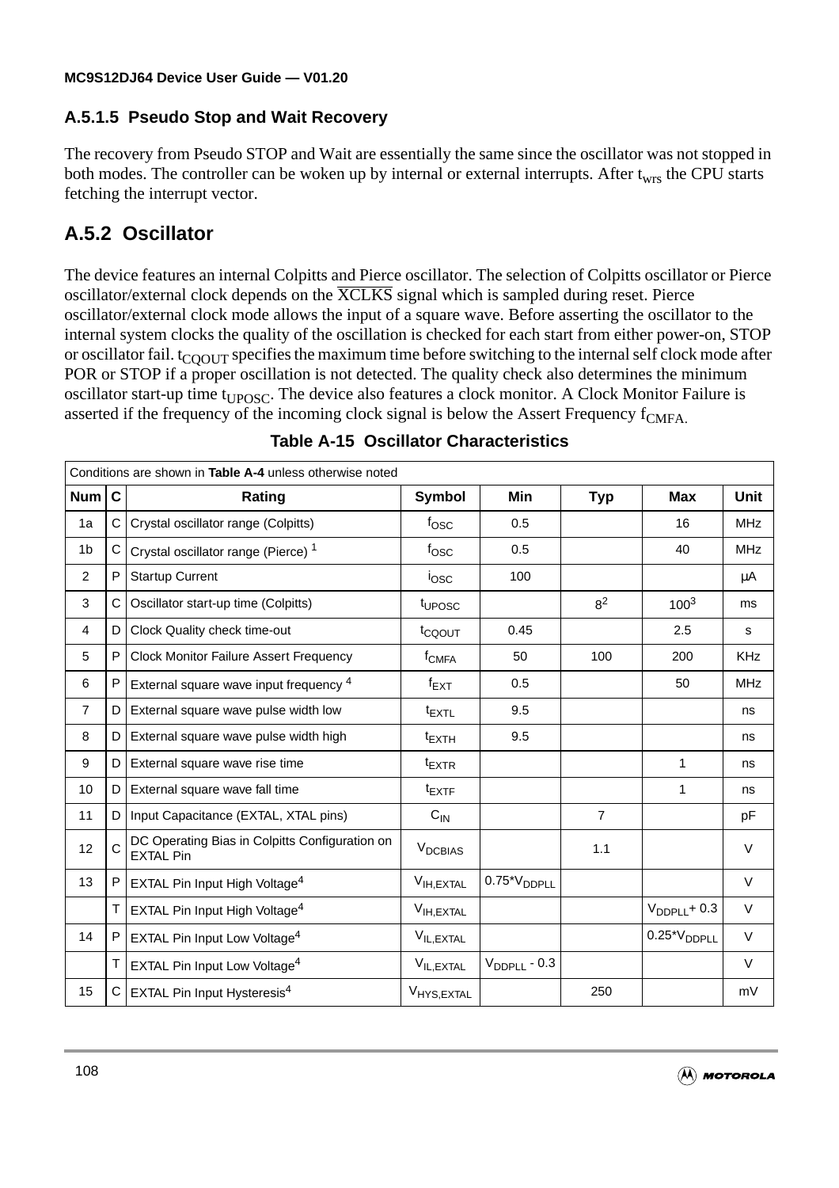### A.5.1.5 Pseudo Stop and Wait Recovery

The recovery from Pseudo STOP and Wait are essentially the same since the oscillator was not stopped in both modes. The controller can be woken up by internal or external interrupts. After $t_{wrs}$ the CPU starts fetching the interrupt vector.

## A.5.2 Oscillator

The device features an internal Colpitts and Pierce oscillator. The selection of Colpitts oscillator or Pierce oscillator/external clock depends on the $\overline{XCLKS}$ signal which is sampled during reset. Pierce oscillator/external clock mode allows the input of a square wave. Before asserting the oscillator to the internal system clocks the quality of the oscillation is checked for each start from either power-on, STOP or oscillator fail. $t_{CQOUT}$ specifies the maximum time before switching to the internal self clock mode after POR or STOP if a proper oscillation is not detected. The quality check also determines the minimum oscillator start-up time $t_{UPOSC}$. The device also features a clock monitor. A Clock Monitor Failure is asserted if the frequency of the incoming clock signal is below the Assert Frequency $f_{CMFA.}$

**Table A-15 Oscillator Characteristics**

| Conditions are shown in **Table A-4** unless otherwise noted | | | | | | | |
|---|---|---|---|---|---|---|---|
| **Num** | **C** | **Rating** | **Symbol** | **Min** | **Typ** | **Max** | **Unit** |
| 1a | C | Crystal oscillator range (Colpitts) | $f_{OSC}$ | 0.5 | | 16 | MHz |
| 1b | C | Crystal oscillator range (Pierce) [1] | $f_{OSC}$ | 0.5 | | 40 | MHz |
| 2 | P | Startup Current | $i_{OSC}$ | 100 | | | μA |
| 3 | C | Oscillator start-up time (Colpitts) | $t_{UPOSC}$ | | 8[2] | 100[3] | ms |
| 4 | D | Clock Quality check time-out | $t_{CQOUT}$ | 0.45 | | 2.5 | s |
| 5 | P | Clock Monitor Failure Assert Frequency | $f_{CMFA}$ | 50 | 100 | 200 | KHz |
| 6 | P | External square wave input frequency [4] | $f_{EXT}$ | 0.5 | | 50 | MHz |
| 7 | D | External square wave pulse width low | $t_{EXTL}$ | 9.5 | | | ns |
| 8 | D | External square wave pulse width high | $t_{EXTH}$ | 9.5 | | | ns |
| 9 | D | External square wave rise time | $t_{EXTR}$ | | | 1 | ns |
| 10 | D | External square wave fall time | $t_{EXTF}$ | | | 1 | ns |
| 11 | D | Input Capacitance (EXTAL, XTAL pins) | $C_{IN}$ | | 7 | | pF |
| 12 | C | DC Operating Bias in Colpitts Configuration on EXTAL Pin | $V_{DCBIAS}$ | | 1.1 | | V |
| 13 | P | EXTAL Pin Input High Voltage[4] | $V_{IH,EXTAL}$ | $0.75*V_{DDPLL}$ | | | V |
| | T | EXTAL Pin Input High Voltage[4] | $V_{IH,EXTAL}$ | | | $V_{DDPLL}+0.3$ | V |
| 14 | P | EXTAL Pin Input Low Voltage[4] | $V_{IL,EXTAL}$ | | | $0.25*V_{DDPLL}$ | V |
| | T | EXTAL Pin Input Low Voltage[4] | $V_{IL,EXTAL}$ | $V_{DDPLL}-0.3$ | | | V |
| 15 | C | EXTAL Pin Input Hysteresis[4] | $V_{HYS,EXTAL}$ | | 250 | | mV |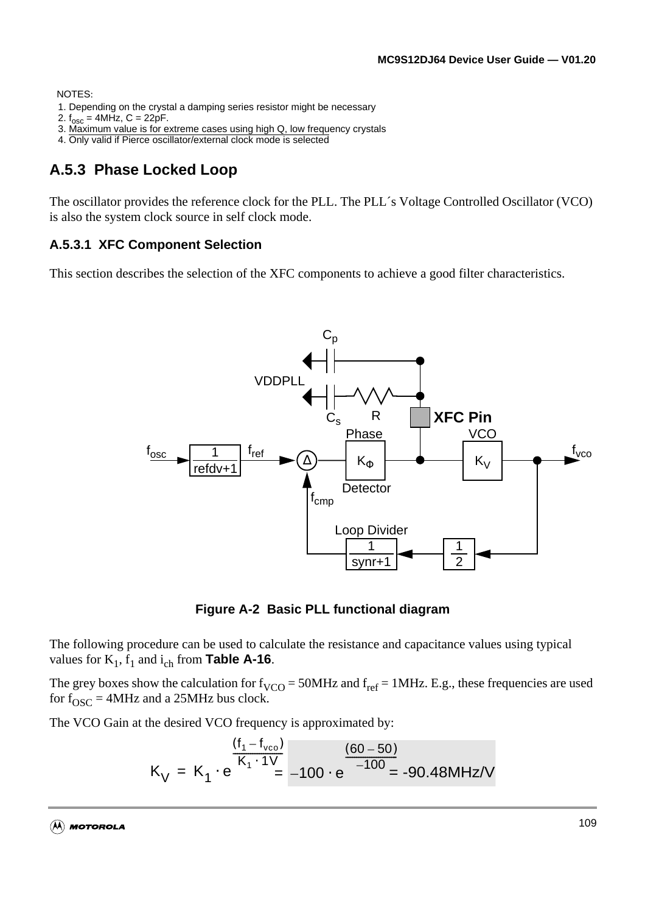NOTES:

1. Depending on the crystal a damping series resistor might be necessary
2. $f_{osc}$ = 4MHz, C = 22pF.
3. Maximum value is for extreme cases using high Q, low frequency crystals
4. Only valid if Pierce oscillator/external clock mode is selected

## A.5.3 Phase Locked Loop

The oscillator provides the reference clock for the PLL. The PLL´s Voltage Controlled Oscillator (VCO) is also the system clock source in self clock mode.

### A.5.3.1 XFC Component Selection

This section describes the selection of the XFC components to achieve a good filter characteristics.

**Figure A-2 Basic PLL functional diagram**

The following procedure can be used to calculate the resistance and capacitance values using typical values for $K_1$, $f_1$ and $i_{ch}$ from **Table A-16**.

The grey boxes show the calculation for $f_{VCO}$ = 50MHz and $f_{ref}$ = 1MHz. E.g., these frequencies are used for $f_{OSC}$ = 4MHz and a 25MHz bus clock.

The VCO Gain at the desired VCO frequency is approximated by:

$$K_V = K_1 \cdot e^{\frac{(f_1 - f_{vco})}{K_1 \cdot 1V}} = -100 \cdot e^{\frac{(60 - 50)}{-100}} = \text{-90.48MHz/V}$$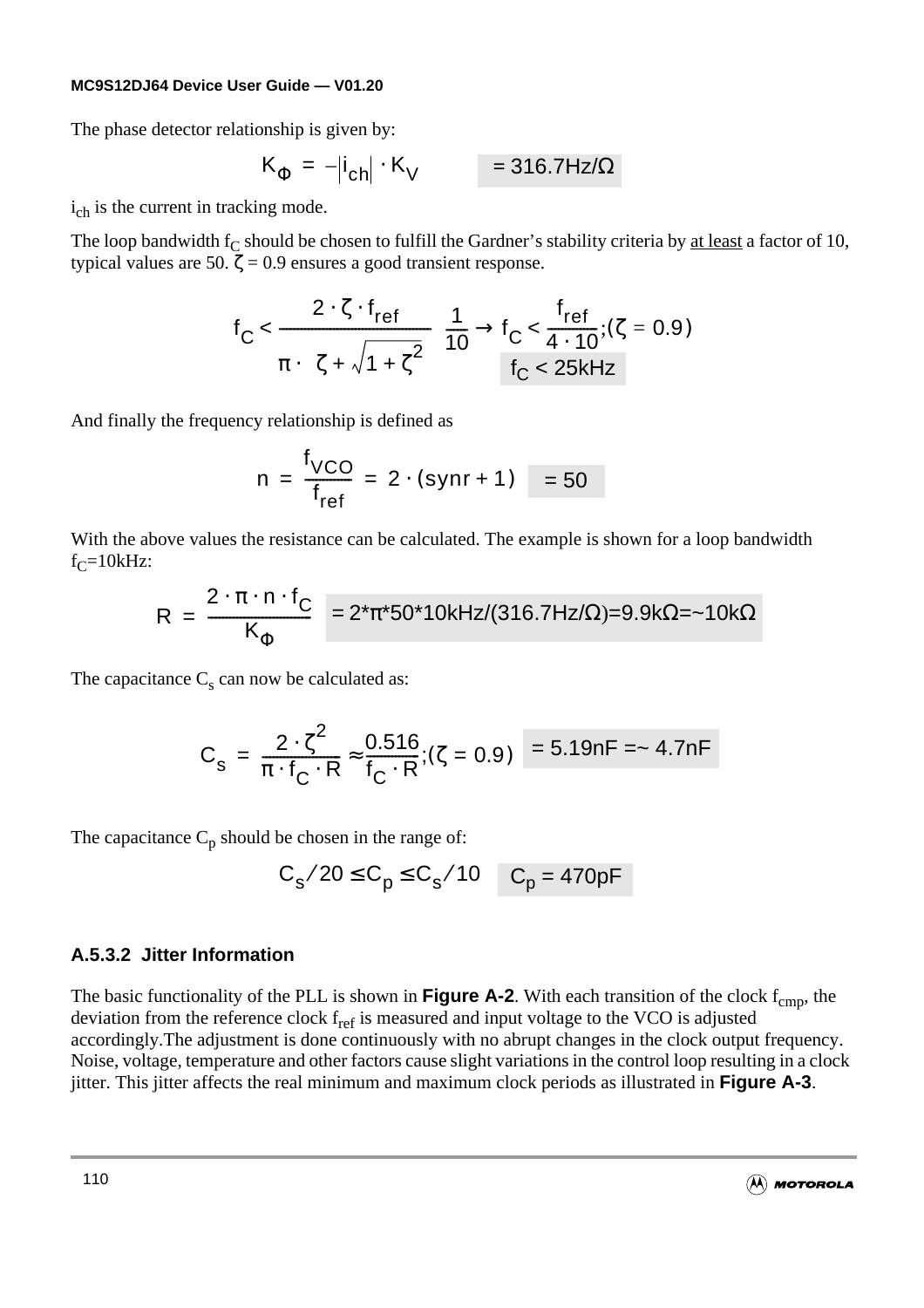The phase detector relationship is given by:

$$K_{\Phi} = -|i_{ch}| \cdot K_V \qquad = 316.7\text{Hz}/\Omega$$

$i_{ch}$ is the current in tracking mode.

The loop bandwidth $f_C$ should be chosen to fulfill the Gardner's stability criteria by at least a factor of 10, typical values are 50. $\zeta = 0.9$ ensures a good transient response.

$$f_C < \frac{2 \cdot \zeta \cdot f_{ref}}{\pi \cdot \left(\zeta + \sqrt{1+\zeta^2}\right)} \frac{1}{10} \rightarrow f_C < \frac{f_{ref}}{4 \cdot 10}; (\zeta = 0.9) \qquad f_C < 25\text{kHz}$$

And finally the frequency relationship is defined as

$$n = \frac{f_{VCO}}{f_{ref}} = 2 \cdot (synr + 1) \qquad = 50$$

With the above values the resistance can be calculated. The example is shown for a loop bandwidth $f_C$=10kHz:

$$R = \frac{2 \cdot \pi \cdot n \cdot f_C}{K_{\Phi}} \qquad = 2*\pi*50*10\text{kHz}/(316.7\text{Hz}/\Omega)=9.9\text{k}\Omega=\sim 10\text{k}\Omega$$

The capacitance $C_s$ can now be calculated as:

$$C_s = \frac{2 \cdot \zeta^2}{\pi \cdot f_C \cdot R} \approx \frac{0.516}{f_C \cdot R}; (\zeta = 0.9) \qquad = 5.19\text{nF} =\sim 4.7\text{nF}$$

The capacitance $C_p$ should be chosen in the range of:

$$C_s/20 \le C_p \le C_s/10 \qquad C_p = 470\text{pF}$$

### A.5.3.2 Jitter Information

The basic functionality of the PLL is shown in **Figure A-2**. With each transition of the clock $f_{cmp}$, the deviation from the reference clock $f_{ref}$ is measured and input voltage to the VCO is adjusted accordingly.The adjustment is done continuously with no abrupt changes in the clock output frequency. Noise, voltage, temperature and other factors cause slight variations in the control loop resulting in a clock jitter. This jitter affects the real minimum and maximum clock periods as illustrated in **Figure A-3**.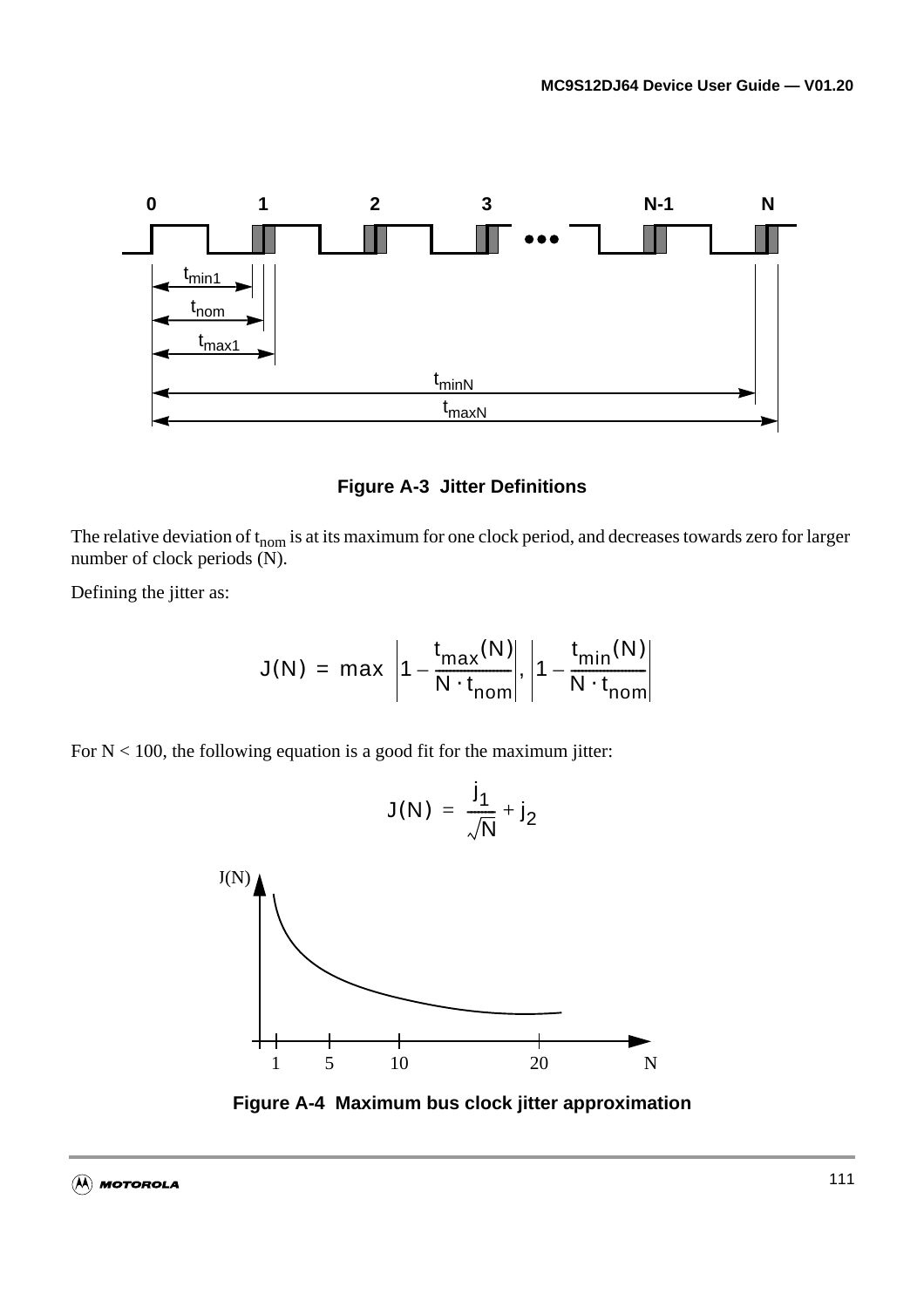**Figure A-3 Jitter Definitions**

The relative deviation of $t_{nom}$ is at its maximum for one clock period, and decreases towards zero for larger number of clock periods (N).

Defining the jitter as:

$$J(N) = \max\left(\left|1 - \frac{t_{max}(N)}{N \cdot t_{nom}}\right|, \left|1 - \frac{t_{min}(N)}{N \cdot t_{nom}}\right|\right)$$

For N < 100, the following equation is a good fit for the maximum jitter:

$$J(N) = \frac{j_1}{\sqrt{N}} + j_2$$

**Figure A-4 Maximum bus clock jitter approximation**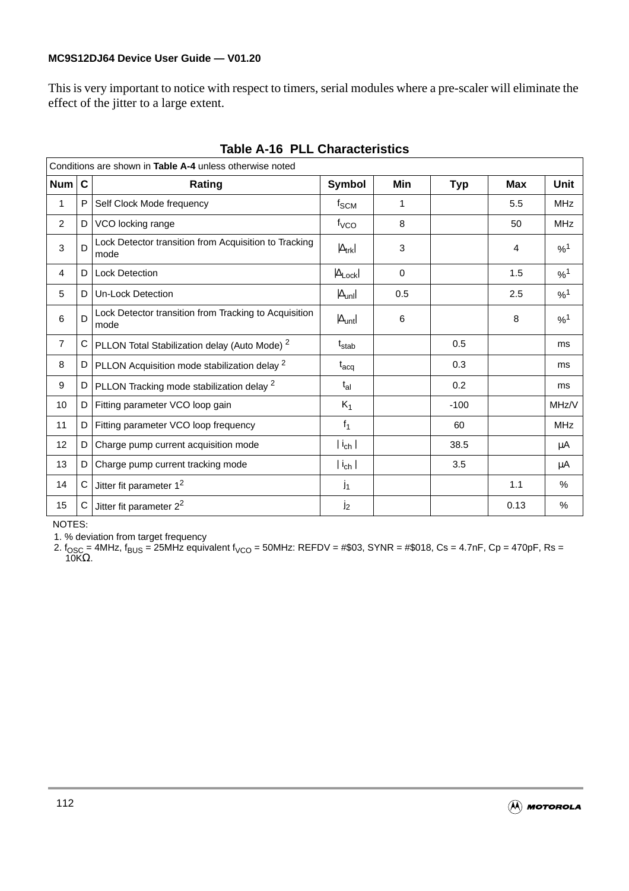This is very important to notice with respect to timers, serial modules where a pre-scaler will eliminate the effect of the jitter to a large extent.

**Table A-16 PLL Characteristics**

| Conditions are shown in **Table A-4** unless otherwise noted | | | | | | | |
|---|---|---|---|---|---|---|---|
| **Num** | **C** | **Rating** | **Symbol** | **Min** | **Typ** | **Max** | **Unit** |
| 1 | P | Self Clock Mode frequency | $f_{SCM}$ | 1 | | 5.5 | MHz |
| 2 | D | VCO locking range | $f_{VCO}$ | 8 | | 50 | MHz |
| 3 | D | Lock Detector transition from Acquisition to Tracking mode | $\|\Delta_{trk}\|$ | 3 | | 4 | %[1] |
| 4 | D | Lock Detection | $\|\Delta_{Lock}\|$ | 0 | | 1.5 | %[1] |
| 5 | D | Un-Lock Detection | $\|\Delta_{unl}\|$ | 0.5 | | 2.5 | %[1] |
| 6 | D | Lock Detector transition from Tracking to Acquisition mode | $\|\Delta_{unt}\|$ | 6 | | 8 | %[1] |
| 7 | C | PLLON Total Stabilization delay (Auto Mode) [2] | $t_{stab}$ | | 0.5 | | ms |
| 8 | D | PLLON Acquisition mode stabilization delay [2] | $t_{acq}$ | | 0.3 | | ms |
| 9 | D | PLLON Tracking mode stabilization delay [2] | $t_{al}$ | | 0.2 | | ms |
| 10 | D | Fitting parameter VCO loop gain | $K_1$ | | -100 | | MHz/V |
| 11 | D | Fitting parameter VCO loop frequency | $f_1$ | | 60 | | MHz |
| 12 | D | Charge pump current acquisition mode | $\| i_{ch} \|$ | | 38.5 | | µA |
| 13 | D | Charge pump current tracking mode | $\| i_{ch} \|$ | | 3.5 | | µA |
| 14 | C | Jitter fit parameter 1[2] | $j_1$ | | | 1.1 | % |
| 15 | C | Jitter fit parameter 2[2] | $j_2$ | | | 0.13 | % |

NOTES:

1. % deviation from target frequency
2. $f_{OSC}$ = 4MHz, $f_{BUS}$ = 25MHz equivalent $f_{VCO}$ = 50MHz: REFDV = #$03, SYNR = #$018, Cs = 4.7nF, Cp = 470pF, Rs = 10KΩ.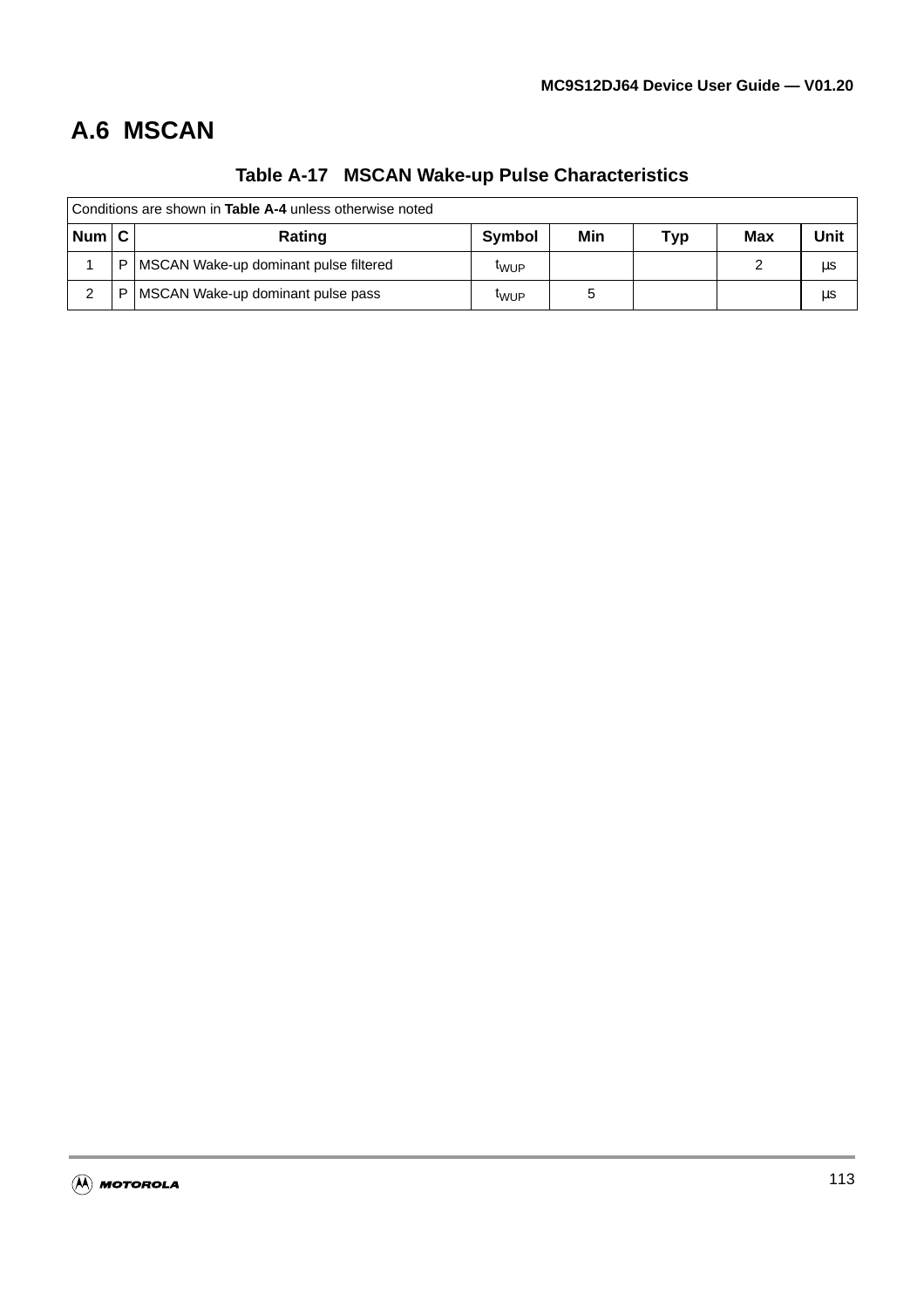## A.6 MSCAN

**Table A-17 MSCAN Wake-up Pulse Characteristics**

| Conditions are shown in **Table A-4** unless otherwise noted | | | | | | | |
|---|---|---|---|---|---|---|---|
| **Num** | **C** | **Rating** | **Symbol** | **Min** | **Typ** | **Max** | **Unit** |
| 1 | P | MSCAN Wake-up dominant pulse filtered | $t_{WUP}$ | | | 2 | µs |
| 2 | P | MSCAN Wake-up dominant pulse pass | $t_{WUP}$ | 5 | | | µs |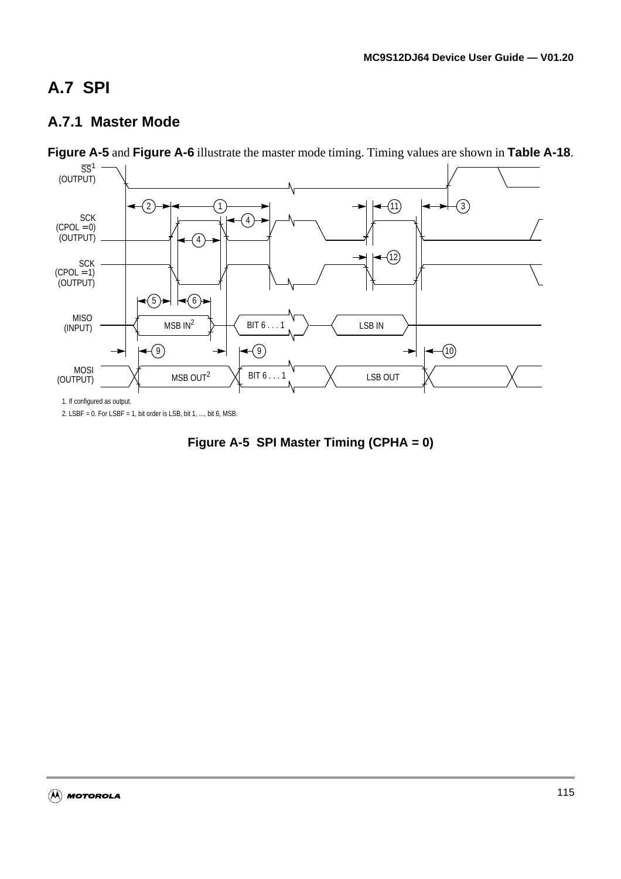## A.7 SPI

### A.7.1 Master Mode

**Figure A-5** and **Figure A-6** illustrate the master mode timing. Timing values are shown in **Table A-18**.

1. If configured as output.

2. LSBF = 0. For LSBF = 1, bit order is LSB, bit 1, ..., bit 6, MSB.

**Figure A-5 SPI Master Timing (CPHA = 0)**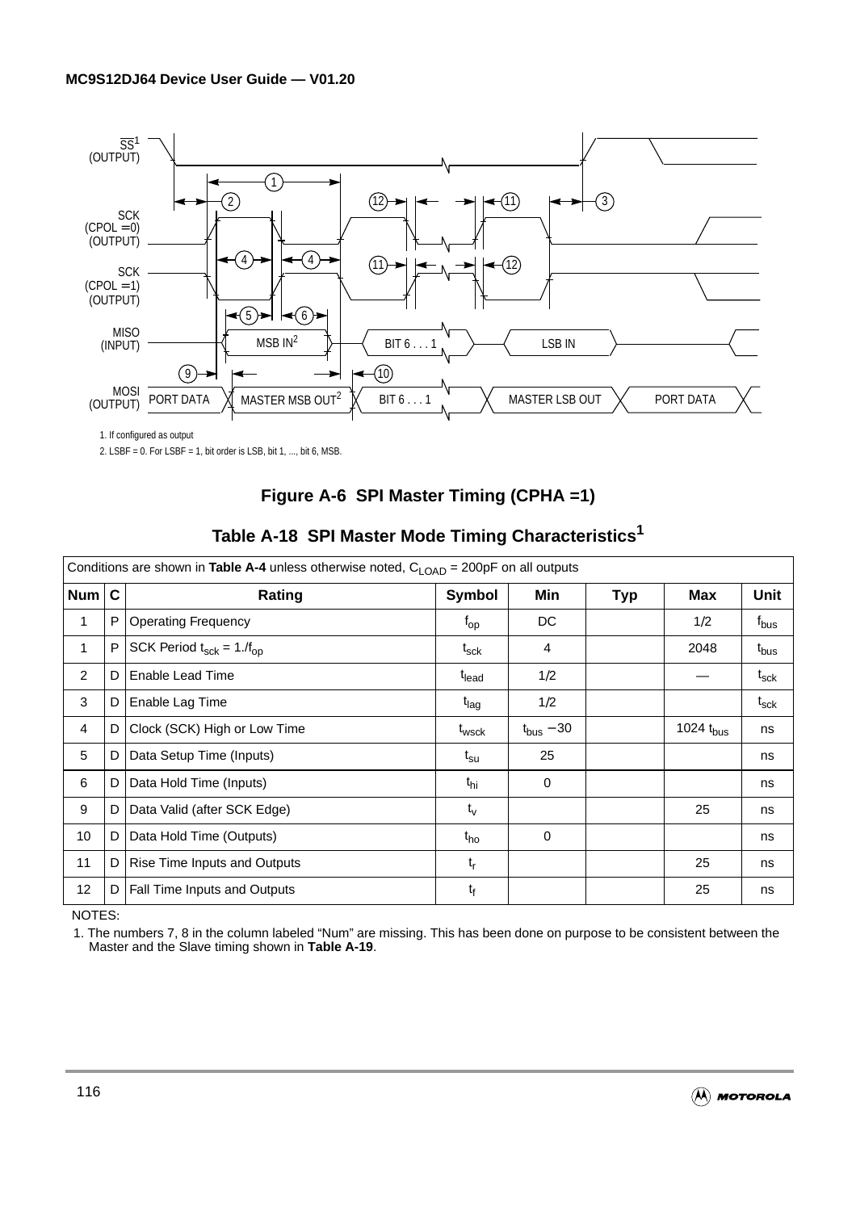1. If configured as output

2. LSBF = 0. For LSBF = 1, bit order is LSB, bit 1, ..., bit 6, MSB.

**Figure A-6 SPI Master Timing (CPHA =1)**

## Table A-18 SPI Master Mode Timing Characteristics[1]

| Conditions are shown in **Table A-4** unless otherwise noted, $C_{LOAD}$ = 200pF on all outputs | | | | | | | |
|---|---|---|---|---|---|---|---|
| **Num** | **C** | **Rating** | **Symbol** | **Min** | **Typ** | **Max** | **Unit** |
| 1 | P | Operating Frequency | $f_{op}$ | DC | | 1/2 | $f_{bus}$ |
| 1 | P | SCK Period $t_{sck} = 1./f_{op}$ | $t_{sck}$ | 4 | | 2048 | $t_{bus}$ |
| 2 | D | Enable Lead Time | $t_{lead}$ | 1/2 | | — | $t_{sck}$ |
| 3 | D | Enable Lag Time | $t_{lag}$ | 1/2 | | | $t_{sck}$ |
| 4 | D | Clock (SCK) High or Low Time | $t_{wsck}$ | $t_{bus} - 30$ | | 1024 $t_{bus}$ | ns |
| 5 | D | Data Setup Time (Inputs) | $t_{su}$ | 25 | | | ns |
| 6 | D | Data Hold Time (Inputs) | $t_{hi}$ | 0 | | | ns |
| 9 | D | Data Valid (after SCK Edge) | $t_v$ | | | 25 | ns |
| 10 | D | Data Hold Time (Outputs) | $t_{ho}$ | 0 | | | ns |
| 11 | D | Rise Time Inputs and Outputs | $t_r$ | | | 25 | ns |
| 12 | D | Fall Time Inputs and Outputs | $t_f$ | | | 25 | ns |

NOTES:

1. The numbers 7, 8 in the column labeled "Num" are missing. This has been done on purpose to be consistent between the Master and the Slave timing shown in **Table A-19**.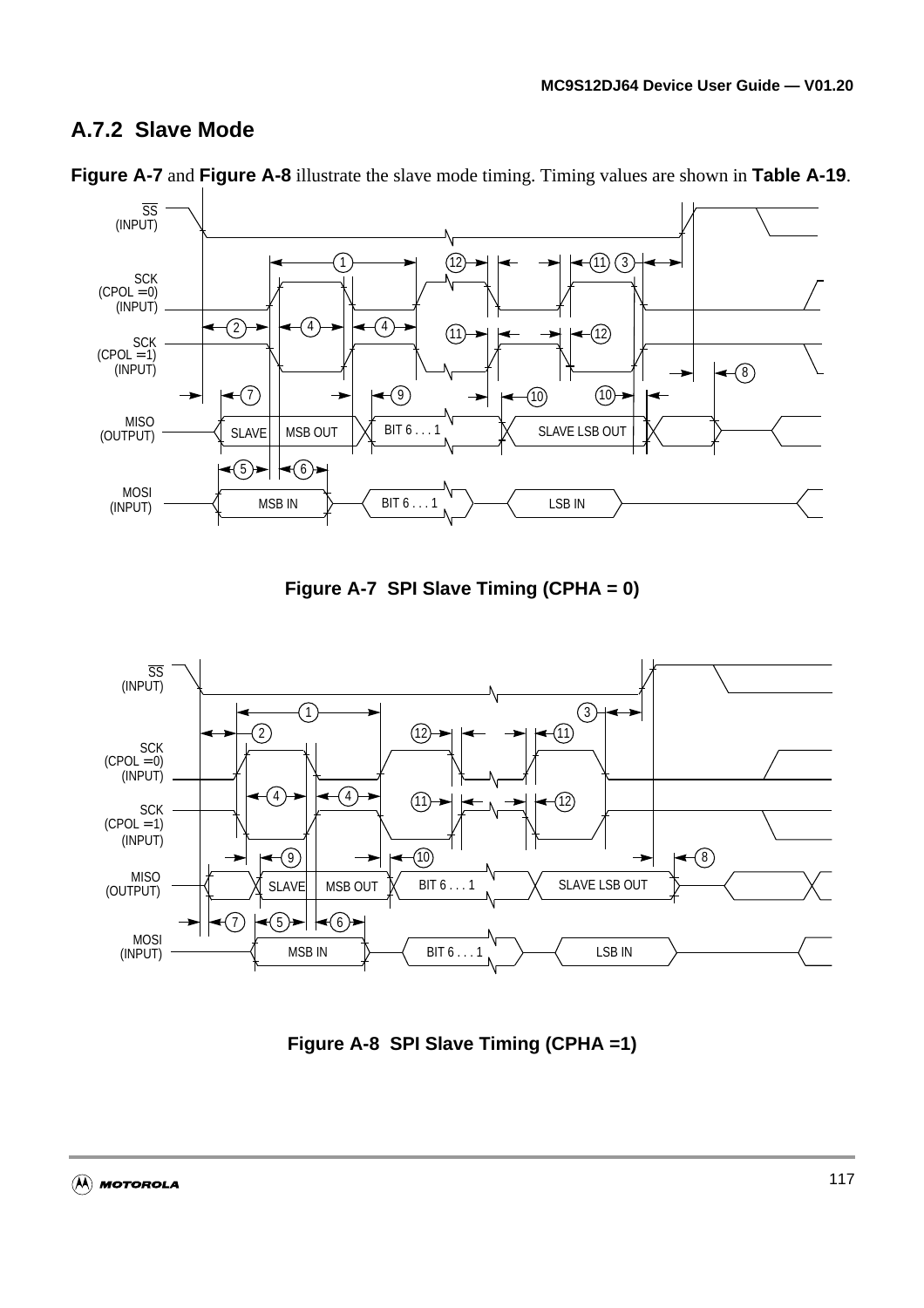### A.7.2 Slave Mode

**Figure A-7** and **Figure A-8** illustrate the slave mode timing. Timing values are shown in **Table A-19**.

**Figure A-7 SPI Slave Timing (CPHA = 0)**

**Figure A-8 SPI Slave Timing (CPHA =1)**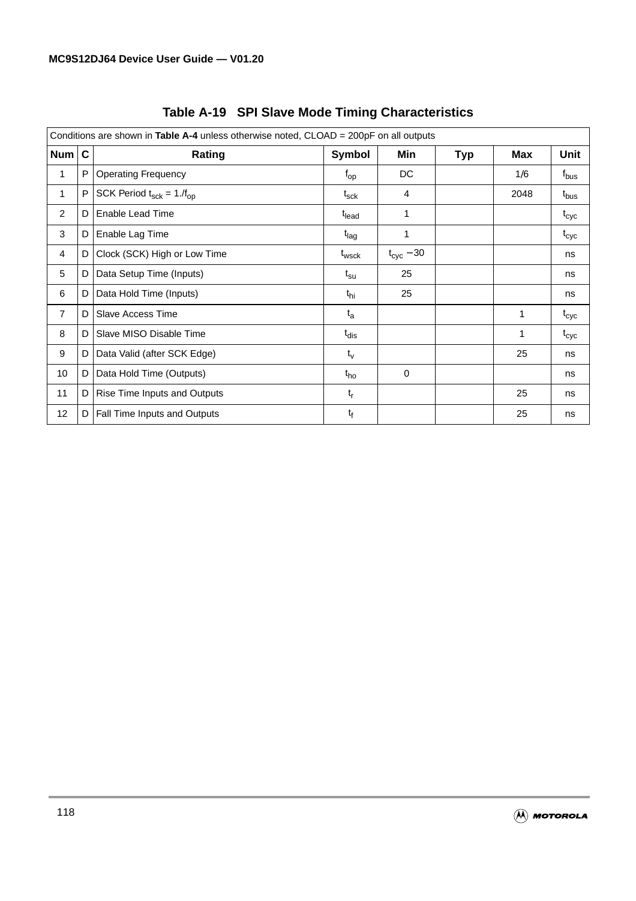**Table A-19 SPI Slave Mode Timing Characteristics**

| Conditions are shown in **Table A-4** unless otherwise noted, CLOAD = 200pF on all outputs | | | | | | | |
|---|---|---|---|---|---|---|---|
| **Num** | **C** | **Rating** | **Symbol** | **Min** | **Typ** | **Max** | **Unit** |
| 1 | P | Operating Frequency | $f_{op}$ | DC | | 1/6 | $f_{bus}$ |
| 1 | P | SCK Period $t_{sck} = 1./f_{op}$ | $t_{sck}$ | 4 | | 2048 | $t_{bus}$ |
| 2 | D | Enable Lead Time | $t_{lead}$ | 1 | | | $t_{cyc}$ |
| 3 | D | Enable Lag Time | $t_{lag}$ | 1 | | | $t_{cyc}$ |
| 4 | D | Clock (SCK) High or Low Time | $t_{wsck}$ | $t_{cyc} - 30$ | | | ns |
| 5 | D | Data Setup Time (Inputs) | $t_{su}$ | 25 | | | ns |
| 6 | D | Data Hold Time (Inputs) | $t_{hi}$ | 25 | | | ns |
| 7 | D | Slave Access Time | $t_a$ | | | 1 | $t_{cyc}$ |
| 8 | D | Slave MISO Disable Time | $t_{dis}$ | | | 1 | $t_{cyc}$ |
| 9 | D | Data Valid (after SCK Edge) | $t_v$ | | | 25 | ns |
| 10 | D | Data Hold Time (Outputs) | $t_{ho}$ | 0 | | | ns |
| 11 | D | Rise Time Inputs and Outputs | $t_r$ | | | 25 | ns |
| 12 | D | Fall Time Inputs and Outputs | $t_f$ | | | 25 | ns |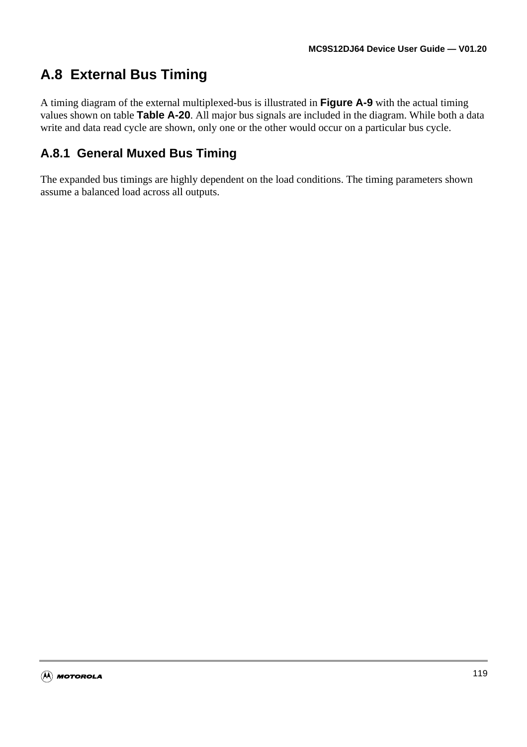## A.8 External Bus Timing

A timing diagram of the external multiplexed-bus is illustrated in **Figure A-9** with the actual timing values shown on table **Table A-20**. All major bus signals are included in the diagram. While both a data write and data read cycle are shown, only one or the other would occur on a particular bus cycle.

### A.8.1 General Muxed Bus Timing

The expanded bus timings are highly dependent on the load conditions. The timing parameters shown assume a balanced load across all outputs.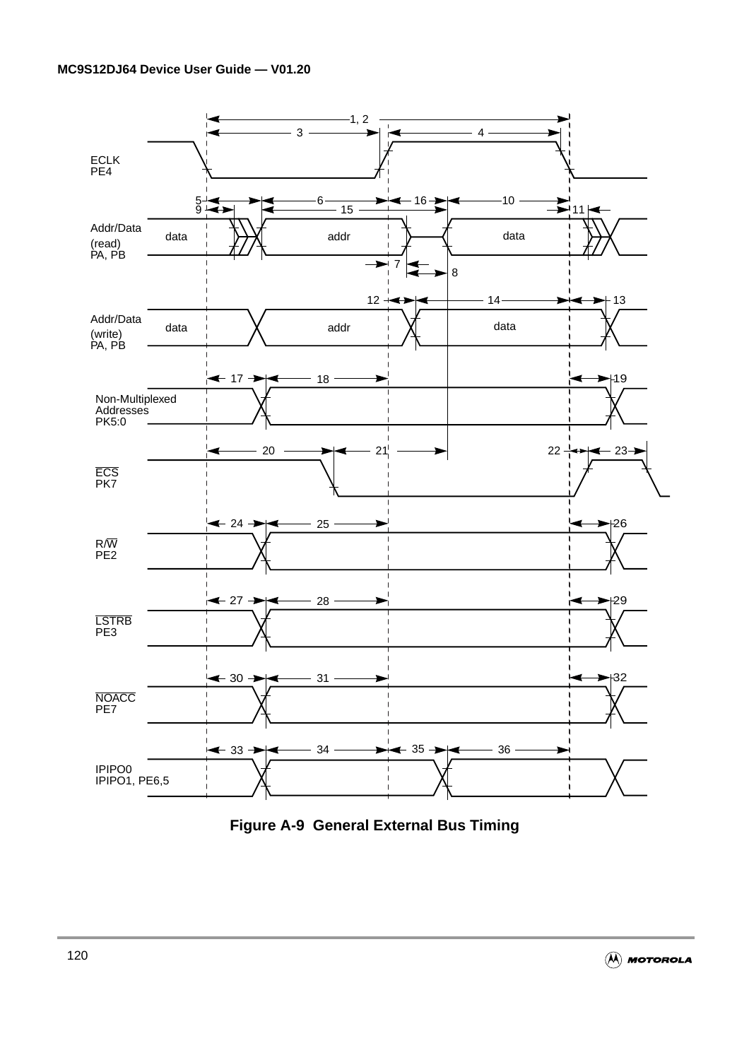Figure A-9 General External Bus Timing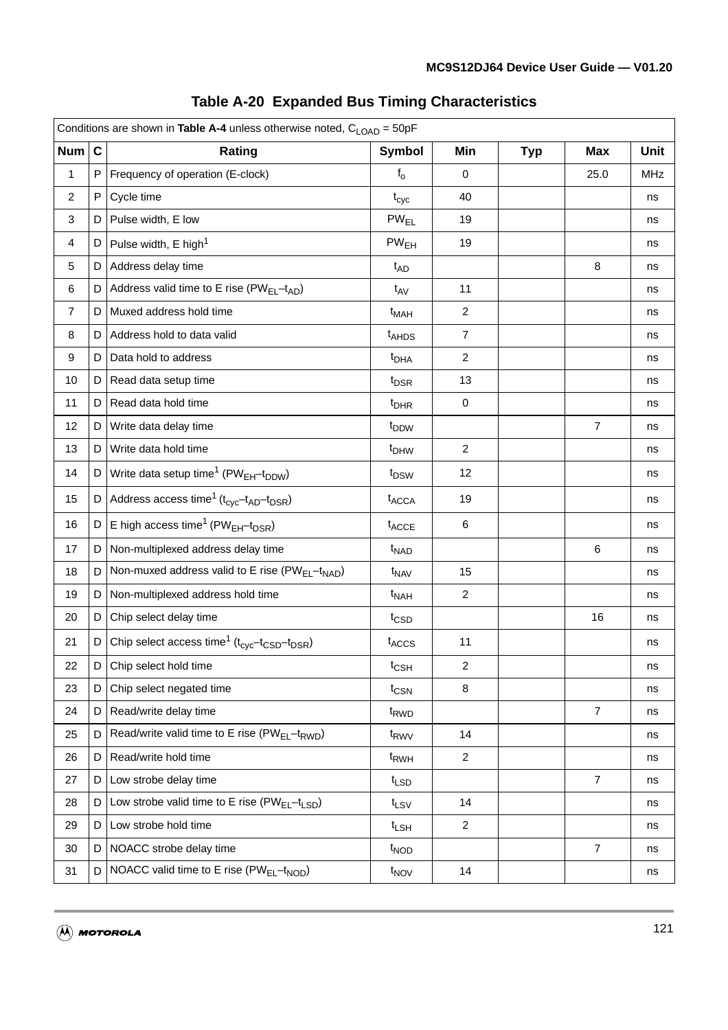**Table A-20 Expanded Bus Timing Characteristics**

| Conditions are shown in **Table A-4** unless otherwise noted, $C_{LOAD}$ = 50pF | | | | | | | |
|---|---|---|---|---|---|---|---|
| **Num** | **C** | **Rating** | **Symbol** | **Min** | **Typ** | **Max** | **Unit** |
| 1 | P | Frequency of operation (E-clock) | $f_o$ | 0 | | 25.0 | MHz |
| 2 | P | Cycle time | $t_{cyc}$ | 40 | | | ns |
| 3 | D | Pulse width, E low | $PW_{EL}$ | 19 | | | ns |
| 4 | D | Pulse width, E high[1] | $PW_{EH}$ | 19 | | | ns |
| 5 | D | Address delay time | $t_{AD}$ | | | 8 | ns |
| 6 | D | Address valid time to E rise ($PW_{EL}$–$t_{AD}$) | $t_{AV}$ | 11 | | | ns |
| 7 | D | Muxed address hold time | $t_{MAH}$ | 2 | | | ns |
| 8 | D | Address hold to data valid | $t_{AHDS}$ | 7 | | | ns |
| 9 | D | Data hold to address | $t_{DHA}$ | 2 | | | ns |
| 10 | D | Read data setup time | $t_{DSR}$ | 13 | | | ns |
| 11 | D | Read data hold time | $t_{DHR}$ | 0 | | | ns |
| 12 | D | Write data delay time | $t_{DDW}$ | | | 7 | ns |
| 13 | D | Write data hold time | $t_{DHW}$ | 2 | | | ns |
| 14 | D | Write data setup time[1] ($PW_{EH}$–$t_{DDW}$) | $t_{DSW}$ | 12 | | | ns |
| 15 | D | Address access time[1] ($t_{cyc}$–$t_{AD}$–$t_{DSR}$) | $t_{ACCA}$ | 19 | | | ns |
| 16 | D | E high access time[1] ($PW_{EH}$–$t_{DSR}$) | $t_{ACCE}$ | 6 | | | ns |
| 17 | D | Non-multiplexed address delay time | $t_{NAD}$ | | | 6 | ns |
| 18 | D | Non-muxed address valid to E rise ($PW_{EL}$–$t_{NAD}$) | $t_{NAV}$ | 15 | | | ns |
| 19 | D | Non-multiplexed address hold time | $t_{NAH}$ | 2 | | | ns |
| 20 | D | Chip select delay time | $t_{CSD}$ | | | 16 | ns |
| 21 | D | Chip select access time[1] ($t_{cyc}$–$t_{CSD}$–$t_{DSR}$) | $t_{ACCS}$ | 11 | | | ns |
| 22 | D | Chip select hold time | $t_{CSH}$ | 2 | | | ns |
| 23 | D | Chip select negated time | $t_{CSN}$ | 8 | | | ns |
| 24 | D | Read/write delay time | $t_{RWD}$ | | | 7 | ns |
| 25 | D | Read/write valid time to E rise ($PW_{EL}$–$t_{RWD}$) | $t_{RWV}$ | 14 | | | ns |
| 26 | D | Read/write hold time | $t_{RWH}$ | 2 | | | ns |
| 27 | D | Low strobe delay time | $t_{LSD}$ | | | 7 | ns |
| 28 | D | Low strobe valid time to E rise ($PW_{EL}$–$t_{LSD}$) | $t_{LSV}$ | 14 | | | ns |
| 29 | D | Low strobe hold time | $t_{LSH}$ | 2 | | | ns |
| 30 | D | NOACC strobe delay time | $t_{NOD}$ | | | 7 | ns |
| 31 | D | NOACC valid time to E rise ($PW_{EL}$–$t_{NOD}$) | $t_{NOV}$ | 14 | | | ns |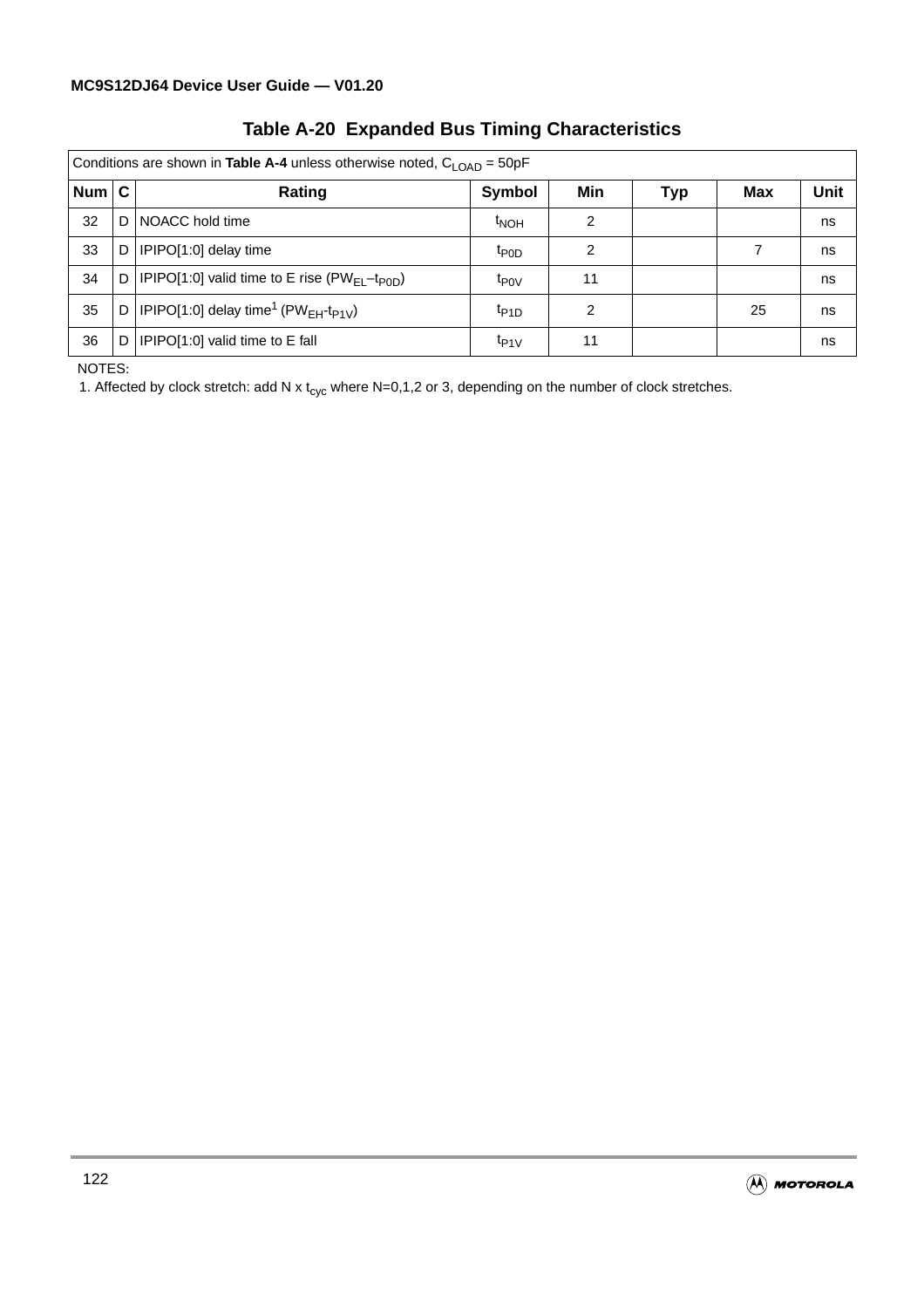## Table A-20 Expanded Bus Timing Characteristics

| Conditions are shown in **Table A-4** unless otherwise noted, $C_{LOAD}$ = 50pF | | | | | | | |
|---|---|---|---|---|---|---|---|
| **Num** | **C** | **Rating** | **Symbol** | **Min** | **Typ** | **Max** | **Unit** |
| 32 | D | NOACC hold time | $t_{NOH}$ | 2 | | | ns |
| 33 | D | IPIPO[1:0] delay time | $t_{P0D}$ | 2 | | 7 | ns |
| 34 | D | IPIPO[1:0] valid time to E rise ($PW_{EL}$–$t_{P0D}$) | $t_{P0V}$ | 11 | | | ns |
| 35 | D | IPIPO[1:0] delay time[1] ($PW_{EH}$-$t_{P1V}$) | $t_{P1D}$ | 2 | | 25 | ns |
| 36 | D | IPIPO[1:0] valid time to E fall | $t_{P1V}$ | 11 | | | ns |

NOTES:

1. Affected by clock stretch: add N x $t_{cyc}$ where N=0,1,2 or 3, depending on the number of clock stretches.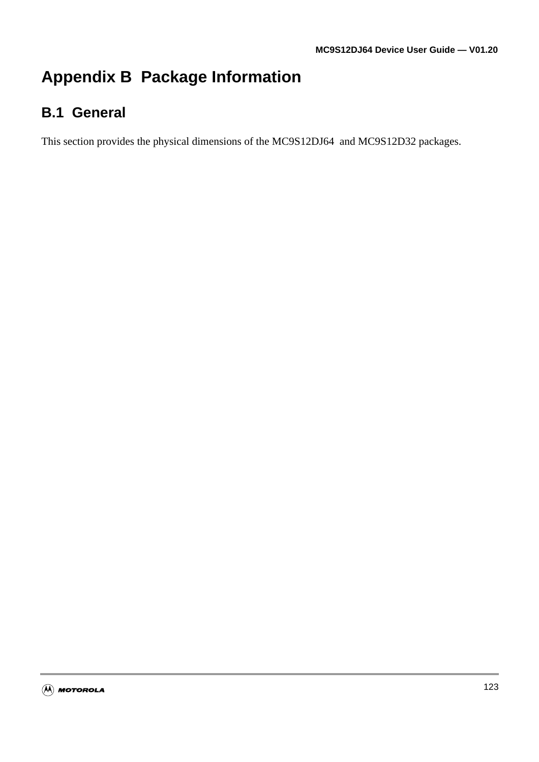# Appendix B  Package Information

## B.1  General

This section provides the physical dimensions of the MC9S12DJ64  and MC9S12D32 packages.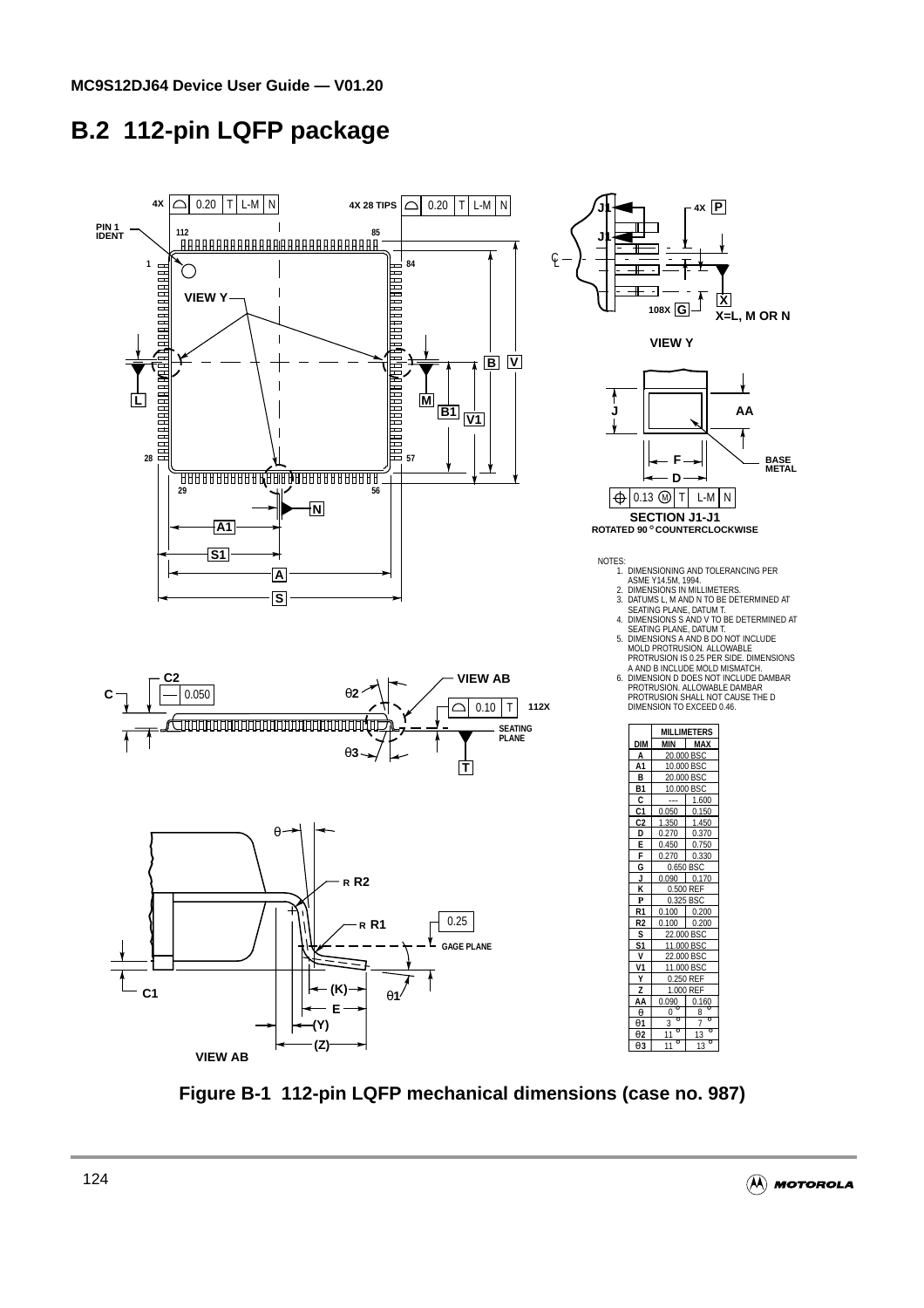## B.2 112-pin LQFP package

NOTES:
1. DIMENSIONING AND TOLERANCING PER ASME Y14.5M, 1994.
2. DIMENSIONS IN MILLIMETERS.
3. DATUMS L, M AND N TO BE DETERMINED AT SEATING PLANE, DATUM T.
4. DIMENSIONS S AND V TO BE DETERMINED AT SEATING PLANE, DATUM T.
5. DIMENSIONS A AND B DO NOT INCLUDE MOLD PROTRUSION. ALLOWABLE PROTRUSION IS 0.25 PER SIDE. DIMENSIONS A AND B INCLUDE MOLD MISMATCH.
6. DIMENSION D DOES NOT INCLUDE DAMBAR PROTRUSION. ALLOWABLE DAMBAR PROTRUSION SHALL NOT CAUSE THE D DIMENSION TO EXCEED 0.46.

| DIM | MILLIMETERS MIN | MILLIMETERS MAX |
|---|---|---|
| A | 20.000 BSC | |
| A1 | 10.000 BSC | |
| B | 20.000 BSC | |
| B1 | 10.000 BSC | |
| C | --- | 1.600 |
| C1 | 0.050 | 0.150 |
| C2 | 1.350 | 1.450 |
| D | 0.270 | 0.370 |
| E | 0.450 | 0.750 |
| F | 0.270 | 0.330 |
| G | 0.650 BSC | |
| J | 0.090 | 0.170 |
| K | 0.500 REF | |
| P | 0.325 BSC | |
| R1 | 0.100 | 0.200 |
| R2 | 0.100 | 0.200 |
| S | 22.000 BSC | |
| S1 | 11.000 BSC | |
| V | 22.000 BSC | |
| V1 | 11.000 BSC | |
| Y | 0.250 REF | |
| Z | 1.000 REF | |
| AA | 0.090 | 0.160 |
| θ | 0° | 8° |
| θ1 | 3° | 7° |
| θ2 | 11° | 13° |
| θ3 | 11° | 13° |

**Figure B-1 112-pin LQFP mechanical dimensions (case no. 987)**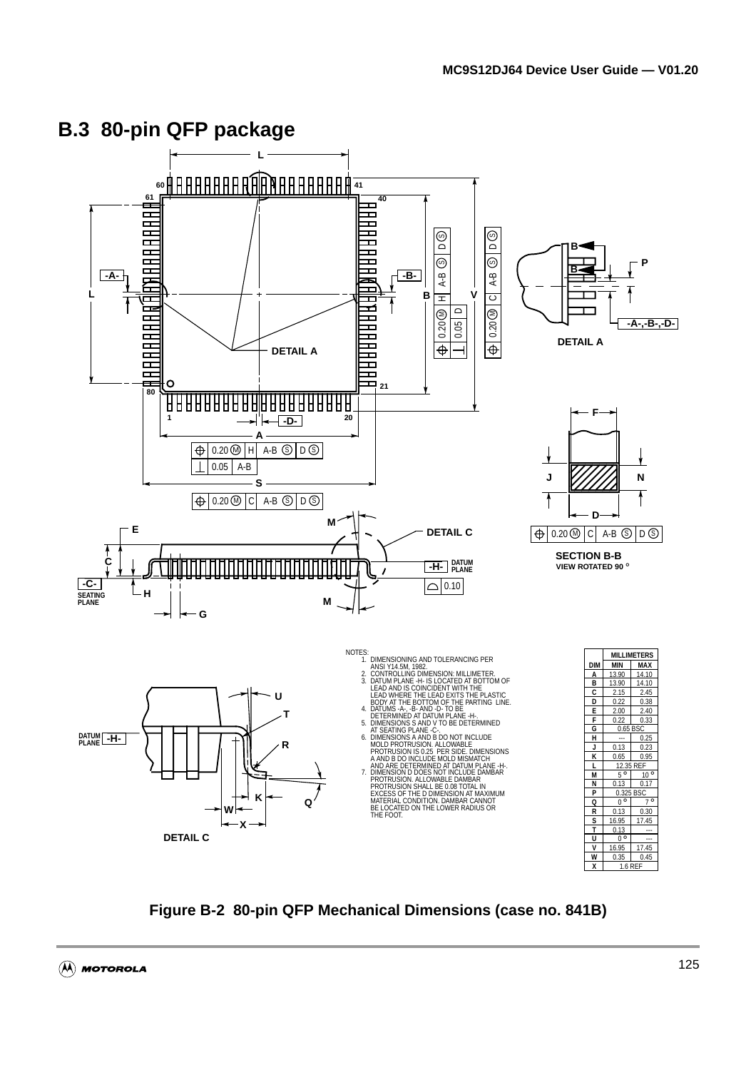## B.3 80-pin QFP package

NOTES:

1. DIMENSIONING AND TOLERANCING PER ANSI Y14.5M, 1982.
2. CONTROLLING DIMENSION: MILLIMETER.
3. DATUM PLANE -H- IS LOCATED AT BOTTOM OF LEAD AND IS COINCIDENT WITH THE LEAD WHERE THE LEAD EXITS THE PLASTIC BODY AT THE BOTTOM OF THE PARTING LINE.
4. DATUMS -A-, -B- AND -D- TO BE DETERMINED AT DATUM PLANE -H-.
5. DIMENSIONS S AND V TO BE DETERMINED AT SEATING PLANE -C-.
6. DIMENSIONS A AND B DO NOT INCLUDE MOLD PROTRUSION. ALLOWABLE PROTRUSION IS 0.25 PER SIDE. DIMENSIONS A AND B DO INCLUDE MOLD MISMATCH AND ARE DETERMINED AT DATUM PLANE -H-.
7. DIMENSION D DOES NOT INCLUDE DAMBAR PROTRUSION. ALLOWABLE DAMBAR PROTRUSION SHALL BE 0.08 TOTAL IN EXCESS OF THE D DIMENSION AT MAXIMUM MATERIAL CONDITION. DAMBAR CANNOT BE LOCATED ON THE LOWER RADIUS OR THE FOOT.

| DIM | MILLIMETERS MIN | MILLIMETERS MAX |
|---|---|---|
| A | 13.90 | 14.10 |
| B | 13.90 | 14.10 |
| C | 2.15 | 2.45 |
| D | 0.22 | 0.38 |
| E | 2.00 | 2.40 |
| F | 0.22 | 0.33 |
| G | 0.65 BSC | |
| H | --- | 0.25 |
| J | 0.13 | 0.23 |
| K | 0.65 | 0.95 |
| L | 12.35 REF | |
| M | 5° | 10° |
| N | 0.13 | 0.17 |
| P | 0.325 BSC | |
| Q | 0° | 7° |
| R | 0.13 | 0.30 |
| S | 16.95 | 17.45 |
| T | 0.13 | --- |
| U | 0° | --- |
| V | 16.95 | 17.45 |
| W | 0.35 | 0.45 |
| X | 1.6 REF | |

**Figure B-2 80-pin QFP Mechanical Dimensions (case no. 841B)**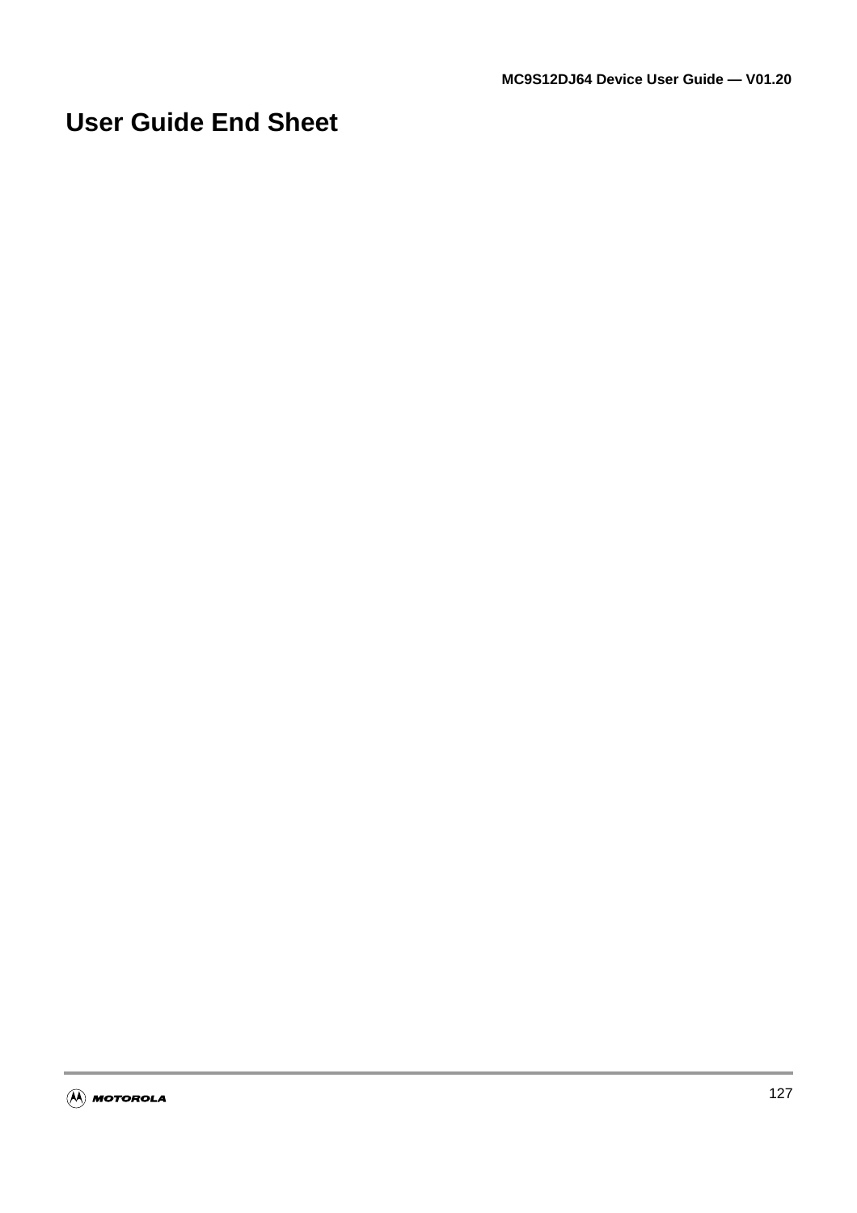# User Guide End Sheet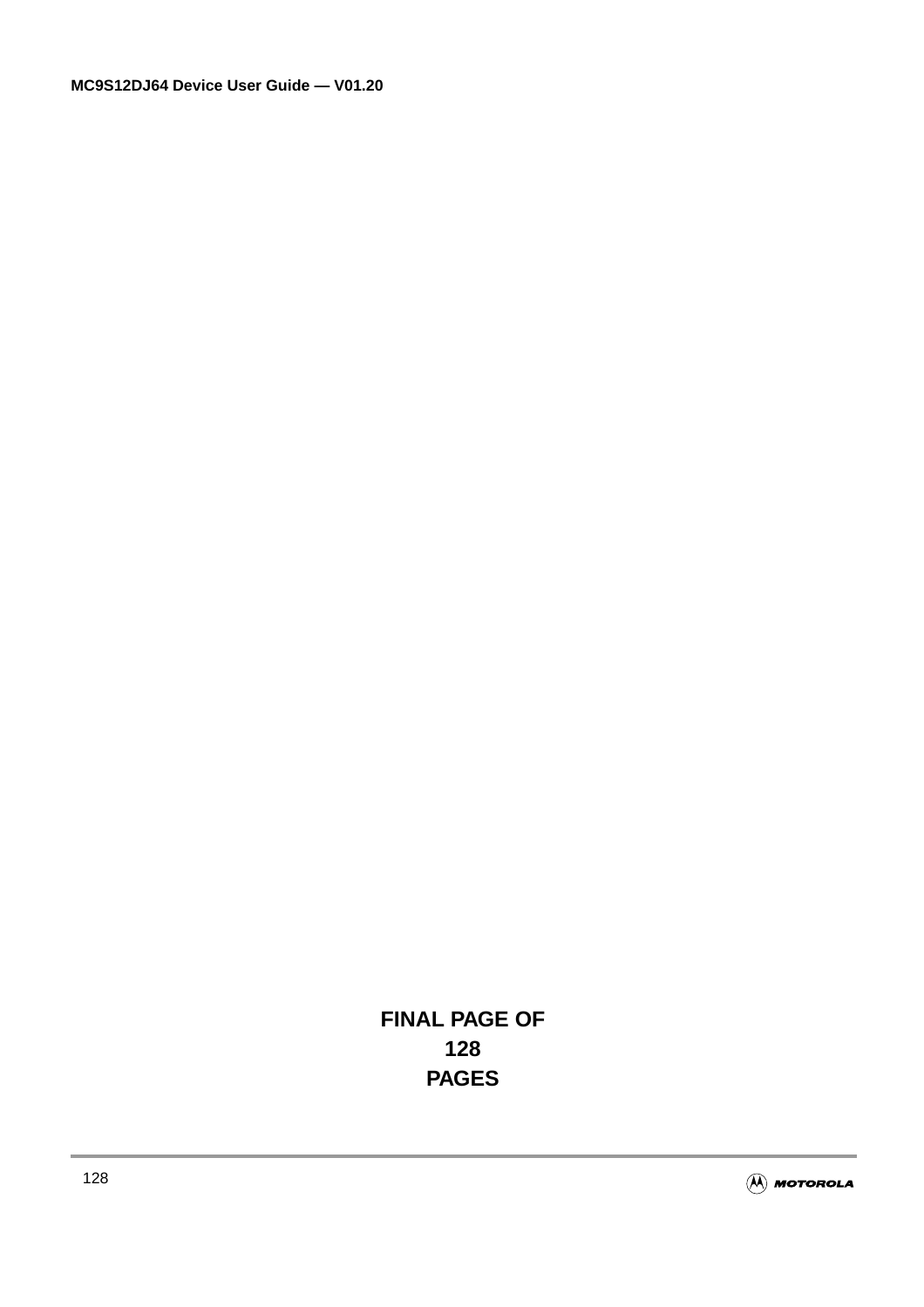**FINAL PAGE OF**
**128**
**PAGES**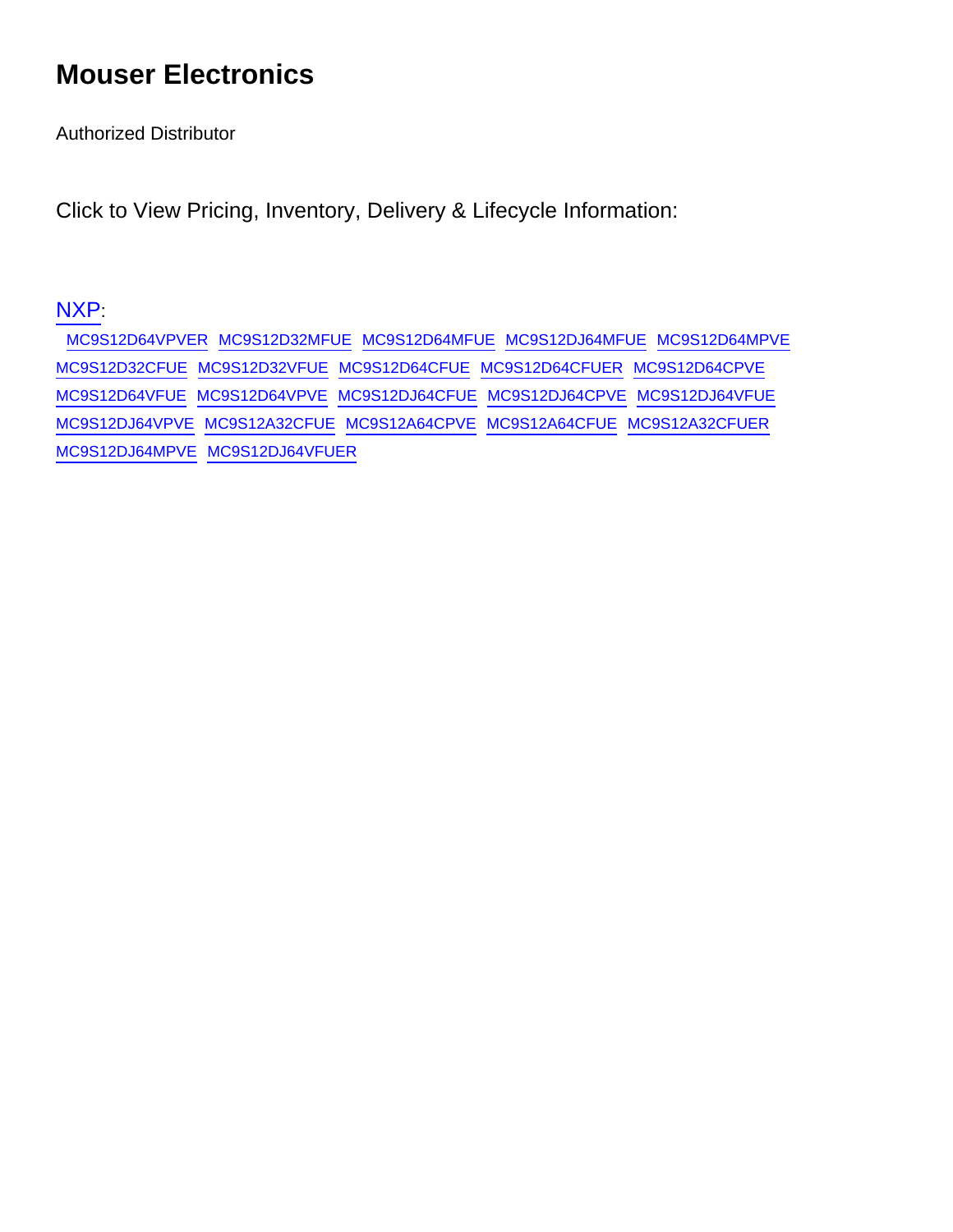# Mouser Electronics

Authorized Distributor

Click to View Pricing, Inventory, Delivery & Lifecycle Information:

NXP:

MC9S12D64VPVER MC9S12D32MFUE MC9S12D64MFUE MC9S12DJ64MFUE MC9S12D64MPVE MC9S12D32CFUE MC9S12D32VFUE MC9S12D64CFUE MC9S12D64CFUER MC9S12D64CPVE MC9S12D64VFUE MC9S12D64VPVE MC9S12DJ64CFUE MC9S12DJ64CPVE MC9S12DJ64VFUE MC9S12DJ64VPVE MC9S12A32CFUE MC9S12A64CPVE MC9S12A64CFUE MC9S12A32CFUER MC9S12DJ64MPVE MC9S12DJ64VFUER